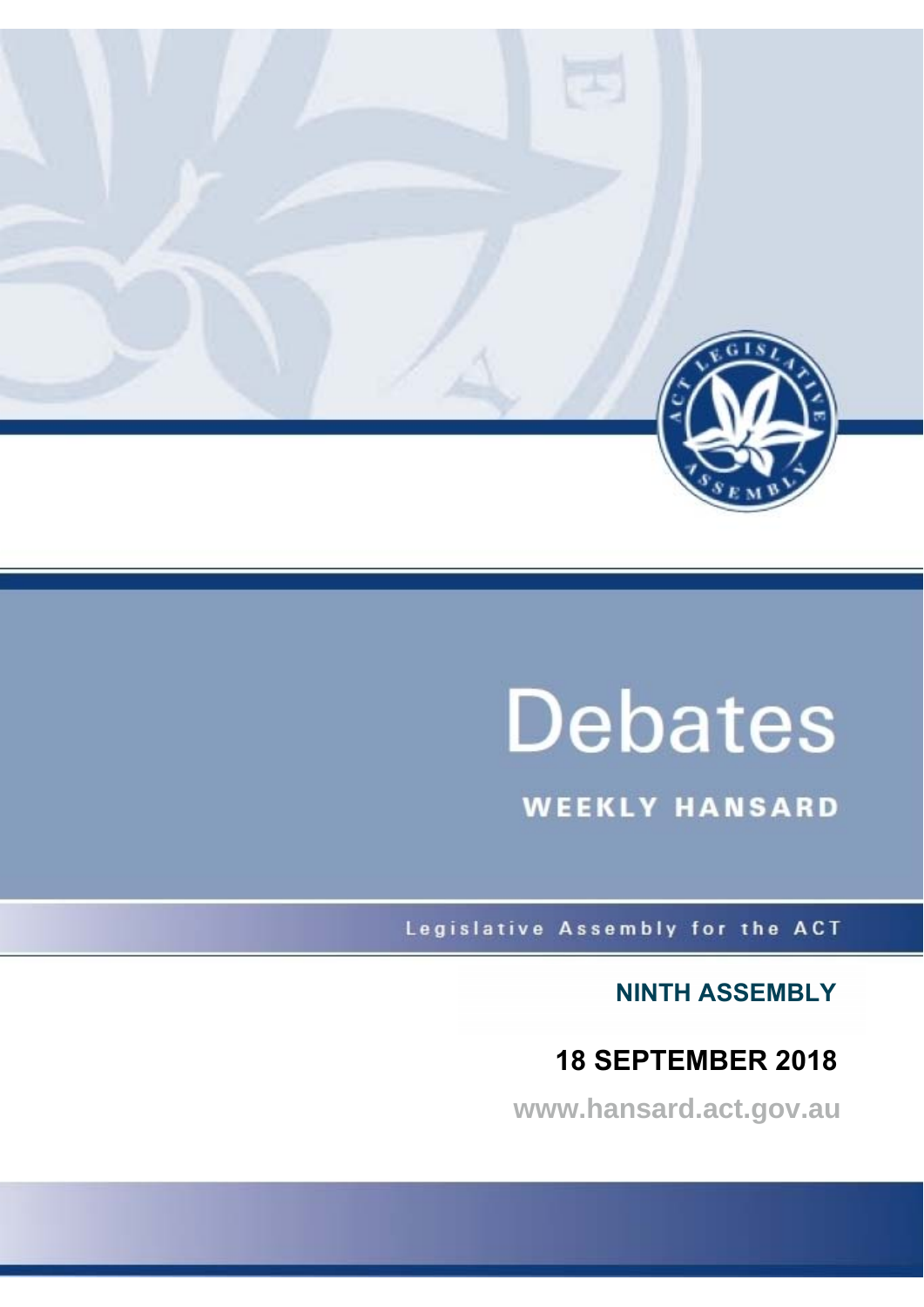# Debates

## WEEKLY HANSARD

Legislative Assembly for the ACT

**NINTH ASSEMBLY**

**18 SEPTEMBER 2018**

www.hansard.act.gov.au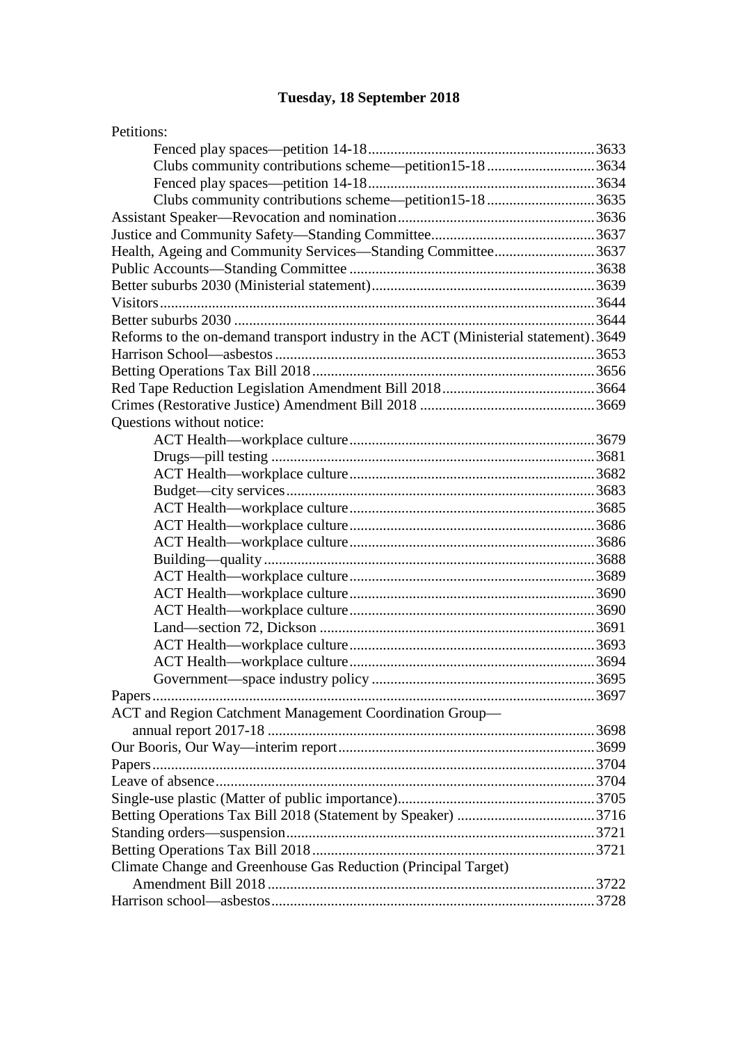# Tuesday, 18 September 2018

Petitions:

- Fenced play spaces—petition 14-18 ... 3633
- Clubs community contributions scheme—petition15-18 ... 3634
- Fenced play spaces—petition 14-18 ... 3634
- Clubs community contributions scheme—petition15-18 ... 3635

Assistant Speaker—Revocation and nomination ... 3636

Justice and Community Safety—Standing Committee ... 3637

Health, Ageing and Community Services—Standing Committee ... 3637

Public Accounts—Standing Committee ... 3638

Better suburbs 2030 (Ministerial statement) ... 3639

Visitors ... 3644

Better suburbs 2030 ... 3644

Reforms to the on-demand transport industry in the ACT (Ministerial statement) ... 3649

Harrison School—asbestos ... 3653

Betting Operations Tax Bill 2018 ... 3656

Red Tape Reduction Legislation Amendment Bill 2018 ... 3664

Crimes (Restorative Justice) Amendment Bill 2018 ... 3669

Questions without notice:

- ACT Health—workplace culture ... 3679
- Drugs—pill testing ... 3681
- ACT Health—workplace culture ... 3682
- Budget—city services ... 3683
- ACT Health—workplace culture ... 3685
- ACT Health—workplace culture ... 3686
- ACT Health—workplace culture ... 3686
- Building—quality ... 3688
- ACT Health—workplace culture ... 3689
- ACT Health—workplace culture ... 3690
- ACT Health—workplace culture ... 3690
- Land—section 72, Dickson ... 3691
- ACT Health—workplace culture ... 3693
- ACT Health—workplace culture ... 3694
- Government—space industry policy ... 3695

Papers ... 3697

ACT and Region Catchment Management Coordination Group—annual report 2017-18 ... 3698

Our Booris, Our Way—interim report ... 3699

Papers ... 3704

Leave of absence ... 3704

Single-use plastic (Matter of public importance) ... 3705

Betting Operations Tax Bill 2018 (Statement by Speaker) ... 3716

Standing orders—suspension ... 3721

Betting Operations Tax Bill 2018 ... 3721

Climate Change and Greenhouse Gas Reduction (Principal Target) Amendment Bill 2018 ... 3722

Harrison school—asbestos ... 3728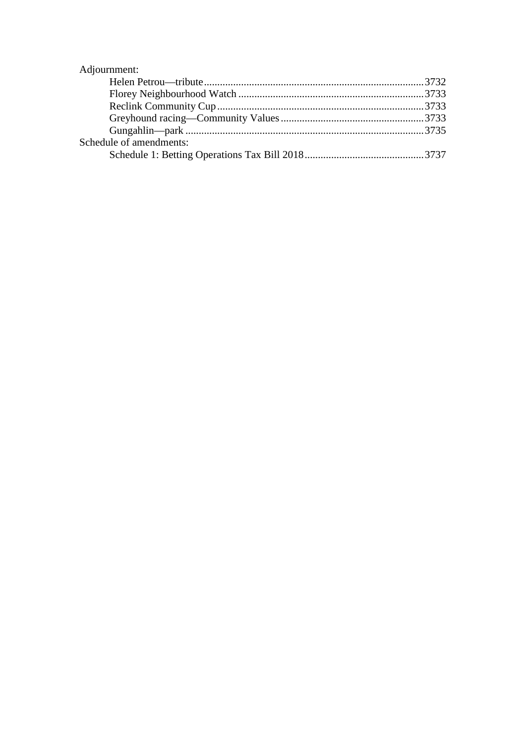Adjournment:

- Helen Petrou—tribute ... 3732
- Florey Neighbourhood Watch ... 3733
- Reclink Community Cup ... 3733
- Greyhound racing—Community Values ... 3733
- Gungahlin—park ... 3735

Schedule of amendments:

- Schedule 1: Betting Operations Tax Bill 2018 ... 3737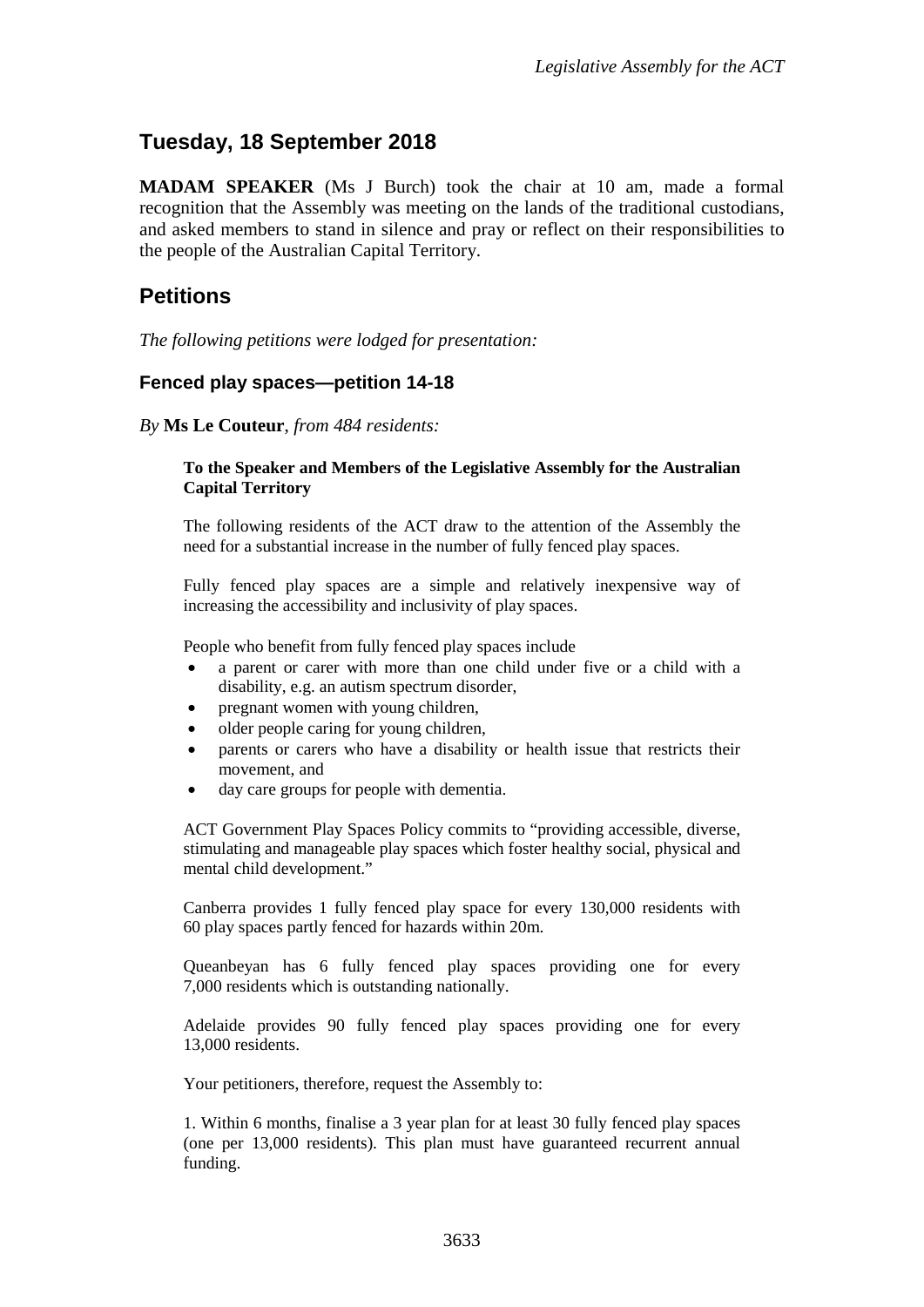## Tuesday, 18 September 2018

**MADAM SPEAKER** (Ms J Burch) took the chair at 10 am, made a formal recognition that the Assembly was meeting on the lands of the traditional custodians, and asked members to stand in silence and pray or reflect on their responsibilities to the people of the Australian Capital Territory.

## Petitions

*The following petitions were lodged for presentation:*

### Fenced play spaces—petition 14-18

*By* **Ms Le Couteur**, *from 484 residents:*

> **To the Speaker and Members of the Legislative Assembly for the Australian Capital Territory**
>
> The following residents of the ACT draw to the attention of the Assembly the need for a substantial increase in the number of fully fenced play spaces.
>
> Fully fenced play spaces are a simple and relatively inexpensive way of increasing the accessibility and inclusivity of play spaces.
>
> People who benefit from fully fenced play spaces include
>
> - a parent or carer with more than one child under five or a child with a disability, e.g. an autism spectrum disorder,
> - pregnant women with young children,
> - older people caring for young children,
> - parents or carers who have a disability or health issue that restricts their movement, and
> - day care groups for people with dementia.
>
> ACT Government Play Spaces Policy commits to "providing accessible, diverse, stimulating and manageable play spaces which foster healthy social, physical and mental child development."
>
> Canberra provides 1 fully fenced play space for every 130,000 residents with 60 play spaces partly fenced for hazards within 20m.
>
> Queanbeyan has 6 fully fenced play spaces providing one for every 7,000 residents which is outstanding nationally.
>
> Adelaide provides 90 fully fenced play spaces providing one for every 13,000 residents.
>
> Your petitioners, therefore, request the Assembly to:
>
> 1. Within 6 months, finalise a 3 year plan for at least 30 fully fenced play spaces (one per 13,000 residents). This plan must have guaranteed recurrent annual funding.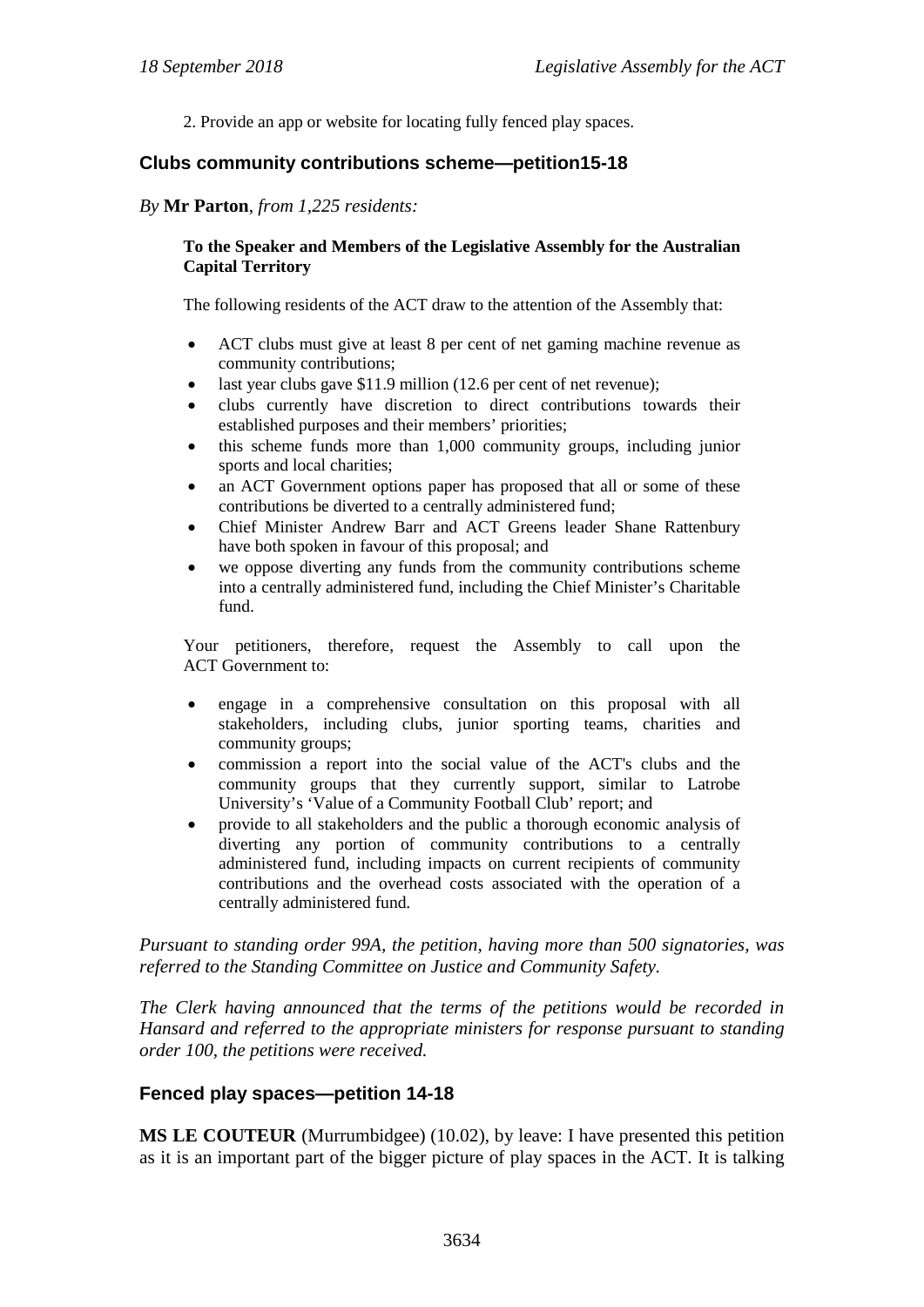2. Provide an app or website for locating fully fenced play spaces.

## Clubs community contributions scheme—petition15-18

*By* **Mr Parton**, *from 1,225 residents:*

**To the Speaker and Members of the Legislative Assembly for the Australian Capital Territory**

The following residents of the ACT draw to the attention of the Assembly that:

- ACT clubs must give at least 8 per cent of net gaming machine revenue as community contributions;
- last year clubs gave $11.9 million (12.6 per cent of net revenue);
- clubs currently have discretion to direct contributions towards their established purposes and their members' priorities;
- this scheme funds more than 1,000 community groups, including junior sports and local charities;
- an ACT Government options paper has proposed that all or some of these contributions be diverted to a centrally administered fund;
- Chief Minister Andrew Barr and ACT Greens leader Shane Rattenbury have both spoken in favour of this proposal; and
- we oppose diverting any funds from the community contributions scheme into a centrally administered fund, including the Chief Minister's Charitable fund.

Your petitioners, therefore, request the Assembly to call upon the ACT Government to:

- engage in a comprehensive consultation on this proposal with all stakeholders, including clubs, junior sporting teams, charities and community groups;
- commission a report into the social value of the ACT's clubs and the community groups that they currently support, similar to Latrobe University's 'Value of a Community Football Club' report; and
- provide to all stakeholders and the public a thorough economic analysis of diverting any portion of community contributions to a centrally administered fund, including impacts on current recipients of community contributions and the overhead costs associated with the operation of a centrally administered fund.

*Pursuant to standing order 99A, the petition, having more than 500 signatories, was referred to the Standing Committee on Justice and Community Safety.*

*The Clerk having announced that the terms of the petitions would be recorded in Hansard and referred to the appropriate ministers for response pursuant to standing order 100, the petitions were received.*

## Fenced play spaces—petition 14-18

**MS LE COUTEUR** (Murrumbidgee) (10.02), by leave: I have presented this petition as it is an important part of the bigger picture of play spaces in the ACT. It is talking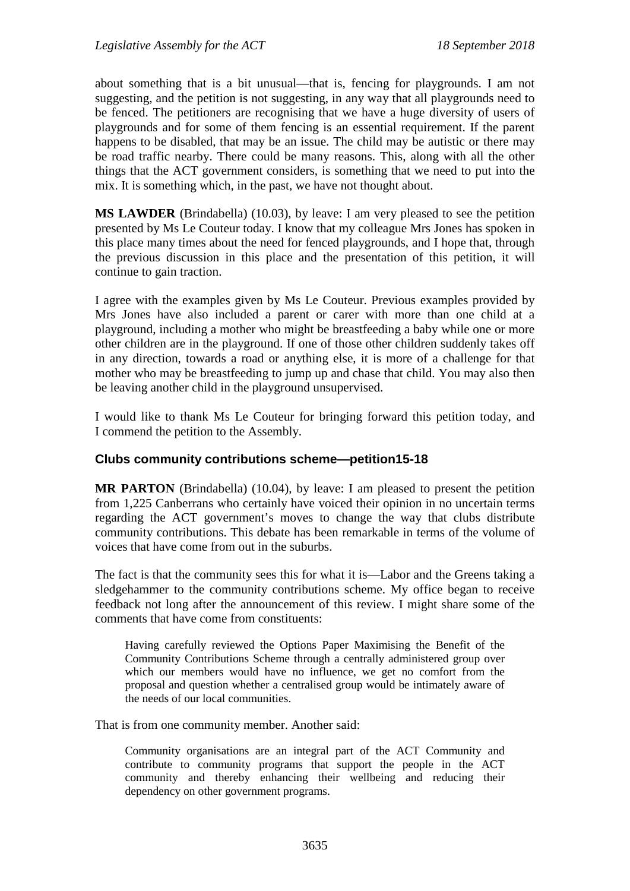about something that is a bit unusual—that is, fencing for playgrounds. I am not suggesting, and the petition is not suggesting, in any way that all playgrounds need to be fenced. The petitioners are recognising that we have a huge diversity of users of playgrounds and for some of them fencing is an essential requirement. If the parent happens to be disabled, that may be an issue. The child may be autistic or there may be road traffic nearby. There could be many reasons. This, along with all the other things that the ACT government considers, is something that we need to put into the mix. It is something which, in the past, we have not thought about.

**MS LAWDER** (Brindabella) (10.03), by leave: I am very pleased to see the petition presented by Ms Le Couteur today. I know that my colleague Mrs Jones has spoken in this place many times about the need for fenced playgrounds, and I hope that, through the previous discussion in this place and the presentation of this petition, it will continue to gain traction.

I agree with the examples given by Ms Le Couteur. Previous examples provided by Mrs Jones have also included a parent or carer with more than one child at a playground, including a mother who might be breastfeeding a baby while one or more other children are in the playground. If one of those other children suddenly takes off in any direction, towards a road or anything else, it is more of a challenge for that mother who may be breastfeeding to jump up and chase that child. You may also then be leaving another child in the playground unsupervised.

I would like to thank Ms Le Couteur for bringing forward this petition today, and I commend the petition to the Assembly.

### Clubs community contributions scheme—petition15-18

**MR PARTON** (Brindabella) (10.04), by leave: I am pleased to present the petition from 1,225 Canberrans who certainly have voiced their opinion in no uncertain terms regarding the ACT government's moves to change the way that clubs distribute community contributions. This debate has been remarkable in terms of the volume of voices that have come from out in the suburbs.

The fact is that the community sees this for what it is—Labor and the Greens taking a sledgehammer to the community contributions scheme. My office began to receive feedback not long after the announcement of this review. I might share some of the comments that have come from constituents:

> Having carefully reviewed the Options Paper Maximising the Benefit of the Community Contributions Scheme through a centrally administered group over which our members would have no influence, we get no comfort from the proposal and question whether a centralised group would be intimately aware of the needs of our local communities.

That is from one community member. Another said:

> Community organisations are an integral part of the ACT Community and contribute to community programs that support the people in the ACT community and thereby enhancing their wellbeing and reducing their dependency on other government programs.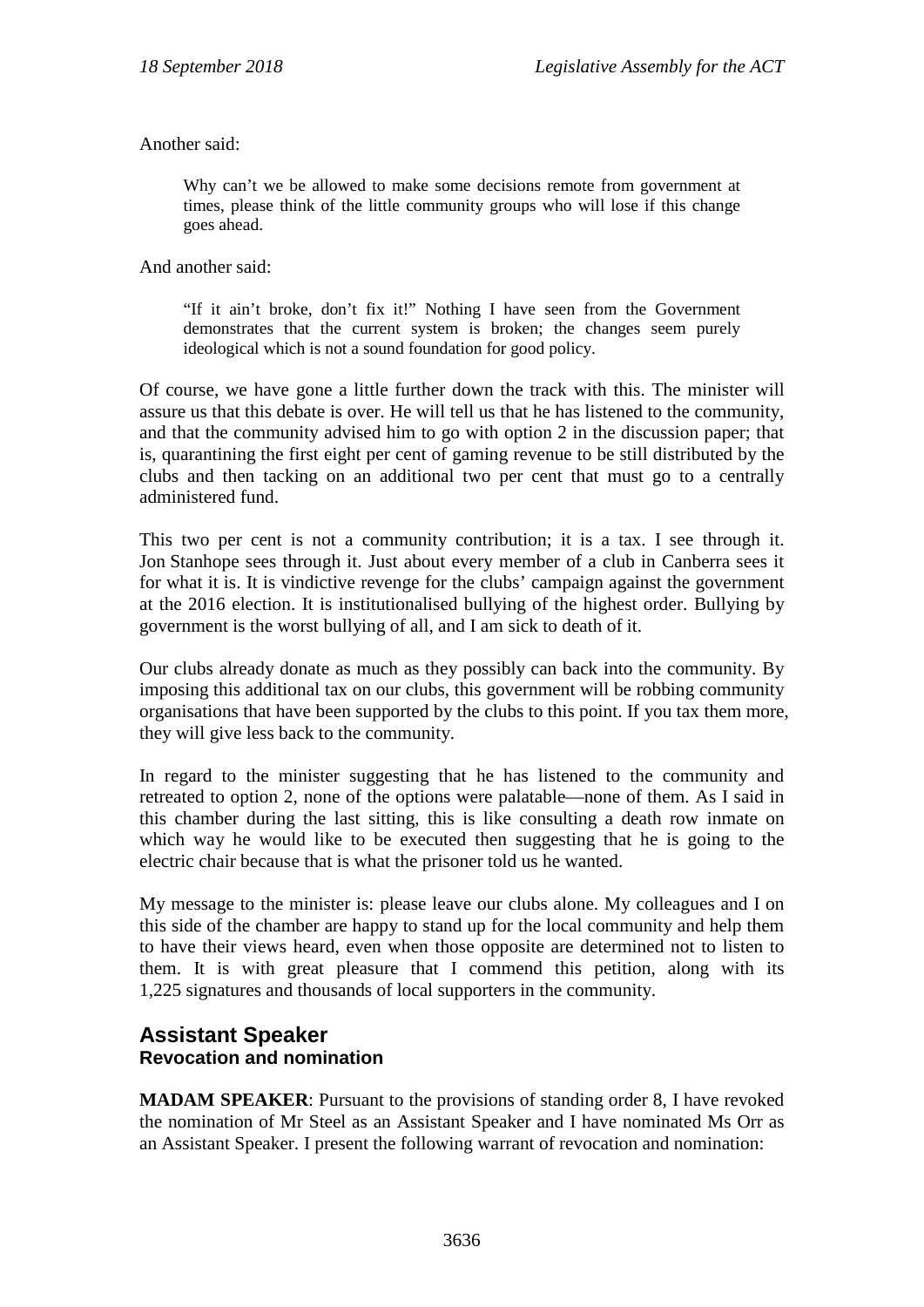Another said:

> Why can't we be allowed to make some decisions remote from government at times, please think of the little community groups who will lose if this change goes ahead.

And another said:

> "If it ain't broke, don't fix it!" Nothing I have seen from the Government demonstrates that the current system is broken; the changes seem purely ideological which is not a sound foundation for good policy.

Of course, we have gone a little further down the track with this. The minister will assure us that this debate is over. He will tell us that he has listened to the community, and that the community advised him to go with option 2 in the discussion paper; that is, quarantining the first eight per cent of gaming revenue to be still distributed by the clubs and then tacking on an additional two per cent that must go to a centrally administered fund.

This two per cent is not a community contribution; it is a tax. I see through it. Jon Stanhope sees through it. Just about every member of a club in Canberra sees it for what it is. It is vindictive revenge for the clubs' campaign against the government at the 2016 election. It is institutionalised bullying of the highest order. Bullying by government is the worst bullying of all, and I am sick to death of it.

Our clubs already donate as much as they possibly can back into the community. By imposing this additional tax on our clubs, this government will be robbing community organisations that have been supported by the clubs to this point. If you tax them more, they will give less back to the community.

In regard to the minister suggesting that he has listened to the community and retreated to option 2, none of the options were palatable—none of them. As I said in this chamber during the last sitting, this is like consulting a death row inmate on which way he would like to be executed then suggesting that he is going to the electric chair because that is what the prisoner told us he wanted.

My message to the minister is: please leave our clubs alone. My colleagues and I on this side of the chamber are happy to stand up for the local community and help them to have their views heard, even when those opposite are determined not to listen to them. It is with great pleasure that I commend this petition, along with its 1,225 signatures and thousands of local supporters in the community.

## Assistant Speaker

### Revocation and nomination

**MADAM SPEAKER**: Pursuant to the provisions of standing order 8, I have revoked the nomination of Mr Steel as an Assistant Speaker and I have nominated Ms Orr as an Assistant Speaker. I present the following warrant of revocation and nomination: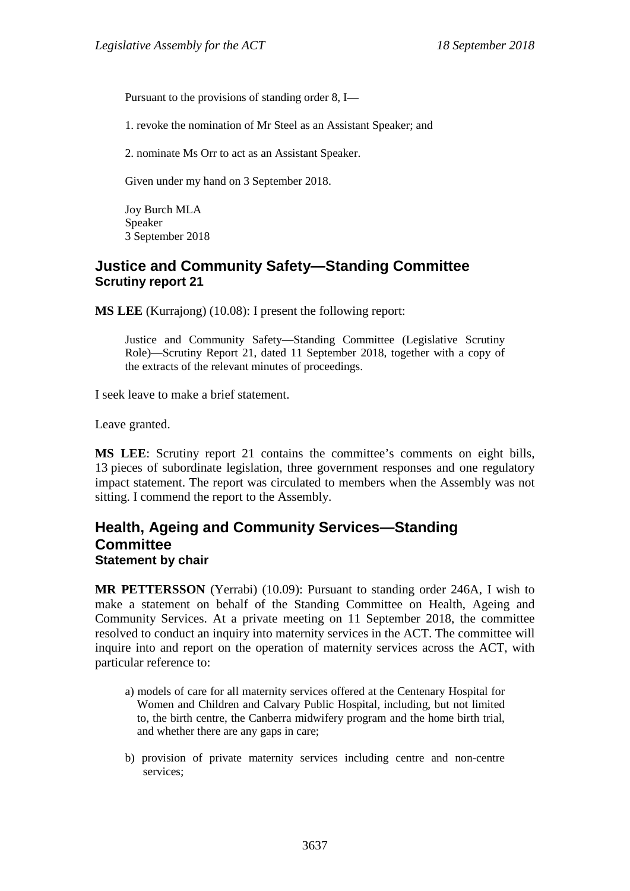Pursuant to the provisions of standing order 8, I—

1. revoke the nomination of Mr Steel as an Assistant Speaker; and

2. nominate Ms Orr to act as an Assistant Speaker.

Given under my hand on 3 September 2018.

Joy Burch MLA
Speaker
3 September 2018

## Justice and Community Safety—Standing Committee
### Scrutiny report 21

**MS LEE** (Kurrajong) (10.08): I present the following report:

> Justice and Community Safety—Standing Committee (Legislative Scrutiny Role)—Scrutiny Report 21, dated 11 September 2018, together with a copy of the extracts of the relevant minutes of proceedings.

I seek leave to make a brief statement.

Leave granted.

**MS LEE**: Scrutiny report 21 contains the committee's comments on eight bills, 13 pieces of subordinate legislation, three government responses and one regulatory impact statement. The report was circulated to members when the Assembly was not sitting. I commend the report to the Assembly.

## Health, Ageing and Community Services—Standing Committee
### Statement by chair

**MR PETTERSSON** (Yerrabi) (10.09): Pursuant to standing order 246A, I wish to make a statement on behalf of the Standing Committee on Health, Ageing and Community Services. At a private meeting on 11 September 2018, the committee resolved to conduct an inquiry into maternity services in the ACT. The committee will inquire into and report on the operation of maternity services across the ACT, with particular reference to:

> a) models of care for all maternity services offered at the Centenary Hospital for Women and Children and Calvary Public Hospital, including, but not limited to, the birth centre, the Canberra midwifery program and the home birth trial, and whether there are any gaps in care;
>
> b) provision of private maternity services including centre and non-centre services;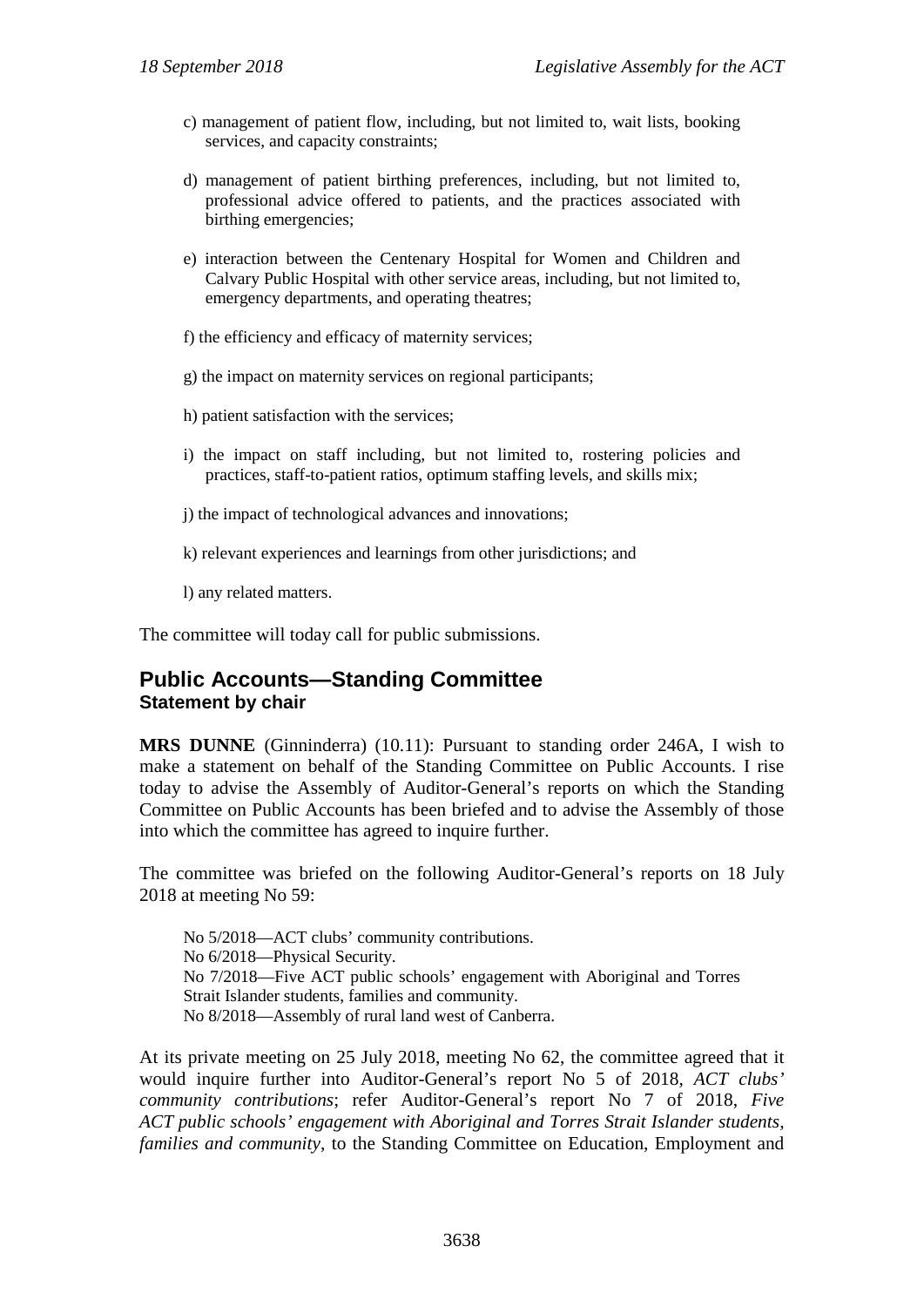c) management of patient flow, including, but not limited to, wait lists, booking services, and capacity constraints;

d) management of patient birthing preferences, including, but not limited to, professional advice offered to patients, and the practices associated with birthing emergencies;

e) interaction between the Centenary Hospital for Women and Children and Calvary Public Hospital with other service areas, including, but not limited to, emergency departments, and operating theatres;

f) the efficiency and efficacy of maternity services;

g) the impact on maternity services on regional participants;

h) patient satisfaction with the services;

i) the impact on staff including, but not limited to, rostering policies and practices, staff-to-patient ratios, optimum staffing levels, and skills mix;

j) the impact of technological advances and innovations;

k) relevant experiences and learnings from other jurisdictions; and

l) any related matters.

The committee will today call for public submissions.

## Public Accounts—Standing Committee
### Statement by chair

**MRS DUNNE** (Ginninderra) (10.11): Pursuant to standing order 246A, I wish to make a statement on behalf of the Standing Committee on Public Accounts. I rise today to advise the Assembly of Auditor-General's reports on which the Standing Committee on Public Accounts has been briefed and to advise the Assembly of those into which the committee has agreed to inquire further.

The committee was briefed on the following Auditor-General's reports on 18 July 2018 at meeting No 59:

> No 5/2018—ACT clubs' community contributions.
> No 6/2018—Physical Security.
> No 7/2018—Five ACT public schools' engagement with Aboriginal and Torres Strait Islander students, families and community.
> No 8/2018—Assembly of rural land west of Canberra.

At its private meeting on 25 July 2018, meeting No 62, the committee agreed that it would inquire further into Auditor-General's report No 5 of 2018, *ACT clubs' community contributions*; refer Auditor-General's report No 7 of 2018, *Five ACT public schools' engagement with Aboriginal and Torres Strait Islander students, families and community*, to the Standing Committee on Education, Employment and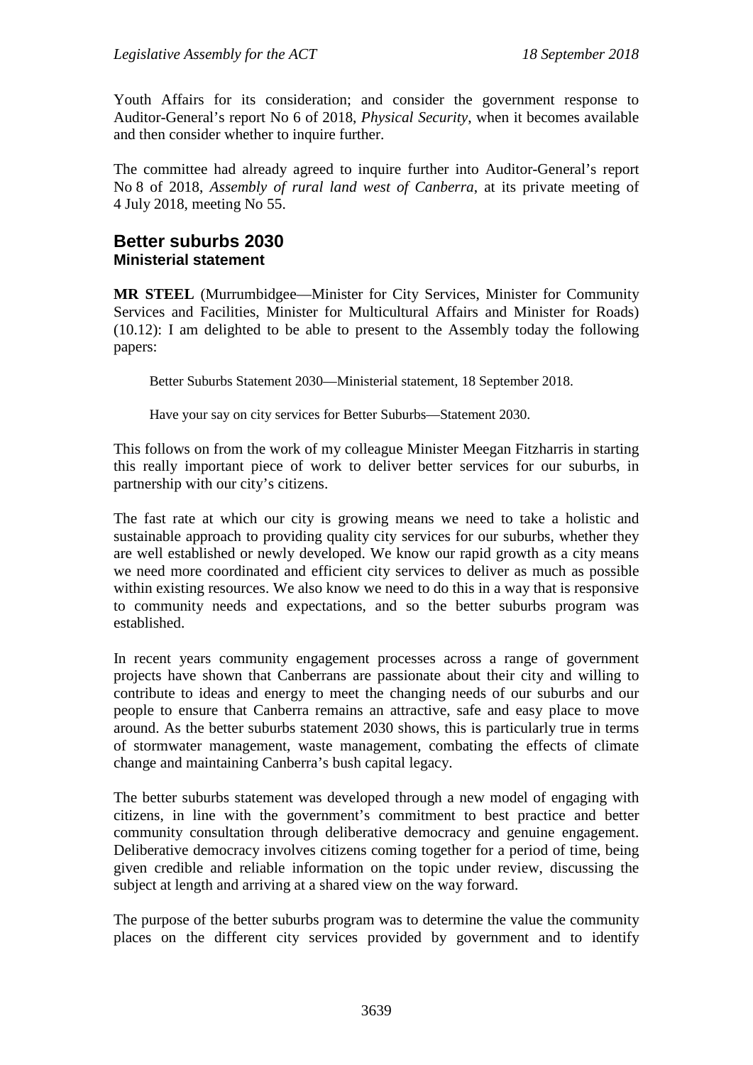Youth Affairs for its consideration; and consider the government response to Auditor-General's report No 6 of 2018, *Physical Security*, when it becomes available and then consider whether to inquire further.

The committee had already agreed to inquire further into Auditor-General's report No 8 of 2018, *Assembly of rural land west of Canberra*, at its private meeting of 4 July 2018, meeting No 55.

## Better suburbs 2030

### Ministerial statement

**MR STEEL** (Murrumbidgee—Minister for City Services, Minister for Community Services and Facilities, Minister for Multicultural Affairs and Minister for Roads) (10.12): I am delighted to be able to present to the Assembly today the following papers:

> Better Suburbs Statement 2030—Ministerial statement, 18 September 2018.
>
> Have your say on city services for Better Suburbs—Statement 2030.

This follows on from the work of my colleague Minister Meegan Fitzharris in starting this really important piece of work to deliver better services for our suburbs, in partnership with our city's citizens.

The fast rate at which our city is growing means we need to take a holistic and sustainable approach to providing quality city services for our suburbs, whether they are well established or newly developed. We know our rapid growth as a city means we need more coordinated and efficient city services to deliver as much as possible within existing resources. We also know we need to do this in a way that is responsive to community needs and expectations, and so the better suburbs program was established.

In recent years community engagement processes across a range of government projects have shown that Canberrans are passionate about their city and willing to contribute to ideas and energy to meet the changing needs of our suburbs and our people to ensure that Canberra remains an attractive, safe and easy place to move around. As the better suburbs statement 2030 shows, this is particularly true in terms of stormwater management, waste management, combating the effects of climate change and maintaining Canberra's bush capital legacy.

The better suburbs statement was developed through a new model of engaging with citizens, in line with the government's commitment to best practice and better community consultation through deliberative democracy and genuine engagement. Deliberative democracy involves citizens coming together for a period of time, being given credible and reliable information on the topic under review, discussing the subject at length and arriving at a shared view on the way forward.

The purpose of the better suburbs program was to determine the value the community places on the different city services provided by government and to identify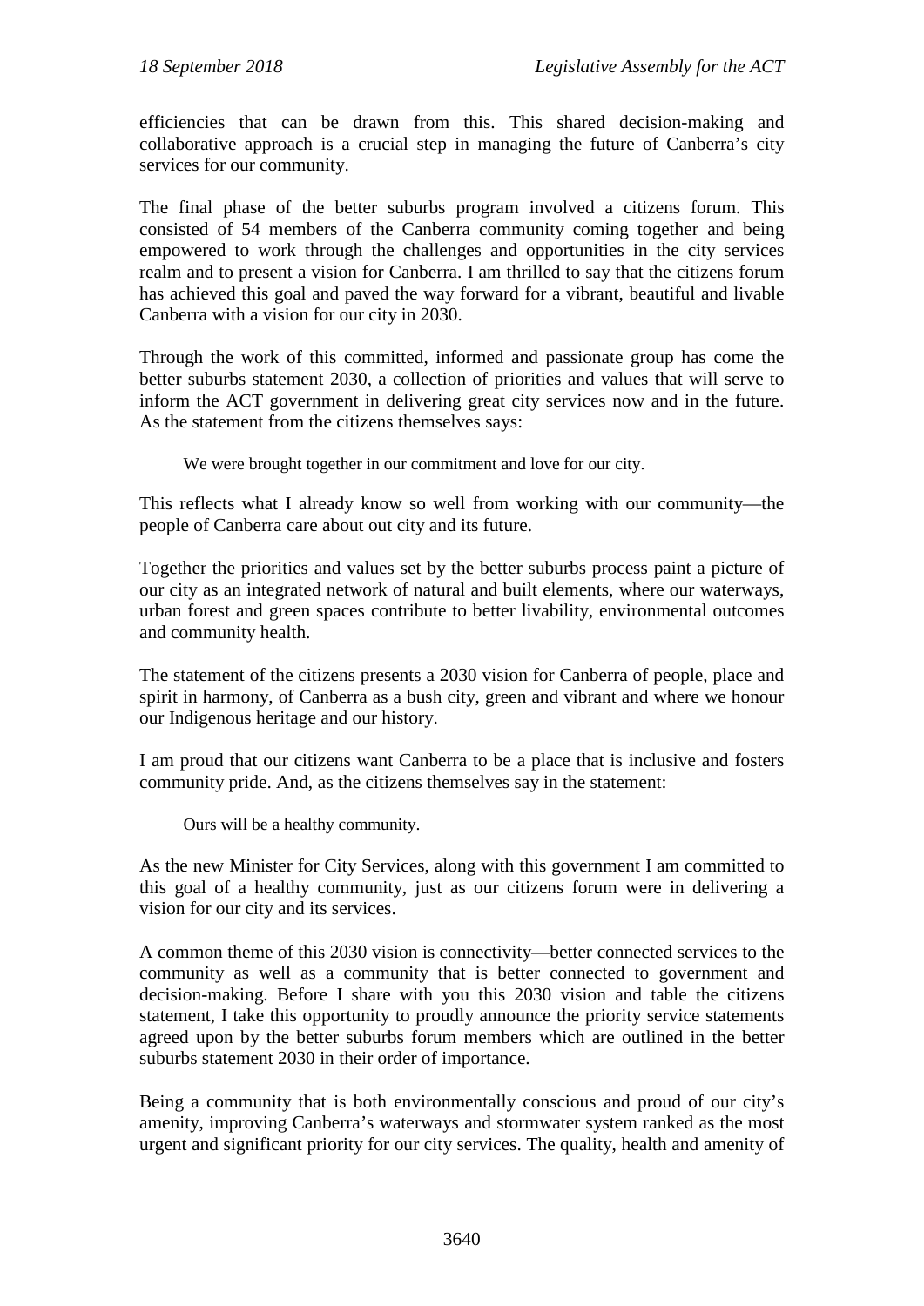efficiencies that can be drawn from this. This shared decision-making and collaborative approach is a crucial step in managing the future of Canberra's city services for our community.

The final phase of the better suburbs program involved a citizens forum. This consisted of 54 members of the Canberra community coming together and being empowered to work through the challenges and opportunities in the city services realm and to present a vision for Canberra. I am thrilled to say that the citizens forum has achieved this goal and paved the way forward for a vibrant, beautiful and livable Canberra with a vision for our city in 2030.

Through the work of this committed, informed and passionate group has come the better suburbs statement 2030, a collection of priorities and values that will serve to inform the ACT government in delivering great city services now and in the future. As the statement from the citizens themselves says:

> We were brought together in our commitment and love for our city.

This reflects what I already know so well from working with our community—the people of Canberra care about out city and its future.

Together the priorities and values set by the better suburbs process paint a picture of our city as an integrated network of natural and built elements, where our waterways, urban forest and green spaces contribute to better livability, environmental outcomes and community health.

The statement of the citizens presents a 2030 vision for Canberra of people, place and spirit in harmony, of Canberra as a bush city, green and vibrant and where we honour our Indigenous heritage and our history.

I am proud that our citizens want Canberra to be a place that is inclusive and fosters community pride. And, as the citizens themselves say in the statement:

> Ours will be a healthy community.

As the new Minister for City Services, along with this government I am committed to this goal of a healthy community, just as our citizens forum were in delivering a vision for our city and its services.

A common theme of this 2030 vision is connectivity—better connected services to the community as well as a community that is better connected to government and decision-making. Before I share with you this 2030 vision and table the citizens statement, I take this opportunity to proudly announce the priority service statements agreed upon by the better suburbs forum members which are outlined in the better suburbs statement 2030 in their order of importance.

Being a community that is both environmentally conscious and proud of our city's amenity, improving Canberra's waterways and stormwater system ranked as the most urgent and significant priority for our city services. The quality, health and amenity of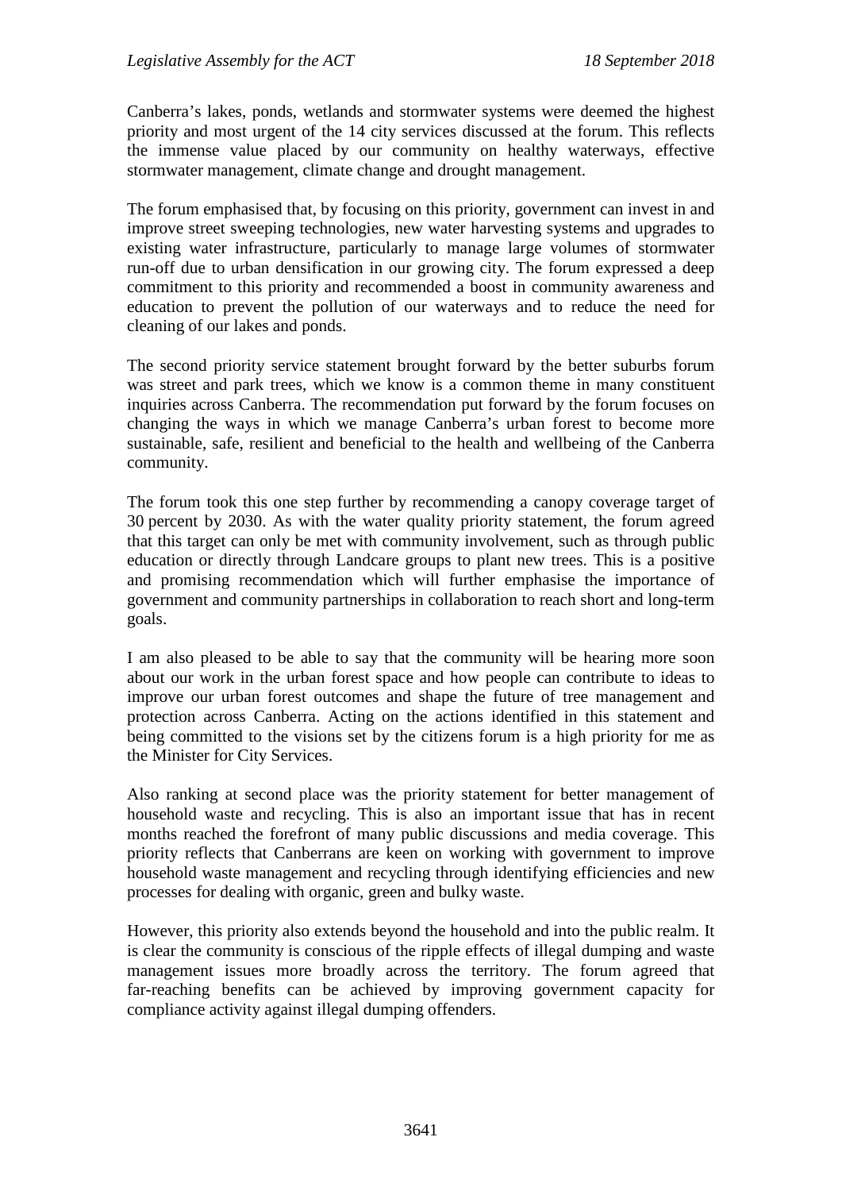Canberra's lakes, ponds, wetlands and stormwater systems were deemed the highest priority and most urgent of the 14 city services discussed at the forum. This reflects the immense value placed by our community on healthy waterways, effective stormwater management, climate change and drought management.

The forum emphasised that, by focusing on this priority, government can invest in and improve street sweeping technologies, new water harvesting systems and upgrades to existing water infrastructure, particularly to manage large volumes of stormwater run-off due to urban densification in our growing city. The forum expressed a deep commitment to this priority and recommended a boost in community awareness and education to prevent the pollution of our waterways and to reduce the need for cleaning of our lakes and ponds.

The second priority service statement brought forward by the better suburbs forum was street and park trees, which we know is a common theme in many constituent inquiries across Canberra. The recommendation put forward by the forum focuses on changing the ways in which we manage Canberra's urban forest to become more sustainable, safe, resilient and beneficial to the health and wellbeing of the Canberra community.

The forum took this one step further by recommending a canopy coverage target of 30 percent by 2030. As with the water quality priority statement, the forum agreed that this target can only be met with community involvement, such as through public education or directly through Landcare groups to plant new trees. This is a positive and promising recommendation which will further emphasise the importance of government and community partnerships in collaboration to reach short and long-term goals.

I am also pleased to be able to say that the community will be hearing more soon about our work in the urban forest space and how people can contribute to ideas to improve our urban forest outcomes and shape the future of tree management and protection across Canberra. Acting on the actions identified in this statement and being committed to the visions set by the citizens forum is a high priority for me as the Minister for City Services.

Also ranking at second place was the priority statement for better management of household waste and recycling. This is also an important issue that has in recent months reached the forefront of many public discussions and media coverage. This priority reflects that Canberrans are keen on working with government to improve household waste management and recycling through identifying efficiencies and new processes for dealing with organic, green and bulky waste.

However, this priority also extends beyond the household and into the public realm. It is clear the community is conscious of the ripple effects of illegal dumping and waste management issues more broadly across the territory. The forum agreed that far-reaching benefits can be achieved by improving government capacity for compliance activity against illegal dumping offenders.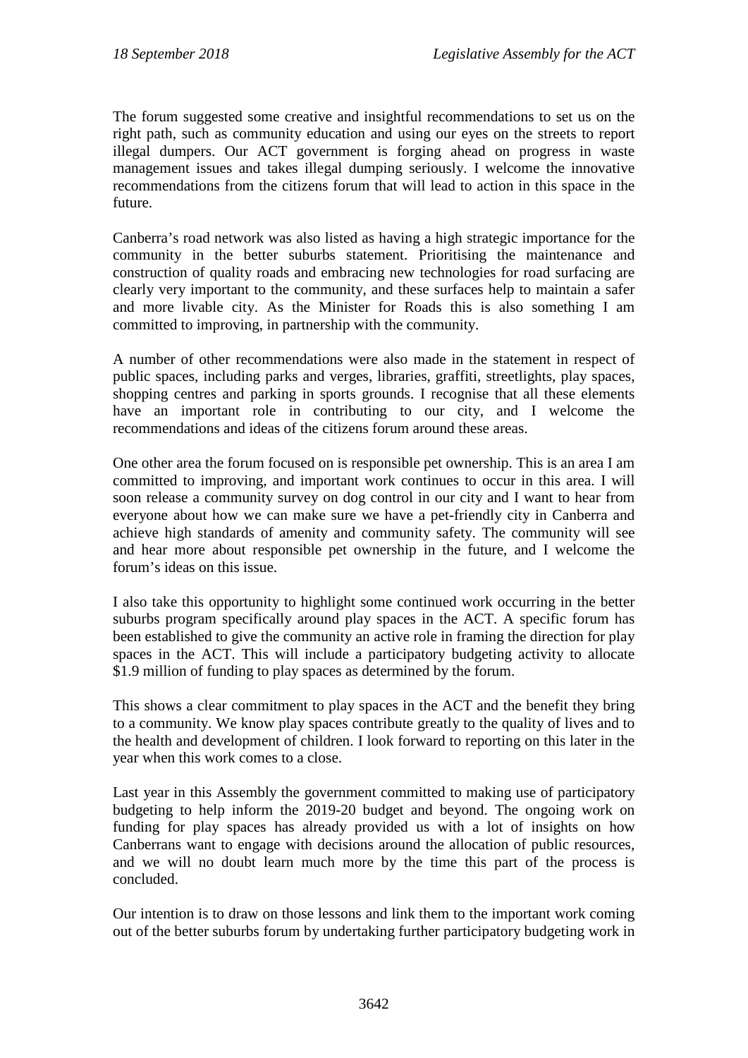The forum suggested some creative and insightful recommendations to set us on the right path, such as community education and using our eyes on the streets to report illegal dumpers. Our ACT government is forging ahead on progress in waste management issues and takes illegal dumping seriously. I welcome the innovative recommendations from the citizens forum that will lead to action in this space in the future.

Canberra's road network was also listed as having a high strategic importance for the community in the better suburbs statement. Prioritising the maintenance and construction of quality roads and embracing new technologies for road surfacing are clearly very important to the community, and these surfaces help to maintain a safer and more livable city. As the Minister for Roads this is also something I am committed to improving, in partnership with the community.

A number of other recommendations were also made in the statement in respect of public spaces, including parks and verges, libraries, graffiti, streetlights, play spaces, shopping centres and parking in sports grounds. I recognise that all these elements have an important role in contributing to our city, and I welcome the recommendations and ideas of the citizens forum around these areas.

One other area the forum focused on is responsible pet ownership. This is an area I am committed to improving, and important work continues to occur in this area. I will soon release a community survey on dog control in our city and I want to hear from everyone about how we can make sure we have a pet-friendly city in Canberra and achieve high standards of amenity and community safety. The community will see and hear more about responsible pet ownership in the future, and I welcome the forum's ideas on this issue.

I also take this opportunity to highlight some continued work occurring in the better suburbs program specifically around play spaces in the ACT. A specific forum has been established to give the community an active role in framing the direction for play spaces in the ACT. This will include a participatory budgeting activity to allocate $1.9 million of funding to play spaces as determined by the forum.

This shows a clear commitment to play spaces in the ACT and the benefit they bring to a community. We know play spaces contribute greatly to the quality of lives and to the health and development of children. I look forward to reporting on this later in the year when this work comes to a close.

Last year in this Assembly the government committed to making use of participatory budgeting to help inform the 2019-20 budget and beyond. The ongoing work on funding for play spaces has already provided us with a lot of insights on how Canberrans want to engage with decisions around the allocation of public resources, and we will no doubt learn much more by the time this part of the process is concluded.

Our intention is to draw on those lessons and link them to the important work coming out of the better suburbs forum by undertaking further participatory budgeting work in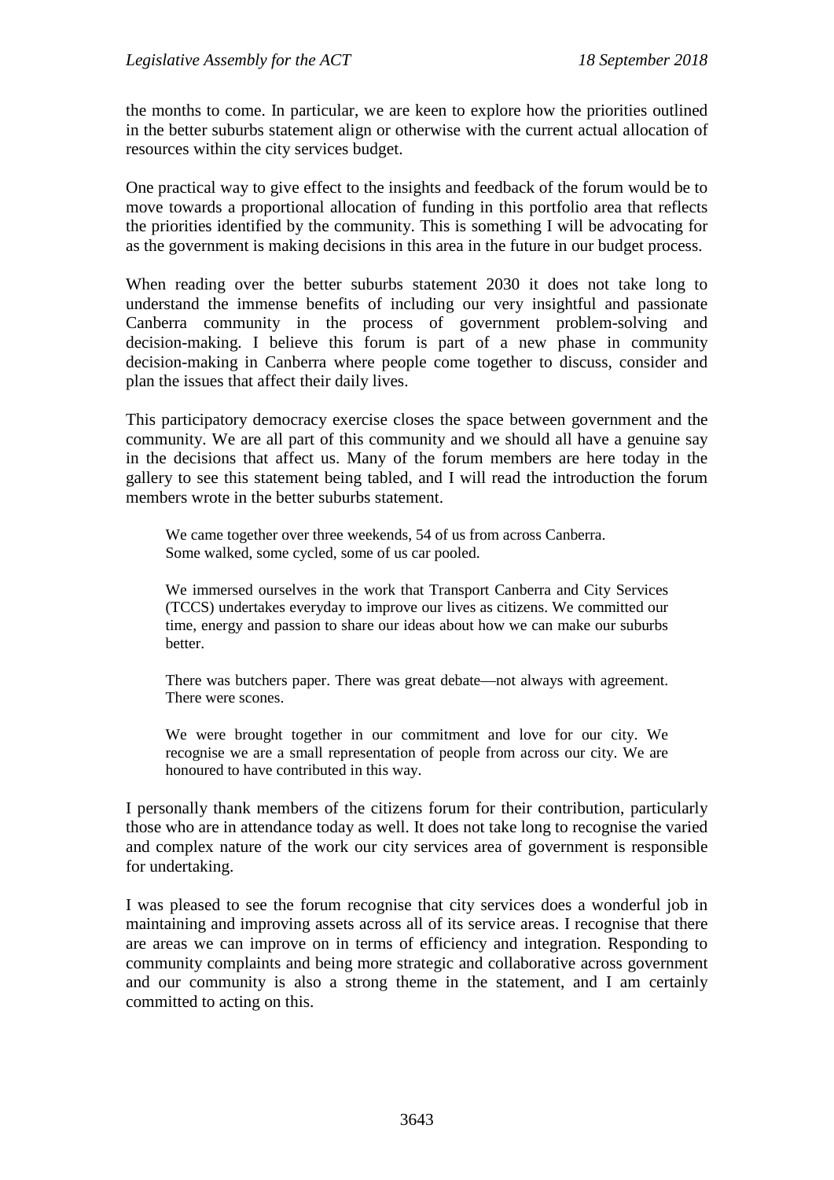the months to come. In particular, we are keen to explore how the priorities outlined in the better suburbs statement align or otherwise with the current actual allocation of resources within the city services budget.

One practical way to give effect to the insights and feedback of the forum would be to move towards a proportional allocation of funding in this portfolio area that reflects the priorities identified by the community. This is something I will be advocating for as the government is making decisions in this area in the future in our budget process.

When reading over the better suburbs statement 2030 it does not take long to understand the immense benefits of including our very insightful and passionate Canberra community in the process of government problem-solving and decision-making. I believe this forum is part of a new phase in community decision-making in Canberra where people come together to discuss, consider and plan the issues that affect their daily lives.

This participatory democracy exercise closes the space between government and the community. We are all part of this community and we should all have a genuine say in the decisions that affect us. Many of the forum members are here today in the gallery to see this statement being tabled, and I will read the introduction the forum members wrote in the better suburbs statement.

> We came together over three weekends, 54 of us from across Canberra. Some walked, some cycled, some of us car pooled.
>
> We immersed ourselves in the work that Transport Canberra and City Services (TCCS) undertakes everyday to improve our lives as citizens. We committed our time, energy and passion to share our ideas about how we can make our suburbs better.
>
> There was butchers paper. There was great debate—not always with agreement. There were scones.
>
> We were brought together in our commitment and love for our city. We recognise we are a small representation of people from across our city. We are honoured to have contributed in this way.

I personally thank members of the citizens forum for their contribution, particularly those who are in attendance today as well. It does not take long to recognise the varied and complex nature of the work our city services area of government is responsible for undertaking.

I was pleased to see the forum recognise that city services does a wonderful job in maintaining and improving assets across all of its service areas. I recognise that there are areas we can improve on in terms of efficiency and integration. Responding to community complaints and being more strategic and collaborative across government and our community is also a strong theme in the statement, and I am certainly committed to acting on this.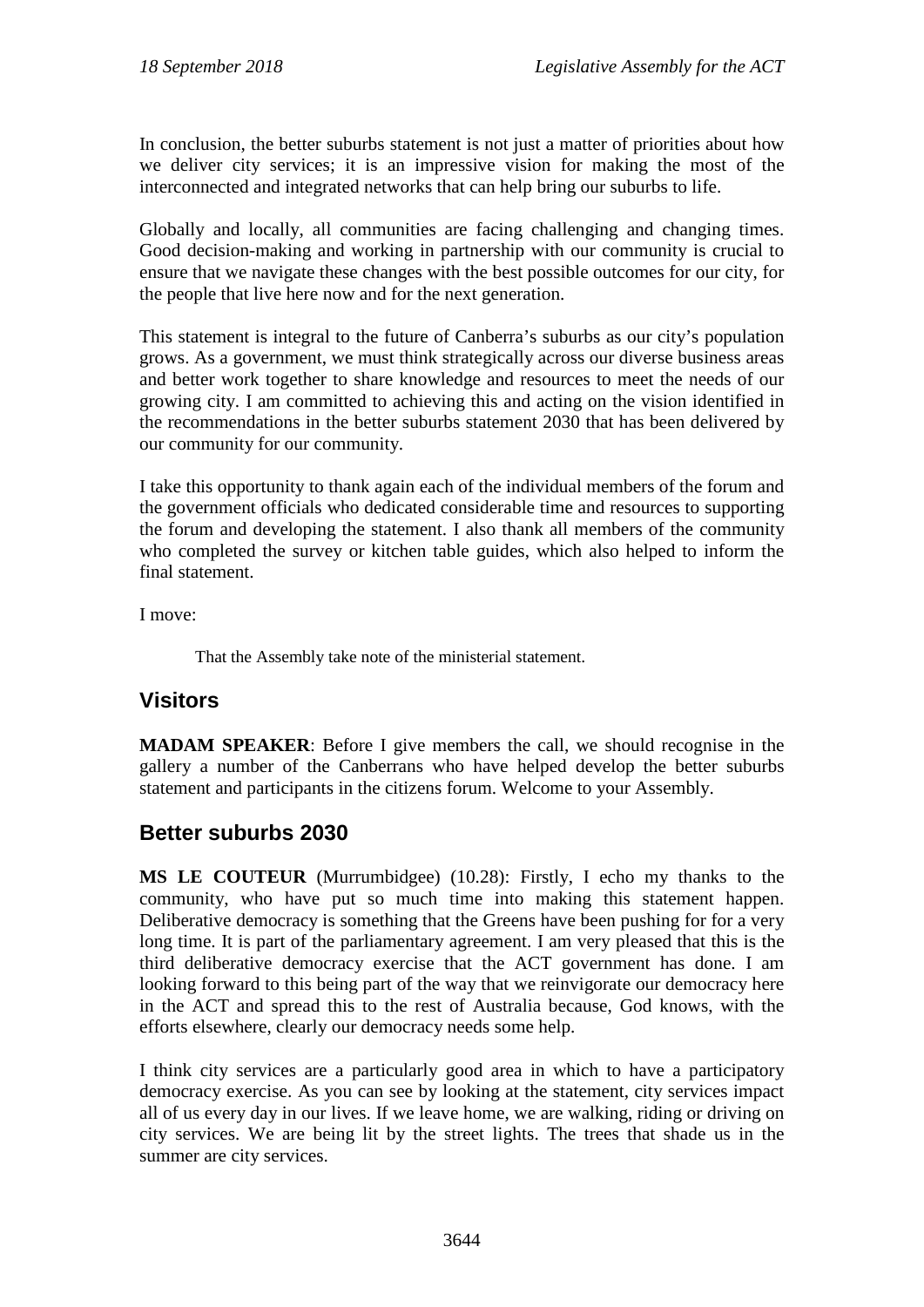In conclusion, the better suburbs statement is not just a matter of priorities about how we deliver city services; it is an impressive vision for making the most of the interconnected and integrated networks that can help bring our suburbs to life.

Globally and locally, all communities are facing challenging and changing times. Good decision-making and working in partnership with our community is crucial to ensure that we navigate these changes with the best possible outcomes for our city, for the people that live here now and for the next generation.

This statement is integral to the future of Canberra's suburbs as our city's population grows. As a government, we must think strategically across our diverse business areas and better work together to share knowledge and resources to meet the needs of our growing city. I am committed to achieving this and acting on the vision identified in the recommendations in the better suburbs statement 2030 that has been delivered by our community for our community.

I take this opportunity to thank again each of the individual members of the forum and the government officials who dedicated considerable time and resources to supporting the forum and developing the statement. I also thank all members of the community who completed the survey or kitchen table guides, which also helped to inform the final statement.

I move:

> That the Assembly take note of the ministerial statement.

## Visitors

**MADAM SPEAKER**: Before I give members the call, we should recognise in the gallery a number of the Canberrans who have helped develop the better suburbs statement and participants in the citizens forum. Welcome to your Assembly.

## Better suburbs 2030

**MS LE COUTEUR** (Murrumbidgee) (10.28): Firstly, I echo my thanks to the community, who have put so much time into making this statement happen. Deliberative democracy is something that the Greens have been pushing for for a very long time. It is part of the parliamentary agreement. I am very pleased that this is the third deliberative democracy exercise that the ACT government has done. I am looking forward to this being part of the way that we reinvigorate our democracy here in the ACT and spread this to the rest of Australia because, God knows, with the efforts elsewhere, clearly our democracy needs some help.

I think city services are a particularly good area in which to have a participatory democracy exercise. As you can see by looking at the statement, city services impact all of us every day in our lives. If we leave home, we are walking, riding or driving on city services. We are being lit by the street lights. The trees that shade us in the summer are city services.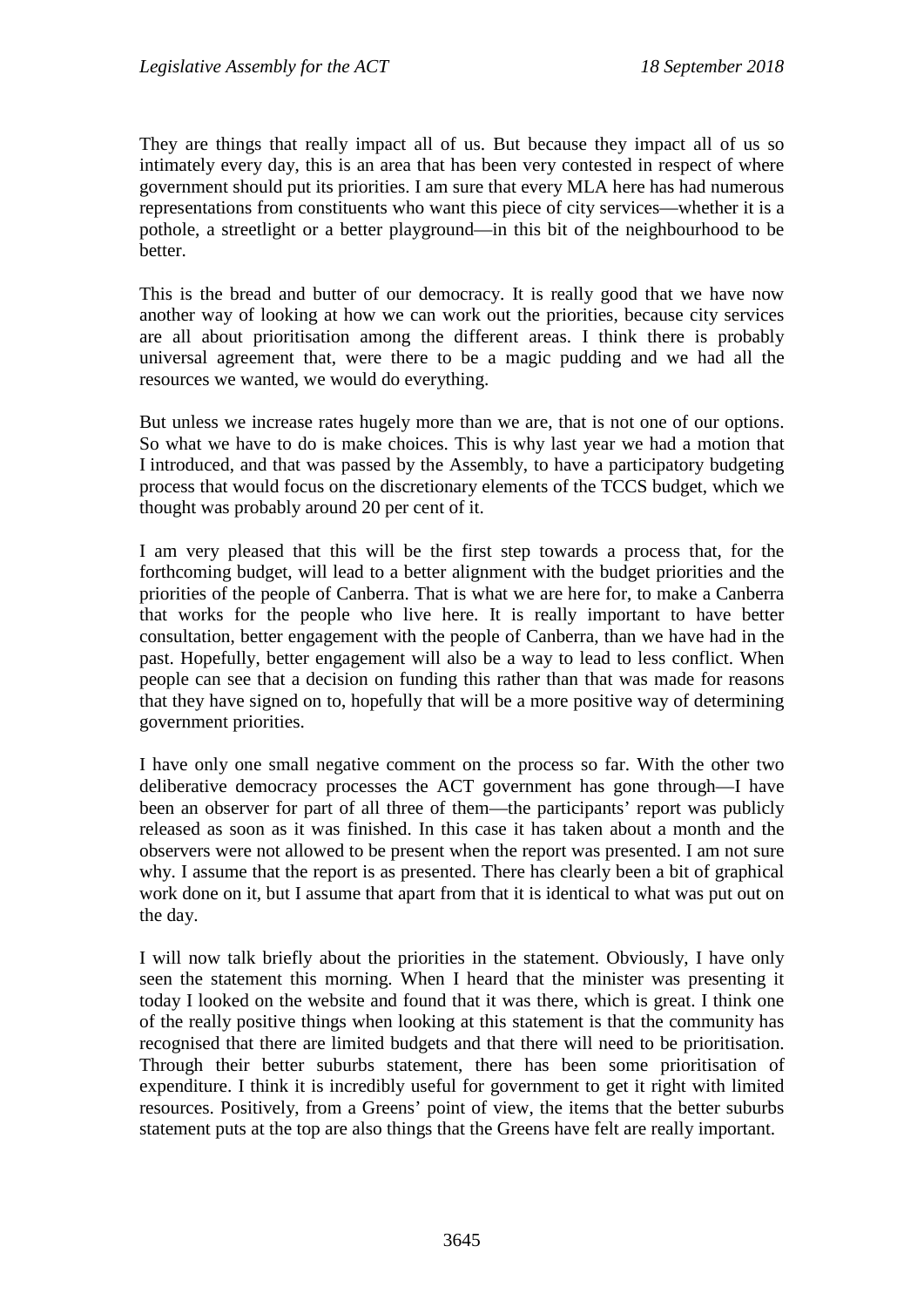They are things that really impact all of us. But because they impact all of us so intimately every day, this is an area that has been very contested in respect of where government should put its priorities. I am sure that every MLA here has had numerous representations from constituents who want this piece of city services—whether it is a pothole, a streetlight or a better playground—in this bit of the neighbourhood to be better.

This is the bread and butter of our democracy. It is really good that we have now another way of looking at how we can work out the priorities, because city services are all about prioritisation among the different areas. I think there is probably universal agreement that, were there to be a magic pudding and we had all the resources we wanted, we would do everything.

But unless we increase rates hugely more than we are, that is not one of our options. So what we have to do is make choices. This is why last year we had a motion that I introduced, and that was passed by the Assembly, to have a participatory budgeting process that would focus on the discretionary elements of the TCCS budget, which we thought was probably around 20 per cent of it.

I am very pleased that this will be the first step towards a process that, for the forthcoming budget, will lead to a better alignment with the budget priorities and the priorities of the people of Canberra. That is what we are here for, to make a Canberra that works for the people who live here. It is really important to have better consultation, better engagement with the people of Canberra, than we have had in the past. Hopefully, better engagement will also be a way to lead to less conflict. When people can see that a decision on funding this rather than that was made for reasons that they have signed on to, hopefully that will be a more positive way of determining government priorities.

I have only one small negative comment on the process so far. With the other two deliberative democracy processes the ACT government has gone through—I have been an observer for part of all three of them—the participants' report was publicly released as soon as it was finished. In this case it has taken about a month and the observers were not allowed to be present when the report was presented. I am not sure why. I assume that the report is as presented. There has clearly been a bit of graphical work done on it, but I assume that apart from that it is identical to what was put out on the day.

I will now talk briefly about the priorities in the statement. Obviously, I have only seen the statement this morning. When I heard that the minister was presenting it today I looked on the website and found that it was there, which is great. I think one of the really positive things when looking at this statement is that the community has recognised that there are limited budgets and that there will need to be prioritisation. Through their better suburbs statement, there has been some prioritisation of expenditure. I think it is incredibly useful for government to get it right with limited resources. Positively, from a Greens' point of view, the items that the better suburbs statement puts at the top are also things that the Greens have felt are really important.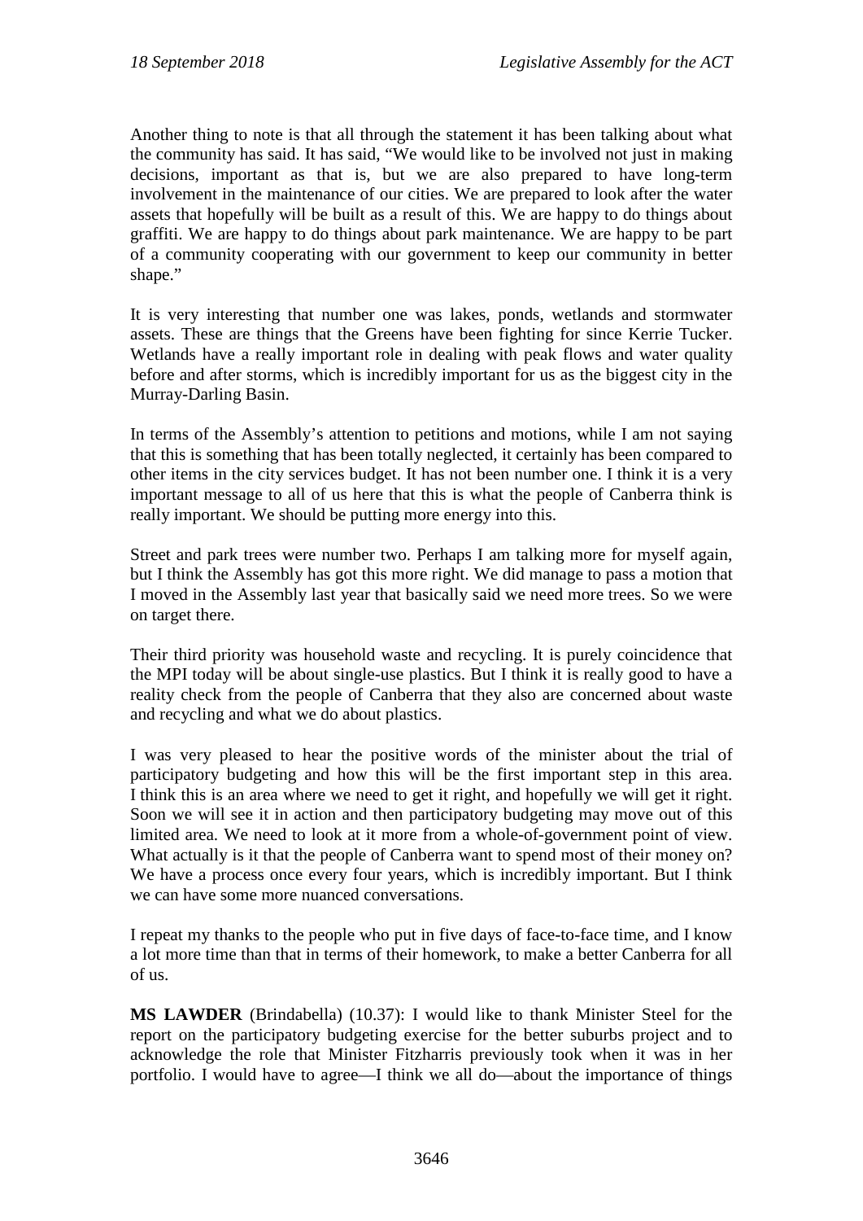Another thing to note is that all through the statement it has been talking about what the community has said. It has said, "We would like to be involved not just in making decisions, important as that is, but we are also prepared to have long-term involvement in the maintenance of our cities. We are prepared to look after the water assets that hopefully will be built as a result of this. We are happy to do things about graffiti. We are happy to do things about park maintenance. We are happy to be part of a community cooperating with our government to keep our community in better shape."

It is very interesting that number one was lakes, ponds, wetlands and stormwater assets. These are things that the Greens have been fighting for since Kerrie Tucker. Wetlands have a really important role in dealing with peak flows and water quality before and after storms, which is incredibly important for us as the biggest city in the Murray-Darling Basin.

In terms of the Assembly's attention to petitions and motions, while I am not saying that this is something that has been totally neglected, it certainly has been compared to other items in the city services budget. It has not been number one. I think it is a very important message to all of us here that this is what the people of Canberra think is really important. We should be putting more energy into this.

Street and park trees were number two. Perhaps I am talking more for myself again, but I think the Assembly has got this more right. We did manage to pass a motion that I moved in the Assembly last year that basically said we need more trees. So we were on target there.

Their third priority was household waste and recycling. It is purely coincidence that the MPI today will be about single-use plastics. But I think it is really good to have a reality check from the people of Canberra that they also are concerned about waste and recycling and what we do about plastics.

I was very pleased to hear the positive words of the minister about the trial of participatory budgeting and how this will be the first important step in this area. I think this is an area where we need to get it right, and hopefully we will get it right. Soon we will see it in action and then participatory budgeting may move out of this limited area. We need to look at it more from a whole-of-government point of view. What actually is it that the people of Canberra want to spend most of their money on? We have a process once every four years, which is incredibly important. But I think we can have some more nuanced conversations.

I repeat my thanks to the people who put in five days of face-to-face time, and I know a lot more time than that in terms of their homework, to make a better Canberra for all of us.

**MS LAWDER** (Brindabella) (10.37): I would like to thank Minister Steel for the report on the participatory budgeting exercise for the better suburbs project and to acknowledge the role that Minister Fitzharris previously took when it was in her portfolio. I would have to agree—I think we all do—about the importance of things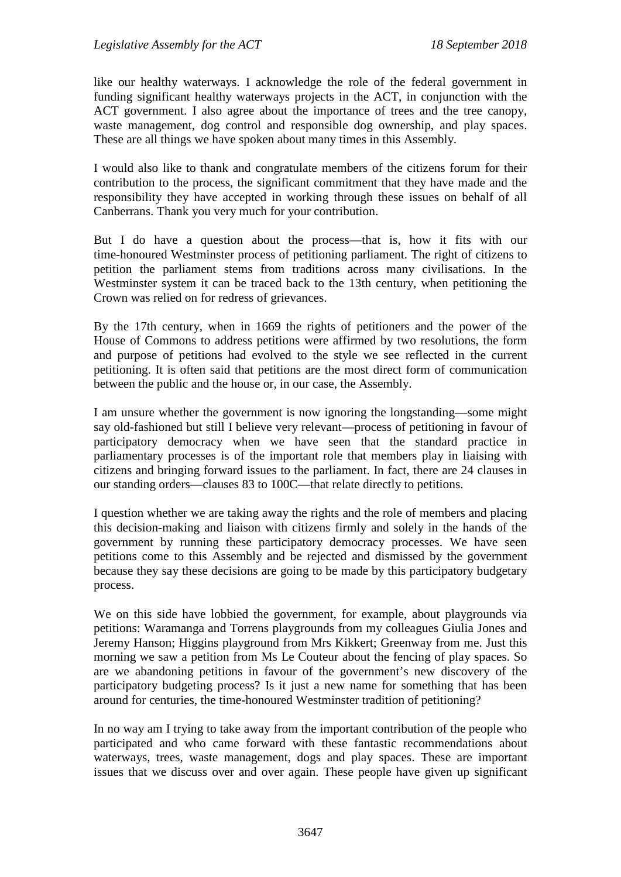like our healthy waterways. I acknowledge the role of the federal government in funding significant healthy waterways projects in the ACT, in conjunction with the ACT government. I also agree about the importance of trees and the tree canopy, waste management, dog control and responsible dog ownership, and play spaces. These are all things we have spoken about many times in this Assembly.

I would also like to thank and congratulate members of the citizens forum for their contribution to the process, the significant commitment that they have made and the responsibility they have accepted in working through these issues on behalf of all Canberrans. Thank you very much for your contribution.

But I do have a question about the process—that is, how it fits with our time-honoured Westminster process of petitioning parliament. The right of citizens to petition the parliament stems from traditions across many civilisations. In the Westminster system it can be traced back to the 13th century, when petitioning the Crown was relied on for redress of grievances.

By the 17th century, when in 1669 the rights of petitioners and the power of the House of Commons to address petitions were affirmed by two resolutions, the form and purpose of petitions had evolved to the style we see reflected in the current petitioning. It is often said that petitions are the most direct form of communication between the public and the house or, in our case, the Assembly.

I am unsure whether the government is now ignoring the longstanding—some might say old-fashioned but still I believe very relevant—process of petitioning in favour of participatory democracy when we have seen that the standard practice in parliamentary processes is of the important role that members play in liaising with citizens and bringing forward issues to the parliament. In fact, there are 24 clauses in our standing orders—clauses 83 to 100C—that relate directly to petitions.

I question whether we are taking away the rights and the role of members and placing this decision-making and liaison with citizens firmly and solely in the hands of the government by running these participatory democracy processes. We have seen petitions come to this Assembly and be rejected and dismissed by the government because they say these decisions are going to be made by this participatory budgetary process.

We on this side have lobbied the government, for example, about playgrounds via petitions: Waramanga and Torrens playgrounds from my colleagues Giulia Jones and Jeremy Hanson; Higgins playground from Mrs Kikkert; Greenway from me. Just this morning we saw a petition from Ms Le Couteur about the fencing of play spaces. So are we abandoning petitions in favour of the government's new discovery of the participatory budgeting process? Is it just a new name for something that has been around for centuries, the time-honoured Westminster tradition of petitioning?

In no way am I trying to take away from the important contribution of the people who participated and who came forward with these fantastic recommendations about waterways, trees, waste management, dogs and play spaces. These are important issues that we discuss over and over again. These people have given up significant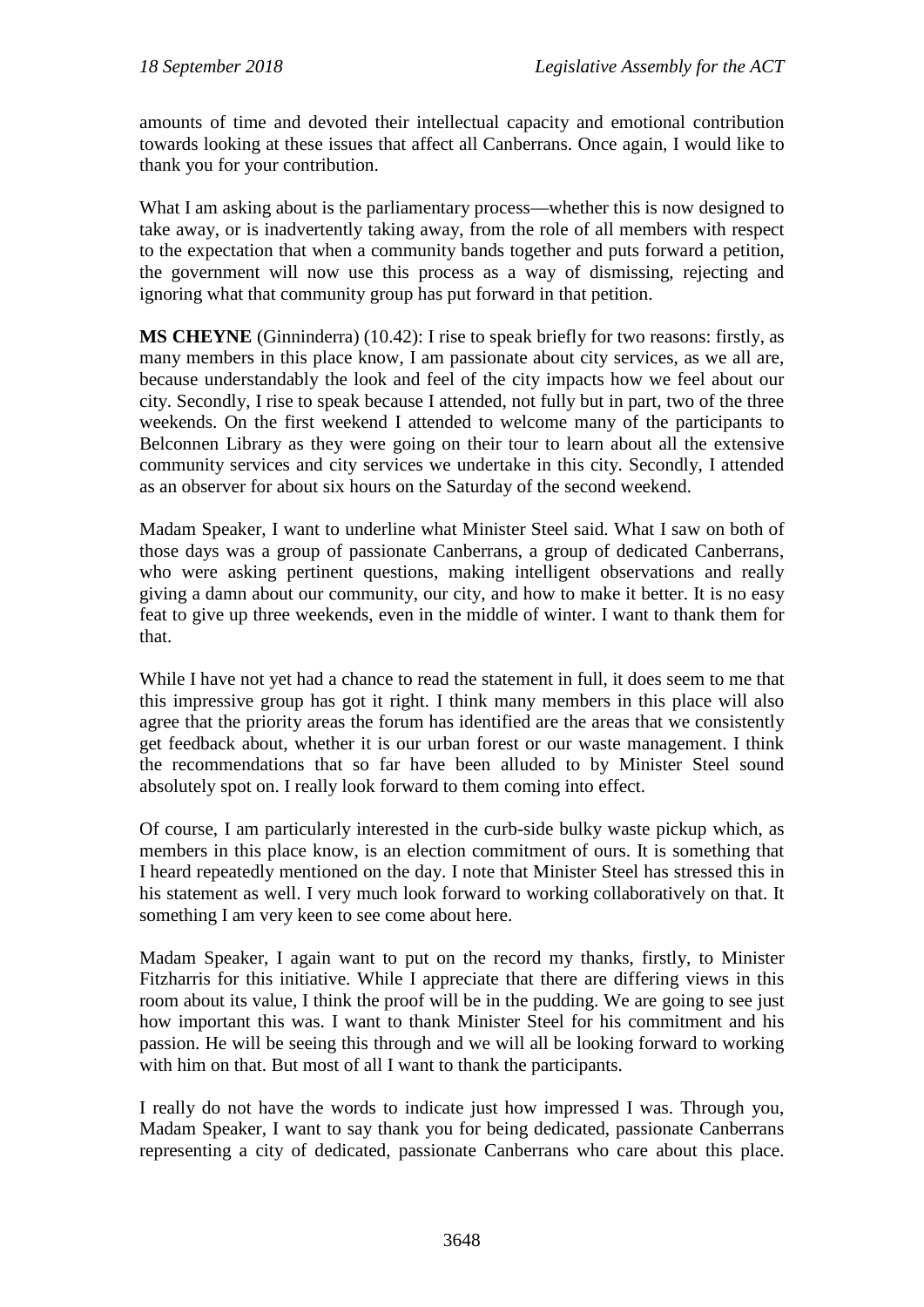amounts of time and devoted their intellectual capacity and emotional contribution towards looking at these issues that affect all Canberrans. Once again, I would like to thank you for your contribution.

What I am asking about is the parliamentary process—whether this is now designed to take away, or is inadvertently taking away, from the role of all members with respect to the expectation that when a community bands together and puts forward a petition, the government will now use this process as a way of dismissing, rejecting and ignoring what that community group has put forward in that petition.

**MS CHEYNE** (Ginninderra) (10.42): I rise to speak briefly for two reasons: firstly, as many members in this place know, I am passionate about city services, as we all are, because understandably the look and feel of the city impacts how we feel about our city. Secondly, I rise to speak because I attended, not fully but in part, two of the three weekends. On the first weekend I attended to welcome many of the participants to Belconnen Library as they were going on their tour to learn about all the extensive community services and city services we undertake in this city. Secondly, I attended as an observer for about six hours on the Saturday of the second weekend.

Madam Speaker, I want to underline what Minister Steel said. What I saw on both of those days was a group of passionate Canberrans, a group of dedicated Canberrans, who were asking pertinent questions, making intelligent observations and really giving a damn about our community, our city, and how to make it better. It is no easy feat to give up three weekends, even in the middle of winter. I want to thank them for that.

While I have not yet had a chance to read the statement in full, it does seem to me that this impressive group has got it right. I think many members in this place will also agree that the priority areas the forum has identified are the areas that we consistently get feedback about, whether it is our urban forest or our waste management. I think the recommendations that so far have been alluded to by Minister Steel sound absolutely spot on. I really look forward to them coming into effect.

Of course, I am particularly interested in the curb-side bulky waste pickup which, as members in this place know, is an election commitment of ours. It is something that I heard repeatedly mentioned on the day. I note that Minister Steel has stressed this in his statement as well. I very much look forward to working collaboratively on that. It something I am very keen to see come about here.

Madam Speaker, I again want to put on the record my thanks, firstly, to Minister Fitzharris for this initiative. While I appreciate that there are differing views in this room about its value, I think the proof will be in the pudding. We are going to see just how important this was. I want to thank Minister Steel for his commitment and his passion. He will be seeing this through and we will all be looking forward to working with him on that. But most of all I want to thank the participants.

I really do not have the words to indicate just how impressed I was. Through you, Madam Speaker, I want to say thank you for being dedicated, passionate Canberrans representing a city of dedicated, passionate Canberrans who care about this place.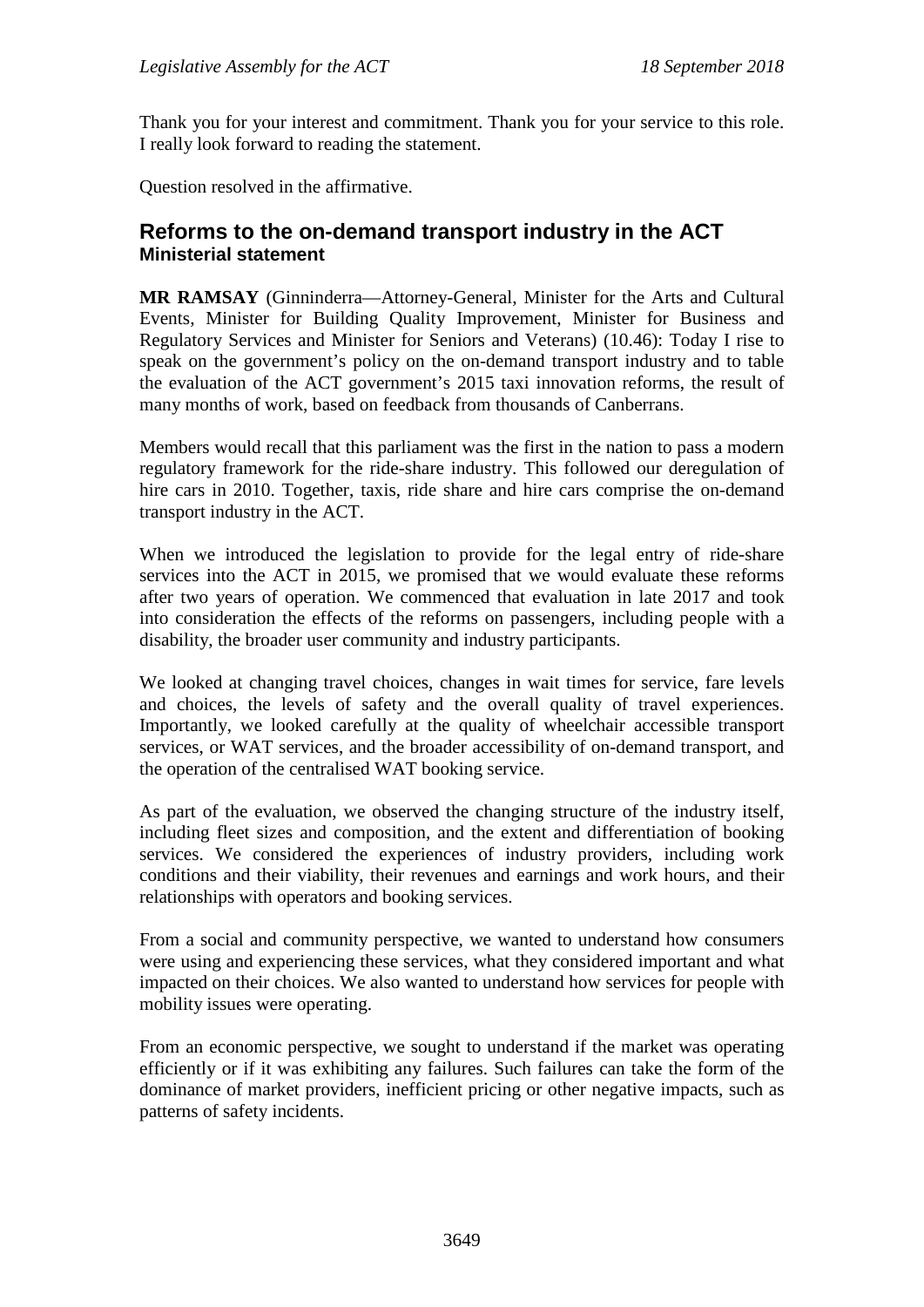Thank you for your interest and commitment. Thank you for your service to this role. I really look forward to reading the statement.

Question resolved in the affirmative.

## Reforms to the on-demand transport industry in the ACT
### Ministerial statement

**MR RAMSAY** (Ginninderra—Attorney-General, Minister for the Arts and Cultural Events, Minister for Building Quality Improvement, Minister for Business and Regulatory Services and Minister for Seniors and Veterans) (10.46): Today I rise to speak on the government's policy on the on-demand transport industry and to table the evaluation of the ACT government's 2015 taxi innovation reforms, the result of many months of work, based on feedback from thousands of Canberrans.

Members would recall that this parliament was the first in the nation to pass a modern regulatory framework for the ride-share industry. This followed our deregulation of hire cars in 2010. Together, taxis, ride share and hire cars comprise the on-demand transport industry in the ACT.

When we introduced the legislation to provide for the legal entry of ride-share services into the ACT in 2015, we promised that we would evaluate these reforms after two years of operation. We commenced that evaluation in late 2017 and took into consideration the effects of the reforms on passengers, including people with a disability, the broader user community and industry participants.

We looked at changing travel choices, changes in wait times for service, fare levels and choices, the levels of safety and the overall quality of travel experiences. Importantly, we looked carefully at the quality of wheelchair accessible transport services, or WAT services, and the broader accessibility of on-demand transport, and the operation of the centralised WAT booking service.

As part of the evaluation, we observed the changing structure of the industry itself, including fleet sizes and composition, and the extent and differentiation of booking services. We considered the experiences of industry providers, including work conditions and their viability, their revenues and earnings and work hours, and their relationships with operators and booking services.

From a social and community perspective, we wanted to understand how consumers were using and experiencing these services, what they considered important and what impacted on their choices. We also wanted to understand how services for people with mobility issues were operating.

From an economic perspective, we sought to understand if the market was operating efficiently or if it was exhibiting any failures. Such failures can take the form of the dominance of market providers, inefficient pricing or other negative impacts, such as patterns of safety incidents.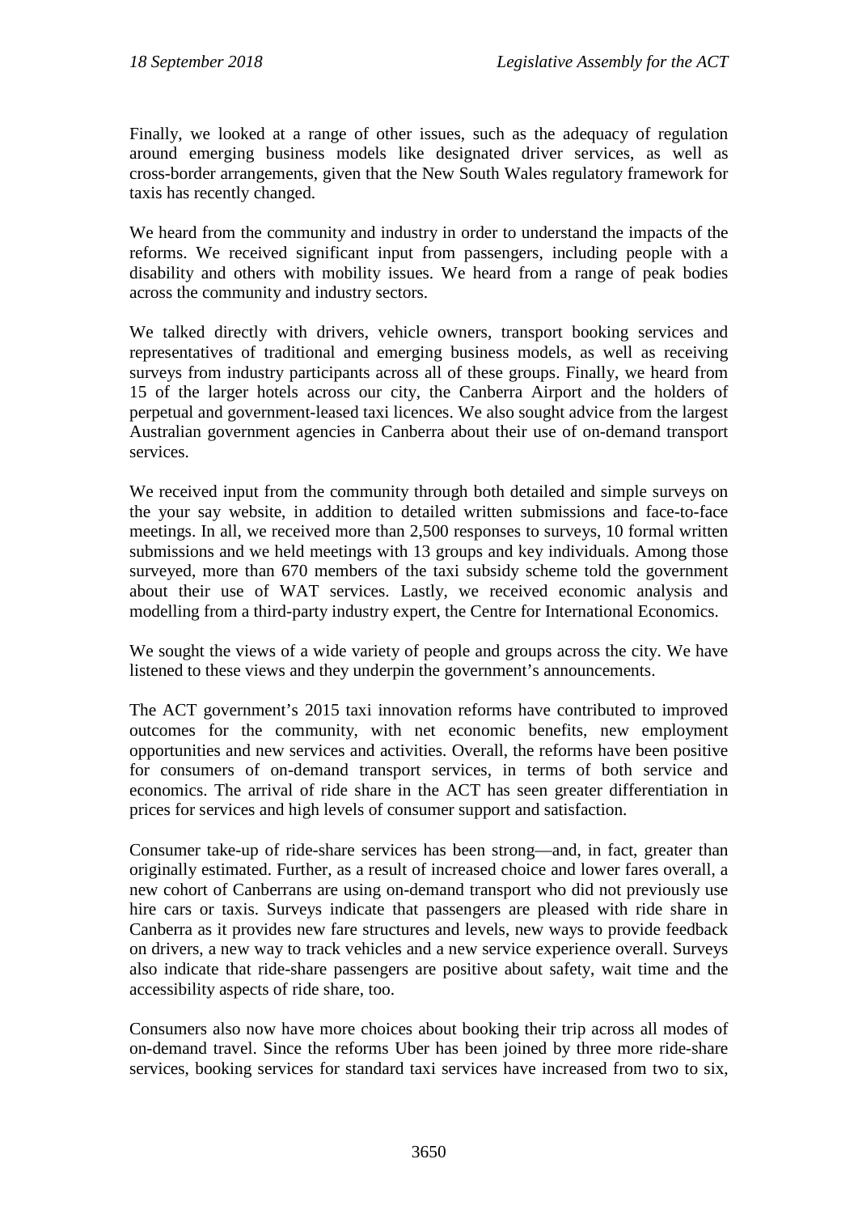Finally, we looked at a range of other issues, such as the adequacy of regulation around emerging business models like designated driver services, as well as cross-border arrangements, given that the New South Wales regulatory framework for taxis has recently changed.

We heard from the community and industry in order to understand the impacts of the reforms. We received significant input from passengers, including people with a disability and others with mobility issues. We heard from a range of peak bodies across the community and industry sectors.

We talked directly with drivers, vehicle owners, transport booking services and representatives of traditional and emerging business models, as well as receiving surveys from industry participants across all of these groups. Finally, we heard from 15 of the larger hotels across our city, the Canberra Airport and the holders of perpetual and government-leased taxi licences. We also sought advice from the largest Australian government agencies in Canberra about their use of on-demand transport services.

We received input from the community through both detailed and simple surveys on the your say website, in addition to detailed written submissions and face-to-face meetings. In all, we received more than 2,500 responses to surveys, 10 formal written submissions and we held meetings with 13 groups and key individuals. Among those surveyed, more than 670 members of the taxi subsidy scheme told the government about their use of WAT services. Lastly, we received economic analysis and modelling from a third-party industry expert, the Centre for International Economics.

We sought the views of a wide variety of people and groups across the city. We have listened to these views and they underpin the government's announcements.

The ACT government's 2015 taxi innovation reforms have contributed to improved outcomes for the community, with net economic benefits, new employment opportunities and new services and activities. Overall, the reforms have been positive for consumers of on-demand transport services, in terms of both service and economics. The arrival of ride share in the ACT has seen greater differentiation in prices for services and high levels of consumer support and satisfaction.

Consumer take-up of ride-share services has been strong—and, in fact, greater than originally estimated. Further, as a result of increased choice and lower fares overall, a new cohort of Canberrans are using on-demand transport who did not previously use hire cars or taxis. Surveys indicate that passengers are pleased with ride share in Canberra as it provides new fare structures and levels, new ways to provide feedback on drivers, a new way to track vehicles and a new service experience overall. Surveys also indicate that ride-share passengers are positive about safety, wait time and the accessibility aspects of ride share, too.

Consumers also now have more choices about booking their trip across all modes of on-demand travel. Since the reforms Uber has been joined by three more ride-share services, booking services for standard taxi services have increased from two to six,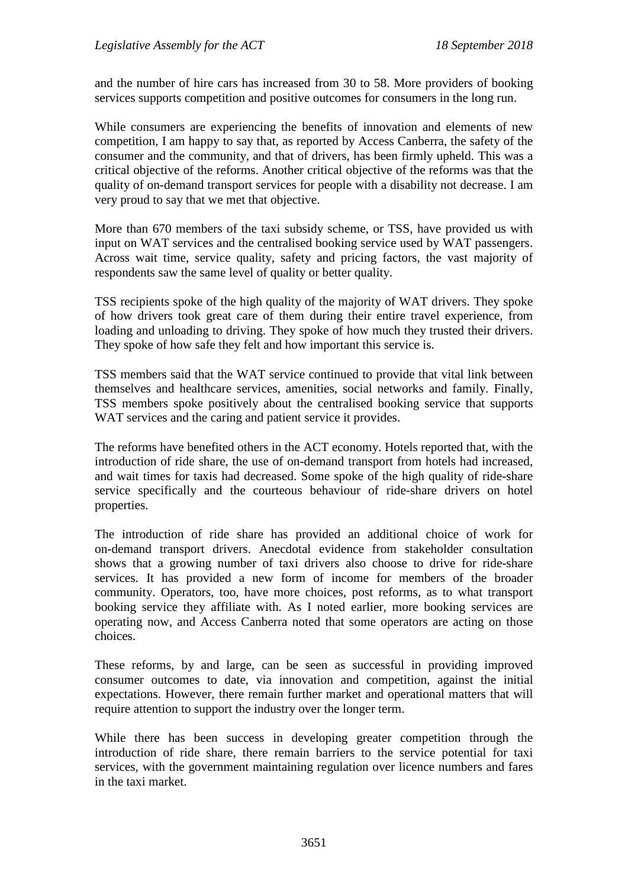and the number of hire cars has increased from 30 to 58. More providers of booking services supports competition and positive outcomes for consumers in the long run.

While consumers are experiencing the benefits of innovation and elements of new competition, I am happy to say that, as reported by Access Canberra, the safety of the consumer and the community, and that of drivers, has been firmly upheld. This was a critical objective of the reforms. Another critical objective of the reforms was that the quality of on-demand transport services for people with a disability not decrease. I am very proud to say that we met that objective.

More than 670 members of the taxi subsidy scheme, or TSS, have provided us with input on WAT services and the centralised booking service used by WAT passengers. Across wait time, service quality, safety and pricing factors, the vast majority of respondents saw the same level of quality or better quality.

TSS recipients spoke of the high quality of the majority of WAT drivers. They spoke of how drivers took great care of them during their entire travel experience, from loading and unloading to driving. They spoke of how much they trusted their drivers. They spoke of how safe they felt and how important this service is.

TSS members said that the WAT service continued to provide that vital link between themselves and healthcare services, amenities, social networks and family. Finally, TSS members spoke positively about the centralised booking service that supports WAT services and the caring and patient service it provides.

The reforms have benefited others in the ACT economy. Hotels reported that, with the introduction of ride share, the use of on-demand transport from hotels had increased, and wait times for taxis had decreased. Some spoke of the high quality of ride-share service specifically and the courteous behaviour of ride-share drivers on hotel properties.

The introduction of ride share has provided an additional choice of work for on-demand transport drivers. Anecdotal evidence from stakeholder consultation shows that a growing number of taxi drivers also choose to drive for ride-share services. It has provided a new form of income for members of the broader community. Operators, too, have more choices, post reforms, as to what transport booking service they affiliate with. As I noted earlier, more booking services are operating now, and Access Canberra noted that some operators are acting on those choices.

These reforms, by and large, can be seen as successful in providing improved consumer outcomes to date, via innovation and competition, against the initial expectations. However, there remain further market and operational matters that will require attention to support the industry over the longer term.

While there has been success in developing greater competition through the introduction of ride share, there remain barriers to the service potential for taxi services, with the government maintaining regulation over licence numbers and fares in the taxi market.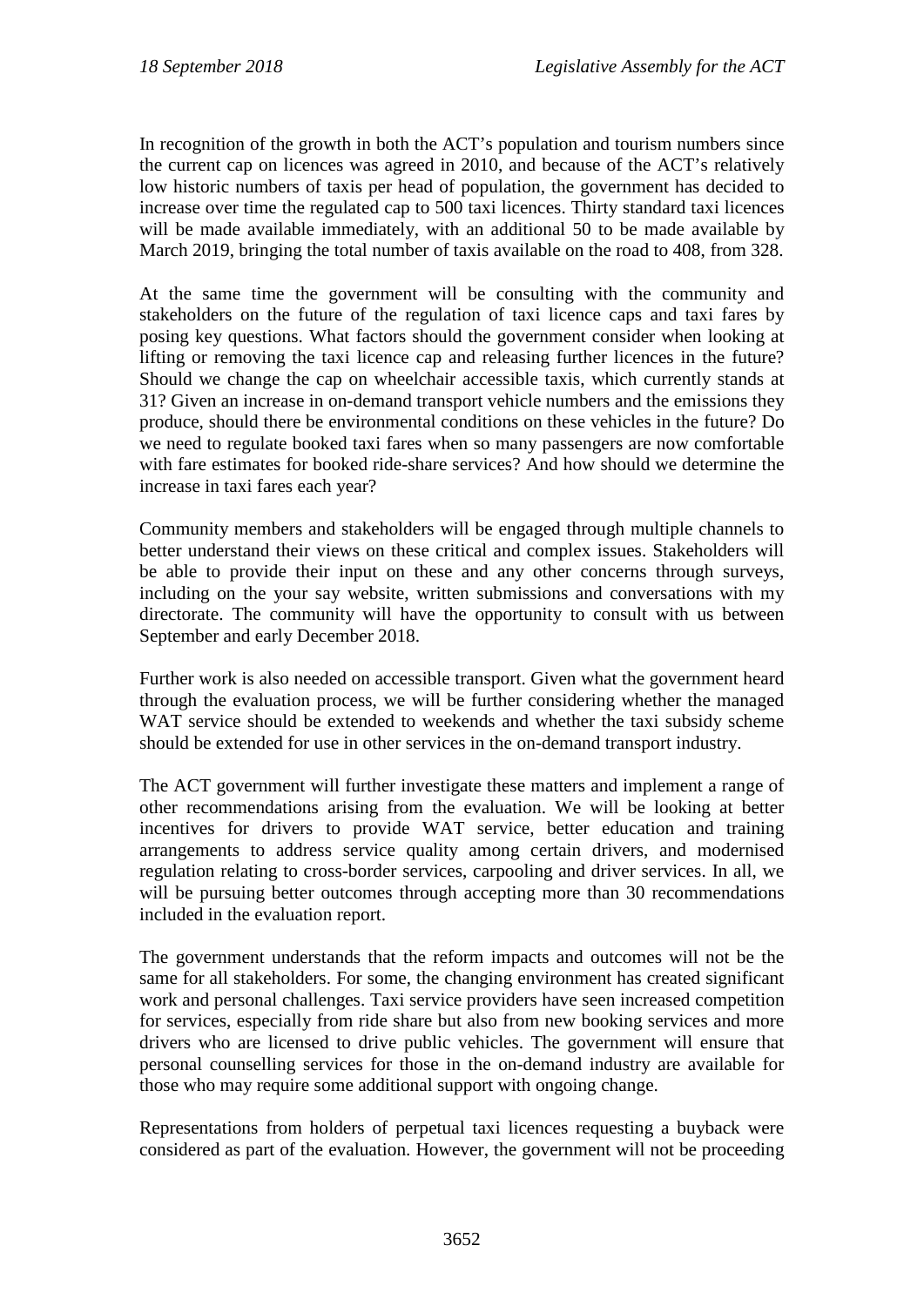In recognition of the growth in both the ACT's population and tourism numbers since the current cap on licences was agreed in 2010, and because of the ACT's relatively low historic numbers of taxis per head of population, the government has decided to increase over time the regulated cap to 500 taxi licences. Thirty standard taxi licences will be made available immediately, with an additional 50 to be made available by March 2019, bringing the total number of taxis available on the road to 408, from 328.

At the same time the government will be consulting with the community and stakeholders on the future of the regulation of taxi licence caps and taxi fares by posing key questions. What factors should the government consider when looking at lifting or removing the taxi licence cap and releasing further licences in the future? Should we change the cap on wheelchair accessible taxis, which currently stands at 31? Given an increase in on-demand transport vehicle numbers and the emissions they produce, should there be environmental conditions on these vehicles in the future? Do we need to regulate booked taxi fares when so many passengers are now comfortable with fare estimates for booked ride-share services? And how should we determine the increase in taxi fares each year?

Community members and stakeholders will be engaged through multiple channels to better understand their views on these critical and complex issues. Stakeholders will be able to provide their input on these and any other concerns through surveys, including on the your say website, written submissions and conversations with my directorate. The community will have the opportunity to consult with us between September and early December 2018.

Further work is also needed on accessible transport. Given what the government heard through the evaluation process, we will be further considering whether the managed WAT service should be extended to weekends and whether the taxi subsidy scheme should be extended for use in other services in the on-demand transport industry.

The ACT government will further investigate these matters and implement a range of other recommendations arising from the evaluation. We will be looking at better incentives for drivers to provide WAT service, better education and training arrangements to address service quality among certain drivers, and modernised regulation relating to cross-border services, carpooling and driver services. In all, we will be pursuing better outcomes through accepting more than 30 recommendations included in the evaluation report.

The government understands that the reform impacts and outcomes will not be the same for all stakeholders. For some, the changing environment has created significant work and personal challenges. Taxi service providers have seen increased competition for services, especially from ride share but also from new booking services and more drivers who are licensed to drive public vehicles. The government will ensure that personal counselling services for those in the on-demand industry are available for those who may require some additional support with ongoing change.

Representations from holders of perpetual taxi licences requesting a buyback were considered as part of the evaluation. However, the government will not be proceeding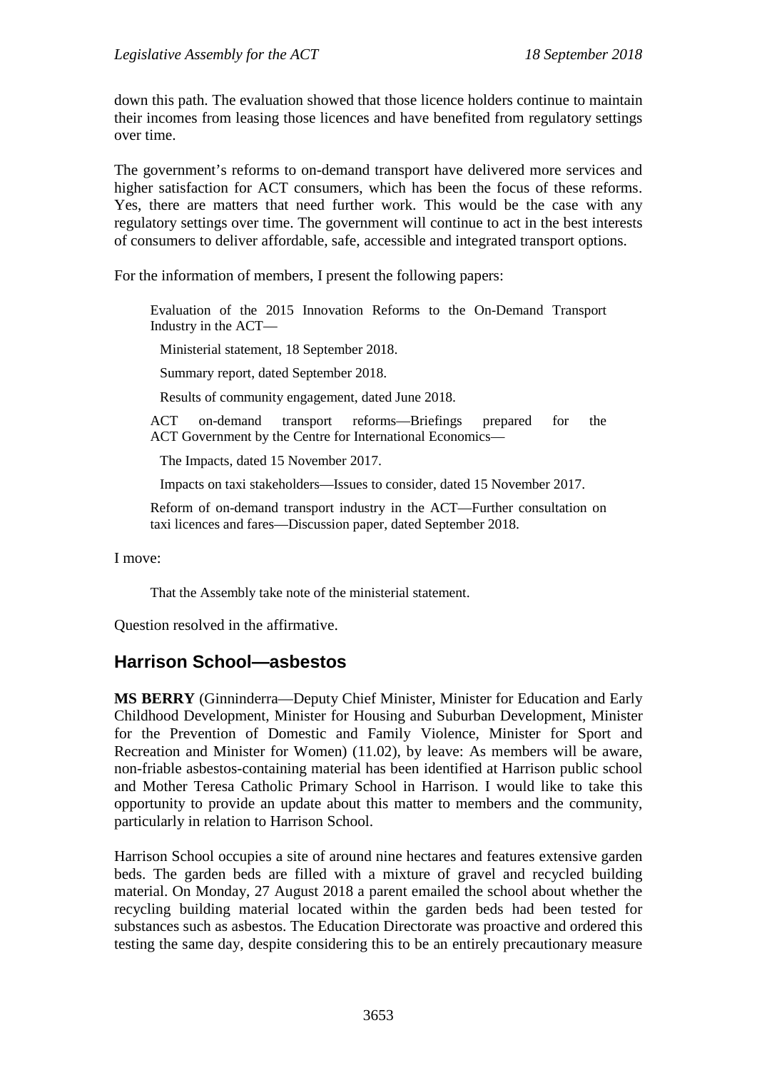down this path. The evaluation showed that those licence holders continue to maintain their incomes from leasing those licences and have benefited from regulatory settings over time.

The government's reforms to on-demand transport have delivered more services and higher satisfaction for ACT consumers, which has been the focus of these reforms. Yes, there are matters that need further work. This would be the case with any regulatory settings over time. The government will continue to act in the best interests of consumers to deliver affordable, safe, accessible and integrated transport options.

For the information of members, I present the following papers:

> Evaluation of the 2015 Innovation Reforms to the On-Demand Transport Industry in the ACT—
>
> Ministerial statement, 18 September 2018.
>
> Summary report, dated September 2018.
>
> Results of community engagement, dated June 2018.
>
> ACT on-demand transport reforms—Briefings prepared for the ACT Government by the Centre for International Economics—
>
> The Impacts, dated 15 November 2017.
>
> Impacts on taxi stakeholders—Issues to consider, dated 15 November 2017.
>
> Reform of on-demand transport industry in the ACT—Further consultation on taxi licences and fares—Discussion paper, dated September 2018.

I move:

> That the Assembly take note of the ministerial statement.

Question resolved in the affirmative.

## Harrison School—asbestos

**MS BERRY** (Ginninderra—Deputy Chief Minister, Minister for Education and Early Childhood Development, Minister for Housing and Suburban Development, Minister for the Prevention of Domestic and Family Violence, Minister for Sport and Recreation and Minister for Women) (11.02), by leave: As members will be aware, non-friable asbestos-containing material has been identified at Harrison public school and Mother Teresa Catholic Primary School in Harrison. I would like to take this opportunity to provide an update about this matter to members and the community, particularly in relation to Harrison School.

Harrison School occupies a site of around nine hectares and features extensive garden beds. The garden beds are filled with a mixture of gravel and recycled building material. On Monday, 27 August 2018 a parent emailed the school about whether the recycling building material located within the garden beds had been tested for substances such as asbestos. The Education Directorate was proactive and ordered this testing the same day, despite considering this to be an entirely precautionary measure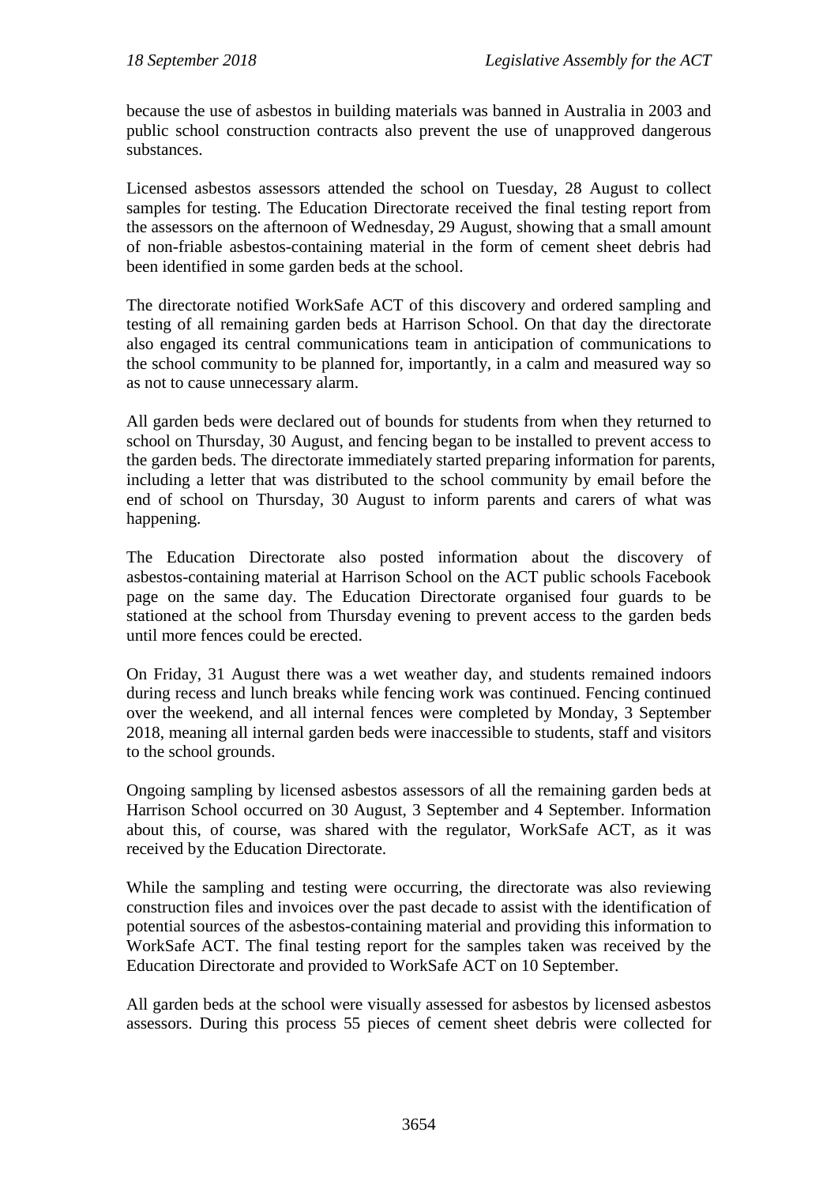because the use of asbestos in building materials was banned in Australia in 2003 and public school construction contracts also prevent the use of unapproved dangerous substances.

Licensed asbestos assessors attended the school on Tuesday, 28 August to collect samples for testing. The Education Directorate received the final testing report from the assessors on the afternoon of Wednesday, 29 August, showing that a small amount of non-friable asbestos-containing material in the form of cement sheet debris had been identified in some garden beds at the school.

The directorate notified WorkSafe ACT of this discovery and ordered sampling and testing of all remaining garden beds at Harrison School. On that day the directorate also engaged its central communications team in anticipation of communications to the school community to be planned for, importantly, in a calm and measured way so as not to cause unnecessary alarm.

All garden beds were declared out of bounds for students from when they returned to school on Thursday, 30 August, and fencing began to be installed to prevent access to the garden beds. The directorate immediately started preparing information for parents, including a letter that was distributed to the school community by email before the end of school on Thursday, 30 August to inform parents and carers of what was happening.

The Education Directorate also posted information about the discovery of asbestos-containing material at Harrison School on the ACT public schools Facebook page on the same day. The Education Directorate organised four guards to be stationed at the school from Thursday evening to prevent access to the garden beds until more fences could be erected.

On Friday, 31 August there was a wet weather day, and students remained indoors during recess and lunch breaks while fencing work was continued. Fencing continued over the weekend, and all internal fences were completed by Monday, 3 September 2018, meaning all internal garden beds were inaccessible to students, staff and visitors to the school grounds.

Ongoing sampling by licensed asbestos assessors of all the remaining garden beds at Harrison School occurred on 30 August, 3 September and 4 September. Information about this, of course, was shared with the regulator, WorkSafe ACT, as it was received by the Education Directorate.

While the sampling and testing were occurring, the directorate was also reviewing construction files and invoices over the past decade to assist with the identification of potential sources of the asbestos-containing material and providing this information to WorkSafe ACT. The final testing report for the samples taken was received by the Education Directorate and provided to WorkSafe ACT on 10 September.

All garden beds at the school were visually assessed for asbestos by licensed asbestos assessors. During this process 55 pieces of cement sheet debris were collected for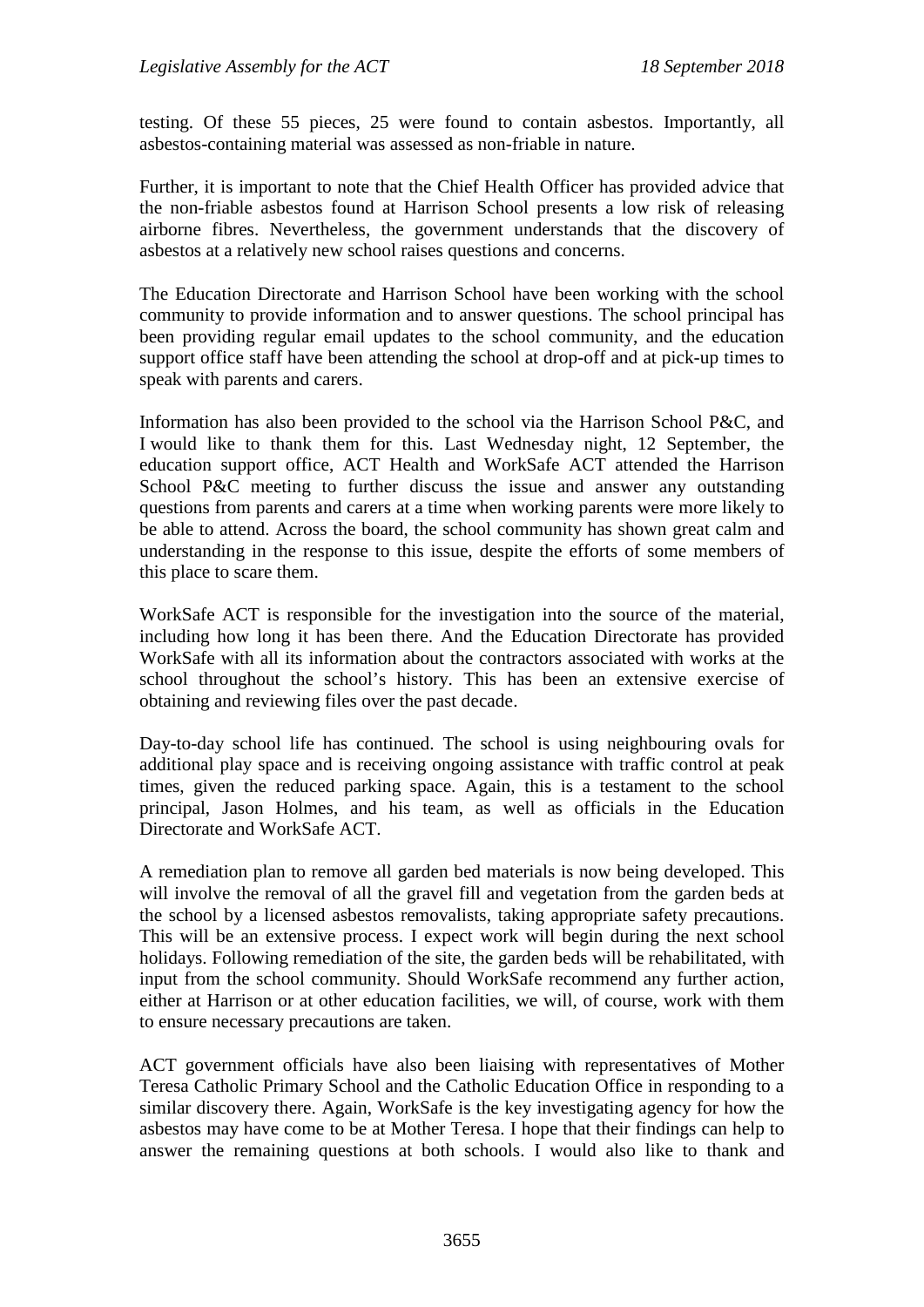testing. Of these 55 pieces, 25 were found to contain asbestos. Importantly, all asbestos-containing material was assessed as non-friable in nature.

Further, it is important to note that the Chief Health Officer has provided advice that the non-friable asbestos found at Harrison School presents a low risk of releasing airborne fibres. Nevertheless, the government understands that the discovery of asbestos at a relatively new school raises questions and concerns.

The Education Directorate and Harrison School have been working with the school community to provide information and to answer questions. The school principal has been providing regular email updates to the school community, and the education support office staff have been attending the school at drop-off and at pick-up times to speak with parents and carers.

Information has also been provided to the school via the Harrison School P&C, and I would like to thank them for this. Last Wednesday night, 12 September, the education support office, ACT Health and WorkSafe ACT attended the Harrison School P&C meeting to further discuss the issue and answer any outstanding questions from parents and carers at a time when working parents were more likely to be able to attend. Across the board, the school community has shown great calm and understanding in the response to this issue, despite the efforts of some members of this place to scare them.

WorkSafe ACT is responsible for the investigation into the source of the material, including how long it has been there. And the Education Directorate has provided WorkSafe with all its information about the contractors associated with works at the school throughout the school's history. This has been an extensive exercise of obtaining and reviewing files over the past decade.

Day-to-day school life has continued. The school is using neighbouring ovals for additional play space and is receiving ongoing assistance with traffic control at peak times, given the reduced parking space. Again, this is a testament to the school principal, Jason Holmes, and his team, as well as officials in the Education Directorate and WorkSafe ACT.

A remediation plan to remove all garden bed materials is now being developed. This will involve the removal of all the gravel fill and vegetation from the garden beds at the school by a licensed asbestos removalists, taking appropriate safety precautions. This will be an extensive process. I expect work will begin during the next school holidays. Following remediation of the site, the garden beds will be rehabilitated, with input from the school community. Should WorkSafe recommend any further action, either at Harrison or at other education facilities, we will, of course, work with them to ensure necessary precautions are taken.

ACT government officials have also been liaising with representatives of Mother Teresa Catholic Primary School and the Catholic Education Office in responding to a similar discovery there. Again, WorkSafe is the key investigating agency for how the asbestos may have come to be at Mother Teresa. I hope that their findings can help to answer the remaining questions at both schools. I would also like to thank and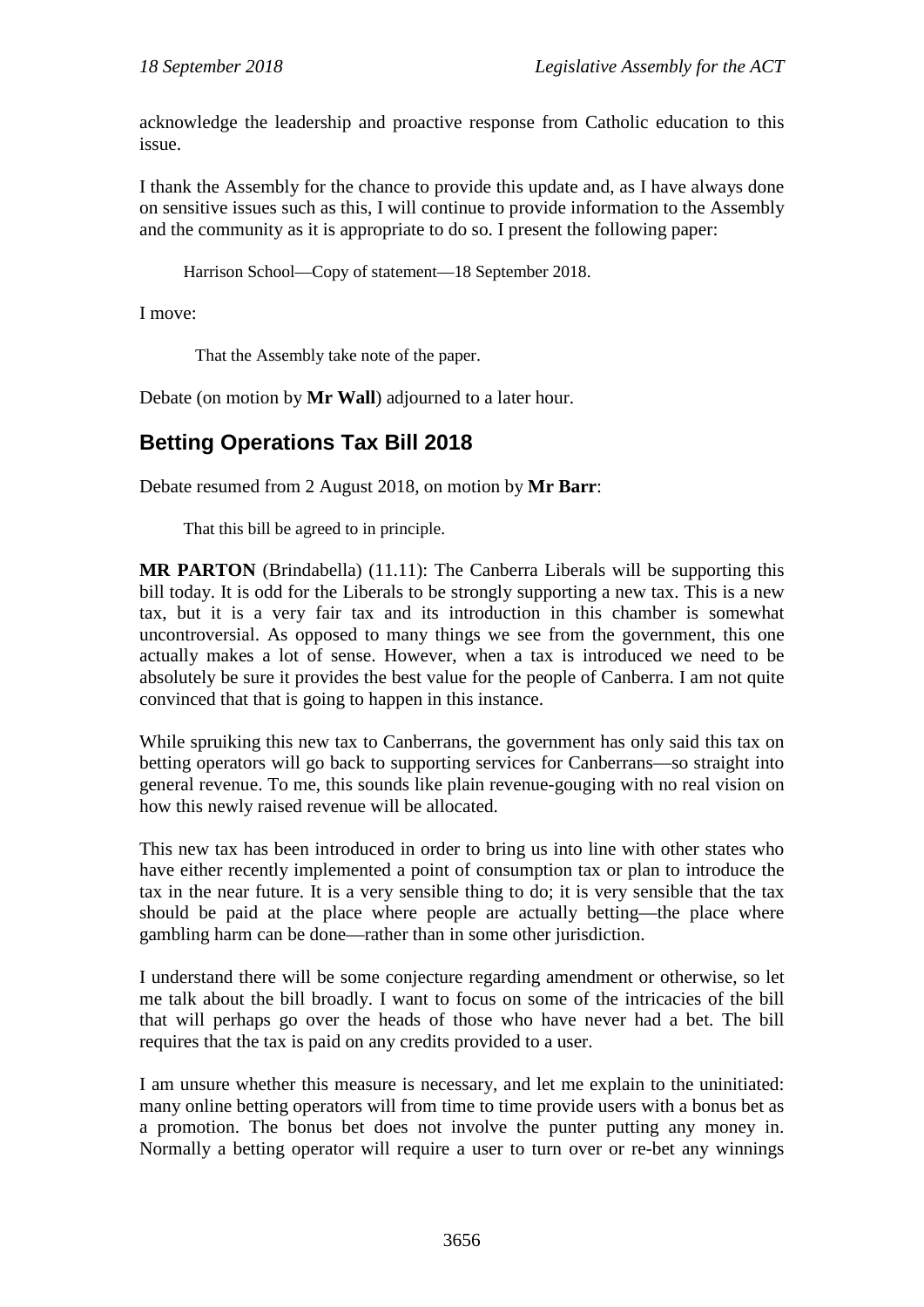acknowledge the leadership and proactive response from Catholic education to this issue.

I thank the Assembly for the chance to provide this update and, as I have always done on sensitive issues such as this, I will continue to provide information to the Assembly and the community as it is appropriate to do so. I present the following paper:

> Harrison School—Copy of statement—18 September 2018.

I move:

> That the Assembly take note of the paper.

Debate (on motion by **Mr Wall**) adjourned to a later hour.

## Betting Operations Tax Bill 2018

Debate resumed from 2 August 2018, on motion by **Mr Barr**:

> That this bill be agreed to in principle.

**MR PARTON** (Brindabella) (11.11): The Canberra Liberals will be supporting this bill today. It is odd for the Liberals to be strongly supporting a new tax. This is a new tax, but it is a very fair tax and its introduction in this chamber is somewhat uncontroversial. As opposed to many things we see from the government, this one actually makes a lot of sense. However, when a tax is introduced we need to be absolutely be sure it provides the best value for the people of Canberra. I am not quite convinced that that is going to happen in this instance.

While spruiking this new tax to Canberrans, the government has only said this tax on betting operators will go back to supporting services for Canberrans—so straight into general revenue. To me, this sounds like plain revenue-gouging with no real vision on how this newly raised revenue will be allocated.

This new tax has been introduced in order to bring us into line with other states who have either recently implemented a point of consumption tax or plan to introduce the tax in the near future. It is a very sensible thing to do; it is very sensible that the tax should be paid at the place where people are actually betting—the place where gambling harm can be done—rather than in some other jurisdiction.

I understand there will be some conjecture regarding amendment or otherwise, so let me talk about the bill broadly. I want to focus on some of the intricacies of the bill that will perhaps go over the heads of those who have never had a bet. The bill requires that the tax is paid on any credits provided to a user.

I am unsure whether this measure is necessary, and let me explain to the uninitiated: many online betting operators will from time to time provide users with a bonus bet as a promotion. The bonus bet does not involve the punter putting any money in. Normally a betting operator will require a user to turn over or re-bet any winnings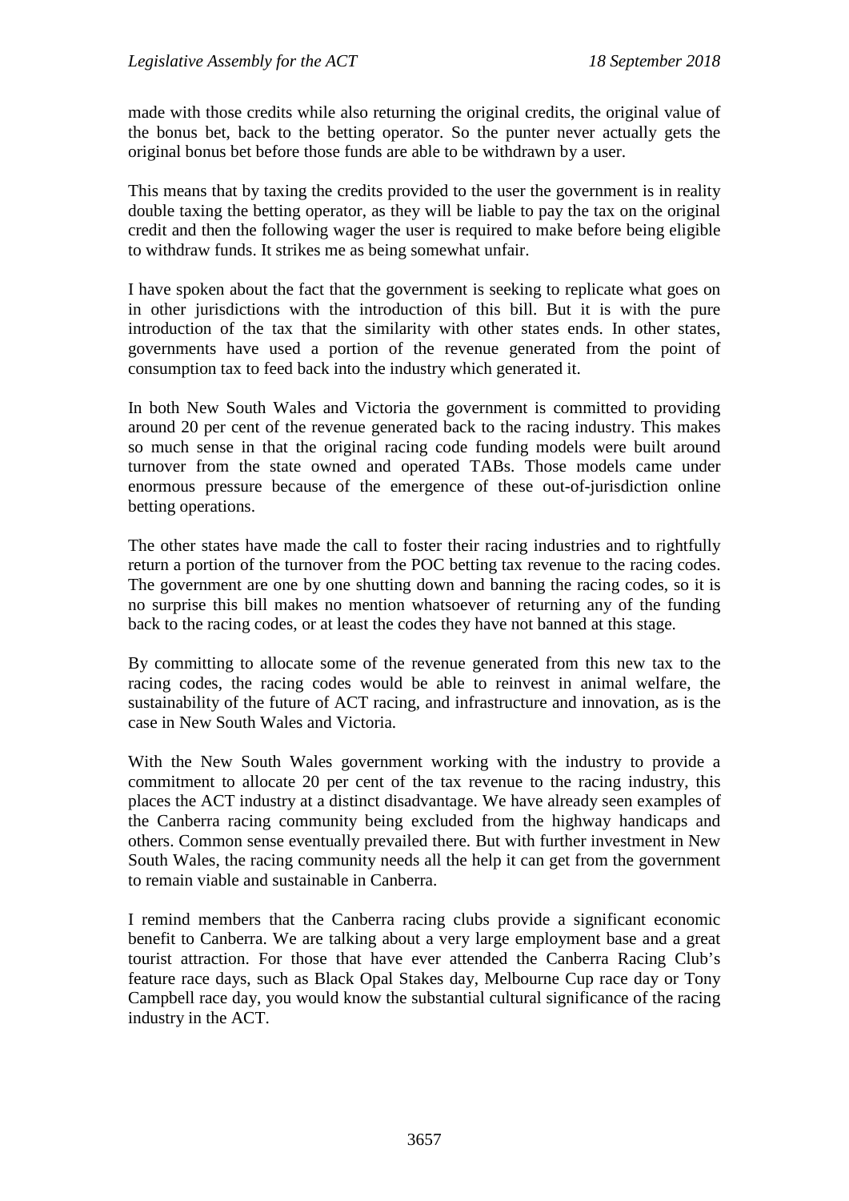made with those credits while also returning the original credits, the original value of the bonus bet, back to the betting operator. So the punter never actually gets the original bonus bet before those funds are able to be withdrawn by a user.

This means that by taxing the credits provided to the user the government is in reality double taxing the betting operator, as they will be liable to pay the tax on the original credit and then the following wager the user is required to make before being eligible to withdraw funds. It strikes me as being somewhat unfair.

I have spoken about the fact that the government is seeking to replicate what goes on in other jurisdictions with the introduction of this bill. But it is with the pure introduction of the tax that the similarity with other states ends. In other states, governments have used a portion of the revenue generated from the point of consumption tax to feed back into the industry which generated it.

In both New South Wales and Victoria the government is committed to providing around 20 per cent of the revenue generated back to the racing industry. This makes so much sense in that the original racing code funding models were built around turnover from the state owned and operated TABs. Those models came under enormous pressure because of the emergence of these out-of-jurisdiction online betting operations.

The other states have made the call to foster their racing industries and to rightfully return a portion of the turnover from the POC betting tax revenue to the racing codes. The government are one by one shutting down and banning the racing codes, so it is no surprise this bill makes no mention whatsoever of returning any of the funding back to the racing codes, or at least the codes they have not banned at this stage.

By committing to allocate some of the revenue generated from this new tax to the racing codes, the racing codes would be able to reinvest in animal welfare, the sustainability of the future of ACT racing, and infrastructure and innovation, as is the case in New South Wales and Victoria.

With the New South Wales government working with the industry to provide a commitment to allocate 20 per cent of the tax revenue to the racing industry, this places the ACT industry at a distinct disadvantage. We have already seen examples of the Canberra racing community being excluded from the highway handicaps and others. Common sense eventually prevailed there. But with further investment in New South Wales, the racing community needs all the help it can get from the government to remain viable and sustainable in Canberra.

I remind members that the Canberra racing clubs provide a significant economic benefit to Canberra. We are talking about a very large employment base and a great tourist attraction. For those that have ever attended the Canberra Racing Club's feature race days, such as Black Opal Stakes day, Melbourne Cup race day or Tony Campbell race day, you would know the substantial cultural significance of the racing industry in the ACT.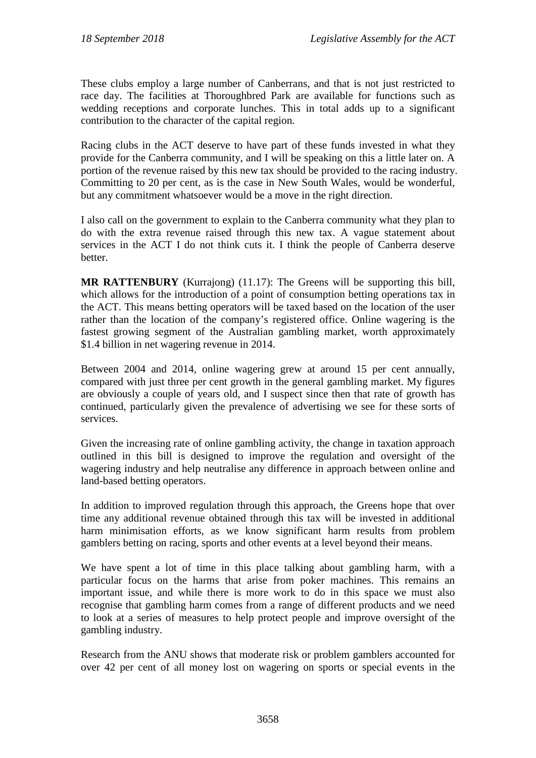These clubs employ a large number of Canberrans, and that is not just restricted to race day. The facilities at Thoroughbred Park are available for functions such as wedding receptions and corporate lunches. This in total adds up to a significant contribution to the character of the capital region.

Racing clubs in the ACT deserve to have part of these funds invested in what they provide for the Canberra community, and I will be speaking on this a little later on. A portion of the revenue raised by this new tax should be provided to the racing industry. Committing to 20 per cent, as is the case in New South Wales, would be wonderful, but any commitment whatsoever would be a move in the right direction.

I also call on the government to explain to the Canberra community what they plan to do with the extra revenue raised through this new tax. A vague statement about services in the ACT I do not think cuts it. I think the people of Canberra deserve better.

**MR RATTENBURY** (Kurrajong) (11.17): The Greens will be supporting this bill, which allows for the introduction of a point of consumption betting operations tax in the ACT. This means betting operators will be taxed based on the location of the user rather than the location of the company's registered office. Online wagering is the fastest growing segment of the Australian gambling market, worth approximately $1.4 billion in net wagering revenue in 2014.

Between 2004 and 2014, online wagering grew at around 15 per cent annually, compared with just three per cent growth in the general gambling market. My figures are obviously a couple of years old, and I suspect since then that rate of growth has continued, particularly given the prevalence of advertising we see for these sorts of services.

Given the increasing rate of online gambling activity, the change in taxation approach outlined in this bill is designed to improve the regulation and oversight of the wagering industry and help neutralise any difference in approach between online and land-based betting operators.

In addition to improved regulation through this approach, the Greens hope that over time any additional revenue obtained through this tax will be invested in additional harm minimisation efforts, as we know significant harm results from problem gamblers betting on racing, sports and other events at a level beyond their means.

We have spent a lot of time in this place talking about gambling harm, with a particular focus on the harms that arise from poker machines. This remains an important issue, and while there is more work to do in this space we must also recognise that gambling harm comes from a range of different products and we need to look at a series of measures to help protect people and improve oversight of the gambling industry.

Research from the ANU shows that moderate risk or problem gamblers accounted for over 42 per cent of all money lost on wagering on sports or special events in the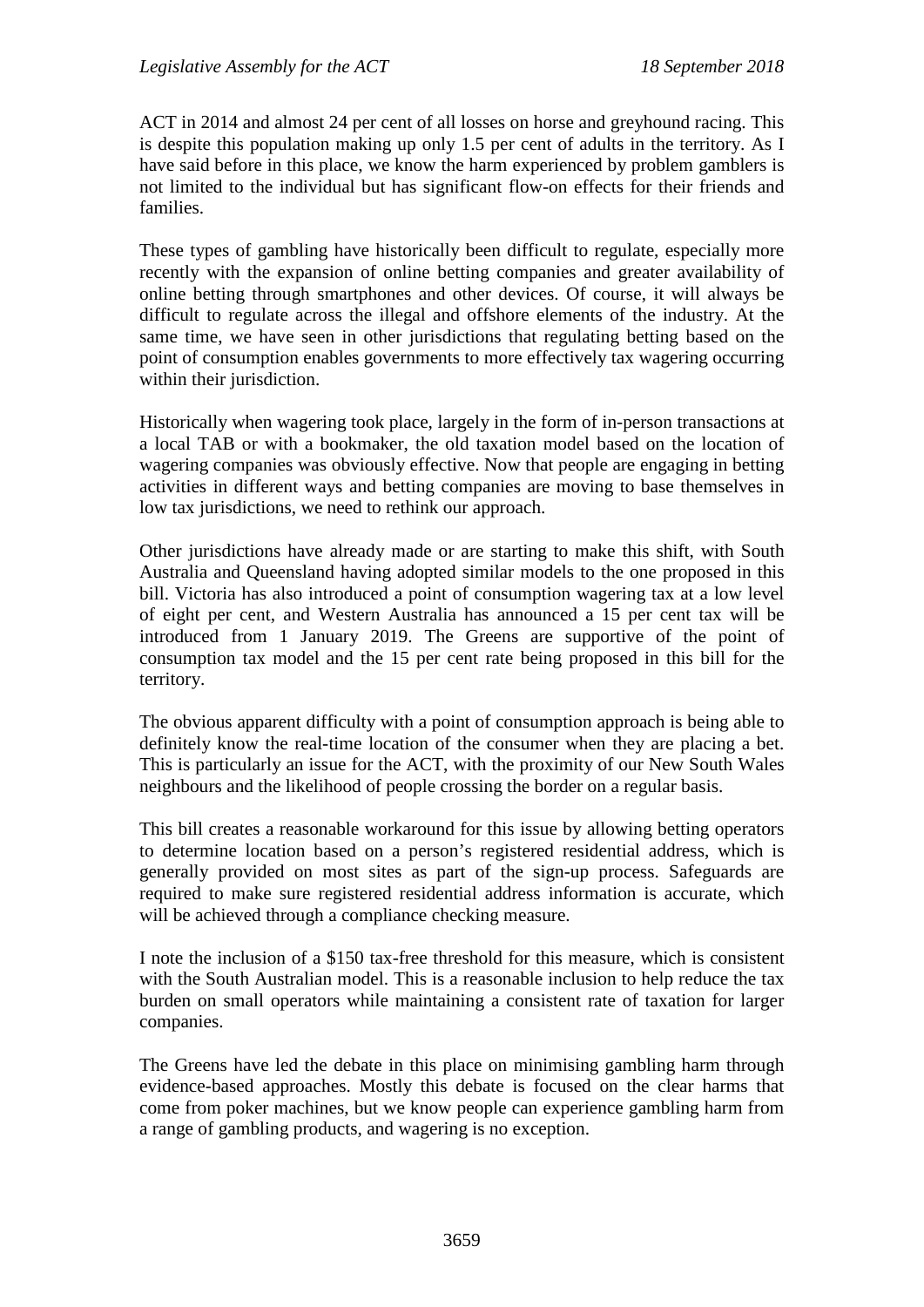ACT in 2014 and almost 24 per cent of all losses on horse and greyhound racing. This is despite this population making up only 1.5 per cent of adults in the territory. As I have said before in this place, we know the harm experienced by problem gamblers is not limited to the individual but has significant flow-on effects for their friends and families.

These types of gambling have historically been difficult to regulate, especially more recently with the expansion of online betting companies and greater availability of online betting through smartphones and other devices. Of course, it will always be difficult to regulate across the illegal and offshore elements of the industry. At the same time, we have seen in other jurisdictions that regulating betting based on the point of consumption enables governments to more effectively tax wagering occurring within their jurisdiction.

Historically when wagering took place, largely in the form of in-person transactions at a local TAB or with a bookmaker, the old taxation model based on the location of wagering companies was obviously effective. Now that people are engaging in betting activities in different ways and betting companies are moving to base themselves in low tax jurisdictions, we need to rethink our approach.

Other jurisdictions have already made or are starting to make this shift, with South Australia and Queensland having adopted similar models to the one proposed in this bill. Victoria has also introduced a point of consumption wagering tax at a low level of eight per cent, and Western Australia has announced a 15 per cent tax will be introduced from 1 January 2019. The Greens are supportive of the point of consumption tax model and the 15 per cent rate being proposed in this bill for the territory.

The obvious apparent difficulty with a point of consumption approach is being able to definitely know the real-time location of the consumer when they are placing a bet. This is particularly an issue for the ACT, with the proximity of our New South Wales neighbours and the likelihood of people crossing the border on a regular basis.

This bill creates a reasonable workaround for this issue by allowing betting operators to determine location based on a person's registered residential address, which is generally provided on most sites as part of the sign-up process. Safeguards are required to make sure registered residential address information is accurate, which will be achieved through a compliance checking measure.

I note the inclusion of a $150 tax-free threshold for this measure, which is consistent with the South Australian model. This is a reasonable inclusion to help reduce the tax burden on small operators while maintaining a consistent rate of taxation for larger companies.

The Greens have led the debate in this place on minimising gambling harm through evidence-based approaches. Mostly this debate is focused on the clear harms that come from poker machines, but we know people can experience gambling harm from a range of gambling products, and wagering is no exception.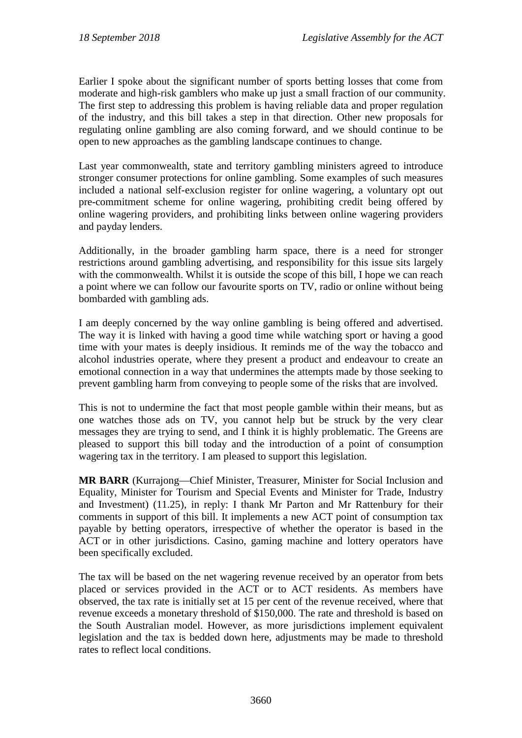Earlier I spoke about the significant number of sports betting losses that come from moderate and high-risk gamblers who make up just a small fraction of our community. The first step to addressing this problem is having reliable data and proper regulation of the industry, and this bill takes a step in that direction. Other new proposals for regulating online gambling are also coming forward, and we should continue to be open to new approaches as the gambling landscape continues to change.

Last year commonwealth, state and territory gambling ministers agreed to introduce stronger consumer protections for online gambling. Some examples of such measures included a national self-exclusion register for online wagering, a voluntary opt out pre-commitment scheme for online wagering, prohibiting credit being offered by online wagering providers, and prohibiting links between online wagering providers and payday lenders.

Additionally, in the broader gambling harm space, there is a need for stronger restrictions around gambling advertising, and responsibility for this issue sits largely with the commonwealth. Whilst it is outside the scope of this bill, I hope we can reach a point where we can follow our favourite sports on TV, radio or online without being bombarded with gambling ads.

I am deeply concerned by the way online gambling is being offered and advertised. The way it is linked with having a good time while watching sport or having a good time with your mates is deeply insidious. It reminds me of the way the tobacco and alcohol industries operate, where they present a product and endeavour to create an emotional connection in a way that undermines the attempts made by those seeking to prevent gambling harm from conveying to people some of the risks that are involved.

This is not to undermine the fact that most people gamble within their means, but as one watches those ads on TV, you cannot help but be struck by the very clear messages they are trying to send, and I think it is highly problematic. The Greens are pleased to support this bill today and the introduction of a point of consumption wagering tax in the territory. I am pleased to support this legislation.

**MR BARR** (Kurrajong—Chief Minister, Treasurer, Minister for Social Inclusion and Equality, Minister for Tourism and Special Events and Minister for Trade, Industry and Investment) (11.25), in reply: I thank Mr Parton and Mr Rattenbury for their comments in support of this bill. It implements a new ACT point of consumption tax payable by betting operators, irrespective of whether the operator is based in the ACT or in other jurisdictions. Casino, gaming machine and lottery operators have been specifically excluded.

The tax will be based on the net wagering revenue received by an operator from bets placed or services provided in the ACT or to ACT residents. As members have observed, the tax rate is initially set at 15 per cent of the revenue received, where that revenue exceeds a monetary threshold of $150,000. The rate and threshold is based on the South Australian model. However, as more jurisdictions implement equivalent legislation and the tax is bedded down here, adjustments may be made to threshold rates to reflect local conditions.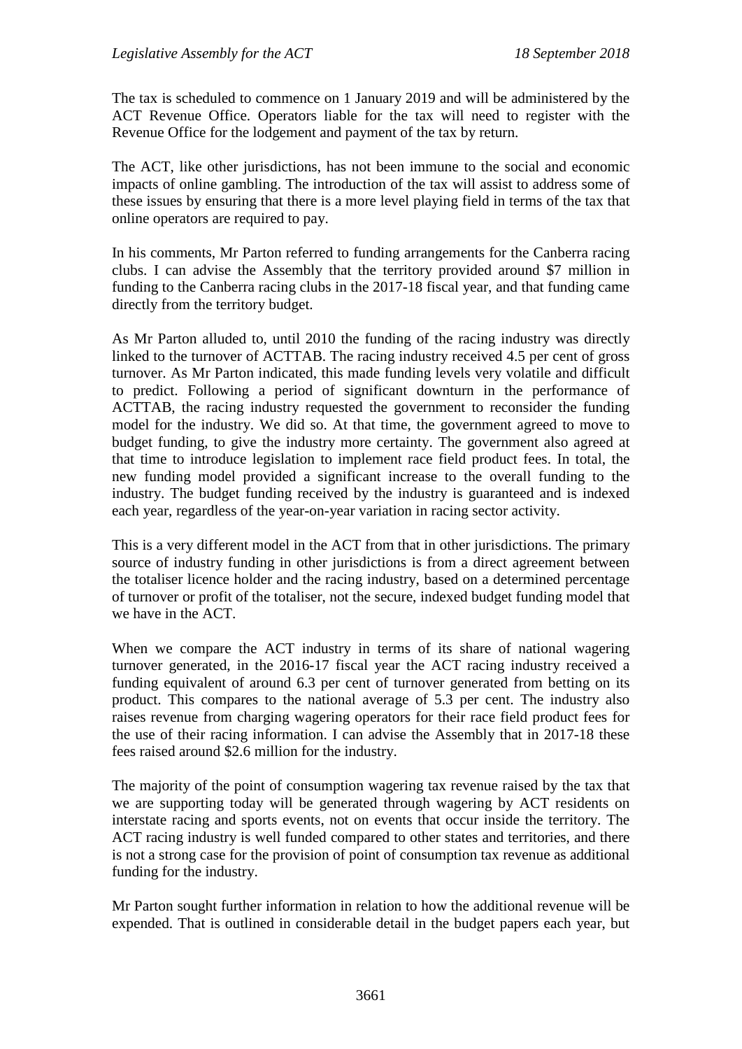The tax is scheduled to commence on 1 January 2019 and will be administered by the ACT Revenue Office. Operators liable for the tax will need to register with the Revenue Office for the lodgement and payment of the tax by return.

The ACT, like other jurisdictions, has not been immune to the social and economic impacts of online gambling. The introduction of the tax will assist to address some of these issues by ensuring that there is a more level playing field in terms of the tax that online operators are required to pay.

In his comments, Mr Parton referred to funding arrangements for the Canberra racing clubs. I can advise the Assembly that the territory provided around $7 million in funding to the Canberra racing clubs in the 2017-18 fiscal year, and that funding came directly from the territory budget.

As Mr Parton alluded to, until 2010 the funding of the racing industry was directly linked to the turnover of ACTTAB. The racing industry received 4.5 per cent of gross turnover. As Mr Parton indicated, this made funding levels very volatile and difficult to predict. Following a period of significant downturn in the performance of ACTTAB, the racing industry requested the government to reconsider the funding model for the industry. We did so. At that time, the government agreed to move to budget funding, to give the industry more certainty. The government also agreed at that time to introduce legislation to implement race field product fees. In total, the new funding model provided a significant increase to the overall funding to the industry. The budget funding received by the industry is guaranteed and is indexed each year, regardless of the year-on-year variation in racing sector activity.

This is a very different model in the ACT from that in other jurisdictions. The primary source of industry funding in other jurisdictions is from a direct agreement between the totaliser licence holder and the racing industry, based on a determined percentage of turnover or profit of the totaliser, not the secure, indexed budget funding model that we have in the ACT.

When we compare the ACT industry in terms of its share of national wagering turnover generated, in the 2016-17 fiscal year the ACT racing industry received a funding equivalent of around 6.3 per cent of turnover generated from betting on its product. This compares to the national average of 5.3 per cent. The industry also raises revenue from charging wagering operators for their race field product fees for the use of their racing information. I can advise the Assembly that in 2017-18 these fees raised around $2.6 million for the industry.

The majority of the point of consumption wagering tax revenue raised by the tax that we are supporting today will be generated through wagering by ACT residents on interstate racing and sports events, not on events that occur inside the territory. The ACT racing industry is well funded compared to other states and territories, and there is not a strong case for the provision of point of consumption tax revenue as additional funding for the industry.

Mr Parton sought further information in relation to how the additional revenue will be expended. That is outlined in considerable detail in the budget papers each year, but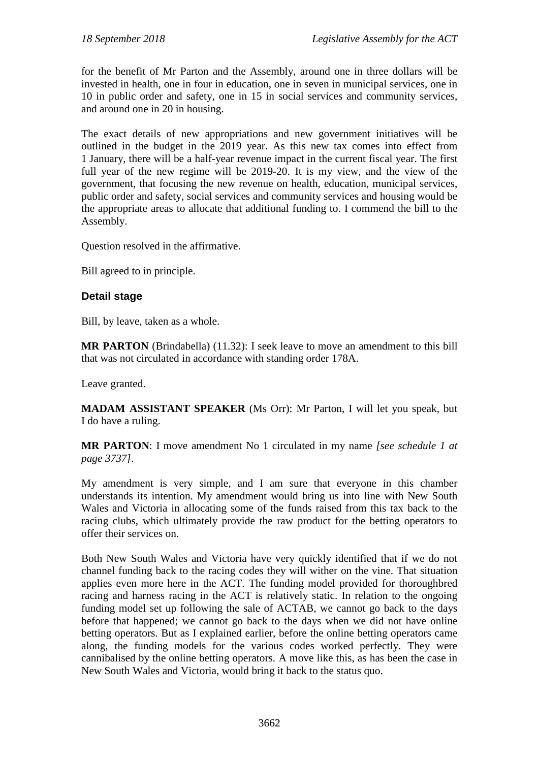for the benefit of Mr Parton and the Assembly, around one in three dollars will be invested in health, one in four in education, one in seven in municipal services, one in 10 in public order and safety, one in 15 in social services and community services, and around one in 20 in housing.

The exact details of new appropriations and new government initiatives will be outlined in the budget in the 2019 year. As this new tax comes into effect from 1 January, there will be a half-year revenue impact in the current fiscal year. The first full year of the new regime will be 2019-20. It is my view, and the view of the government, that focusing the new revenue on health, education, municipal services, public order and safety, social services and community services and housing would be the appropriate areas to allocate that additional funding to. I commend the bill to the Assembly.

Question resolved in the affirmative.

Bill agreed to in principle.

### Detail stage

Bill, by leave, taken as a whole.

**MR PARTON** (Brindabella) (11.32): I seek leave to move an amendment to this bill that was not circulated in accordance with standing order 178A.

Leave granted.

**MADAM ASSISTANT SPEAKER** (Ms Orr): Mr Parton, I will let you speak, but I do have a ruling.

**MR PARTON**: I move amendment No 1 circulated in my name *[see schedule 1 at page 3737]*.

My amendment is very simple, and I am sure that everyone in this chamber understands its intention. My amendment would bring us into line with New South Wales and Victoria in allocating some of the funds raised from this tax back to the racing clubs, which ultimately provide the raw product for the betting operators to offer their services on.

Both New South Wales and Victoria have very quickly identified that if we do not channel funding back to the racing codes they will wither on the vine. That situation applies even more here in the ACT. The funding model provided for thoroughbred racing and harness racing in the ACT is relatively static. In relation to the ongoing funding model set up following the sale of ACTAB, we cannot go back to the days before that happened; we cannot go back to the days when we did not have online betting operators. But as I explained earlier, before the online betting operators came along, the funding models for the various codes worked perfectly. They were cannibalised by the online betting operators. A move like this, as has been the case in New South Wales and Victoria, would bring it back to the status quo.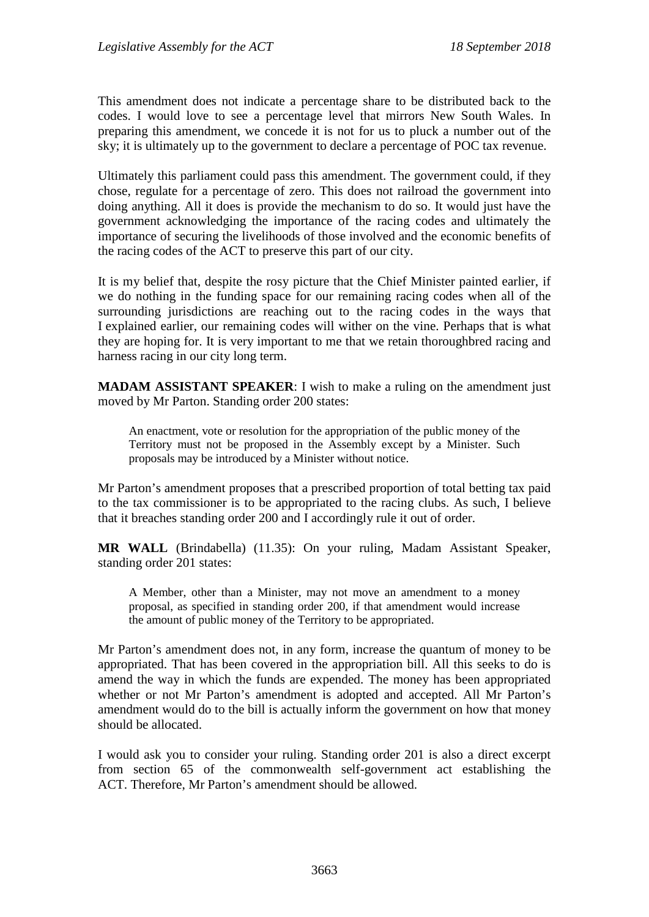This amendment does not indicate a percentage share to be distributed back to the codes. I would love to see a percentage level that mirrors New South Wales. In preparing this amendment, we concede it is not for us to pluck a number out of the sky; it is ultimately up to the government to declare a percentage of POC tax revenue.

Ultimately this parliament could pass this amendment. The government could, if they chose, regulate for a percentage of zero. This does not railroad the government into doing anything. All it does is provide the mechanism to do so. It would just have the government acknowledging the importance of the racing codes and ultimately the importance of securing the livelihoods of those involved and the economic benefits of the racing codes of the ACT to preserve this part of our city.

It is my belief that, despite the rosy picture that the Chief Minister painted earlier, if we do nothing in the funding space for our remaining racing codes when all of the surrounding jurisdictions are reaching out to the racing codes in the ways that I explained earlier, our remaining codes will wither on the vine. Perhaps that is what they are hoping for. It is very important to me that we retain thoroughbred racing and harness racing in our city long term.

**MADAM ASSISTANT SPEAKER**: I wish to make a ruling on the amendment just moved by Mr Parton. Standing order 200 states:

> An enactment, vote or resolution for the appropriation of the public money of the Territory must not be proposed in the Assembly except by a Minister. Such proposals may be introduced by a Minister without notice.

Mr Parton's amendment proposes that a prescribed proportion of total betting tax paid to the tax commissioner is to be appropriated to the racing clubs. As such, I believe that it breaches standing order 200 and I accordingly rule it out of order.

**MR WALL** (Brindabella) (11.35): On your ruling, Madam Assistant Speaker, standing order 201 states:

> A Member, other than a Minister, may not move an amendment to a money proposal, as specified in standing order 200, if that amendment would increase the amount of public money of the Territory to be appropriated.

Mr Parton's amendment does not, in any form, increase the quantum of money to be appropriated. That has been covered in the appropriation bill. All this seeks to do is amend the way in which the funds are expended. The money has been appropriated whether or not Mr Parton's amendment is adopted and accepted. All Mr Parton's amendment would do to the bill is actually inform the government on how that money should be allocated.

I would ask you to consider your ruling. Standing order 201 is also a direct excerpt from section 65 of the commonwealth self-government act establishing the ACT. Therefore, Mr Parton's amendment should be allowed.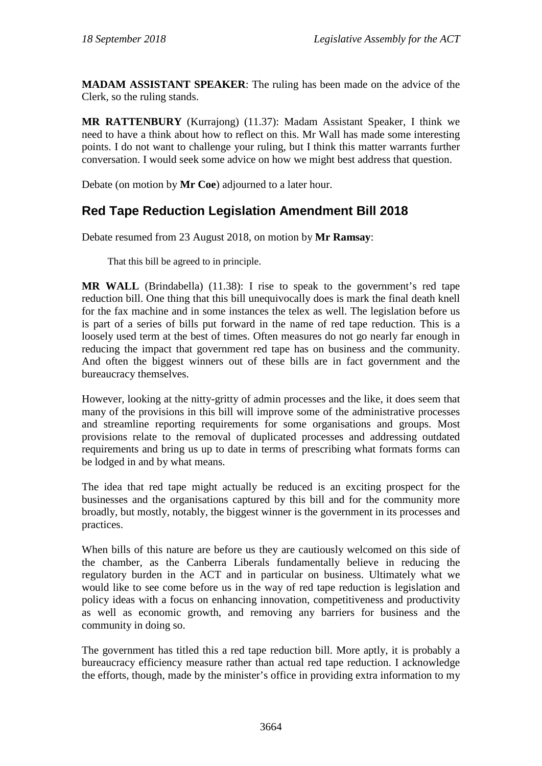**MADAM ASSISTANT SPEAKER**: The ruling has been made on the advice of the Clerk, so the ruling stands.

**MR RATTENBURY** (Kurrajong) (11.37): Madam Assistant Speaker, I think we need to have a think about how to reflect on this. Mr Wall has made some interesting points. I do not want to challenge your ruling, but I think this matter warrants further conversation. I would seek some advice on how we might best address that question.

Debate (on motion by **Mr Coe**) adjourned to a later hour.

## Red Tape Reduction Legislation Amendment Bill 2018

Debate resumed from 23 August 2018, on motion by **Mr Ramsay**:

> That this bill be agreed to in principle.

**MR WALL** (Brindabella) (11.38): I rise to speak to the government's red tape reduction bill. One thing that this bill unequivocally does is mark the final death knell for the fax machine and in some instances the telex as well. The legislation before us is part of a series of bills put forward in the name of red tape reduction. This is a loosely used term at the best of times. Often measures do not go nearly far enough in reducing the impact that government red tape has on business and the community. And often the biggest winners out of these bills are in fact government and the bureaucracy themselves.

However, looking at the nitty-gritty of admin processes and the like, it does seem that many of the provisions in this bill will improve some of the administrative processes and streamline reporting requirements for some organisations and groups. Most provisions relate to the removal of duplicated processes and addressing outdated requirements and bring us up to date in terms of prescribing what formats forms can be lodged in and by what means.

The idea that red tape might actually be reduced is an exciting prospect for the businesses and the organisations captured by this bill and for the community more broadly, but mostly, notably, the biggest winner is the government in its processes and practices.

When bills of this nature are before us they are cautiously welcomed on this side of the chamber, as the Canberra Liberals fundamentally believe in reducing the regulatory burden in the ACT and in particular on business. Ultimately what we would like to see come before us in the way of red tape reduction is legislation and policy ideas with a focus on enhancing innovation, competitiveness and productivity as well as economic growth, and removing any barriers for business and the community in doing so.

The government has titled this a red tape reduction bill. More aptly, it is probably a bureaucracy efficiency measure rather than actual red tape reduction. I acknowledge the efforts, though, made by the minister's office in providing extra information to my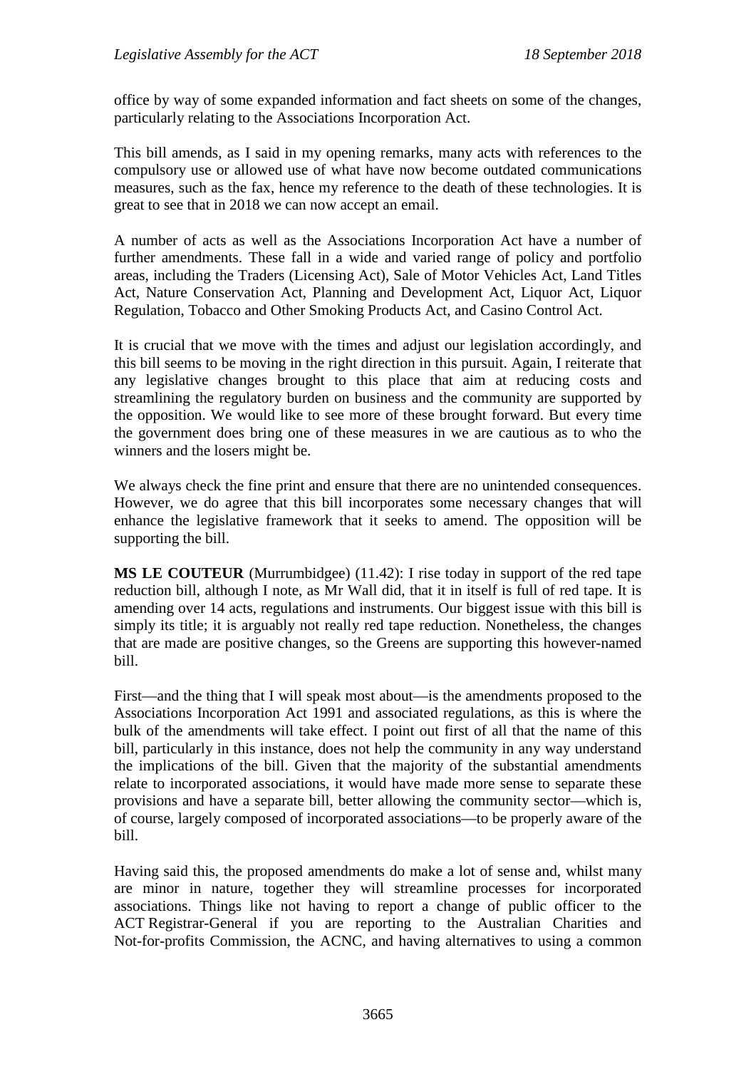office by way of some expanded information and fact sheets on some of the changes, particularly relating to the Associations Incorporation Act.

This bill amends, as I said in my opening remarks, many acts with references to the compulsory use or allowed use of what have now become outdated communications measures, such as the fax, hence my reference to the death of these technologies. It is great to see that in 2018 we can now accept an email.

A number of acts as well as the Associations Incorporation Act have a number of further amendments. These fall in a wide and varied range of policy and portfolio areas, including the Traders (Licensing Act), Sale of Motor Vehicles Act, Land Titles Act, Nature Conservation Act, Planning and Development Act, Liquor Act, Liquor Regulation, Tobacco and Other Smoking Products Act, and Casino Control Act.

It is crucial that we move with the times and adjust our legislation accordingly, and this bill seems to be moving in the right direction in this pursuit. Again, I reiterate that any legislative changes brought to this place that aim at reducing costs and streamlining the regulatory burden on business and the community are supported by the opposition. We would like to see more of these brought forward. But every time the government does bring one of these measures in we are cautious as to who the winners and the losers might be.

We always check the fine print and ensure that there are no unintended consequences. However, we do agree that this bill incorporates some necessary changes that will enhance the legislative framework that it seeks to amend. The opposition will be supporting the bill.

**MS LE COUTEUR** (Murrumbidgee) (11.42): I rise today in support of the red tape reduction bill, although I note, as Mr Wall did, that it in itself is full of red tape. It is amending over 14 acts, regulations and instruments. Our biggest issue with this bill is simply its title; it is arguably not really red tape reduction. Nonetheless, the changes that are made are positive changes, so the Greens are supporting this however-named bill.

First—and the thing that I will speak most about—is the amendments proposed to the Associations Incorporation Act 1991 and associated regulations, as this is where the bulk of the amendments will take effect. I point out first of all that the name of this bill, particularly in this instance, does not help the community in any way understand the implications of the bill. Given that the majority of the substantial amendments relate to incorporated associations, it would have made more sense to separate these provisions and have a separate bill, better allowing the community sector—which is, of course, largely composed of incorporated associations—to be properly aware of the bill.

Having said this, the proposed amendments do make a lot of sense and, whilst many are minor in nature, together they will streamline processes for incorporated associations. Things like not having to report a change of public officer to the ACT Registrar-General if you are reporting to the Australian Charities and Not-for-profits Commission, the ACNC, and having alternatives to using a common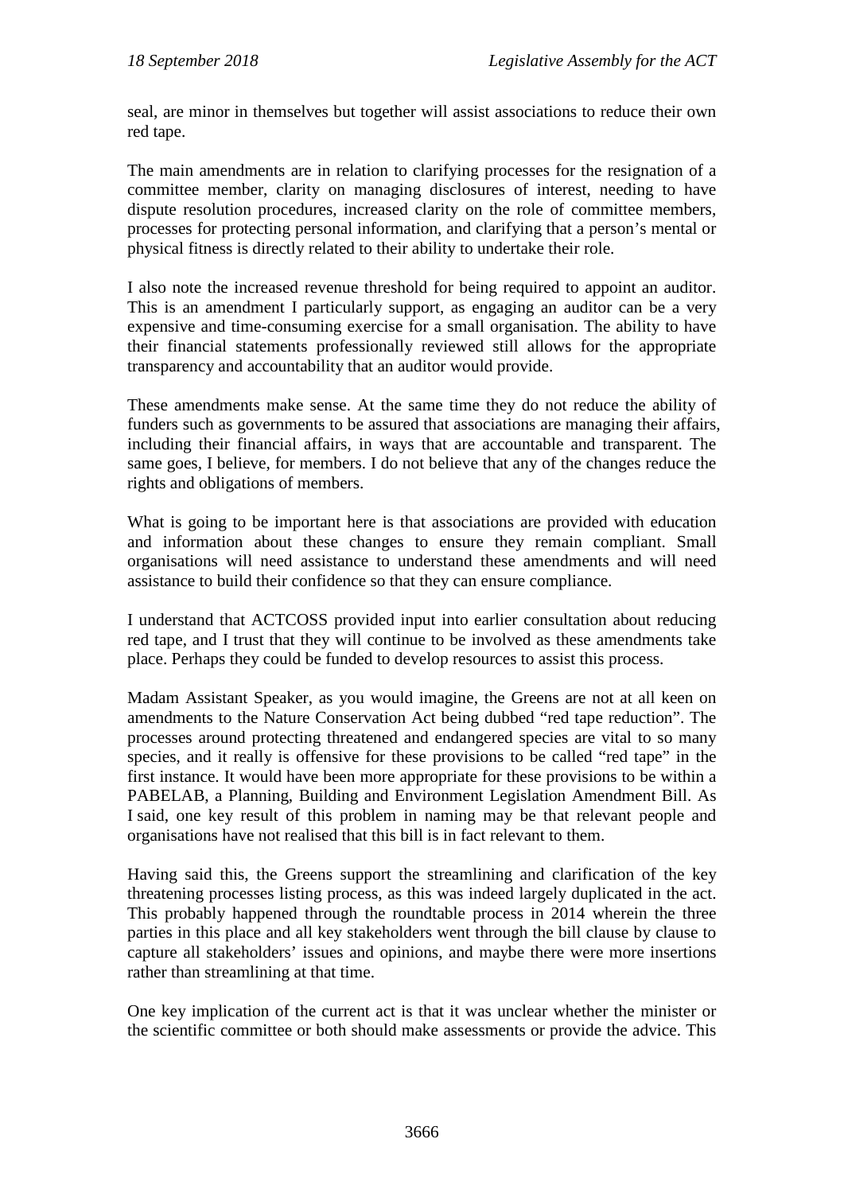seal, are minor in themselves but together will assist associations to reduce their own red tape.

The main amendments are in relation to clarifying processes for the resignation of a committee member, clarity on managing disclosures of interest, needing to have dispute resolution procedures, increased clarity on the role of committee members, processes for protecting personal information, and clarifying that a person's mental or physical fitness is directly related to their ability to undertake their role.

I also note the increased revenue threshold for being required to appoint an auditor. This is an amendment I particularly support, as engaging an auditor can be a very expensive and time-consuming exercise for a small organisation. The ability to have their financial statements professionally reviewed still allows for the appropriate transparency and accountability that an auditor would provide.

These amendments make sense. At the same time they do not reduce the ability of funders such as governments to be assured that associations are managing their affairs, including their financial affairs, in ways that are accountable and transparent. The same goes, I believe, for members. I do not believe that any of the changes reduce the rights and obligations of members.

What is going to be important here is that associations are provided with education and information about these changes to ensure they remain compliant. Small organisations will need assistance to understand these amendments and will need assistance to build their confidence so that they can ensure compliance.

I understand that ACTCOSS provided input into earlier consultation about reducing red tape, and I trust that they will continue to be involved as these amendments take place. Perhaps they could be funded to develop resources to assist this process.

Madam Assistant Speaker, as you would imagine, the Greens are not at all keen on amendments to the Nature Conservation Act being dubbed "red tape reduction". The processes around protecting threatened and endangered species are vital to so many species, and it really is offensive for these provisions to be called "red tape" in the first instance. It would have been more appropriate for these provisions to be within a PABELAB, a Planning, Building and Environment Legislation Amendment Bill. As I said, one key result of this problem in naming may be that relevant people and organisations have not realised that this bill is in fact relevant to them.

Having said this, the Greens support the streamlining and clarification of the key threatening processes listing process, as this was indeed largely duplicated in the act. This probably happened through the roundtable process in 2014 wherein the three parties in this place and all key stakeholders went through the bill clause by clause to capture all stakeholders' issues and opinions, and maybe there were more insertions rather than streamlining at that time.

One key implication of the current act is that it was unclear whether the minister or the scientific committee or both should make assessments or provide the advice. This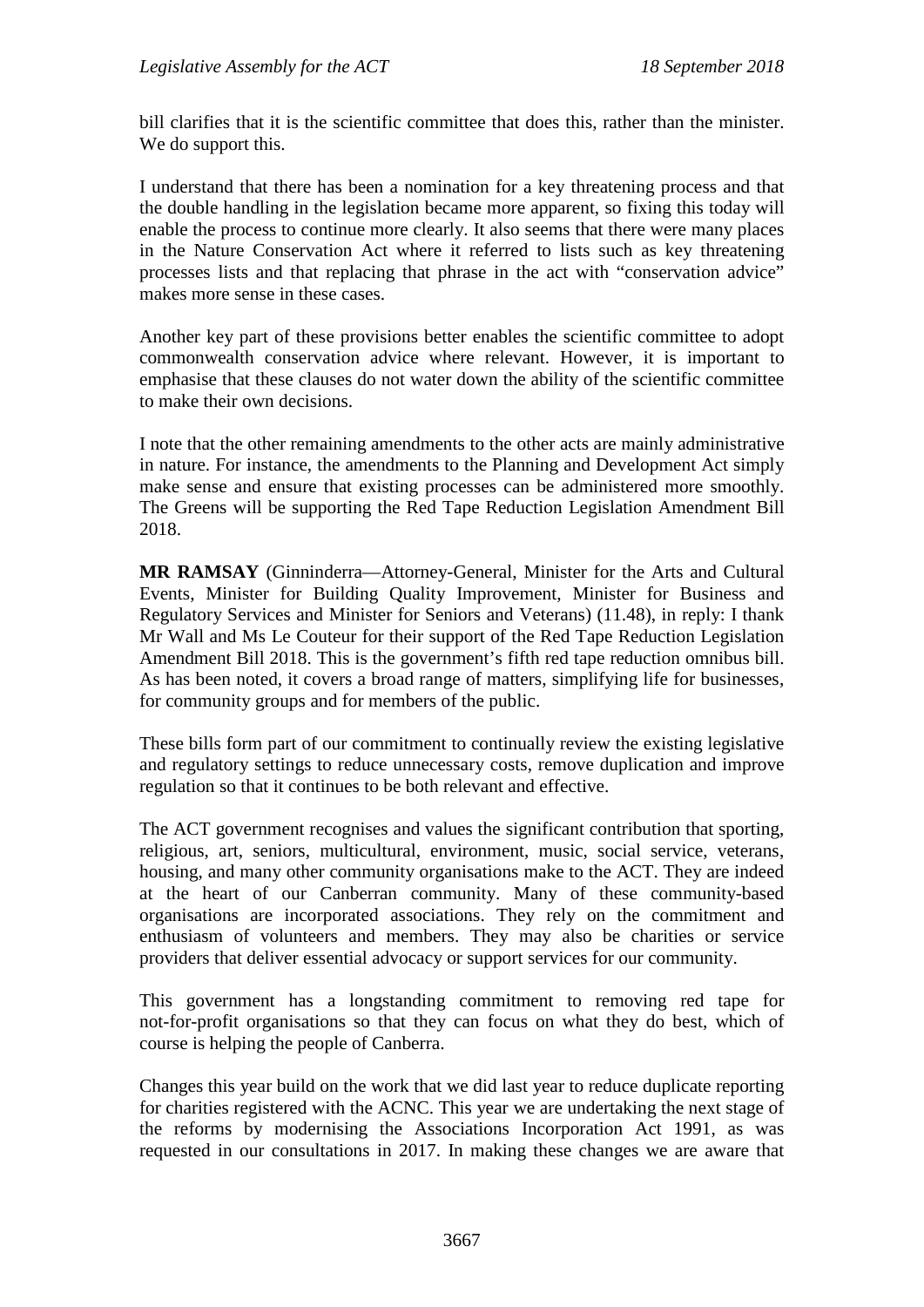bill clarifies that it is the scientific committee that does this, rather than the minister. We do support this.

I understand that there has been a nomination for a key threatening process and that the double handling in the legislation became more apparent, so fixing this today will enable the process to continue more clearly. It also seems that there were many places in the Nature Conservation Act where it referred to lists such as key threatening processes lists and that replacing that phrase in the act with "conservation advice" makes more sense in these cases.

Another key part of these provisions better enables the scientific committee to adopt commonwealth conservation advice where relevant. However, it is important to emphasise that these clauses do not water down the ability of the scientific committee to make their own decisions.

I note that the other remaining amendments to the other acts are mainly administrative in nature. For instance, the amendments to the Planning and Development Act simply make sense and ensure that existing processes can be administered more smoothly. The Greens will be supporting the Red Tape Reduction Legislation Amendment Bill 2018.

**MR RAMSAY** (Ginninderra—Attorney-General, Minister for the Arts and Cultural Events, Minister for Building Quality Improvement, Minister for Business and Regulatory Services and Minister for Seniors and Veterans) (11.48), in reply: I thank Mr Wall and Ms Le Couteur for their support of the Red Tape Reduction Legislation Amendment Bill 2018. This is the government's fifth red tape reduction omnibus bill. As has been noted, it covers a broad range of matters, simplifying life for businesses, for community groups and for members of the public.

These bills form part of our commitment to continually review the existing legislative and regulatory settings to reduce unnecessary costs, remove duplication and improve regulation so that it continues to be both relevant and effective.

The ACT government recognises and values the significant contribution that sporting, religious, art, seniors, multicultural, environment, music, social service, veterans, housing, and many other community organisations make to the ACT. They are indeed at the heart of our Canberran community. Many of these community-based organisations are incorporated associations. They rely on the commitment and enthusiasm of volunteers and members. They may also be charities or service providers that deliver essential advocacy or support services for our community.

This government has a longstanding commitment to removing red tape for not-for-profit organisations so that they can focus on what they do best, which of course is helping the people of Canberra.

Changes this year build on the work that we did last year to reduce duplicate reporting for charities registered with the ACNC. This year we are undertaking the next stage of the reforms by modernising the Associations Incorporation Act 1991, as was requested in our consultations in 2017. In making these changes we are aware that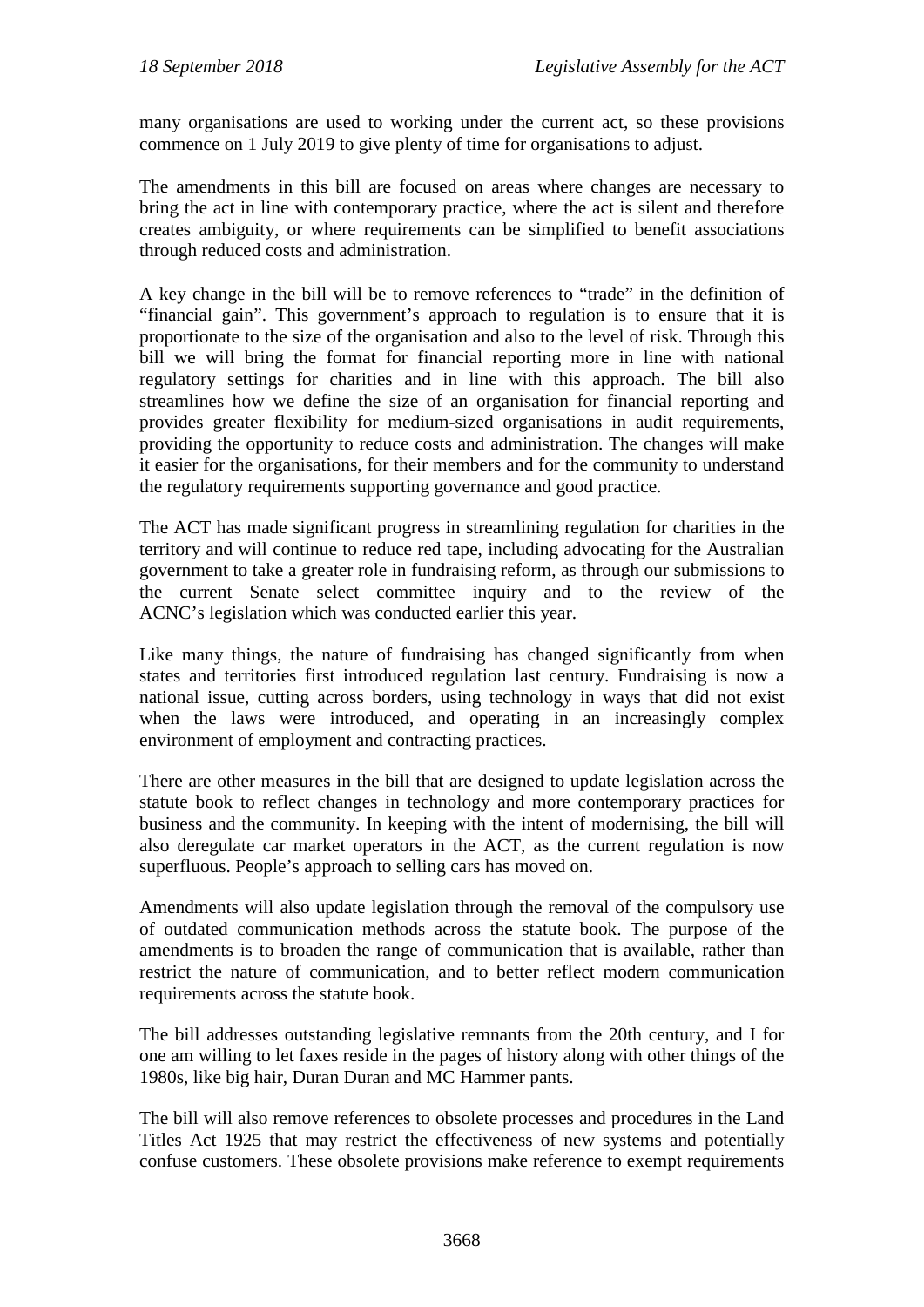many organisations are used to working under the current act, so these provisions commence on 1 July 2019 to give plenty of time for organisations to adjust.

The amendments in this bill are focused on areas where changes are necessary to bring the act in line with contemporary practice, where the act is silent and therefore creates ambiguity, or where requirements can be simplified to benefit associations through reduced costs and administration.

A key change in the bill will be to remove references to "trade" in the definition of "financial gain". This government's approach to regulation is to ensure that it is proportionate to the size of the organisation and also to the level of risk. Through this bill we will bring the format for financial reporting more in line with national regulatory settings for charities and in line with this approach. The bill also streamlines how we define the size of an organisation for financial reporting and provides greater flexibility for medium-sized organisations in audit requirements, providing the opportunity to reduce costs and administration. The changes will make it easier for the organisations, for their members and for the community to understand the regulatory requirements supporting governance and good practice.

The ACT has made significant progress in streamlining regulation for charities in the territory and will continue to reduce red tape, including advocating for the Australian government to take a greater role in fundraising reform, as through our submissions to the current Senate select committee inquiry and to the review of the ACNC's legislation which was conducted earlier this year.

Like many things, the nature of fundraising has changed significantly from when states and territories first introduced regulation last century. Fundraising is now a national issue, cutting across borders, using technology in ways that did not exist when the laws were introduced, and operating in an increasingly complex environment of employment and contracting practices.

There are other measures in the bill that are designed to update legislation across the statute book to reflect changes in technology and more contemporary practices for business and the community. In keeping with the intent of modernising, the bill will also deregulate car market operators in the ACT, as the current regulation is now superfluous. People's approach to selling cars has moved on.

Amendments will also update legislation through the removal of the compulsory use of outdated communication methods across the statute book. The purpose of the amendments is to broaden the range of communication that is available, rather than restrict the nature of communication, and to better reflect modern communication requirements across the statute book.

The bill addresses outstanding legislative remnants from the 20th century, and I for one am willing to let faxes reside in the pages of history along with other things of the 1980s, like big hair, Duran Duran and MC Hammer pants.

The bill will also remove references to obsolete processes and procedures in the Land Titles Act 1925 that may restrict the effectiveness of new systems and potentially confuse customers. These obsolete provisions make reference to exempt requirements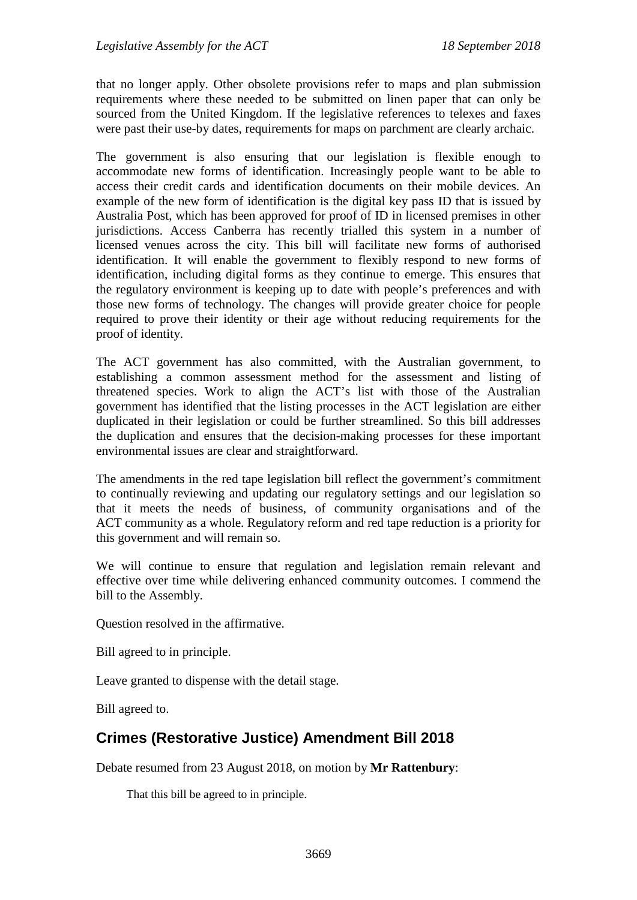that no longer apply. Other obsolete provisions refer to maps and plan submission requirements where these needed to be submitted on linen paper that can only be sourced from the United Kingdom. If the legislative references to telexes and faxes were past their use-by dates, requirements for maps on parchment are clearly archaic.

The government is also ensuring that our legislation is flexible enough to accommodate new forms of identification. Increasingly people want to be able to access their credit cards and identification documents on their mobile devices. An example of the new form of identification is the digital key pass ID that is issued by Australia Post, which has been approved for proof of ID in licensed premises in other jurisdictions. Access Canberra has recently trialled this system in a number of licensed venues across the city. This bill will facilitate new forms of authorised identification. It will enable the government to flexibly respond to new forms of identification, including digital forms as they continue to emerge. This ensures that the regulatory environment is keeping up to date with people's preferences and with those new forms of technology. The changes will provide greater choice for people required to prove their identity or their age without reducing requirements for the proof of identity.

The ACT government has also committed, with the Australian government, to establishing a common assessment method for the assessment and listing of threatened species. Work to align the ACT's list with those of the Australian government has identified that the listing processes in the ACT legislation are either duplicated in their legislation or could be further streamlined. So this bill addresses the duplication and ensures that the decision-making processes for these important environmental issues are clear and straightforward.

The amendments in the red tape legislation bill reflect the government's commitment to continually reviewing and updating our regulatory settings and our legislation so that it meets the needs of business, of community organisations and of the ACT community as a whole. Regulatory reform and red tape reduction is a priority for this government and will remain so.

We will continue to ensure that regulation and legislation remain relevant and effective over time while delivering enhanced community outcomes. I commend the bill to the Assembly.

Question resolved in the affirmative.

Bill agreed to in principle.

Leave granted to dispense with the detail stage.

Bill agreed to.

## Crimes (Restorative Justice) Amendment Bill 2018

Debate resumed from 23 August 2018, on motion by **Mr Rattenbury**:

> That this bill be agreed to in principle.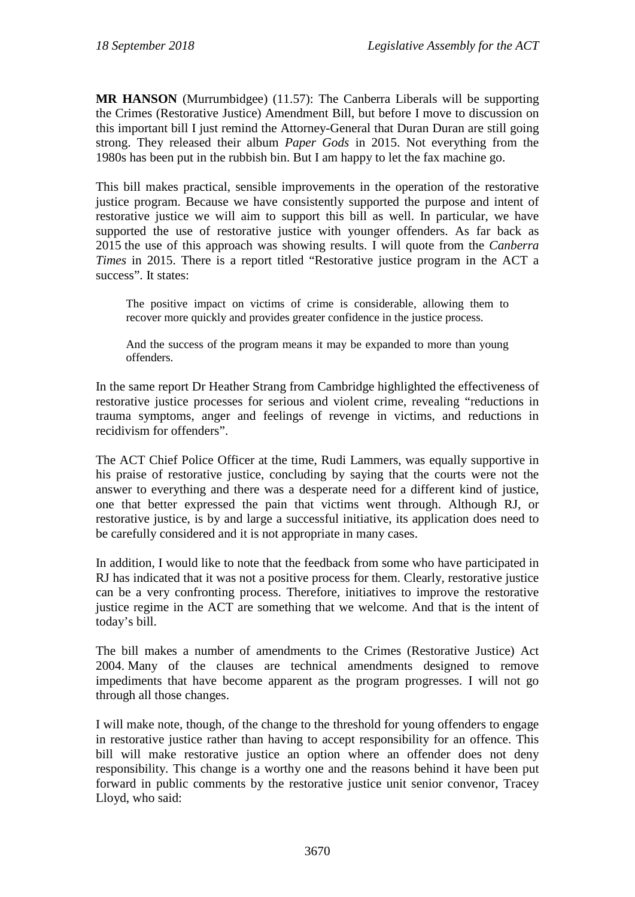**MR HANSON** (Murrumbidgee) (11.57): The Canberra Liberals will be supporting the Crimes (Restorative Justice) Amendment Bill, but before I move to discussion on this important bill I just remind the Attorney-General that Duran Duran are still going strong. They released their album *Paper Gods* in 2015. Not everything from the 1980s has been put in the rubbish bin. But I am happy to let the fax machine go.

This bill makes practical, sensible improvements in the operation of the restorative justice program. Because we have consistently supported the purpose and intent of restorative justice we will aim to support this bill as well. In particular, we have supported the use of restorative justice with younger offenders. As far back as 2015 the use of this approach was showing results. I will quote from the *Canberra Times* in 2015. There is a report titled "Restorative justice program in the ACT a success". It states:

> The positive impact on victims of crime is considerable, allowing them to recover more quickly and provides greater confidence in the justice process.
>
> And the success of the program means it may be expanded to more than young offenders.

In the same report Dr Heather Strang from Cambridge highlighted the effectiveness of restorative justice processes for serious and violent crime, revealing "reductions in trauma symptoms, anger and feelings of revenge in victims, and reductions in recidivism for offenders".

The ACT Chief Police Officer at the time, Rudi Lammers, was equally supportive in his praise of restorative justice, concluding by saying that the courts were not the answer to everything and there was a desperate need for a different kind of justice, one that better expressed the pain that victims went through. Although RJ, or restorative justice, is by and large a successful initiative, its application does need to be carefully considered and it is not appropriate in many cases.

In addition, I would like to note that the feedback from some who have participated in RJ has indicated that it was not a positive process for them. Clearly, restorative justice can be a very confronting process. Therefore, initiatives to improve the restorative justice regime in the ACT are something that we welcome. And that is the intent of today's bill.

The bill makes a number of amendments to the Crimes (Restorative Justice) Act 2004. Many of the clauses are technical amendments designed to remove impediments that have become apparent as the program progresses. I will not go through all those changes.

I will make note, though, of the change to the threshold for young offenders to engage in restorative justice rather than having to accept responsibility for an offence. This bill will make restorative justice an option where an offender does not deny responsibility. This change is a worthy one and the reasons behind it have been put forward in public comments by the restorative justice unit senior convenor, Tracey Lloyd, who said: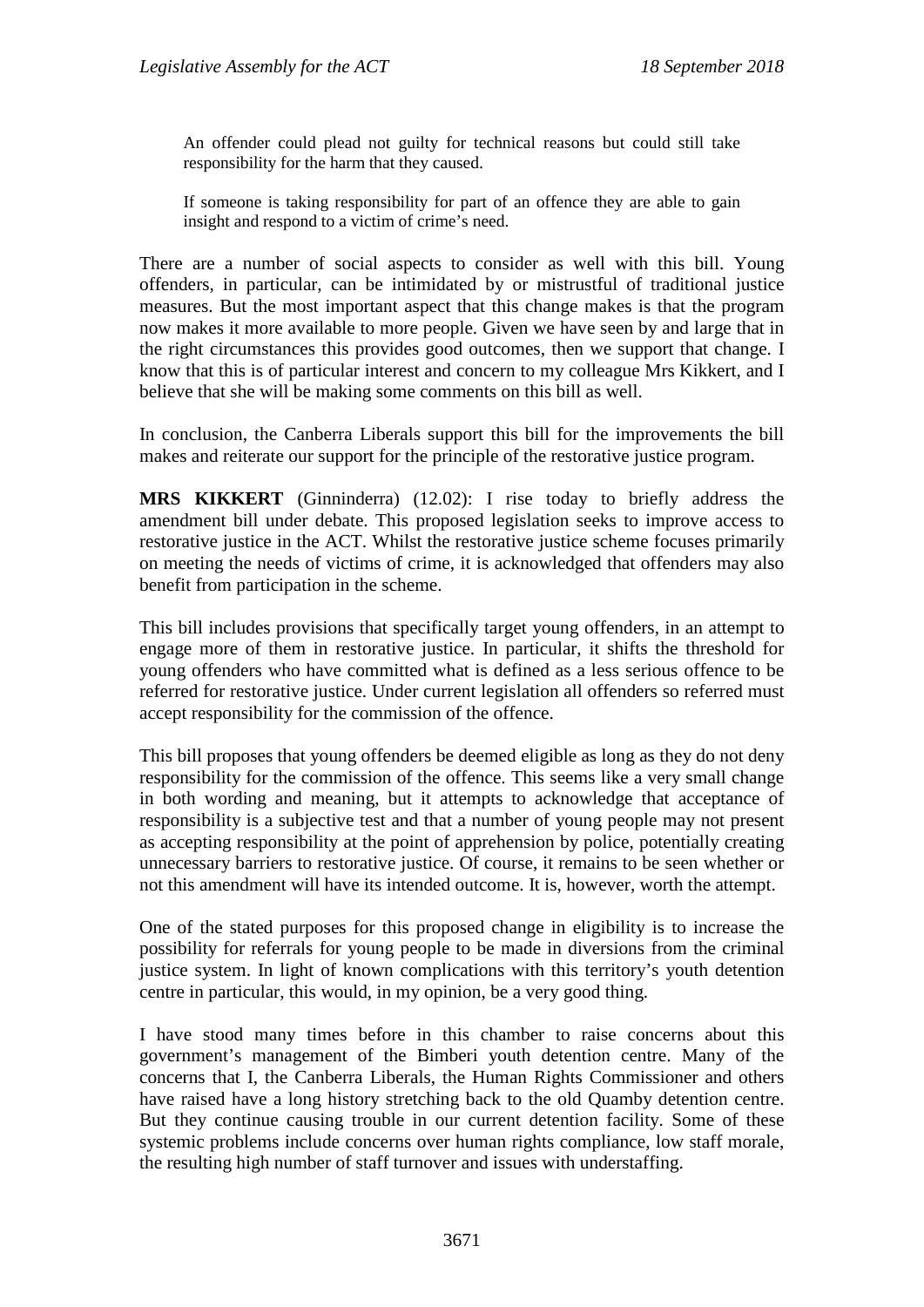> An offender could plead not guilty for technical reasons but could still take responsibility for the harm that they caused.
>
> If someone is taking responsibility for part of an offence they are able to gain insight and respond to a victim of crime's need.

There are a number of social aspects to consider as well with this bill. Young offenders, in particular, can be intimidated by or mistrustful of traditional justice measures. But the most important aspect that this change makes is that the program now makes it more available to more people. Given we have seen by and large that in the right circumstances this provides good outcomes, then we support that change. I know that this is of particular interest and concern to my colleague Mrs Kikkert, and I believe that she will be making some comments on this bill as well.

In conclusion, the Canberra Liberals support this bill for the improvements the bill makes and reiterate our support for the principle of the restorative justice program.

**MRS KIKKERT** (Ginninderra) (12.02): I rise today to briefly address the amendment bill under debate. This proposed legislation seeks to improve access to restorative justice in the ACT. Whilst the restorative justice scheme focuses primarily on meeting the needs of victims of crime, it is acknowledged that offenders may also benefit from participation in the scheme.

This bill includes provisions that specifically target young offenders, in an attempt to engage more of them in restorative justice. In particular, it shifts the threshold for young offenders who have committed what is defined as a less serious offence to be referred for restorative justice. Under current legislation all offenders so referred must accept responsibility for the commission of the offence.

This bill proposes that young offenders be deemed eligible as long as they do not deny responsibility for the commission of the offence. This seems like a very small change in both wording and meaning, but it attempts to acknowledge that acceptance of responsibility is a subjective test and that a number of young people may not present as accepting responsibility at the point of apprehension by police, potentially creating unnecessary barriers to restorative justice. Of course, it remains to be seen whether or not this amendment will have its intended outcome. It is, however, worth the attempt.

One of the stated purposes for this proposed change in eligibility is to increase the possibility for referrals for young people to be made in diversions from the criminal justice system. In light of known complications with this territory's youth detention centre in particular, this would, in my opinion, be a very good thing.

I have stood many times before in this chamber to raise concerns about this government's management of the Bimberi youth detention centre. Many of the concerns that I, the Canberra Liberals, the Human Rights Commissioner and others have raised have a long history stretching back to the old Quamby detention centre. But they continue causing trouble in our current detention facility. Some of these systemic problems include concerns over human rights compliance, low staff morale, the resulting high number of staff turnover and issues with understaffing.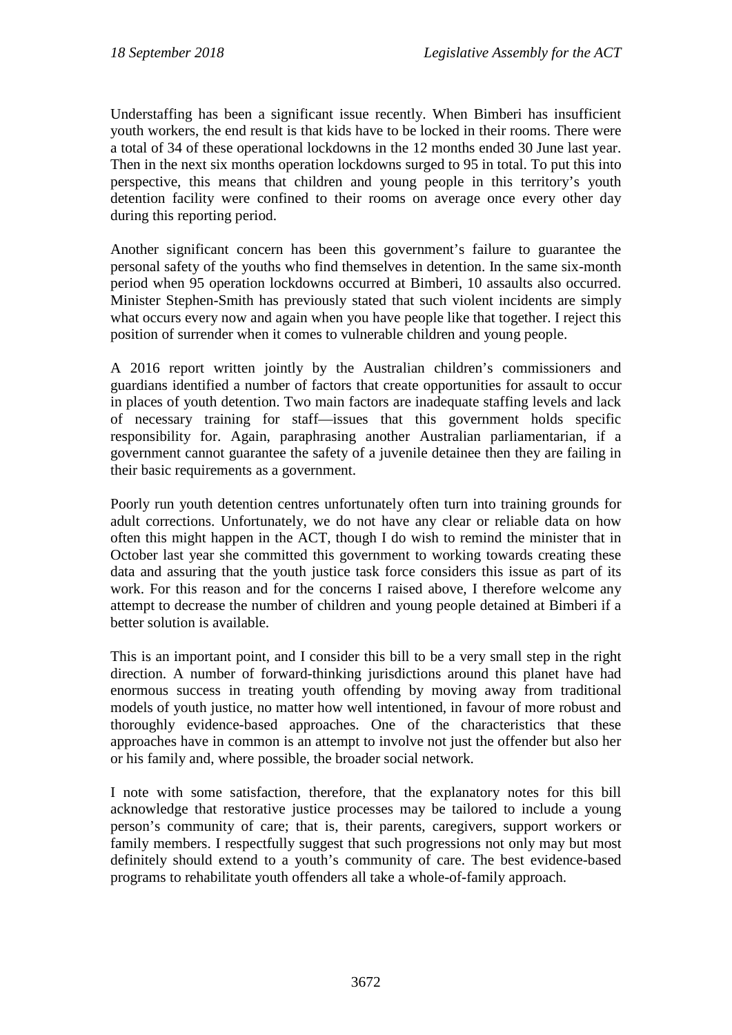Understaffing has been a significant issue recently. When Bimberi has insufficient youth workers, the end result is that kids have to be locked in their rooms. There were a total of 34 of these operational lockdowns in the 12 months ended 30 June last year. Then in the next six months operation lockdowns surged to 95 in total. To put this into perspective, this means that children and young people in this territory's youth detention facility were confined to their rooms on average once every other day during this reporting period.

Another significant concern has been this government's failure to guarantee the personal safety of the youths who find themselves in detention. In the same six-month period when 95 operation lockdowns occurred at Bimberi, 10 assaults also occurred. Minister Stephen-Smith has previously stated that such violent incidents are simply what occurs every now and again when you have people like that together. I reject this position of surrender when it comes to vulnerable children and young people.

A 2016 report written jointly by the Australian children's commissioners and guardians identified a number of factors that create opportunities for assault to occur in places of youth detention. Two main factors are inadequate staffing levels and lack of necessary training for staff—issues that this government holds specific responsibility for. Again, paraphrasing another Australian parliamentarian, if a government cannot guarantee the safety of a juvenile detainee then they are failing in their basic requirements as a government.

Poorly run youth detention centres unfortunately often turn into training grounds for adult corrections. Unfortunately, we do not have any clear or reliable data on how often this might happen in the ACT, though I do wish to remind the minister that in October last year she committed this government to working towards creating these data and assuring that the youth justice task force considers this issue as part of its work. For this reason and for the concerns I raised above, I therefore welcome any attempt to decrease the number of children and young people detained at Bimberi if a better solution is available.

This is an important point, and I consider this bill to be a very small step in the right direction. A number of forward-thinking jurisdictions around this planet have had enormous success in treating youth offending by moving away from traditional models of youth justice, no matter how well intentioned, in favour of more robust and thoroughly evidence-based approaches. One of the characteristics that these approaches have in common is an attempt to involve not just the offender but also her or his family and, where possible, the broader social network.

I note with some satisfaction, therefore, that the explanatory notes for this bill acknowledge that restorative justice processes may be tailored to include a young person's community of care; that is, their parents, caregivers, support workers or family members. I respectfully suggest that such progressions not only may but most definitely should extend to a youth's community of care. The best evidence-based programs to rehabilitate youth offenders all take a whole-of-family approach.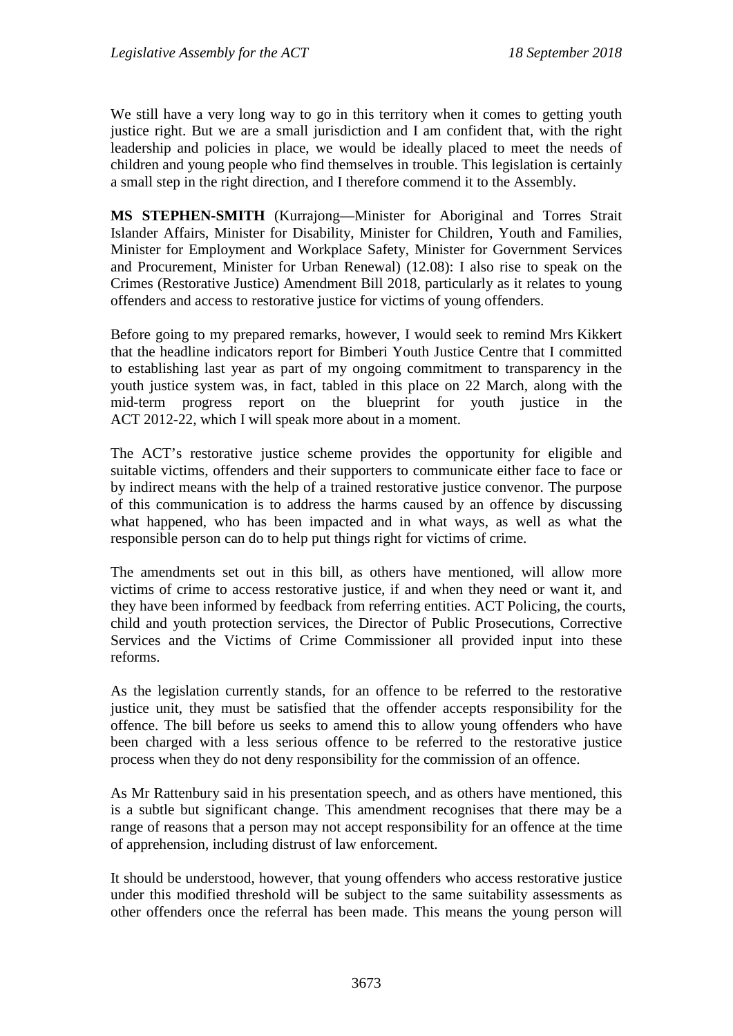We still have a very long way to go in this territory when it comes to getting youth justice right. But we are a small jurisdiction and I am confident that, with the right leadership and policies in place, we would be ideally placed to meet the needs of children and young people who find themselves in trouble. This legislation is certainly a small step in the right direction, and I therefore commend it to the Assembly.

**MS STEPHEN-SMITH** (Kurrajong—Minister for Aboriginal and Torres Strait Islander Affairs, Minister for Disability, Minister for Children, Youth and Families, Minister for Employment and Workplace Safety, Minister for Government Services and Procurement, Minister for Urban Renewal) (12.08): I also rise to speak on the Crimes (Restorative Justice) Amendment Bill 2018, particularly as it relates to young offenders and access to restorative justice for victims of young offenders.

Before going to my prepared remarks, however, I would seek to remind Mrs Kikkert that the headline indicators report for Bimberi Youth Justice Centre that I committed to establishing last year as part of my ongoing commitment to transparency in the youth justice system was, in fact, tabled in this place on 22 March, along with the mid-term progress report on the blueprint for youth justice in the ACT 2012-22, which I will speak more about in a moment.

The ACT's restorative justice scheme provides the opportunity for eligible and suitable victims, offenders and their supporters to communicate either face to face or by indirect means with the help of a trained restorative justice convenor. The purpose of this communication is to address the harms caused by an offence by discussing what happened, who has been impacted and in what ways, as well as what the responsible person can do to help put things right for victims of crime.

The amendments set out in this bill, as others have mentioned, will allow more victims of crime to access restorative justice, if and when they need or want it, and they have been informed by feedback from referring entities. ACT Policing, the courts, child and youth protection services, the Director of Public Prosecutions, Corrective Services and the Victims of Crime Commissioner all provided input into these reforms.

As the legislation currently stands, for an offence to be referred to the restorative justice unit, they must be satisfied that the offender accepts responsibility for the offence. The bill before us seeks to amend this to allow young offenders who have been charged with a less serious offence to be referred to the restorative justice process when they do not deny responsibility for the commission of an offence.

As Mr Rattenbury said in his presentation speech, and as others have mentioned, this is a subtle but significant change. This amendment recognises that there may be a range of reasons that a person may not accept responsibility for an offence at the time of apprehension, including distrust of law enforcement.

It should be understood, however, that young offenders who access restorative justice under this modified threshold will be subject to the same suitability assessments as other offenders once the referral has been made. This means the young person will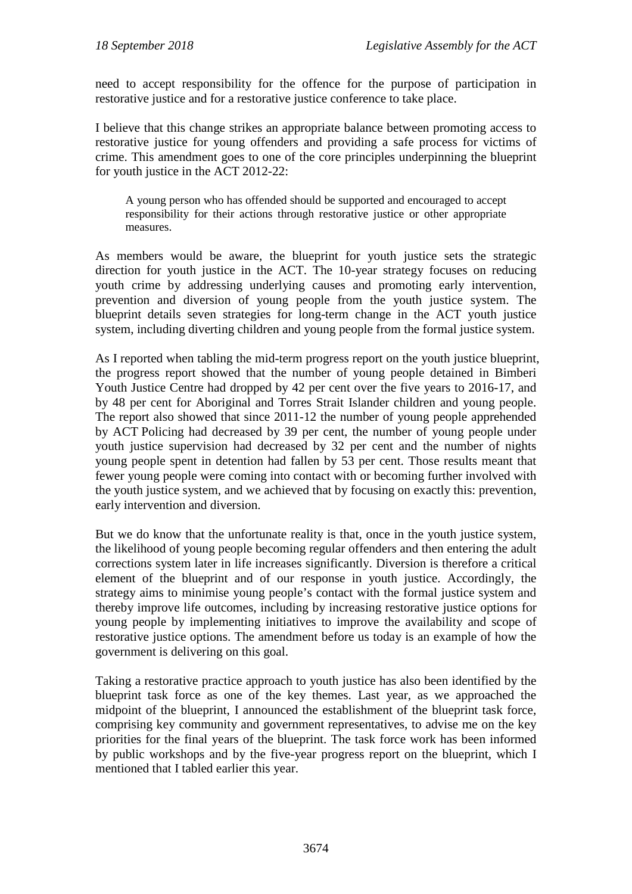need to accept responsibility for the offence for the purpose of participation in restorative justice and for a restorative justice conference to take place.

I believe that this change strikes an appropriate balance between promoting access to restorative justice for young offenders and providing a safe process for victims of crime. This amendment goes to one of the core principles underpinning the blueprint for youth justice in the ACT 2012-22:

> A young person who has offended should be supported and encouraged to accept responsibility for their actions through restorative justice or other appropriate measures.

As members would be aware, the blueprint for youth justice sets the strategic direction for youth justice in the ACT. The 10-year strategy focuses on reducing youth crime by addressing underlying causes and promoting early intervention, prevention and diversion of young people from the youth justice system. The blueprint details seven strategies for long-term change in the ACT youth justice system, including diverting children and young people from the formal justice system.

As I reported when tabling the mid-term progress report on the youth justice blueprint, the progress report showed that the number of young people detained in Bimberi Youth Justice Centre had dropped by 42 per cent over the five years to 2016-17, and by 48 per cent for Aboriginal and Torres Strait Islander children and young people. The report also showed that since 2011-12 the number of young people apprehended by ACT Policing had decreased by 39 per cent, the number of young people under youth justice supervision had decreased by 32 per cent and the number of nights young people spent in detention had fallen by 53 per cent. Those results meant that fewer young people were coming into contact with or becoming further involved with the youth justice system, and we achieved that by focusing on exactly this: prevention, early intervention and diversion.

But we do know that the unfortunate reality is that, once in the youth justice system, the likelihood of young people becoming regular offenders and then entering the adult corrections system later in life increases significantly. Diversion is therefore a critical element of the blueprint and of our response in youth justice. Accordingly, the strategy aims to minimise young people's contact with the formal justice system and thereby improve life outcomes, including by increasing restorative justice options for young people by implementing initiatives to improve the availability and scope of restorative justice options. The amendment before us today is an example of how the government is delivering on this goal.

Taking a restorative practice approach to youth justice has also been identified by the blueprint task force as one of the key themes. Last year, as we approached the midpoint of the blueprint, I announced the establishment of the blueprint task force, comprising key community and government representatives, to advise me on the key priorities for the final years of the blueprint. The task force work has been informed by public workshops and by the five-year progress report on the blueprint, which I mentioned that I tabled earlier this year.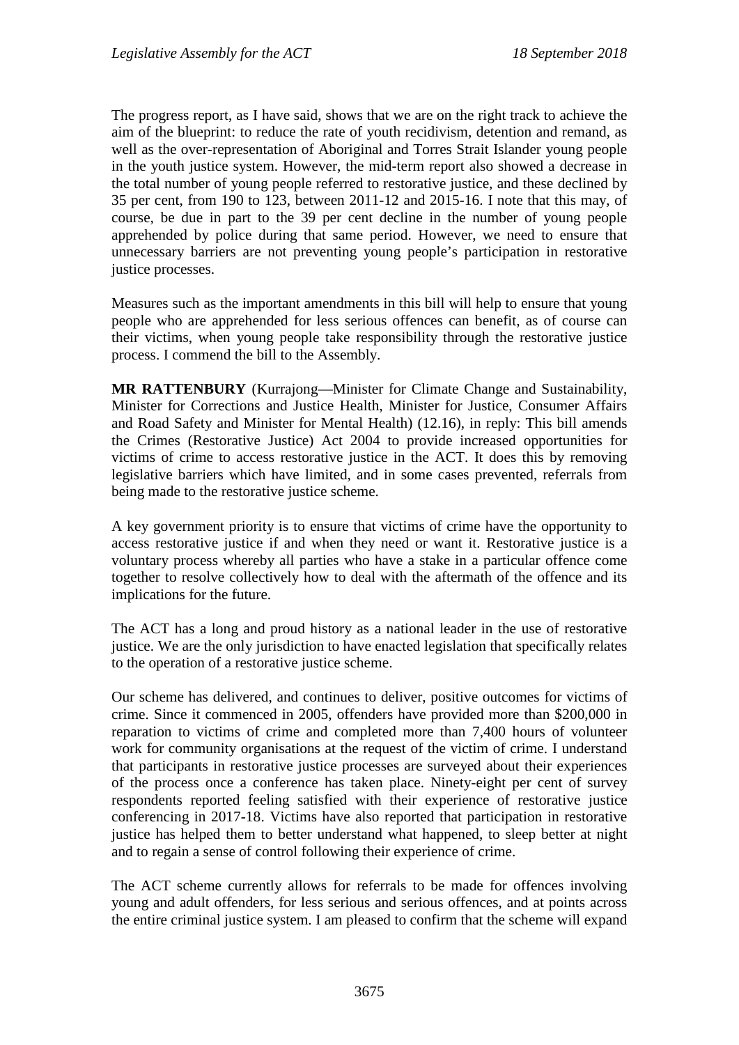The progress report, as I have said, shows that we are on the right track to achieve the aim of the blueprint: to reduce the rate of youth recidivism, detention and remand, as well as the over-representation of Aboriginal and Torres Strait Islander young people in the youth justice system. However, the mid-term report also showed a decrease in the total number of young people referred to restorative justice, and these declined by 35 per cent, from 190 to 123, between 2011-12 and 2015-16. I note that this may, of course, be due in part to the 39 per cent decline in the number of young people apprehended by police during that same period. However, we need to ensure that unnecessary barriers are not preventing young people's participation in restorative justice processes.

Measures such as the important amendments in this bill will help to ensure that young people who are apprehended for less serious offences can benefit, as of course can their victims, when young people take responsibility through the restorative justice process. I commend the bill to the Assembly.

**MR RATTENBURY** (Kurrajong—Minister for Climate Change and Sustainability, Minister for Corrections and Justice Health, Minister for Justice, Consumer Affairs and Road Safety and Minister for Mental Health) (12.16), in reply: This bill amends the Crimes (Restorative Justice) Act 2004 to provide increased opportunities for victims of crime to access restorative justice in the ACT. It does this by removing legislative barriers which have limited, and in some cases prevented, referrals from being made to the restorative justice scheme.

A key government priority is to ensure that victims of crime have the opportunity to access restorative justice if and when they need or want it. Restorative justice is a voluntary process whereby all parties who have a stake in a particular offence come together to resolve collectively how to deal with the aftermath of the offence and its implications for the future.

The ACT has a long and proud history as a national leader in the use of restorative justice. We are the only jurisdiction to have enacted legislation that specifically relates to the operation of a restorative justice scheme.

Our scheme has delivered, and continues to deliver, positive outcomes for victims of crime. Since it commenced in 2005, offenders have provided more than $200,000 in reparation to victims of crime and completed more than 7,400 hours of volunteer work for community organisations at the request of the victim of crime. I understand that participants in restorative justice processes are surveyed about their experiences of the process once a conference has taken place. Ninety-eight per cent of survey respondents reported feeling satisfied with their experience of restorative justice conferencing in 2017-18. Victims have also reported that participation in restorative justice has helped them to better understand what happened, to sleep better at night and to regain a sense of control following their experience of crime.

The ACT scheme currently allows for referrals to be made for offences involving young and adult offenders, for less serious and serious offences, and at points across the entire criminal justice system. I am pleased to confirm that the scheme will expand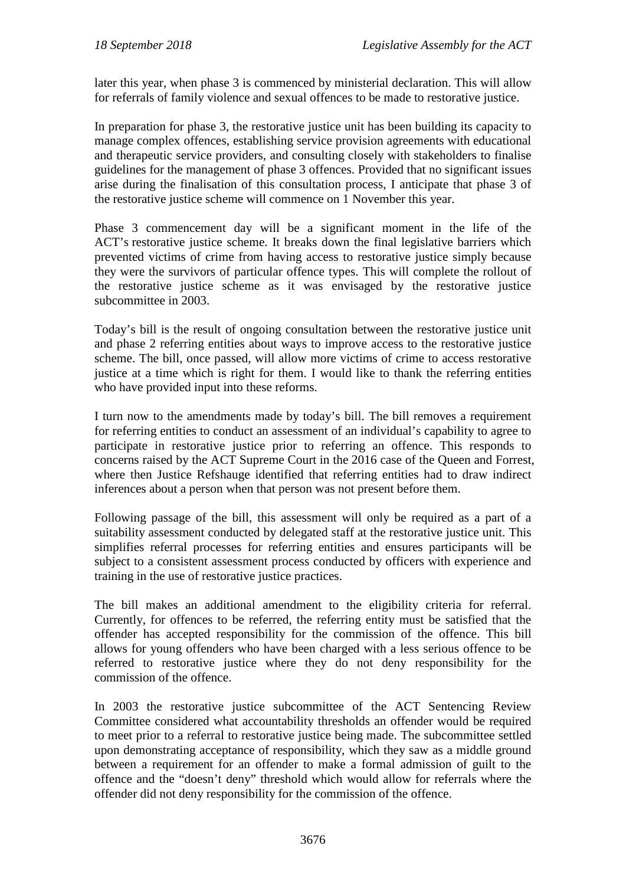later this year, when phase 3 is commenced by ministerial declaration. This will allow for referrals of family violence and sexual offences to be made to restorative justice.

In preparation for phase 3, the restorative justice unit has been building its capacity to manage complex offences, establishing service provision agreements with educational and therapeutic service providers, and consulting closely with stakeholders to finalise guidelines for the management of phase 3 offences. Provided that no significant issues arise during the finalisation of this consultation process, I anticipate that phase 3 of the restorative justice scheme will commence on 1 November this year.

Phase 3 commencement day will be a significant moment in the life of the ACT's restorative justice scheme. It breaks down the final legislative barriers which prevented victims of crime from having access to restorative justice simply because they were the survivors of particular offence types. This will complete the rollout of the restorative justice scheme as it was envisaged by the restorative justice subcommittee in 2003.

Today's bill is the result of ongoing consultation between the restorative justice unit and phase 2 referring entities about ways to improve access to the restorative justice scheme. The bill, once passed, will allow more victims of crime to access restorative justice at a time which is right for them. I would like to thank the referring entities who have provided input into these reforms.

I turn now to the amendments made by today's bill. The bill removes a requirement for referring entities to conduct an assessment of an individual's capability to agree to participate in restorative justice prior to referring an offence. This responds to concerns raised by the ACT Supreme Court in the 2016 case of the Queen and Forrest, where then Justice Refshauge identified that referring entities had to draw indirect inferences about a person when that person was not present before them.

Following passage of the bill, this assessment will only be required as a part of a suitability assessment conducted by delegated staff at the restorative justice unit. This simplifies referral processes for referring entities and ensures participants will be subject to a consistent assessment process conducted by officers with experience and training in the use of restorative justice practices.

The bill makes an additional amendment to the eligibility criteria for referral. Currently, for offences to be referred, the referring entity must be satisfied that the offender has accepted responsibility for the commission of the offence. This bill allows for young offenders who have been charged with a less serious offence to be referred to restorative justice where they do not deny responsibility for the commission of the offence.

In 2003 the restorative justice subcommittee of the ACT Sentencing Review Committee considered what accountability thresholds an offender would be required to meet prior to a referral to restorative justice being made. The subcommittee settled upon demonstrating acceptance of responsibility, which they saw as a middle ground between a requirement for an offender to make a formal admission of guilt to the offence and the "doesn't deny" threshold which would allow for referrals where the offender did not deny responsibility for the commission of the offence.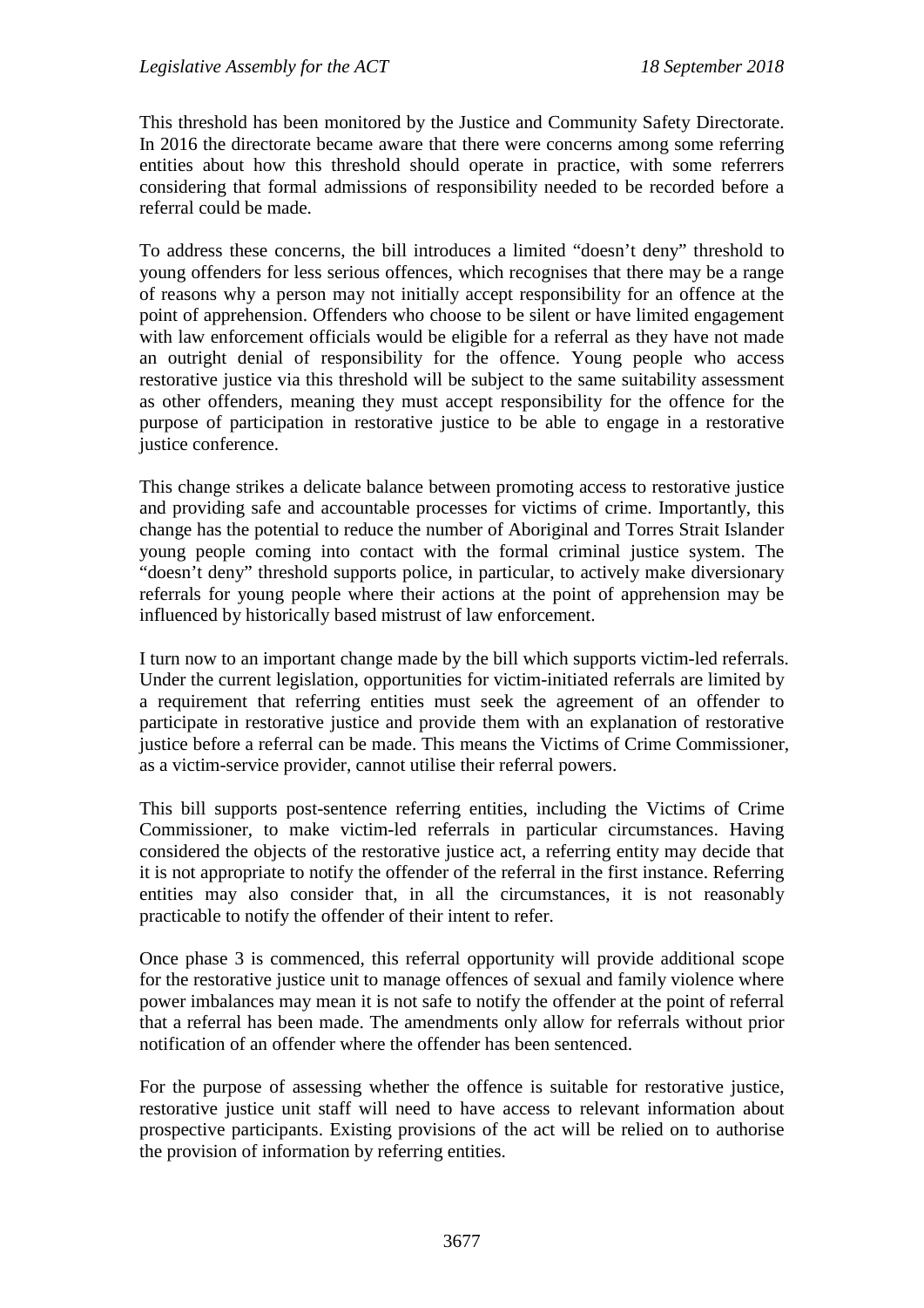This threshold has been monitored by the Justice and Community Safety Directorate. In 2016 the directorate became aware that there were concerns among some referring entities about how this threshold should operate in practice, with some referrers considering that formal admissions of responsibility needed to be recorded before a referral could be made.

To address these concerns, the bill introduces a limited "doesn't deny" threshold to young offenders for less serious offences, which recognises that there may be a range of reasons why a person may not initially accept responsibility for an offence at the point of apprehension. Offenders who choose to be silent or have limited engagement with law enforcement officials would be eligible for a referral as they have not made an outright denial of responsibility for the offence. Young people who access restorative justice via this threshold will be subject to the same suitability assessment as other offenders, meaning they must accept responsibility for the offence for the purpose of participation in restorative justice to be able to engage in a restorative justice conference.

This change strikes a delicate balance between promoting access to restorative justice and providing safe and accountable processes for victims of crime. Importantly, this change has the potential to reduce the number of Aboriginal and Torres Strait Islander young people coming into contact with the formal criminal justice system. The "doesn't deny" threshold supports police, in particular, to actively make diversionary referrals for young people where their actions at the point of apprehension may be influenced by historically based mistrust of law enforcement.

I turn now to an important change made by the bill which supports victim-led referrals. Under the current legislation, opportunities for victim-initiated referrals are limited by a requirement that referring entities must seek the agreement of an offender to participate in restorative justice and provide them with an explanation of restorative justice before a referral can be made. This means the Victims of Crime Commissioner, as a victim-service provider, cannot utilise their referral powers.

This bill supports post-sentence referring entities, including the Victims of Crime Commissioner, to make victim-led referrals in particular circumstances. Having considered the objects of the restorative justice act, a referring entity may decide that it is not appropriate to notify the offender of the referral in the first instance. Referring entities may also consider that, in all the circumstances, it is not reasonably practicable to notify the offender of their intent to refer.

Once phase 3 is commenced, this referral opportunity will provide additional scope for the restorative justice unit to manage offences of sexual and family violence where power imbalances may mean it is not safe to notify the offender at the point of referral that a referral has been made. The amendments only allow for referrals without prior notification of an offender where the offender has been sentenced.

For the purpose of assessing whether the offence is suitable for restorative justice, restorative justice unit staff will need to have access to relevant information about prospective participants. Existing provisions of the act will be relied on to authorise the provision of information by referring entities.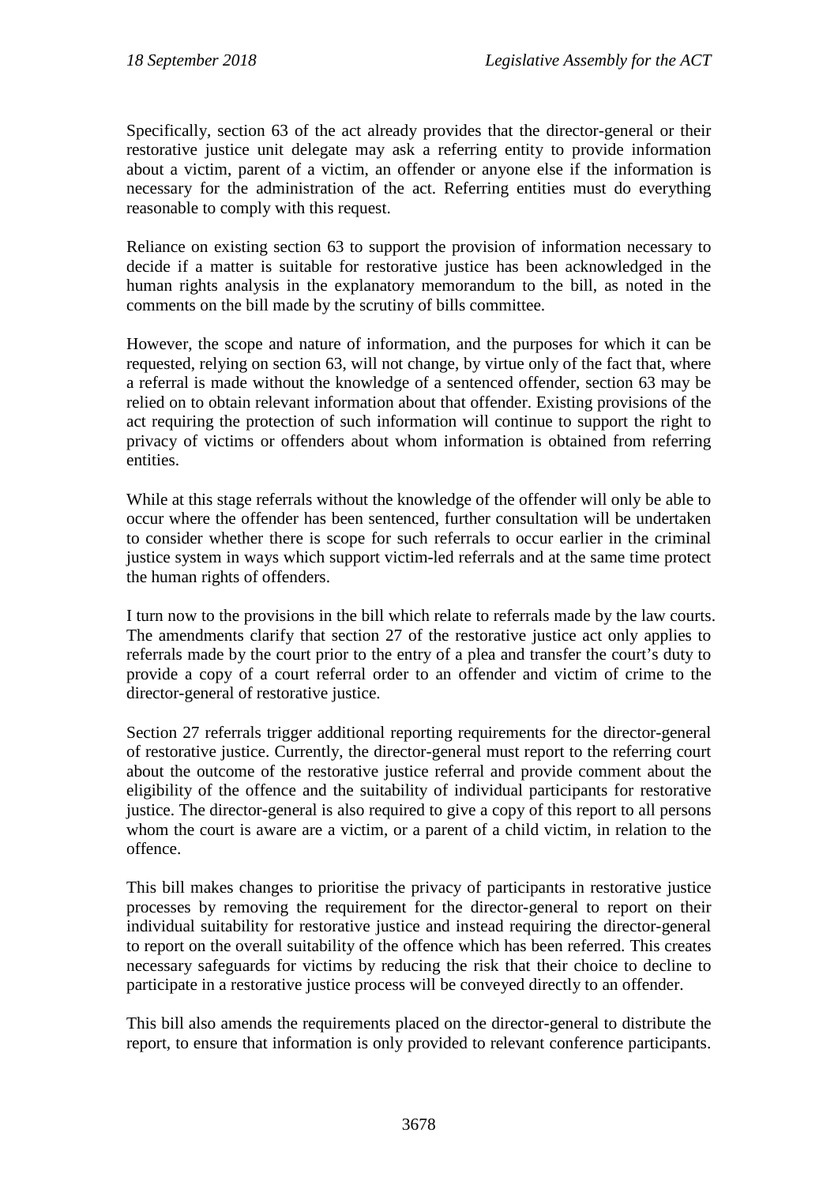Specifically, section 63 of the act already provides that the director-general or their restorative justice unit delegate may ask a referring entity to provide information about a victim, parent of a victim, an offender or anyone else if the information is necessary for the administration of the act. Referring entities must do everything reasonable to comply with this request.

Reliance on existing section 63 to support the provision of information necessary to decide if a matter is suitable for restorative justice has been acknowledged in the human rights analysis in the explanatory memorandum to the bill, as noted in the comments on the bill made by the scrutiny of bills committee.

However, the scope and nature of information, and the purposes for which it can be requested, relying on section 63, will not change, by virtue only of the fact that, where a referral is made without the knowledge of a sentenced offender, section 63 may be relied on to obtain relevant information about that offender. Existing provisions of the act requiring the protection of such information will continue to support the right to privacy of victims or offenders about whom information is obtained from referring entities.

While at this stage referrals without the knowledge of the offender will only be able to occur where the offender has been sentenced, further consultation will be undertaken to consider whether there is scope for such referrals to occur earlier in the criminal justice system in ways which support victim-led referrals and at the same time protect the human rights of offenders.

I turn now to the provisions in the bill which relate to referrals made by the law courts. The amendments clarify that section 27 of the restorative justice act only applies to referrals made by the court prior to the entry of a plea and transfer the court's duty to provide a copy of a court referral order to an offender and victim of crime to the director-general of restorative justice.

Section 27 referrals trigger additional reporting requirements for the director-general of restorative justice. Currently, the director-general must report to the referring court about the outcome of the restorative justice referral and provide comment about the eligibility of the offence and the suitability of individual participants for restorative justice. The director-general is also required to give a copy of this report to all persons whom the court is aware are a victim, or a parent of a child victim, in relation to the offence.

This bill makes changes to prioritise the privacy of participants in restorative justice processes by removing the requirement for the director-general to report on their individual suitability for restorative justice and instead requiring the director-general to report on the overall suitability of the offence which has been referred. This creates necessary safeguards for victims by reducing the risk that their choice to decline to participate in a restorative justice process will be conveyed directly to an offender.

This bill also amends the requirements placed on the director-general to distribute the report, to ensure that information is only provided to relevant conference participants.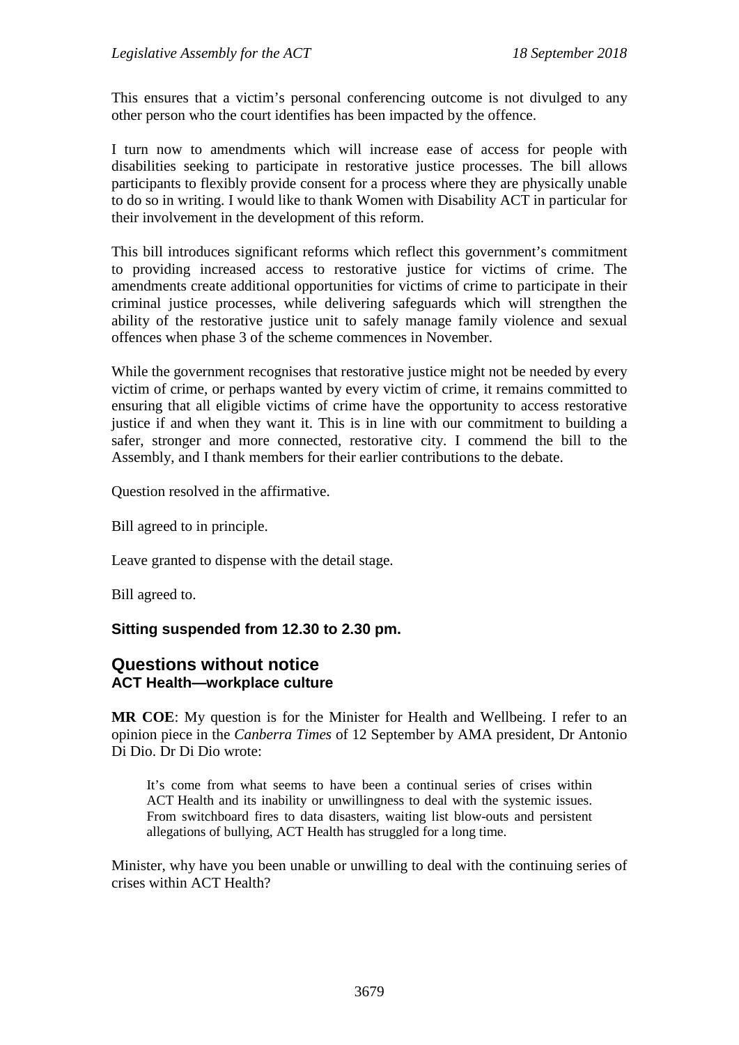This ensures that a victim's personal conferencing outcome is not divulged to any other person who the court identifies has been impacted by the offence.

I turn now to amendments which will increase ease of access for people with disabilities seeking to participate in restorative justice processes. The bill allows participants to flexibly provide consent for a process where they are physically unable to do so in writing. I would like to thank Women with Disability ACT in particular for their involvement in the development of this reform.

This bill introduces significant reforms which reflect this government's commitment to providing increased access to restorative justice for victims of crime. The amendments create additional opportunities for victims of crime to participate in their criminal justice processes, while delivering safeguards which will strengthen the ability of the restorative justice unit to safely manage family violence and sexual offences when phase 3 of the scheme commences in November.

While the government recognises that restorative justice might not be needed by every victim of crime, or perhaps wanted by every victim of crime, it remains committed to ensuring that all eligible victims of crime have the opportunity to access restorative justice if and when they want it. This is in line with our commitment to building a safer, stronger and more connected, restorative city. I commend the bill to the Assembly, and I thank members for their earlier contributions to the debate.

Question resolved in the affirmative.

Bill agreed to in principle.

Leave granted to dispense with the detail stage.

Bill agreed to.

**Sitting suspended from 12.30 to 2.30 pm.**

## Questions without notice

### ACT Health—workplace culture

**MR COE**: My question is for the Minister for Health and Wellbeing. I refer to an opinion piece in the *Canberra Times* of 12 September by AMA president, Dr Antonio Di Dio. Dr Di Dio wrote:

> It's come from what seems to have been a continual series of crises within ACT Health and its inability or unwillingness to deal with the systemic issues. From switchboard fires to data disasters, waiting list blow-outs and persistent allegations of bullying, ACT Health has struggled for a long time.

Minister, why have you been unable or unwilling to deal with the continuing series of crises within ACT Health?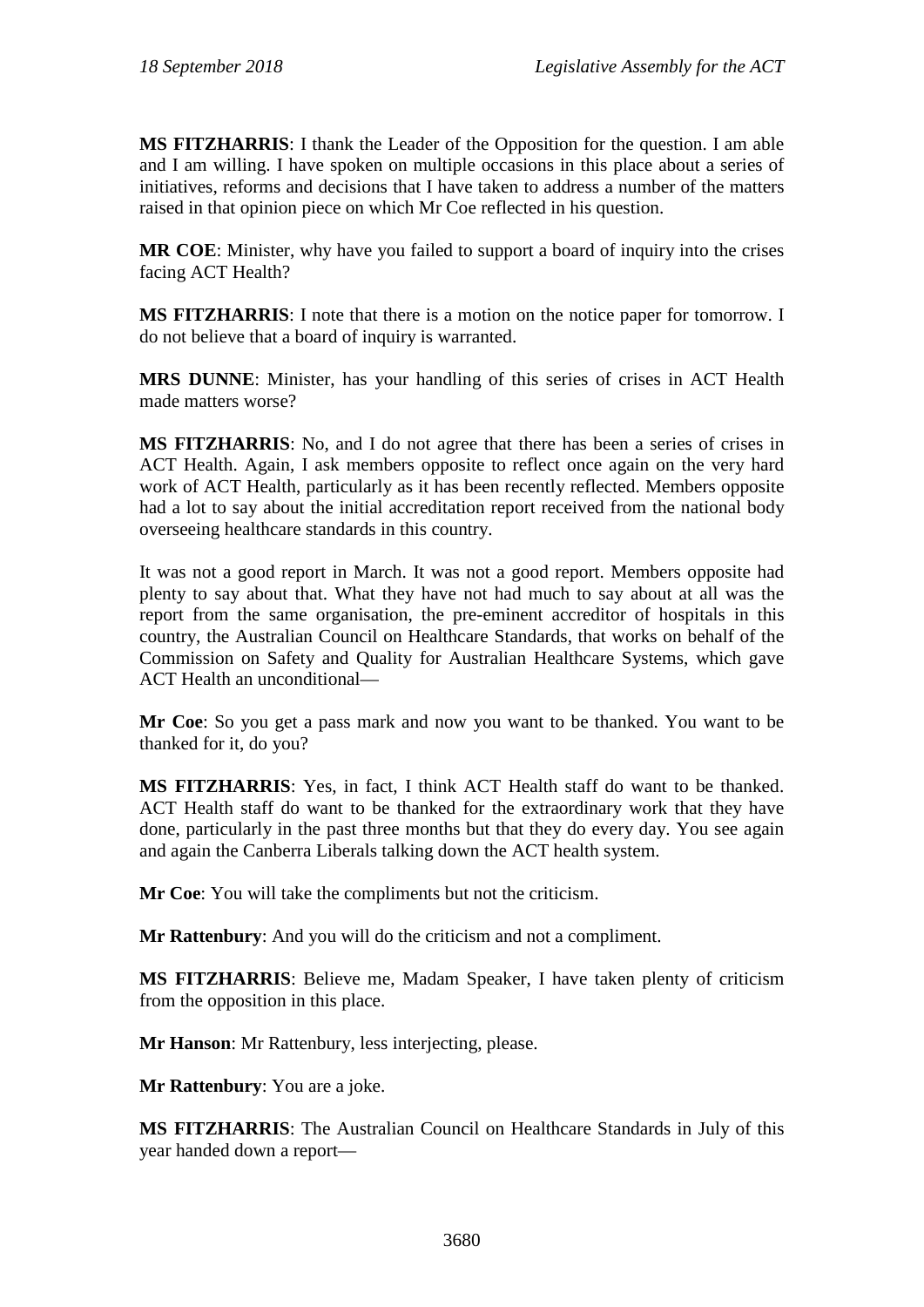**MS FITZHARRIS**: I thank the Leader of the Opposition for the question. I am able and I am willing. I have spoken on multiple occasions in this place about a series of initiatives, reforms and decisions that I have taken to address a number of the matters raised in that opinion piece on which Mr Coe reflected in his question.

**MR COE**: Minister, why have you failed to support a board of inquiry into the crises facing ACT Health?

**MS FITZHARRIS**: I note that there is a motion on the notice paper for tomorrow. I do not believe that a board of inquiry is warranted.

**MRS DUNNE**: Minister, has your handling of this series of crises in ACT Health made matters worse?

**MS FITZHARRIS**: No, and I do not agree that there has been a series of crises in ACT Health. Again, I ask members opposite to reflect once again on the very hard work of ACT Health, particularly as it has been recently reflected. Members opposite had a lot to say about the initial accreditation report received from the national body overseeing healthcare standards in this country.

It was not a good report in March. It was not a good report. Members opposite had plenty to say about that. What they have not had much to say about at all was the report from the same organisation, the pre-eminent accreditor of hospitals in this country, the Australian Council on Healthcare Standards, that works on behalf of the Commission on Safety and Quality for Australian Healthcare Systems, which gave ACT Health an unconditional—

**Mr Coe**: So you get a pass mark and now you want to be thanked. You want to be thanked for it, do you?

**MS FITZHARRIS**: Yes, in fact, I think ACT Health staff do want to be thanked. ACT Health staff do want to be thanked for the extraordinary work that they have done, particularly in the past three months but that they do every day. You see again and again the Canberra Liberals talking down the ACT health system.

**Mr Coe**: You will take the compliments but not the criticism.

**Mr Rattenbury**: And you will do the criticism and not a compliment.

**MS FITZHARRIS**: Believe me, Madam Speaker, I have taken plenty of criticism from the opposition in this place.

**Mr Hanson**: Mr Rattenbury, less interjecting, please.

**Mr Rattenbury**: You are a joke.

**MS FITZHARRIS**: The Australian Council on Healthcare Standards in July of this year handed down a report—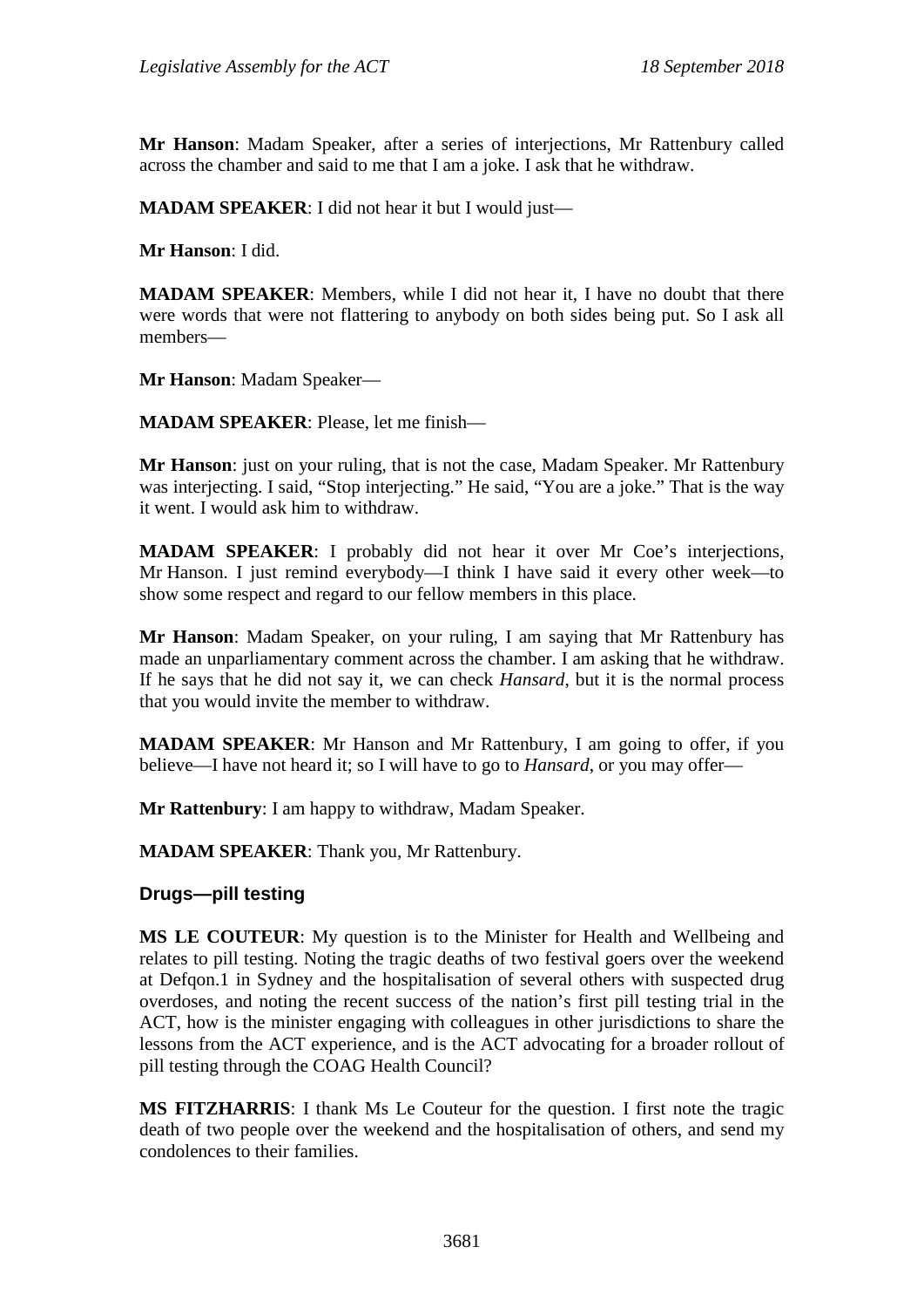**Mr Hanson**: Madam Speaker, after a series of interjections, Mr Rattenbury called across the chamber and said to me that I am a joke. I ask that he withdraw.

**MADAM SPEAKER**: I did not hear it but I would just—

**Mr Hanson**: I did.

**MADAM SPEAKER**: Members, while I did not hear it, I have no doubt that there were words that were not flattering to anybody on both sides being put. So I ask all members—

**Mr Hanson**: Madam Speaker—

**MADAM SPEAKER**: Please, let me finish—

**Mr Hanson**: just on your ruling, that is not the case, Madam Speaker. Mr Rattenbury was interjecting. I said, "Stop interjecting." He said, "You are a joke." That is the way it went. I would ask him to withdraw.

**MADAM SPEAKER**: I probably did not hear it over Mr Coe's interjections, Mr Hanson. I just remind everybody—I think I have said it every other week—to show some respect and regard to our fellow members in this place.

**Mr Hanson**: Madam Speaker, on your ruling, I am saying that Mr Rattenbury has made an unparliamentary comment across the chamber. I am asking that he withdraw. If he says that he did not say it, we can check *Hansard*, but it is the normal process that you would invite the member to withdraw.

**MADAM SPEAKER**: Mr Hanson and Mr Rattenbury, I am going to offer, if you believe—I have not heard it; so I will have to go to *Hansard*, or you may offer—

**Mr Rattenbury**: I am happy to withdraw, Madam Speaker.

**MADAM SPEAKER**: Thank you, Mr Rattenbury.

### Drugs—pill testing

**MS LE COUTEUR**: My question is to the Minister for Health and Wellbeing and relates to pill testing. Noting the tragic deaths of two festival goers over the weekend at Defqon.1 in Sydney and the hospitalisation of several others with suspected drug overdoses, and noting the recent success of the nation's first pill testing trial in the ACT, how is the minister engaging with colleagues in other jurisdictions to share the lessons from the ACT experience, and is the ACT advocating for a broader rollout of pill testing through the COAG Health Council?

**MS FITZHARRIS**: I thank Ms Le Couteur for the question. I first note the tragic death of two people over the weekend and the hospitalisation of others, and send my condolences to their families.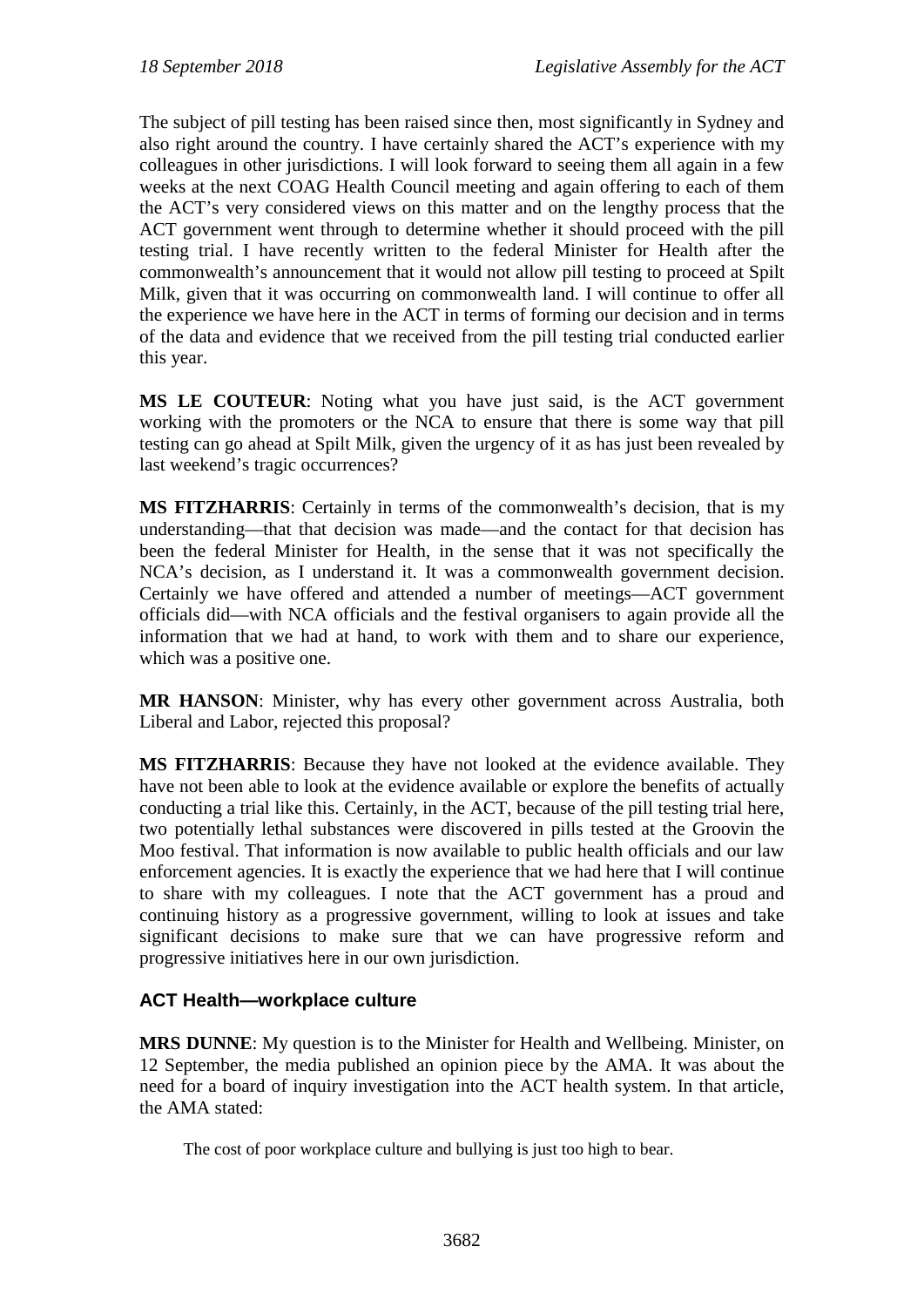The subject of pill testing has been raised since then, most significantly in Sydney and also right around the country. I have certainly shared the ACT's experience with my colleagues in other jurisdictions. I will look forward to seeing them all again in a few weeks at the next COAG Health Council meeting and again offering to each of them the ACT's very considered views on this matter and on the lengthy process that the ACT government went through to determine whether it should proceed with the pill testing trial. I have recently written to the federal Minister for Health after the commonwealth's announcement that it would not allow pill testing to proceed at Spilt Milk, given that it was occurring on commonwealth land. I will continue to offer all the experience we have here in the ACT in terms of forming our decision and in terms of the data and evidence that we received from the pill testing trial conducted earlier this year.

**MS LE COUTEUR**: Noting what you have just said, is the ACT government working with the promoters or the NCA to ensure that there is some way that pill testing can go ahead at Spilt Milk, given the urgency of it as has just been revealed by last weekend's tragic occurrences?

**MS FITZHARRIS**: Certainly in terms of the commonwealth's decision, that is my understanding—that that decision was made—and the contact for that decision has been the federal Minister for Health, in the sense that it was not specifically the NCA's decision, as I understand it. It was a commonwealth government decision. Certainly we have offered and attended a number of meetings—ACT government officials did—with NCA officials and the festival organisers to again provide all the information that we had at hand, to work with them and to share our experience, which was a positive one.

**MR HANSON**: Minister, why has every other government across Australia, both Liberal and Labor, rejected this proposal?

**MS FITZHARRIS**: Because they have not looked at the evidence available. They have not been able to look at the evidence available or explore the benefits of actually conducting a trial like this. Certainly, in the ACT, because of the pill testing trial here, two potentially lethal substances were discovered in pills tested at the Groovin the Moo festival. That information is now available to public health officials and our law enforcement agencies. It is exactly the experience that we had here that I will continue to share with my colleagues. I note that the ACT government has a proud and continuing history as a progressive government, willing to look at issues and take significant decisions to make sure that we can have progressive reform and progressive initiatives here in our own jurisdiction.

### ACT Health—workplace culture

**MRS DUNNE**: My question is to the Minister for Health and Wellbeing. Minister, on 12 September, the media published an opinion piece by the AMA. It was about the need for a board of inquiry investigation into the ACT health system. In that article, the AMA stated:

> The cost of poor workplace culture and bullying is just too high to bear.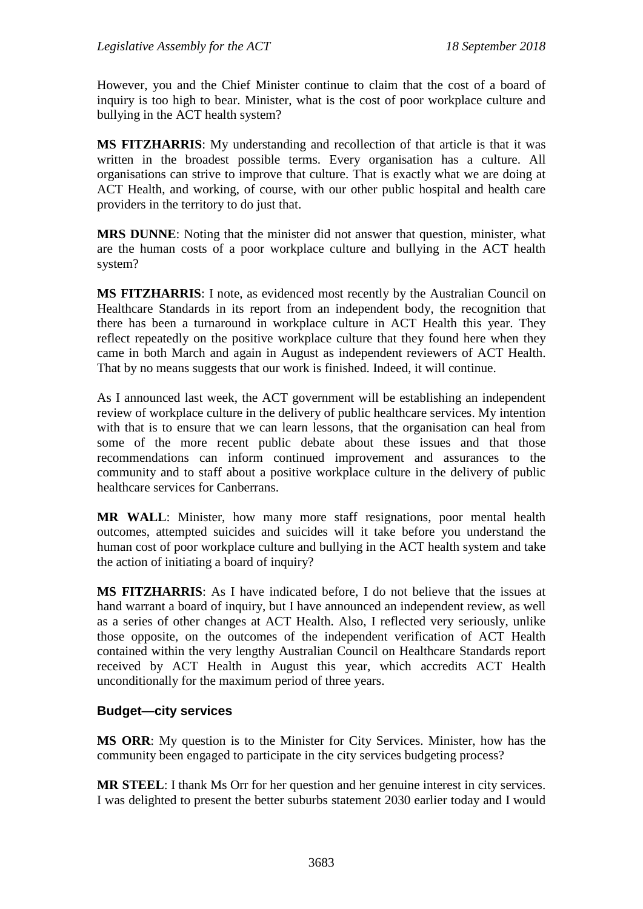However, you and the Chief Minister continue to claim that the cost of a board of inquiry is too high to bear. Minister, what is the cost of poor workplace culture and bullying in the ACT health system?

**MS FITZHARRIS**: My understanding and recollection of that article is that it was written in the broadest possible terms. Every organisation has a culture. All organisations can strive to improve that culture. That is exactly what we are doing at ACT Health, and working, of course, with our other public hospital and health care providers in the territory to do just that.

**MRS DUNNE**: Noting that the minister did not answer that question, minister, what are the human costs of a poor workplace culture and bullying in the ACT health system?

**MS FITZHARRIS**: I note, as evidenced most recently by the Australian Council on Healthcare Standards in its report from an independent body, the recognition that there has been a turnaround in workplace culture in ACT Health this year. They reflect repeatedly on the positive workplace culture that they found here when they came in both March and again in August as independent reviewers of ACT Health. That by no means suggests that our work is finished. Indeed, it will continue.

As I announced last week, the ACT government will be establishing an independent review of workplace culture in the delivery of public healthcare services. My intention with that is to ensure that we can learn lessons, that the organisation can heal from some of the more recent public debate about these issues and that those recommendations can inform continued improvement and assurances to the community and to staff about a positive workplace culture in the delivery of public healthcare services for Canberrans.

**MR WALL**: Minister, how many more staff resignations, poor mental health outcomes, attempted suicides and suicides will it take before you understand the human cost of poor workplace culture and bullying in the ACT health system and take the action of initiating a board of inquiry?

**MS FITZHARRIS**: As I have indicated before, I do not believe that the issues at hand warrant a board of inquiry, but I have announced an independent review, as well as a series of other changes at ACT Health. Also, I reflected very seriously, unlike those opposite, on the outcomes of the independent verification of ACT Health contained within the very lengthy Australian Council on Healthcare Standards report received by ACT Health in August this year, which accredits ACT Health unconditionally for the maximum period of three years.

### Budget—city services

**MS ORR**: My question is to the Minister for City Services. Minister, how has the community been engaged to participate in the city services budgeting process?

**MR STEEL**: I thank Ms Orr for her question and her genuine interest in city services. I was delighted to present the better suburbs statement 2030 earlier today and I would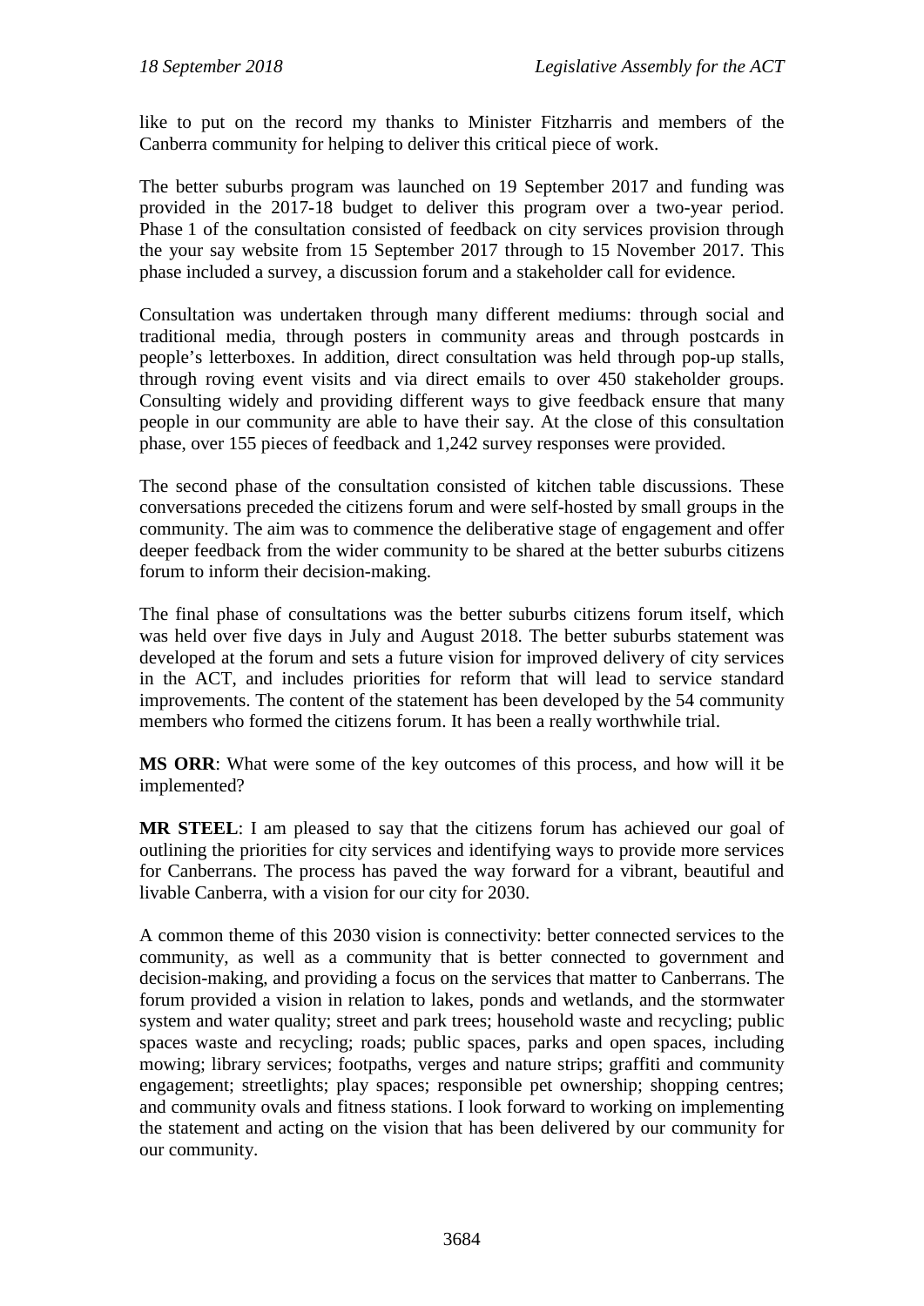like to put on the record my thanks to Minister Fitzharris and members of the Canberra community for helping to deliver this critical piece of work.

The better suburbs program was launched on 19 September 2017 and funding was provided in the 2017-18 budget to deliver this program over a two-year period. Phase 1 of the consultation consisted of feedback on city services provision through the your say website from 15 September 2017 through to 15 November 2017. This phase included a survey, a discussion forum and a stakeholder call for evidence.

Consultation was undertaken through many different mediums: through social and traditional media, through posters in community areas and through postcards in people's letterboxes. In addition, direct consultation was held through pop-up stalls, through roving event visits and via direct emails to over 450 stakeholder groups. Consulting widely and providing different ways to give feedback ensure that many people in our community are able to have their say. At the close of this consultation phase, over 155 pieces of feedback and 1,242 survey responses were provided.

The second phase of the consultation consisted of kitchen table discussions. These conversations preceded the citizens forum and were self-hosted by small groups in the community. The aim was to commence the deliberative stage of engagement and offer deeper feedback from the wider community to be shared at the better suburbs citizens forum to inform their decision-making.

The final phase of consultations was the better suburbs citizens forum itself, which was held over five days in July and August 2018. The better suburbs statement was developed at the forum and sets a future vision for improved delivery of city services in the ACT, and includes priorities for reform that will lead to service standard improvements. The content of the statement has been developed by the 54 community members who formed the citizens forum. It has been a really worthwhile trial.

**MS ORR**: What were some of the key outcomes of this process, and how will it be implemented?

**MR STEEL**: I am pleased to say that the citizens forum has achieved our goal of outlining the priorities for city services and identifying ways to provide more services for Canberrans. The process has paved the way forward for a vibrant, beautiful and livable Canberra, with a vision for our city for 2030.

A common theme of this 2030 vision is connectivity: better connected services to the community, as well as a community that is better connected to government and decision-making, and providing a focus on the services that matter to Canberrans. The forum provided a vision in relation to lakes, ponds and wetlands, and the stormwater system and water quality; street and park trees; household waste and recycling; public spaces waste and recycling; roads; public spaces, parks and open spaces, including mowing; library services; footpaths, verges and nature strips; graffiti and community engagement; streetlights; play spaces; responsible pet ownership; shopping centres; and community ovals and fitness stations. I look forward to working on implementing the statement and acting on the vision that has been delivered by our community for our community.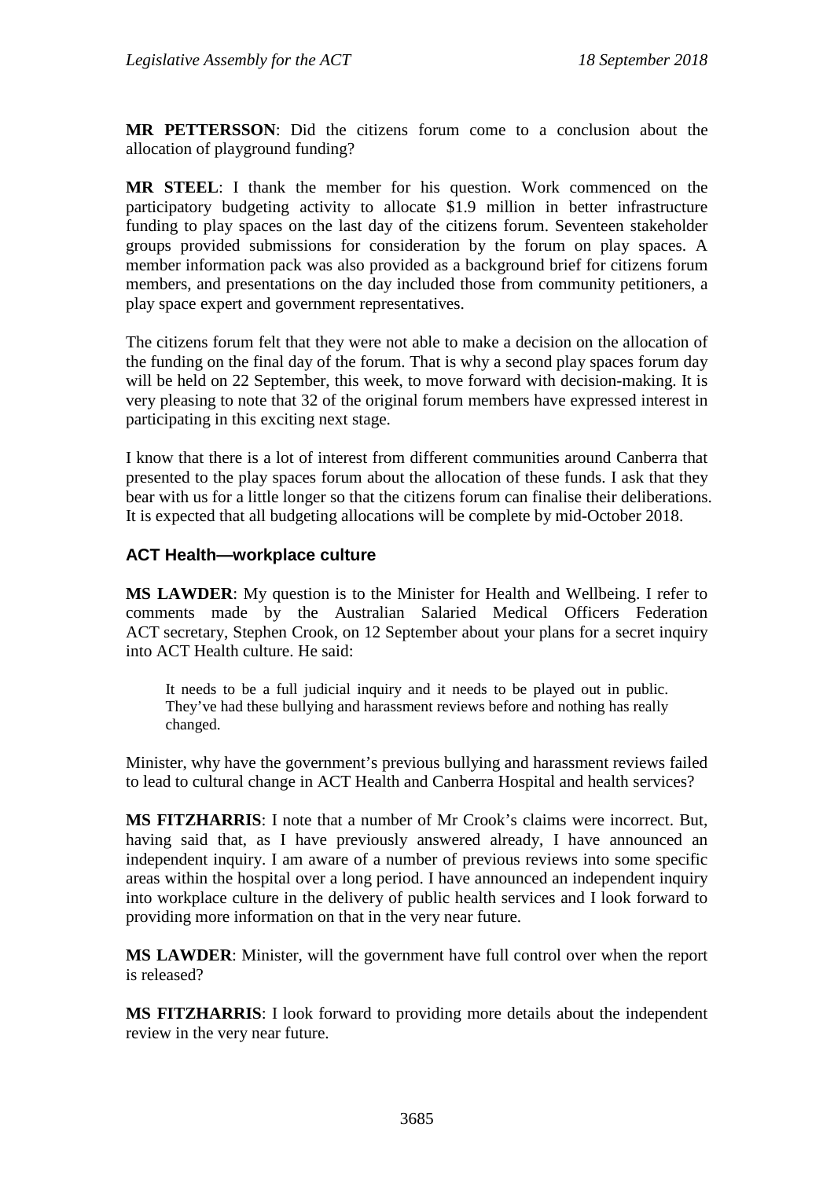**MR PETTERSSON**: Did the citizens forum come to a conclusion about the allocation of playground funding?

**MR STEEL**: I thank the member for his question. Work commenced on the participatory budgeting activity to allocate $1.9 million in better infrastructure funding to play spaces on the last day of the citizens forum. Seventeen stakeholder groups provided submissions for consideration by the forum on play spaces. A member information pack was also provided as a background brief for citizens forum members, and presentations on the day included those from community petitioners, a play space expert and government representatives.

The citizens forum felt that they were not able to make a decision on the allocation of the funding on the final day of the forum. That is why a second play spaces forum day will be held on 22 September, this week, to move forward with decision-making. It is very pleasing to note that 32 of the original forum members have expressed interest in participating in this exciting next stage.

I know that there is a lot of interest from different communities around Canberra that presented to the play spaces forum about the allocation of these funds. I ask that they bear with us for a little longer so that the citizens forum can finalise their deliberations. It is expected that all budgeting allocations will be complete by mid-October 2018.

### ACT Health—workplace culture

**MS LAWDER**: My question is to the Minister for Health and Wellbeing. I refer to comments made by the Australian Salaried Medical Officers Federation ACT secretary, Stephen Crook, on 12 September about your plans for a secret inquiry into ACT Health culture. He said:

> It needs to be a full judicial inquiry and it needs to be played out in public. They've had these bullying and harassment reviews before and nothing has really changed.

Minister, why have the government's previous bullying and harassment reviews failed to lead to cultural change in ACT Health and Canberra Hospital and health services?

**MS FITZHARRIS**: I note that a number of Mr Crook's claims were incorrect. But, having said that, as I have previously answered already, I have announced an independent inquiry. I am aware of a number of previous reviews into some specific areas within the hospital over a long period. I have announced an independent inquiry into workplace culture in the delivery of public health services and I look forward to providing more information on that in the very near future.

**MS LAWDER**: Minister, will the government have full control over when the report is released?

**MS FITZHARRIS**: I look forward to providing more details about the independent review in the very near future.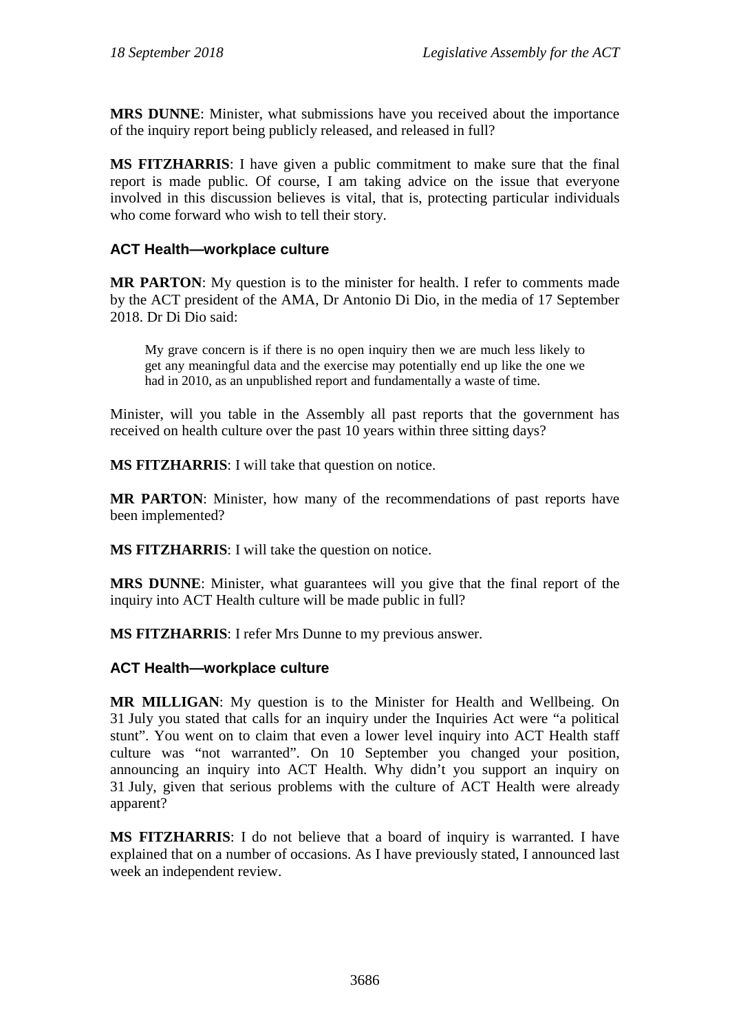**MRS DUNNE**: Minister, what submissions have you received about the importance of the inquiry report being publicly released, and released in full?

**MS FITZHARRIS**: I have given a public commitment to make sure that the final report is made public. Of course, I am taking advice on the issue that everyone involved in this discussion believes is vital, that is, protecting particular individuals who come forward who wish to tell their story.

### ACT Health—workplace culture

**MR PARTON**: My question is to the minister for health. I refer to comments made by the ACT president of the AMA, Dr Antonio Di Dio, in the media of 17 September 2018. Dr Di Dio said:

> My grave concern is if there is no open inquiry then we are much less likely to get any meaningful data and the exercise may potentially end up like the one we had in 2010, as an unpublished report and fundamentally a waste of time.

Minister, will you table in the Assembly all past reports that the government has received on health culture over the past 10 years within three sitting days?

**MS FITZHARRIS**: I will take that question on notice.

**MR PARTON**: Minister, how many of the recommendations of past reports have been implemented?

**MS FITZHARRIS**: I will take the question on notice.

**MRS DUNNE**: Minister, what guarantees will you give that the final report of the inquiry into ACT Health culture will be made public in full?

**MS FITZHARRIS**: I refer Mrs Dunne to my previous answer.

### ACT Health—workplace culture

**MR MILLIGAN**: My question is to the Minister for Health and Wellbeing. On 31 July you stated that calls for an inquiry under the Inquiries Act were "a political stunt". You went on to claim that even a lower level inquiry into ACT Health staff culture was "not warranted". On 10 September you changed your position, announcing an inquiry into ACT Health. Why didn't you support an inquiry on 31 July, given that serious problems with the culture of ACT Health were already apparent?

**MS FITZHARRIS**: I do not believe that a board of inquiry is warranted. I have explained that on a number of occasions. As I have previously stated, I announced last week an independent review.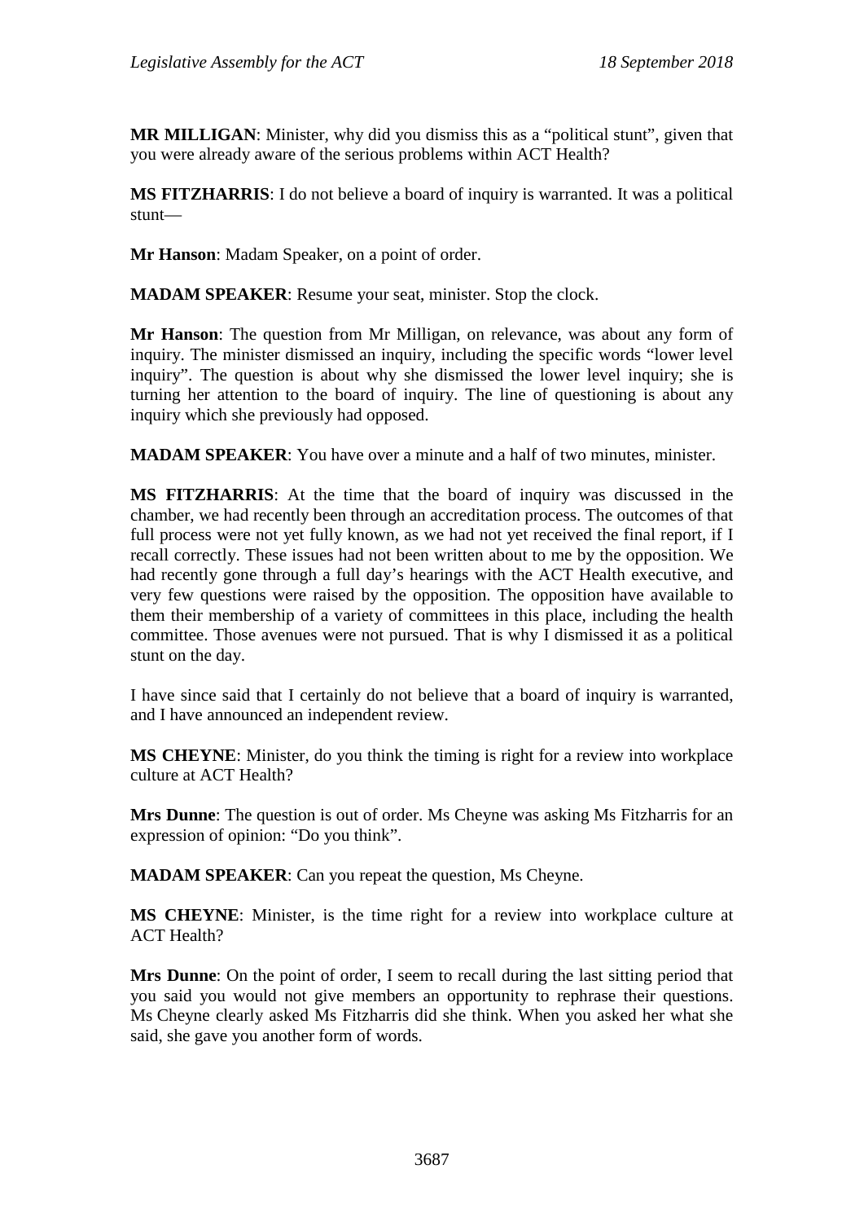**MR MILLIGAN**: Minister, why did you dismiss this as a "political stunt", given that you were already aware of the serious problems within ACT Health?

**MS FITZHARRIS**: I do not believe a board of inquiry is warranted. It was a political stunt—

**Mr Hanson**: Madam Speaker, on a point of order.

**MADAM SPEAKER**: Resume your seat, minister. Stop the clock.

**Mr Hanson**: The question from Mr Milligan, on relevance, was about any form of inquiry. The minister dismissed an inquiry, including the specific words "lower level inquiry". The question is about why she dismissed the lower level inquiry; she is turning her attention to the board of inquiry. The line of questioning is about any inquiry which she previously had opposed.

**MADAM SPEAKER**: You have over a minute and a half of two minutes, minister.

**MS FITZHARRIS**: At the time that the board of inquiry was discussed in the chamber, we had recently been through an accreditation process. The outcomes of that full process were not yet fully known, as we had not yet received the final report, if I recall correctly. These issues had not been written about to me by the opposition. We had recently gone through a full day's hearings with the ACT Health executive, and very few questions were raised by the opposition. The opposition have available to them their membership of a variety of committees in this place, including the health committee. Those avenues were not pursued. That is why I dismissed it as a political stunt on the day.

I have since said that I certainly do not believe that a board of inquiry is warranted, and I have announced an independent review.

**MS CHEYNE**: Minister, do you think the timing is right for a review into workplace culture at ACT Health?

**Mrs Dunne**: The question is out of order. Ms Cheyne was asking Ms Fitzharris for an expression of opinion: "Do you think".

**MADAM SPEAKER**: Can you repeat the question, Ms Cheyne.

**MS CHEYNE**: Minister, is the time right for a review into workplace culture at ACT Health?

**Mrs Dunne**: On the point of order, I seem to recall during the last sitting period that you said you would not give members an opportunity to rephrase their questions. Ms Cheyne clearly asked Ms Fitzharris did she think. When you asked her what she said, she gave you another form of words.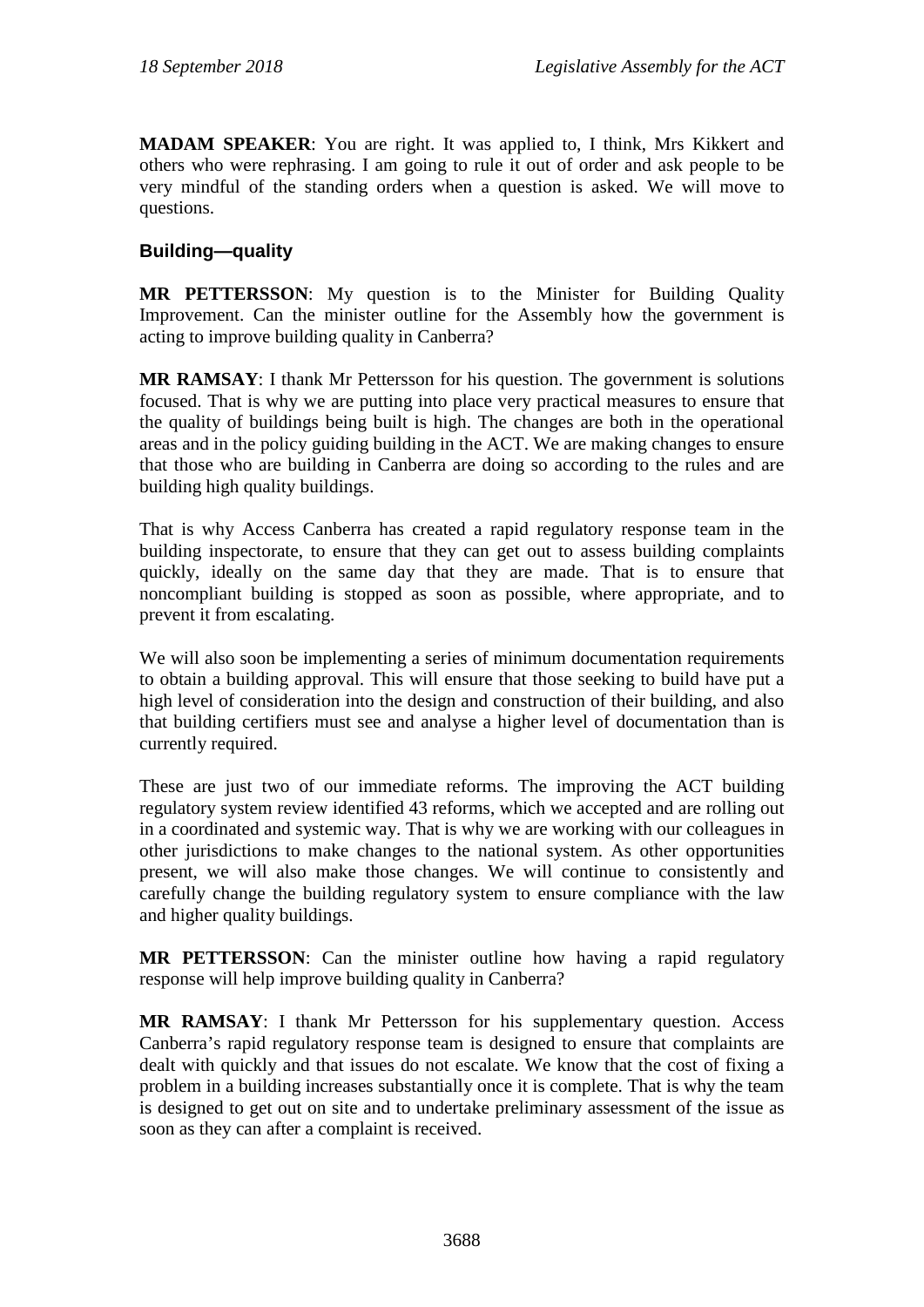**MADAM SPEAKER**: You are right. It was applied to, I think, Mrs Kikkert and others who were rephrasing. I am going to rule it out of order and ask people to be very mindful of the standing orders when a question is asked. We will move to questions.

### Building—quality

**MR PETTERSSON**: My question is to the Minister for Building Quality Improvement. Can the minister outline for the Assembly how the government is acting to improve building quality in Canberra?

**MR RAMSAY**: I thank Mr Pettersson for his question. The government is solutions focused. That is why we are putting into place very practical measures to ensure that the quality of buildings being built is high. The changes are both in the operational areas and in the policy guiding building in the ACT. We are making changes to ensure that those who are building in Canberra are doing so according to the rules and are building high quality buildings.

That is why Access Canberra has created a rapid regulatory response team in the building inspectorate, to ensure that they can get out to assess building complaints quickly, ideally on the same day that they are made. That is to ensure that noncompliant building is stopped as soon as possible, where appropriate, and to prevent it from escalating.

We will also soon be implementing a series of minimum documentation requirements to obtain a building approval. This will ensure that those seeking to build have put a high level of consideration into the design and construction of their building, and also that building certifiers must see and analyse a higher level of documentation than is currently required.

These are just two of our immediate reforms. The improving the ACT building regulatory system review identified 43 reforms, which we accepted and are rolling out in a coordinated and systemic way. That is why we are working with our colleagues in other jurisdictions to make changes to the national system. As other opportunities present, we will also make those changes. We will continue to consistently and carefully change the building regulatory system to ensure compliance with the law and higher quality buildings.

**MR PETTERSSON**: Can the minister outline how having a rapid regulatory response will help improve building quality in Canberra?

**MR RAMSAY**: I thank Mr Pettersson for his supplementary question. Access Canberra's rapid regulatory response team is designed to ensure that complaints are dealt with quickly and that issues do not escalate. We know that the cost of fixing a problem in a building increases substantially once it is complete. That is why the team is designed to get out on site and to undertake preliminary assessment of the issue as soon as they can after a complaint is received.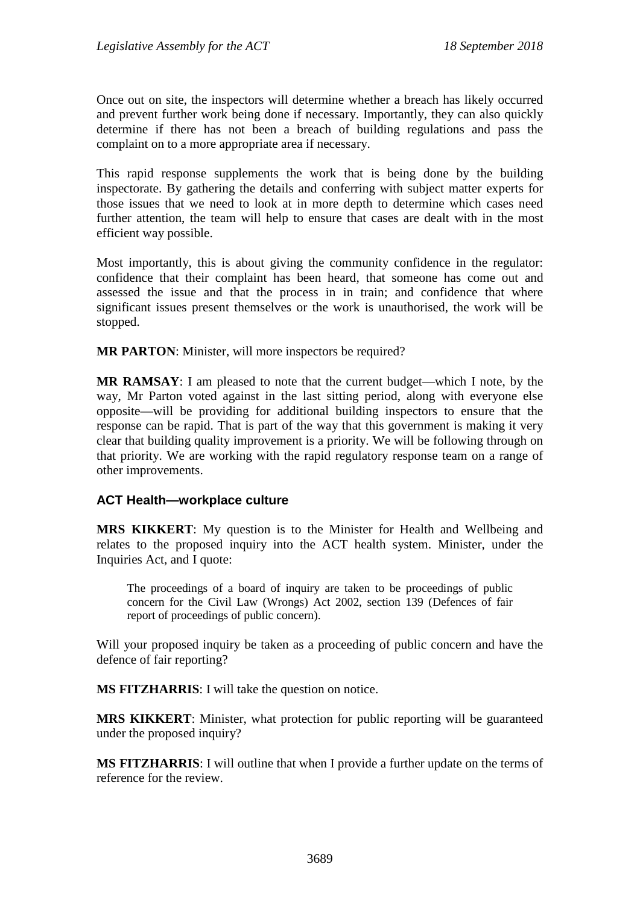Once out on site, the inspectors will determine whether a breach has likely occurred and prevent further work being done if necessary. Importantly, they can also quickly determine if there has not been a breach of building regulations and pass the complaint on to a more appropriate area if necessary.

This rapid response supplements the work that is being done by the building inspectorate. By gathering the details and conferring with subject matter experts for those issues that we need to look at in more depth to determine which cases need further attention, the team will help to ensure that cases are dealt with in the most efficient way possible.

Most importantly, this is about giving the community confidence in the regulator: confidence that their complaint has been heard, that someone has come out and assessed the issue and that the process in in train; and confidence that where significant issues present themselves or the work is unauthorised, the work will be stopped.

**MR PARTON**: Minister, will more inspectors be required?

**MR RAMSAY**: I am pleased to note that the current budget—which I note, by the way, Mr Parton voted against in the last sitting period, along with everyone else opposite—will be providing for additional building inspectors to ensure that the response can be rapid. That is part of the way that this government is making it very clear that building quality improvement is a priority. We will be following through on that priority. We are working with the rapid regulatory response team on a range of other improvements.

### ACT Health—workplace culture

**MRS KIKKERT**: My question is to the Minister for Health and Wellbeing and relates to the proposed inquiry into the ACT health system. Minister, under the Inquiries Act, and I quote:

> The proceedings of a board of inquiry are taken to be proceedings of public concern for the Civil Law (Wrongs) Act 2002, section 139 (Defences of fair report of proceedings of public concern).

Will your proposed inquiry be taken as a proceeding of public concern and have the defence of fair reporting?

**MS FITZHARRIS**: I will take the question on notice.

**MRS KIKKERT**: Minister, what protection for public reporting will be guaranteed under the proposed inquiry?

**MS FITZHARRIS**: I will outline that when I provide a further update on the terms of reference for the review.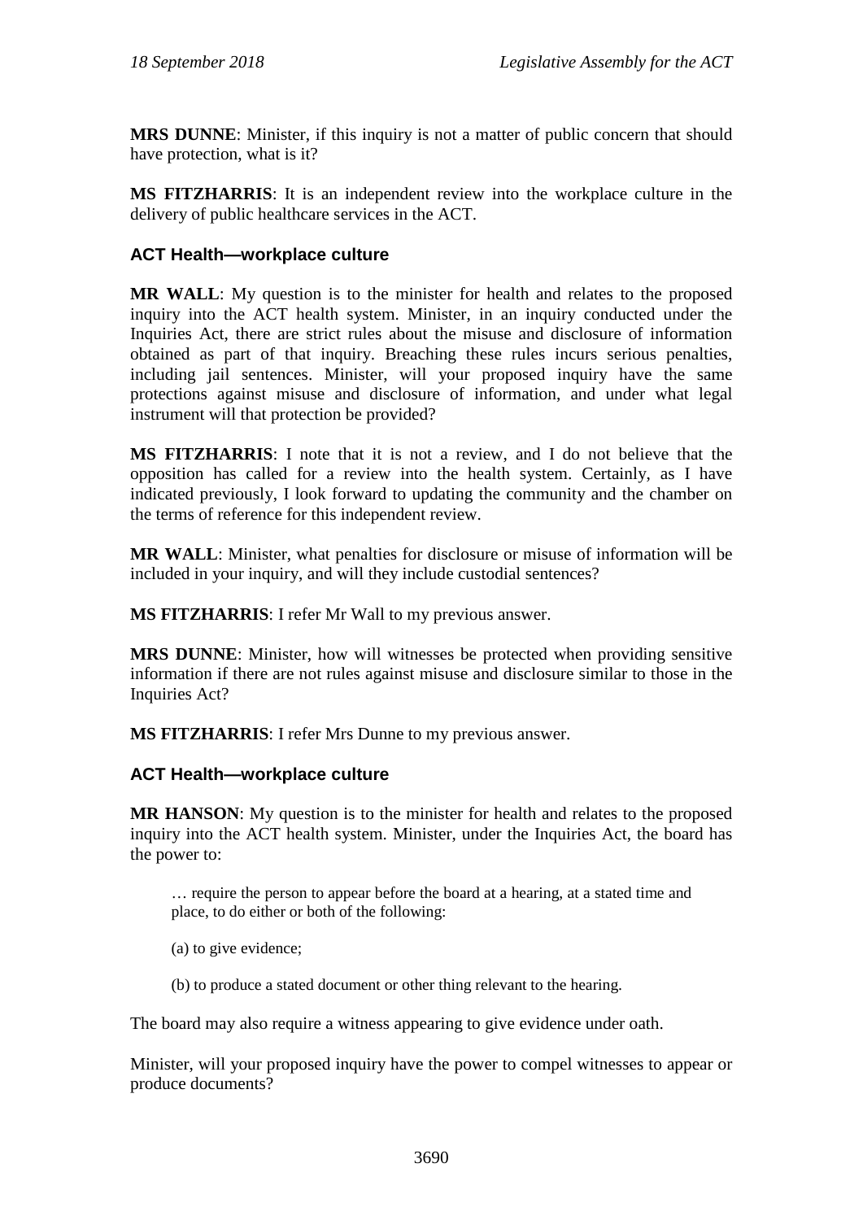**MRS DUNNE**: Minister, if this inquiry is not a matter of public concern that should have protection, what is it?

**MS FITZHARRIS**: It is an independent review into the workplace culture in the delivery of public healthcare services in the ACT.

### ACT Health—workplace culture

**MR WALL**: My question is to the minister for health and relates to the proposed inquiry into the ACT health system. Minister, in an inquiry conducted under the Inquiries Act, there are strict rules about the misuse and disclosure of information obtained as part of that inquiry. Breaching these rules incurs serious penalties, including jail sentences. Minister, will your proposed inquiry have the same protections against misuse and disclosure of information, and under what legal instrument will that protection be provided?

**MS FITZHARRIS**: I note that it is not a review, and I do not believe that the opposition has called for a review into the health system. Certainly, as I have indicated previously, I look forward to updating the community and the chamber on the terms of reference for this independent review.

**MR WALL**: Minister, what penalties for disclosure or misuse of information will be included in your inquiry, and will they include custodial sentences?

**MS FITZHARRIS**: I refer Mr Wall to my previous answer.

**MRS DUNNE**: Minister, how will witnesses be protected when providing sensitive information if there are not rules against misuse and disclosure similar to those in the Inquiries Act?

**MS FITZHARRIS**: I refer Mrs Dunne to my previous answer.

### ACT Health—workplace culture

**MR HANSON**: My question is to the minister for health and relates to the proposed inquiry into the ACT health system. Minister, under the Inquiries Act, the board has the power to:

> … require the person to appear before the board at a hearing, at a stated time and place, to do either or both of the following:
>
> (a) to give evidence;
>
> (b) to produce a stated document or other thing relevant to the hearing.

The board may also require a witness appearing to give evidence under oath.

Minister, will your proposed inquiry have the power to compel witnesses to appear or produce documents?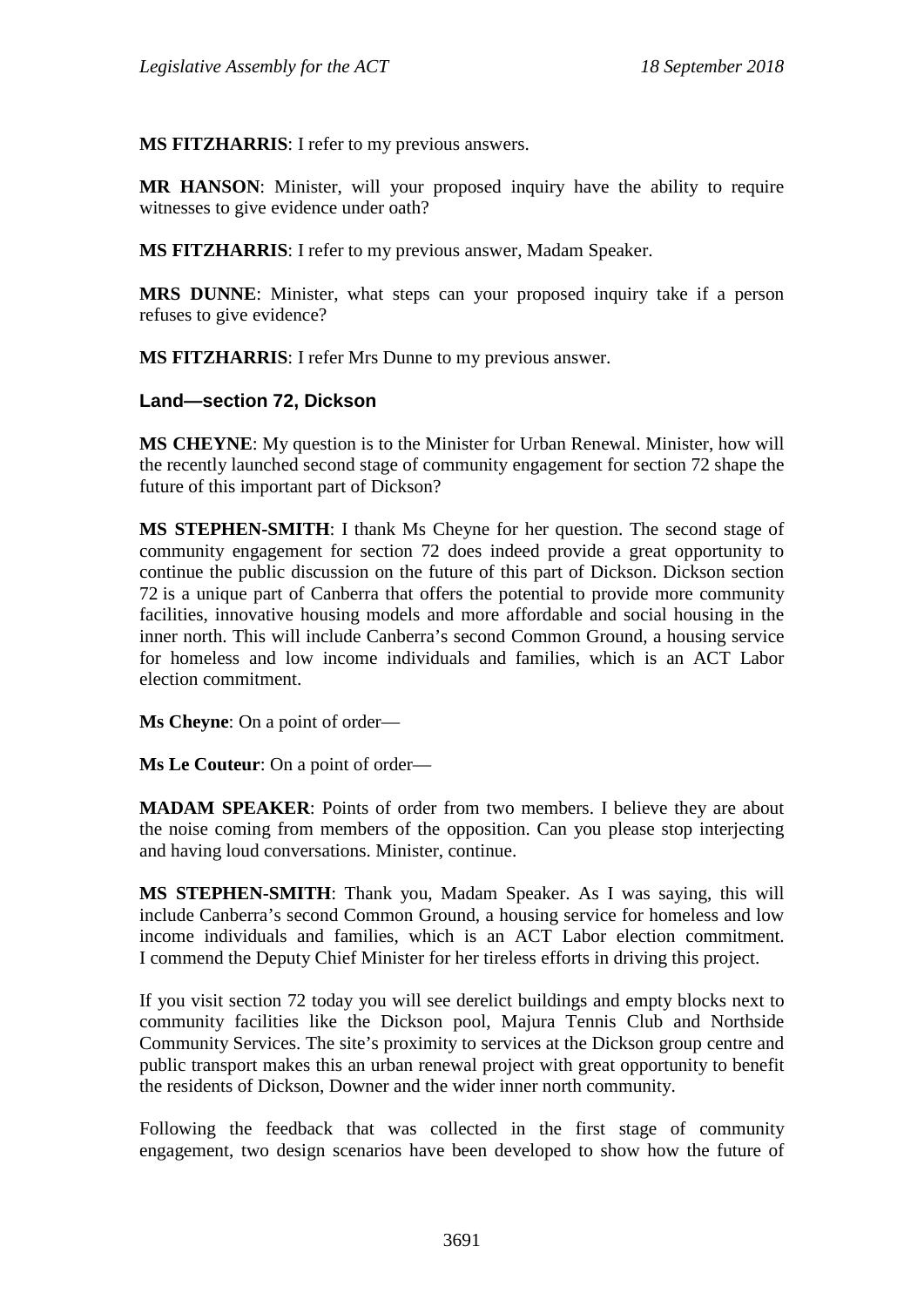**MS FITZHARRIS**: I refer to my previous answers.

**MR HANSON**: Minister, will your proposed inquiry have the ability to require witnesses to give evidence under oath?

**MS FITZHARRIS**: I refer to my previous answer, Madam Speaker.

**MRS DUNNE**: Minister, what steps can your proposed inquiry take if a person refuses to give evidence?

**MS FITZHARRIS**: I refer Mrs Dunne to my previous answer.

### Land—section 72, Dickson

**MS CHEYNE**: My question is to the Minister for Urban Renewal. Minister, how will the recently launched second stage of community engagement for section 72 shape the future of this important part of Dickson?

**MS STEPHEN-SMITH**: I thank Ms Cheyne for her question. The second stage of community engagement for section 72 does indeed provide a great opportunity to continue the public discussion on the future of this part of Dickson. Dickson section 72 is a unique part of Canberra that offers the potential to provide more community facilities, innovative housing models and more affordable and social housing in the inner north. This will include Canberra's second Common Ground, a housing service for homeless and low income individuals and families, which is an ACT Labor election commitment.

**Ms Cheyne**: On a point of order—

**Ms Le Couteur**: On a point of order—

**MADAM SPEAKER**: Points of order from two members. I believe they are about the noise coming from members of the opposition. Can you please stop interjecting and having loud conversations. Minister, continue.

**MS STEPHEN-SMITH**: Thank you, Madam Speaker. As I was saying, this will include Canberra's second Common Ground, a housing service for homeless and low income individuals and families, which is an ACT Labor election commitment. I commend the Deputy Chief Minister for her tireless efforts in driving this project.

If you visit section 72 today you will see derelict buildings and empty blocks next to community facilities like the Dickson pool, Majura Tennis Club and Northside Community Services. The site's proximity to services at the Dickson group centre and public transport makes this an urban renewal project with great opportunity to benefit the residents of Dickson, Downer and the wider inner north community.

Following the feedback that was collected in the first stage of community engagement, two design scenarios have been developed to show how the future of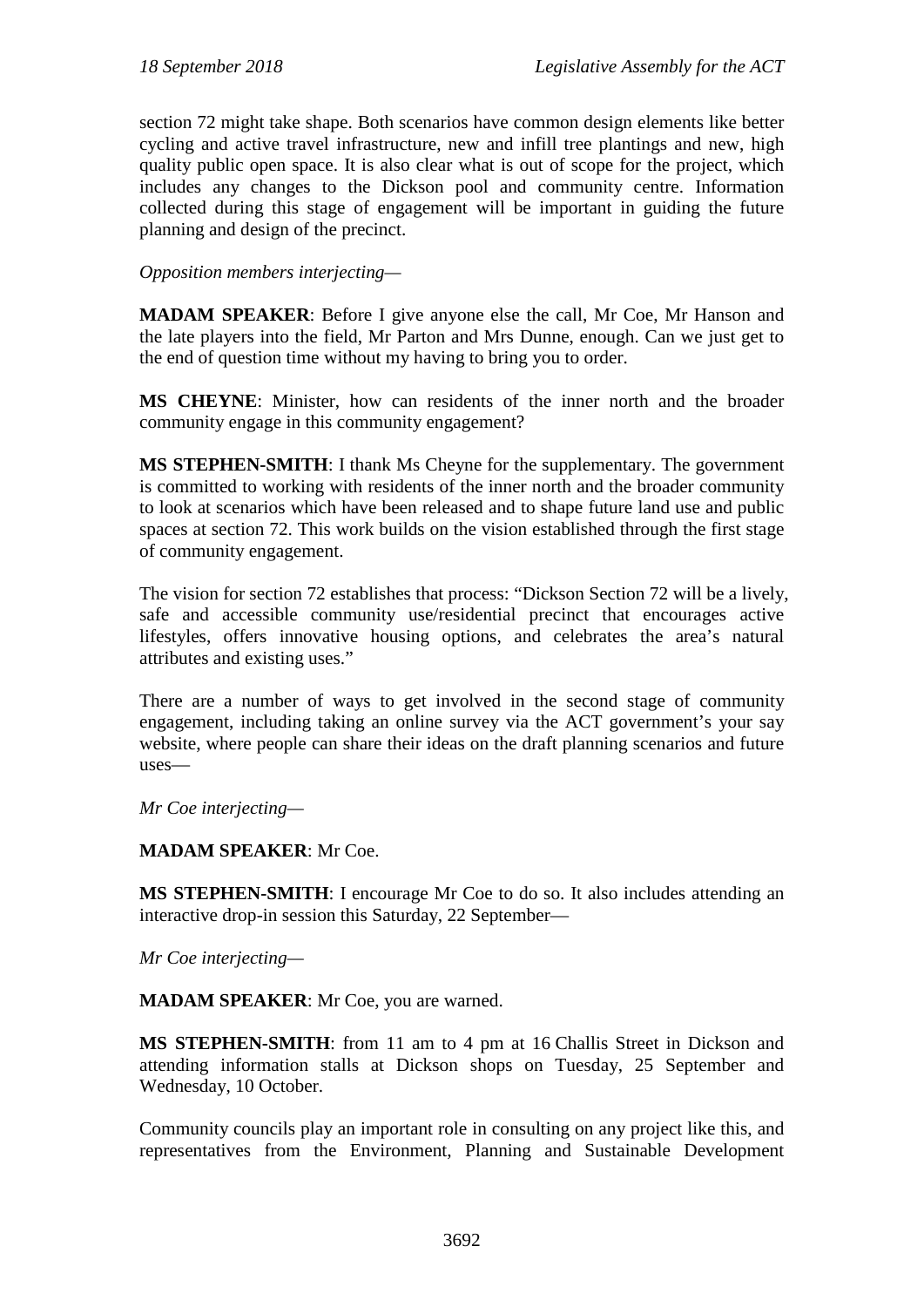section 72 might take shape. Both scenarios have common design elements like better cycling and active travel infrastructure, new and infill tree plantings and new, high quality public open space. It is also clear what is out of scope for the project, which includes any changes to the Dickson pool and community centre. Information collected during this stage of engagement will be important in guiding the future planning and design of the precinct.

*Opposition members interjecting*—

**MADAM SPEAKER**: Before I give anyone else the call, Mr Coe, Mr Hanson and the late players into the field, Mr Parton and Mrs Dunne, enough. Can we just get to the end of question time without my having to bring you to order.

**MS CHEYNE**: Minister, how can residents of the inner north and the broader community engage in this community engagement?

**MS STEPHEN-SMITH**: I thank Ms Cheyne for the supplementary. The government is committed to working with residents of the inner north and the broader community to look at scenarios which have been released and to shape future land use and public spaces at section 72. This work builds on the vision established through the first stage of community engagement.

The vision for section 72 establishes that process: "Dickson Section 72 will be a lively, safe and accessible community use/residential precinct that encourages active lifestyles, offers innovative housing options, and celebrates the area's natural attributes and existing uses."

There are a number of ways to get involved in the second stage of community engagement, including taking an online survey via the ACT government's your say website, where people can share their ideas on the draft planning scenarios and future uses—

*Mr Coe interjecting*—

**MADAM SPEAKER**: Mr Coe.

**MS STEPHEN-SMITH**: I encourage Mr Coe to do so. It also includes attending an interactive drop-in session this Saturday, 22 September—

*Mr Coe interjecting*—

**MADAM SPEAKER**: Mr Coe, you are warned.

**MS STEPHEN-SMITH**: from 11 am to 4 pm at 16 Challis Street in Dickson and attending information stalls at Dickson shops on Tuesday, 25 September and Wednesday, 10 October.

Community councils play an important role in consulting on any project like this, and representatives from the Environment, Planning and Sustainable Development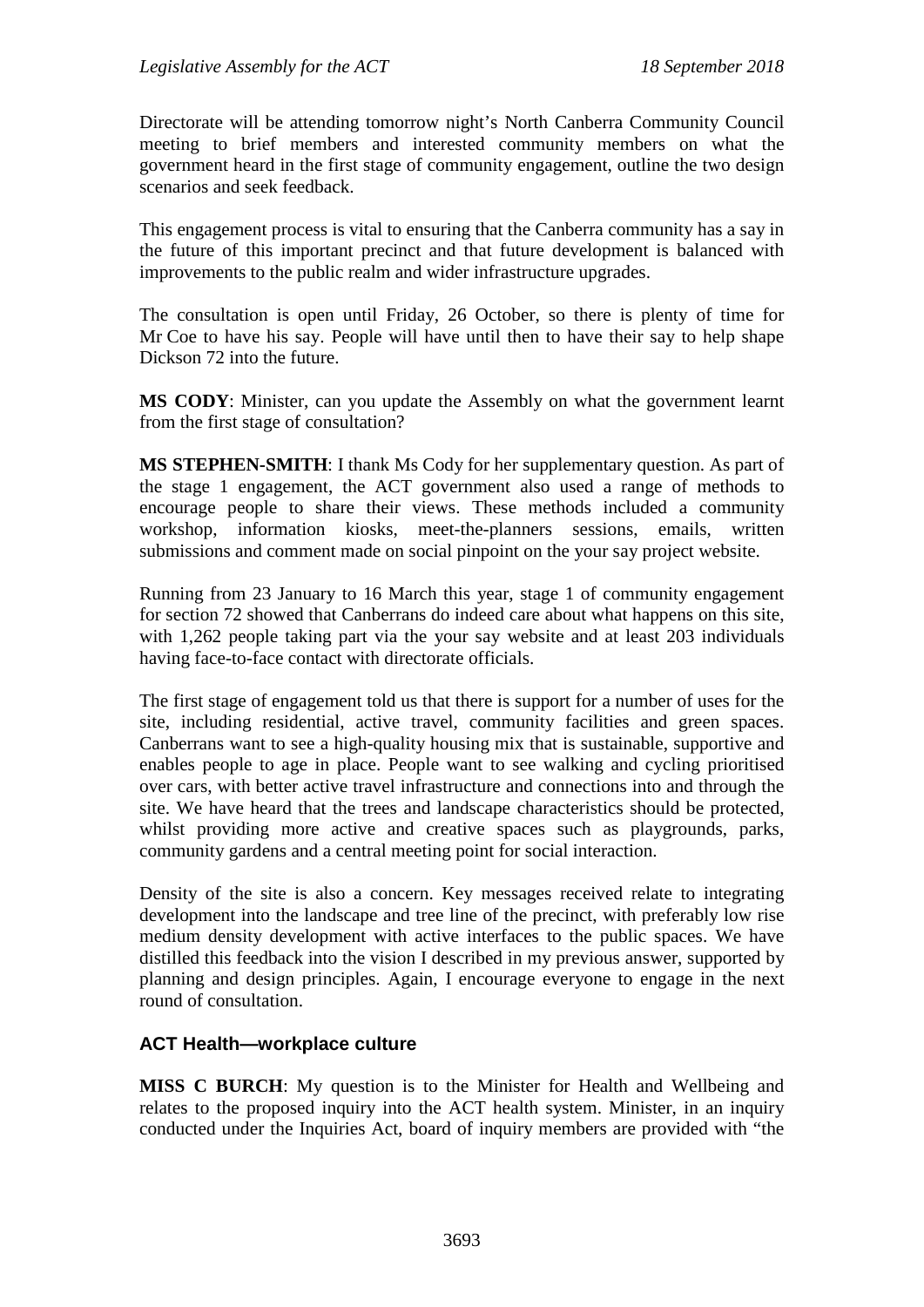Directorate will be attending tomorrow night's North Canberra Community Council meeting to brief members and interested community members on what the government heard in the first stage of community engagement, outline the two design scenarios and seek feedback.

This engagement process is vital to ensuring that the Canberra community has a say in the future of this important precinct and that future development is balanced with improvements to the public realm and wider infrastructure upgrades.

The consultation is open until Friday, 26 October, so there is plenty of time for Mr Coe to have his say. People will have until then to have their say to help shape Dickson 72 into the future.

**MS CODY**: Minister, can you update the Assembly on what the government learnt from the first stage of consultation?

**MS STEPHEN-SMITH**: I thank Ms Cody for her supplementary question. As part of the stage 1 engagement, the ACT government also used a range of methods to encourage people to share their views. These methods included a community workshop, information kiosks, meet-the-planners sessions, emails, written submissions and comment made on social pinpoint on the your say project website.

Running from 23 January to 16 March this year, stage 1 of community engagement for section 72 showed that Canberrans do indeed care about what happens on this site, with 1,262 people taking part via the your say website and at least 203 individuals having face-to-face contact with directorate officials.

The first stage of engagement told us that there is support for a number of uses for the site, including residential, active travel, community facilities and green spaces. Canberrans want to see a high-quality housing mix that is sustainable, supportive and enables people to age in place. People want to see walking and cycling prioritised over cars, with better active travel infrastructure and connections into and through the site. We have heard that the trees and landscape characteristics should be protected, whilst providing more active and creative spaces such as playgrounds, parks, community gardens and a central meeting point for social interaction.

Density of the site is also a concern. Key messages received relate to integrating development into the landscape and tree line of the precinct, with preferably low rise medium density development with active interfaces to the public spaces. We have distilled this feedback into the vision I described in my previous answer, supported by planning and design principles. Again, I encourage everyone to engage in the next round of consultation.

## ACT Health—workplace culture

**MISS C BURCH**: My question is to the Minister for Health and Wellbeing and relates to the proposed inquiry into the ACT health system. Minister, in an inquiry conducted under the Inquiries Act, board of inquiry members are provided with "the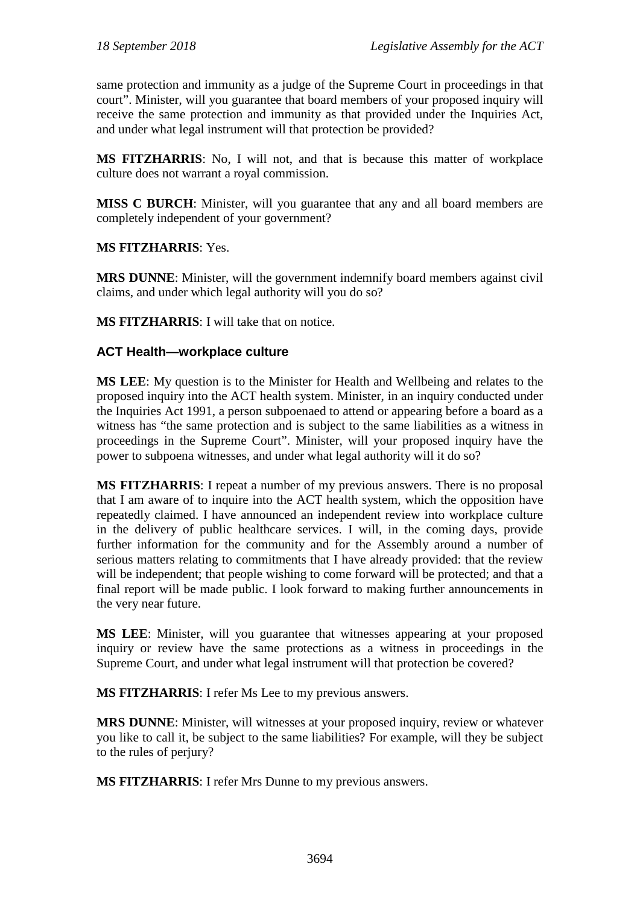same protection and immunity as a judge of the Supreme Court in proceedings in that court". Minister, will you guarantee that board members of your proposed inquiry will receive the same protection and immunity as that provided under the Inquiries Act, and under what legal instrument will that protection be provided?

**MS FITZHARRIS**: No, I will not, and that is because this matter of workplace culture does not warrant a royal commission.

**MISS C BURCH**: Minister, will you guarantee that any and all board members are completely independent of your government?

**MS FITZHARRIS**: Yes.

**MRS DUNNE**: Minister, will the government indemnify board members against civil claims, and under which legal authority will you do so?

**MS FITZHARRIS**: I will take that on notice.

### ACT Health—workplace culture

**MS LEE**: My question is to the Minister for Health and Wellbeing and relates to the proposed inquiry into the ACT health system. Minister, in an inquiry conducted under the Inquiries Act 1991, a person subpoenaed to attend or appearing before a board as a witness has "the same protection and is subject to the same liabilities as a witness in proceedings in the Supreme Court". Minister, will your proposed inquiry have the power to subpoena witnesses, and under what legal authority will it do so?

**MS FITZHARRIS**: I repeat a number of my previous answers. There is no proposal that I am aware of to inquire into the ACT health system, which the opposition have repeatedly claimed. I have announced an independent review into workplace culture in the delivery of public healthcare services. I will, in the coming days, provide further information for the community and for the Assembly around a number of serious matters relating to commitments that I have already provided: that the review will be independent; that people wishing to come forward will be protected; and that a final report will be made public. I look forward to making further announcements in the very near future.

**MS LEE**: Minister, will you guarantee that witnesses appearing at your proposed inquiry or review have the same protections as a witness in proceedings in the Supreme Court, and under what legal instrument will that protection be covered?

**MS FITZHARRIS**: I refer Ms Lee to my previous answers.

**MRS DUNNE**: Minister, will witnesses at your proposed inquiry, review or whatever you like to call it, be subject to the same liabilities? For example, will they be subject to the rules of perjury?

**MS FITZHARRIS**: I refer Mrs Dunne to my previous answers.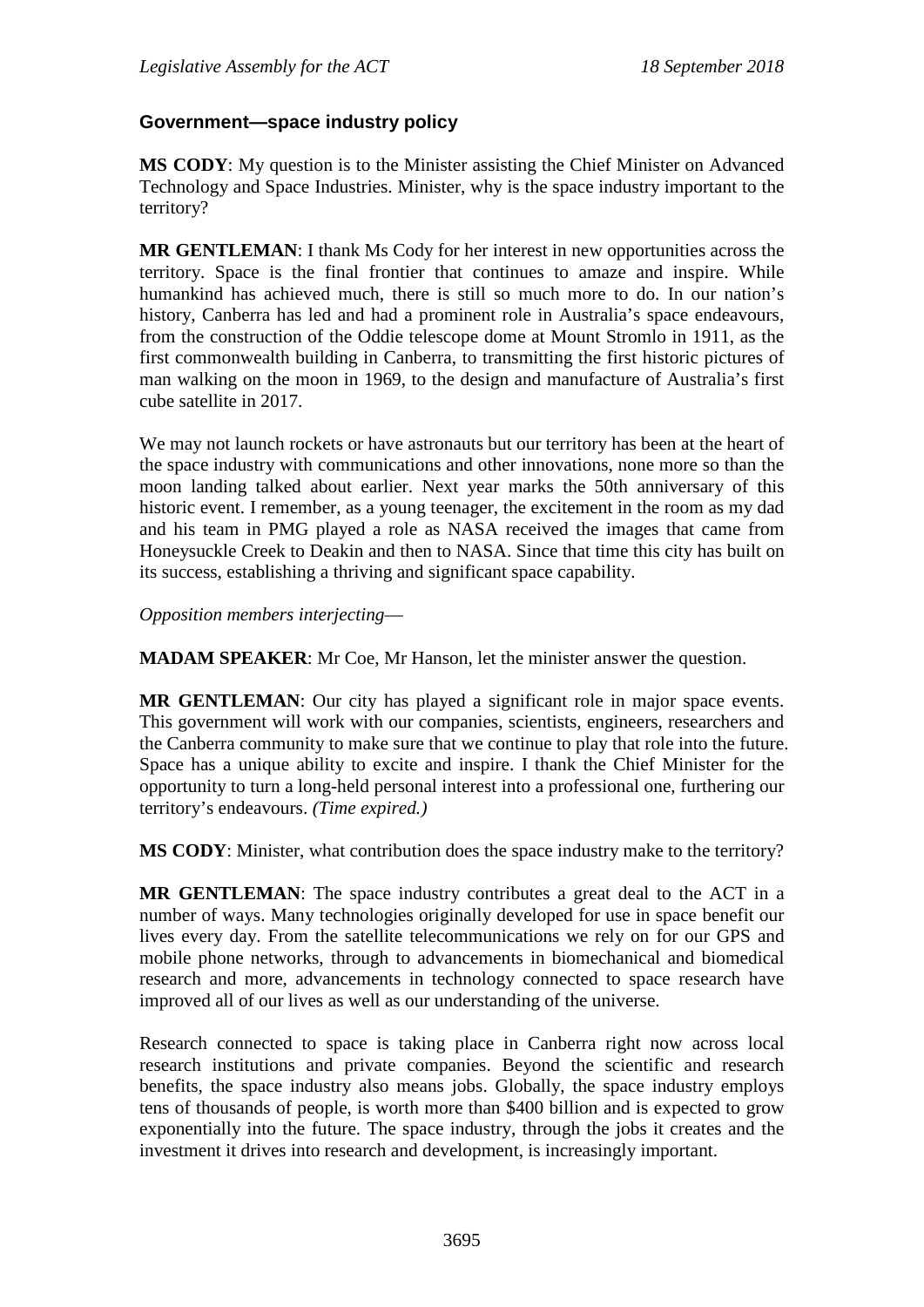## Government—space industry policy

**MS CODY**: My question is to the Minister assisting the Chief Minister on Advanced Technology and Space Industries. Minister, why is the space industry important to the territory?

**MR GENTLEMAN**: I thank Ms Cody for her interest in new opportunities across the territory. Space is the final frontier that continues to amaze and inspire. While humankind has achieved much, there is still so much more to do. In our nation's history, Canberra has led and had a prominent role in Australia's space endeavours, from the construction of the Oddie telescope dome at Mount Stromlo in 1911, as the first commonwealth building in Canberra, to transmitting the first historic pictures of man walking on the moon in 1969, to the design and manufacture of Australia's first cube satellite in 2017.

We may not launch rockets or have astronauts but our territory has been at the heart of the space industry with communications and other innovations, none more so than the moon landing talked about earlier. Next year marks the 50th anniversary of this historic event. I remember, as a young teenager, the excitement in the room as my dad and his team in PMG played a role as NASA received the images that came from Honeysuckle Creek to Deakin and then to NASA. Since that time this city has built on its success, establishing a thriving and significant space capability.

*Opposition members interjecting*—

**MADAM SPEAKER**: Mr Coe, Mr Hanson, let the minister answer the question.

**MR GENTLEMAN**: Our city has played a significant role in major space events. This government will work with our companies, scientists, engineers, researchers and the Canberra community to make sure that we continue to play that role into the future. Space has a unique ability to excite and inspire. I thank the Chief Minister for the opportunity to turn a long-held personal interest into a professional one, furthering our territory's endeavours. *(Time expired.)*

**MS CODY**: Minister, what contribution does the space industry make to the territory?

**MR GENTLEMAN**: The space industry contributes a great deal to the ACT in a number of ways. Many technologies originally developed for use in space benefit our lives every day. From the satellite telecommunications we rely on for our GPS and mobile phone networks, through to advancements in biomechanical and biomedical research and more, advancements in technology connected to space research have improved all of our lives as well as our understanding of the universe.

Research connected to space is taking place in Canberra right now across local research institutions and private companies. Beyond the scientific and research benefits, the space industry also means jobs. Globally, the space industry employs tens of thousands of people, is worth more than $400 billion and is expected to grow exponentially into the future. The space industry, through the jobs it creates and the investment it drives into research and development, is increasingly important.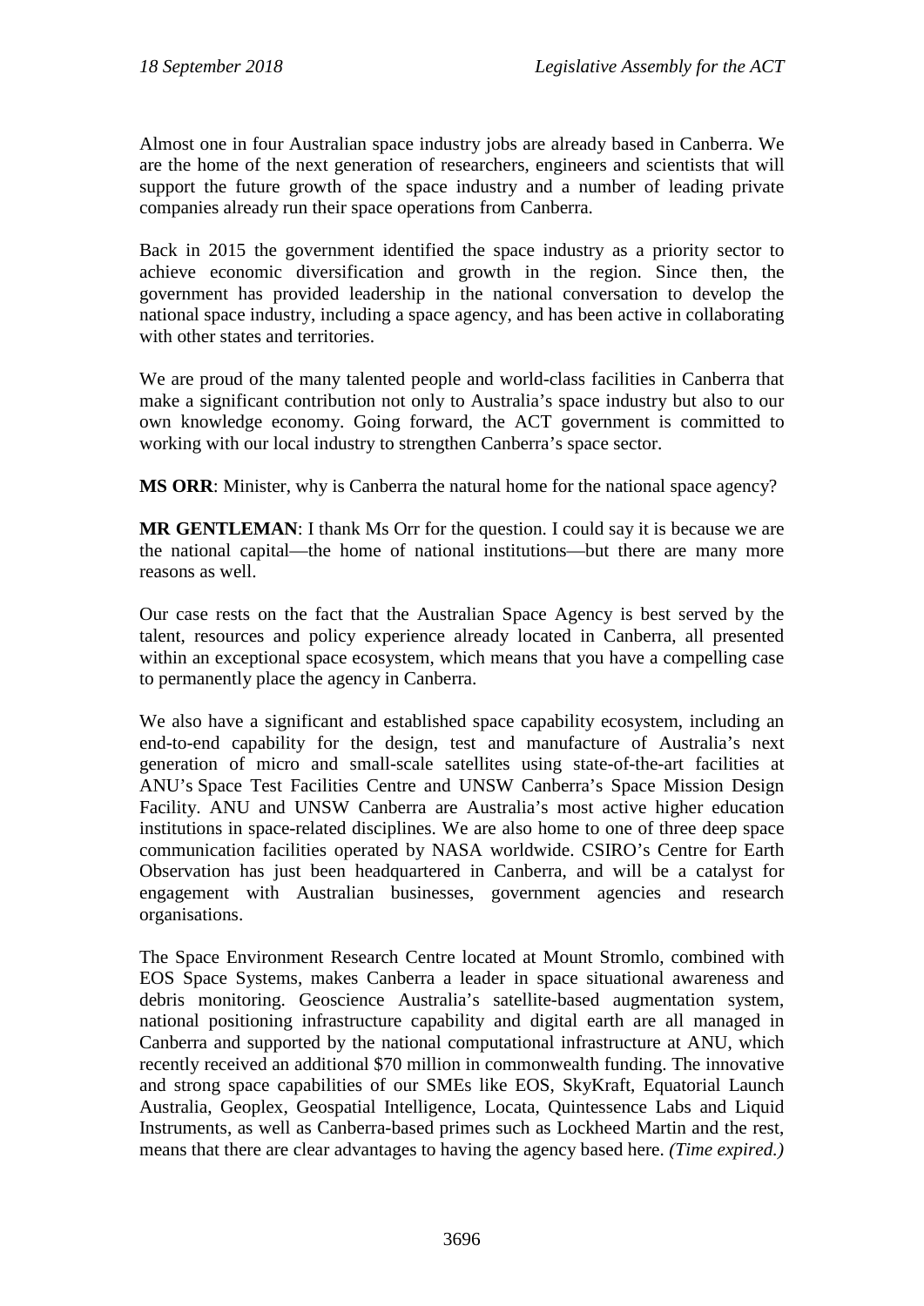Almost one in four Australian space industry jobs are already based in Canberra. We are the home of the next generation of researchers, engineers and scientists that will support the future growth of the space industry and a number of leading private companies already run their space operations from Canberra.

Back in 2015 the government identified the space industry as a priority sector to achieve economic diversification and growth in the region. Since then, the government has provided leadership in the national conversation to develop the national space industry, including a space agency, and has been active in collaborating with other states and territories.

We are proud of the many talented people and world-class facilities in Canberra that make a significant contribution not only to Australia's space industry but also to our own knowledge economy. Going forward, the ACT government is committed to working with our local industry to strengthen Canberra's space sector.

**MS ORR**: Minister, why is Canberra the natural home for the national space agency?

**MR GENTLEMAN**: I thank Ms Orr for the question. I could say it is because we are the national capital—the home of national institutions—but there are many more reasons as well.

Our case rests on the fact that the Australian Space Agency is best served by the talent, resources and policy experience already located in Canberra, all presented within an exceptional space ecosystem, which means that you have a compelling case to permanently place the agency in Canberra.

We also have a significant and established space capability ecosystem, including an end-to-end capability for the design, test and manufacture of Australia's next generation of micro and small-scale satellites using state-of-the-art facilities at ANU's Space Test Facilities Centre and UNSW Canberra's Space Mission Design Facility. ANU and UNSW Canberra are Australia's most active higher education institutions in space-related disciplines. We are also home to one of three deep space communication facilities operated by NASA worldwide. CSIRO's Centre for Earth Observation has just been headquartered in Canberra, and will be a catalyst for engagement with Australian businesses, government agencies and research organisations.

The Space Environment Research Centre located at Mount Stromlo, combined with EOS Space Systems, makes Canberra a leader in space situational awareness and debris monitoring. Geoscience Australia's satellite-based augmentation system, national positioning infrastructure capability and digital earth are all managed in Canberra and supported by the national computational infrastructure at ANU, which recently received an additional $70 million in commonwealth funding. The innovative and strong space capabilities of our SMEs like EOS, SkyKraft, Equatorial Launch Australia, Geoplex, Geospatial Intelligence, Locata, Quintessence Labs and Liquid Instruments, as well as Canberra-based primes such as Lockheed Martin and the rest, means that there are clear advantages to having the agency based here. *(Time expired.)*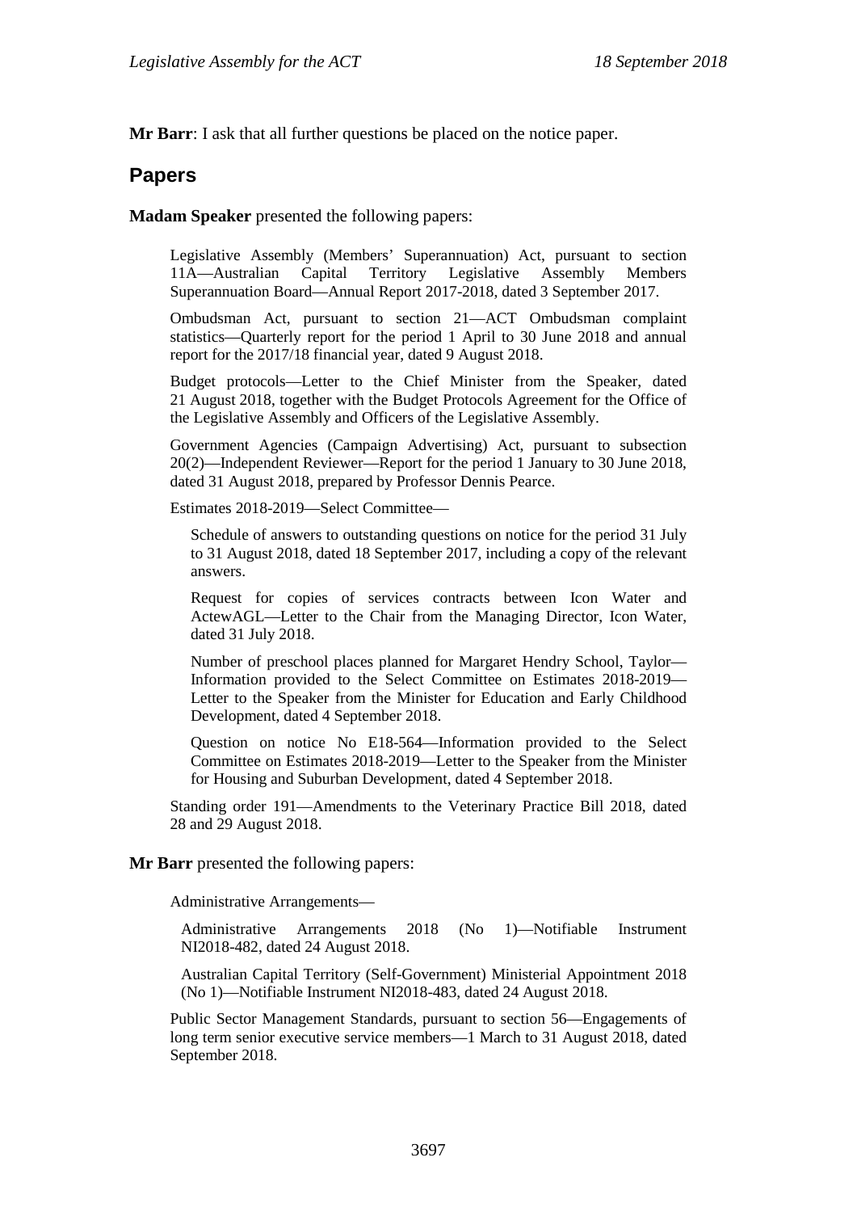**Mr Barr**: I ask that all further questions be placed on the notice paper.

## Papers

**Madam Speaker** presented the following papers:

> Legislative Assembly (Members' Superannuation) Act, pursuant to section 11A—Australian Capital Territory Legislative Assembly Members Superannuation Board—Annual Report 2017-2018, dated 3 September 2017.
>
> Ombudsman Act, pursuant to section 21—ACT Ombudsman complaint statistics—Quarterly report for the period 1 April to 30 June 2018 and annual report for the 2017/18 financial year, dated 9 August 2018.
>
> Budget protocols—Letter to the Chief Minister from the Speaker, dated 21 August 2018, together with the Budget Protocols Agreement for the Office of the Legislative Assembly and Officers of the Legislative Assembly.
>
> Government Agencies (Campaign Advertising) Act, pursuant to subsection 20(2)—Independent Reviewer—Report for the period 1 January to 30 June 2018, dated 31 August 2018, prepared by Professor Dennis Pearce.
>
> Estimates 2018-2019—Select Committee—
>
> > Schedule of answers to outstanding questions on notice for the period 31 July to 31 August 2018, dated 18 September 2017, including a copy of the relevant answers.
> >
> > Request for copies of services contracts between Icon Water and ActewAGL—Letter to the Chair from the Managing Director, Icon Water, dated 31 July 2018.
> >
> > Number of preschool places planned for Margaret Hendry School, Taylor—Information provided to the Select Committee on Estimates 2018-2019—Letter to the Speaker from the Minister for Education and Early Childhood Development, dated 4 September 2018.
> >
> > Question on notice No E18-564—Information provided to the Select Committee on Estimates 2018-2019—Letter to the Speaker from the Minister for Housing and Suburban Development, dated 4 September 2018.
>
> Standing order 191—Amendments to the Veterinary Practice Bill 2018, dated 28 and 29 August 2018.

**Mr Barr** presented the following papers:

> Administrative Arrangements—
>
> > Administrative Arrangements 2018 (No 1)—Notifiable Instrument NI2018-482, dated 24 August 2018.
> >
> > Australian Capital Territory (Self-Government) Ministerial Appointment 2018 (No 1)—Notifiable Instrument NI2018-483, dated 24 August 2018.
>
> Public Sector Management Standards, pursuant to section 56—Engagements of long term senior executive service members—1 March to 31 August 2018, dated September 2018.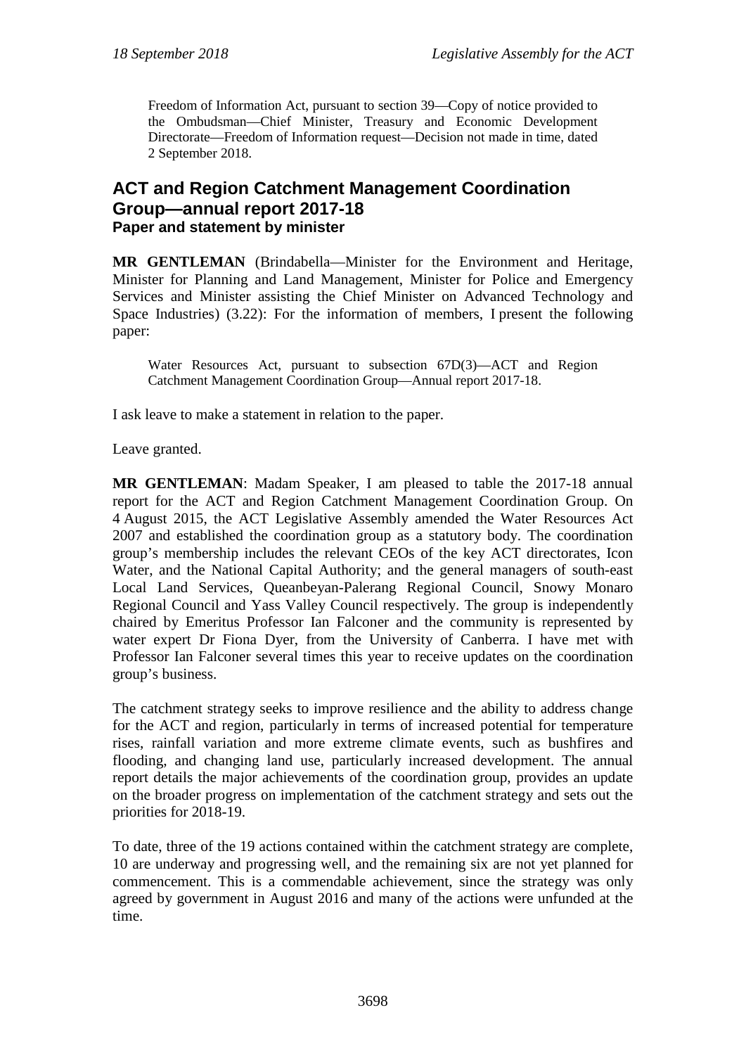Freedom of Information Act, pursuant to section 39—Copy of notice provided to the Ombudsman—Chief Minister, Treasury and Economic Development Directorate—Freedom of Information request—Decision not made in time, dated 2 September 2018.

## ACT and Region Catchment Management Coordination Group—annual report 2017-18

### Paper and statement by minister

**MR GENTLEMAN** (Brindabella—Minister for the Environment and Heritage, Minister for Planning and Land Management, Minister for Police and Emergency Services and Minister assisting the Chief Minister on Advanced Technology and Space Industries) (3.22): For the information of members, I present the following paper:

> Water Resources Act, pursuant to subsection 67D(3)—ACT and Region Catchment Management Coordination Group—Annual report 2017-18.

I ask leave to make a statement in relation to the paper.

Leave granted.

**MR GENTLEMAN**: Madam Speaker, I am pleased to table the 2017-18 annual report for the ACT and Region Catchment Management Coordination Group. On 4 August 2015, the ACT Legislative Assembly amended the Water Resources Act 2007 and established the coordination group as a statutory body. The coordination group's membership includes the relevant CEOs of the key ACT directorates, Icon Water, and the National Capital Authority; and the general managers of south-east Local Land Services, Queanbeyan-Palerang Regional Council, Snowy Monaro Regional Council and Yass Valley Council respectively. The group is independently chaired by Emeritus Professor Ian Falconer and the community is represented by water expert Dr Fiona Dyer, from the University of Canberra. I have met with Professor Ian Falconer several times this year to receive updates on the coordination group's business.

The catchment strategy seeks to improve resilience and the ability to address change for the ACT and region, particularly in terms of increased potential for temperature rises, rainfall variation and more extreme climate events, such as bushfires and flooding, and changing land use, particularly increased development. The annual report details the major achievements of the coordination group, provides an update on the broader progress on implementation of the catchment strategy and sets out the priorities for 2018-19.

To date, three of the 19 actions contained within the catchment strategy are complete, 10 are underway and progressing well, and the remaining six are not yet planned for commencement. This is a commendable achievement, since the strategy was only agreed by government in August 2016 and many of the actions were unfunded at the time.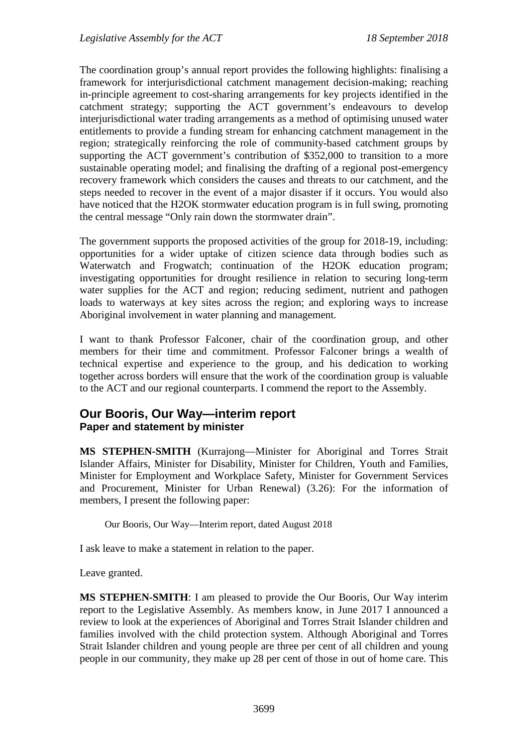The coordination group's annual report provides the following highlights: finalising a framework for interjurisdictional catchment management decision-making; reaching in-principle agreement to cost-sharing arrangements for key projects identified in the catchment strategy; supporting the ACT government's endeavours to develop interjurisdictional water trading arrangements as a method of optimising unused water entitlements to provide a funding stream for enhancing catchment management in the region; strategically reinforcing the role of community-based catchment groups by supporting the ACT government's contribution of $352,000 to transition to a more sustainable operating model; and finalising the drafting of a regional post-emergency recovery framework which considers the causes and threats to our catchment, and the steps needed to recover in the event of a major disaster if it occurs. You would also have noticed that the H2OK stormwater education program is in full swing, promoting the central message "Only rain down the stormwater drain".

The government supports the proposed activities of the group for 2018-19, including: opportunities for a wider uptake of citizen science data through bodies such as Waterwatch and Frogwatch; continuation of the H2OK education program; investigating opportunities for drought resilience in relation to securing long-term water supplies for the ACT and region; reducing sediment, nutrient and pathogen loads to waterways at key sites across the region; and exploring ways to increase Aboriginal involvement in water planning and management.

I want to thank Professor Falconer, chair of the coordination group, and other members for their time and commitment. Professor Falconer brings a wealth of technical expertise and experience to the group, and his dedication to working together across borders will ensure that the work of the coordination group is valuable to the ACT and our regional counterparts. I commend the report to the Assembly.

## Our Booris, Our Way—interim report

### Paper and statement by minister

**MS STEPHEN-SMITH** (Kurrajong—Minister for Aboriginal and Torres Strait Islander Affairs, Minister for Disability, Minister for Children, Youth and Families, Minister for Employment and Workplace Safety, Minister for Government Services and Procurement, Minister for Urban Renewal) (3.26): For the information of members, I present the following paper:

Our Booris, Our Way—Interim report, dated August 2018

I ask leave to make a statement in relation to the paper.

Leave granted.

**MS STEPHEN-SMITH**: I am pleased to provide the Our Booris, Our Way interim report to the Legislative Assembly. As members know, in June 2017 I announced a review to look at the experiences of Aboriginal and Torres Strait Islander children and families involved with the child protection system. Although Aboriginal and Torres Strait Islander children and young people are three per cent of all children and young people in our community, they make up 28 per cent of those in out of home care. This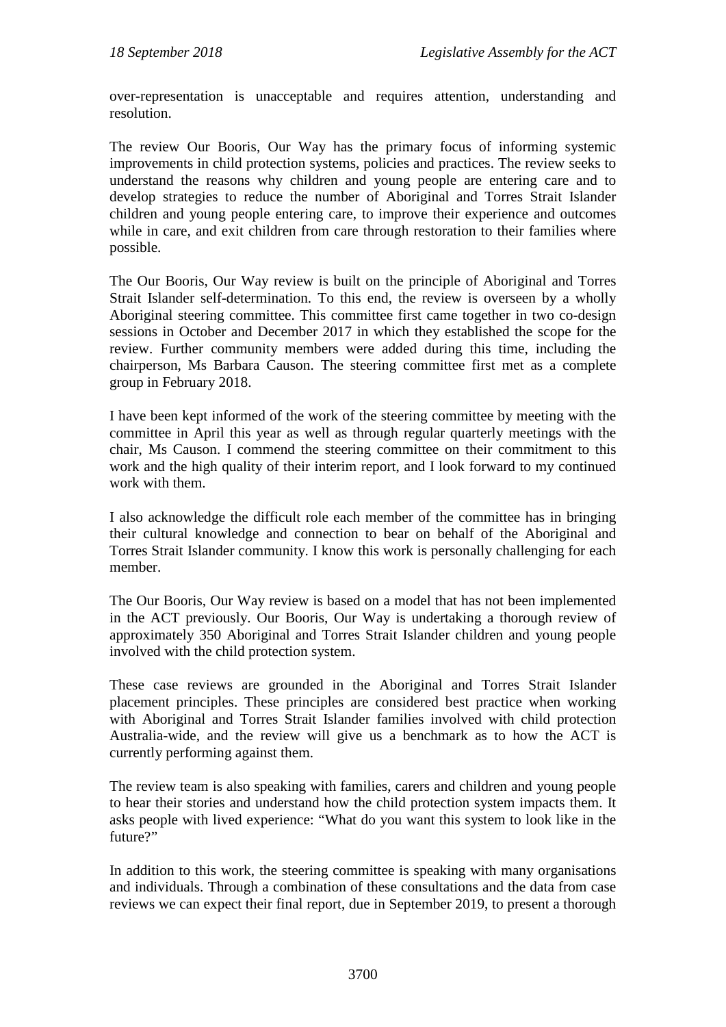over-representation is unacceptable and requires attention, understanding and resolution.

The review Our Booris, Our Way has the primary focus of informing systemic improvements in child protection systems, policies and practices. The review seeks to understand the reasons why children and young people are entering care and to develop strategies to reduce the number of Aboriginal and Torres Strait Islander children and young people entering care, to improve their experience and outcomes while in care, and exit children from care through restoration to their families where possible.

The Our Booris, Our Way review is built on the principle of Aboriginal and Torres Strait Islander self-determination. To this end, the review is overseen by a wholly Aboriginal steering committee. This committee first came together in two co-design sessions in October and December 2017 in which they established the scope for the review. Further community members were added during this time, including the chairperson, Ms Barbara Causon. The steering committee first met as a complete group in February 2018.

I have been kept informed of the work of the steering committee by meeting with the committee in April this year as well as through regular quarterly meetings with the chair, Ms Causon. I commend the steering committee on their commitment to this work and the high quality of their interim report, and I look forward to my continued work with them.

I also acknowledge the difficult role each member of the committee has in bringing their cultural knowledge and connection to bear on behalf of the Aboriginal and Torres Strait Islander community. I know this work is personally challenging for each member.

The Our Booris, Our Way review is based on a model that has not been implemented in the ACT previously. Our Booris, Our Way is undertaking a thorough review of approximately 350 Aboriginal and Torres Strait Islander children and young people involved with the child protection system.

These case reviews are grounded in the Aboriginal and Torres Strait Islander placement principles. These principles are considered best practice when working with Aboriginal and Torres Strait Islander families involved with child protection Australia-wide, and the review will give us a benchmark as to how the ACT is currently performing against them.

The review team is also speaking with families, carers and children and young people to hear their stories and understand how the child protection system impacts them. It asks people with lived experience: "What do you want this system to look like in the future?"

In addition to this work, the steering committee is speaking with many organisations and individuals. Through a combination of these consultations and the data from case reviews we can expect their final report, due in September 2019, to present a thorough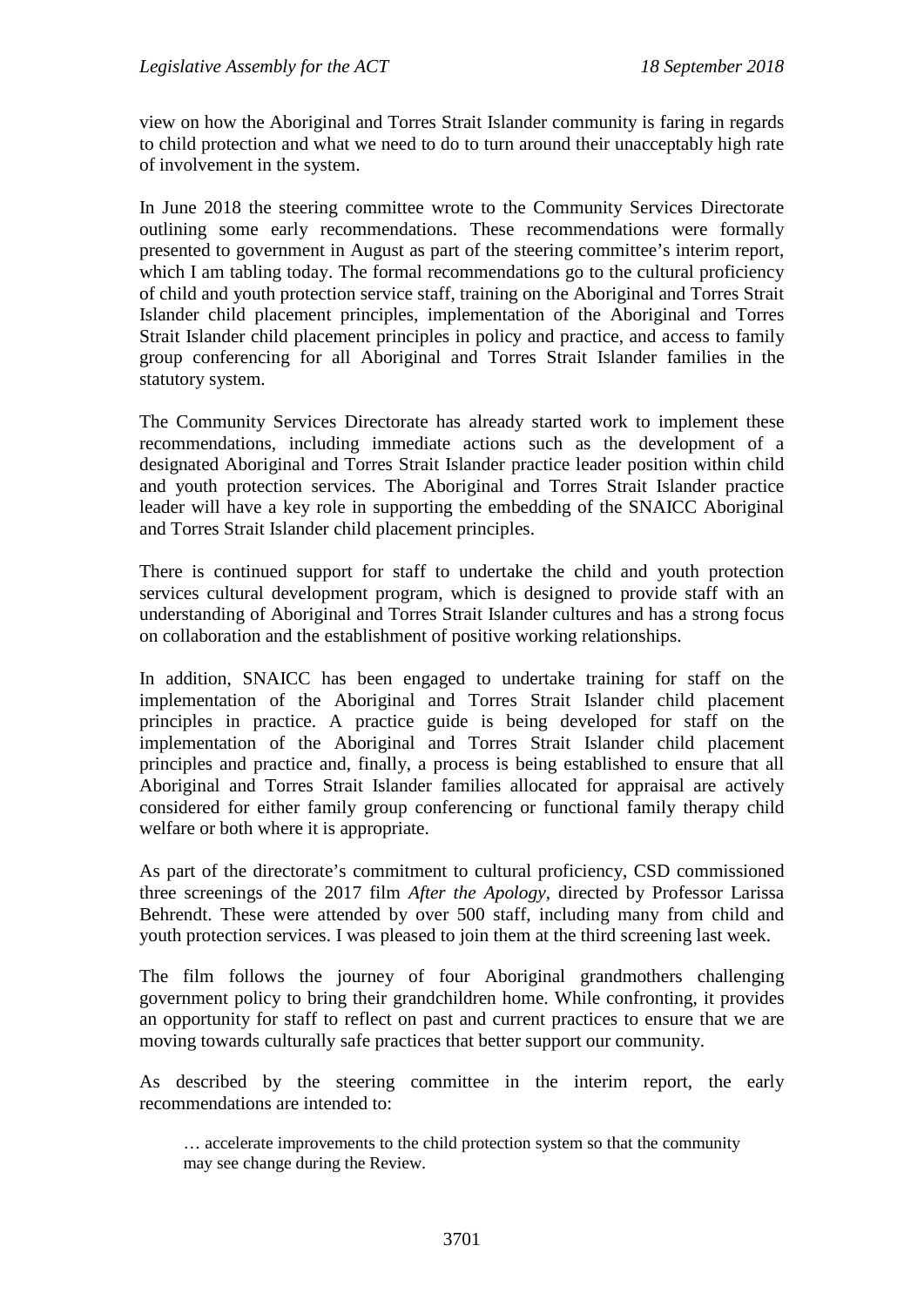view on how the Aboriginal and Torres Strait Islander community is faring in regards to child protection and what we need to do to turn around their unacceptably high rate of involvement in the system.

In June 2018 the steering committee wrote to the Community Services Directorate outlining some early recommendations. These recommendations were formally presented to government in August as part of the steering committee's interim report, which I am tabling today. The formal recommendations go to the cultural proficiency of child and youth protection service staff, training on the Aboriginal and Torres Strait Islander child placement principles, implementation of the Aboriginal and Torres Strait Islander child placement principles in policy and practice, and access to family group conferencing for all Aboriginal and Torres Strait Islander families in the statutory system.

The Community Services Directorate has already started work to implement these recommendations, including immediate actions such as the development of a designated Aboriginal and Torres Strait Islander practice leader position within child and youth protection services. The Aboriginal and Torres Strait Islander practice leader will have a key role in supporting the embedding of the SNAICC Aboriginal and Torres Strait Islander child placement principles.

There is continued support for staff to undertake the child and youth protection services cultural development program, which is designed to provide staff with an understanding of Aboriginal and Torres Strait Islander cultures and has a strong focus on collaboration and the establishment of positive working relationships.

In addition, SNAICC has been engaged to undertake training for staff on the implementation of the Aboriginal and Torres Strait Islander child placement principles in practice. A practice guide is being developed for staff on the implementation of the Aboriginal and Torres Strait Islander child placement principles and practice and, finally, a process is being established to ensure that all Aboriginal and Torres Strait Islander families allocated for appraisal are actively considered for either family group conferencing or functional family therapy child welfare or both where it is appropriate.

As part of the directorate's commitment to cultural proficiency, CSD commissioned three screenings of the 2017 film *After the Apology*, directed by Professor Larissa Behrendt. These were attended by over 500 staff, including many from child and youth protection services. I was pleased to join them at the third screening last week.

The film follows the journey of four Aboriginal grandmothers challenging government policy to bring their grandchildren home. While confronting, it provides an opportunity for staff to reflect on past and current practices to ensure that we are moving towards culturally safe practices that better support our community.

As described by the steering committee in the interim report, the early recommendations are intended to:

> … accelerate improvements to the child protection system so that the community may see change during the Review.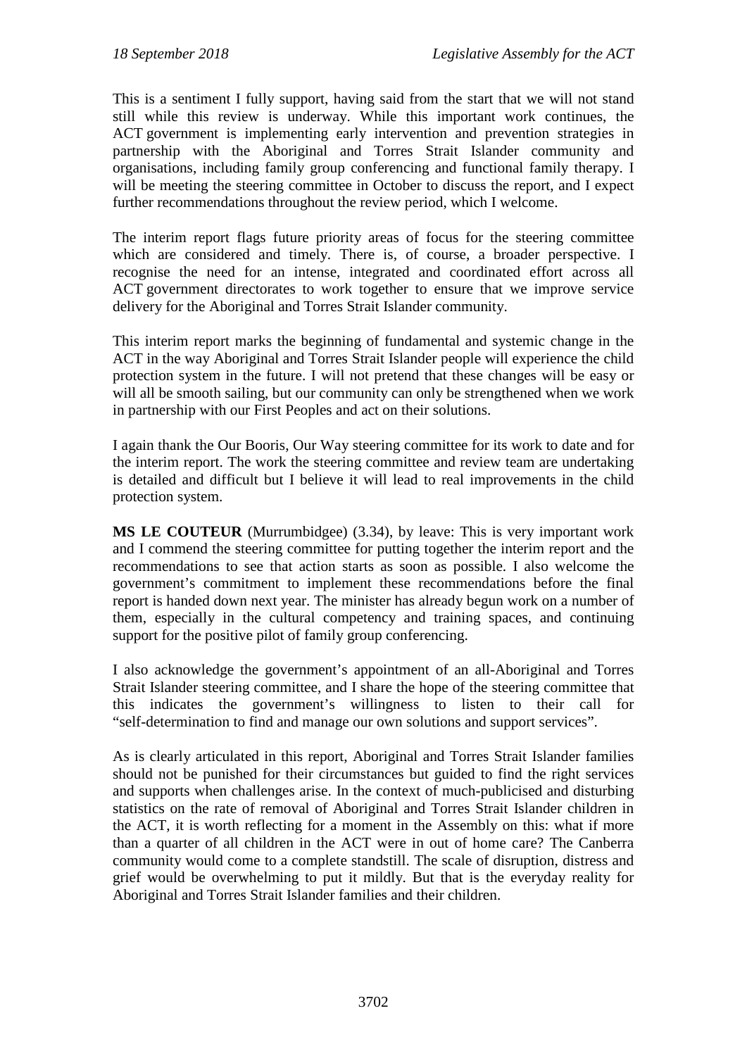This is a sentiment I fully support, having said from the start that we will not stand still while this review is underway. While this important work continues, the ACT government is implementing early intervention and prevention strategies in partnership with the Aboriginal and Torres Strait Islander community and organisations, including family group conferencing and functional family therapy. I will be meeting the steering committee in October to discuss the report, and I expect further recommendations throughout the review period, which I welcome.

The interim report flags future priority areas of focus for the steering committee which are considered and timely. There is, of course, a broader perspective. I recognise the need for an intense, integrated and coordinated effort across all ACT government directorates to work together to ensure that we improve service delivery for the Aboriginal and Torres Strait Islander community.

This interim report marks the beginning of fundamental and systemic change in the ACT in the way Aboriginal and Torres Strait Islander people will experience the child protection system in the future. I will not pretend that these changes will be easy or will all be smooth sailing, but our community can only be strengthened when we work in partnership with our First Peoples and act on their solutions.

I again thank the Our Booris, Our Way steering committee for its work to date and for the interim report. The work the steering committee and review team are undertaking is detailed and difficult but I believe it will lead to real improvements in the child protection system.

**MS LE COUTEUR** (Murrumbidgee) (3.34), by leave: This is very important work and I commend the steering committee for putting together the interim report and the recommendations to see that action starts as soon as possible. I also welcome the government's commitment to implement these recommendations before the final report is handed down next year. The minister has already begun work on a number of them, especially in the cultural competency and training spaces, and continuing support for the positive pilot of family group conferencing.

I also acknowledge the government's appointment of an all-Aboriginal and Torres Strait Islander steering committee, and I share the hope of the steering committee that this indicates the government's willingness to listen to their call for "self-determination to find and manage our own solutions and support services".

As is clearly articulated in this report, Aboriginal and Torres Strait Islander families should not be punished for their circumstances but guided to find the right services and supports when challenges arise. In the context of much-publicised and disturbing statistics on the rate of removal of Aboriginal and Torres Strait Islander children in the ACT, it is worth reflecting for a moment in the Assembly on this: what if more than a quarter of all children in the ACT were in out of home care? The Canberra community would come to a complete standstill. The scale of disruption, distress and grief would be overwhelming to put it mildly. But that is the everyday reality for Aboriginal and Torres Strait Islander families and their children.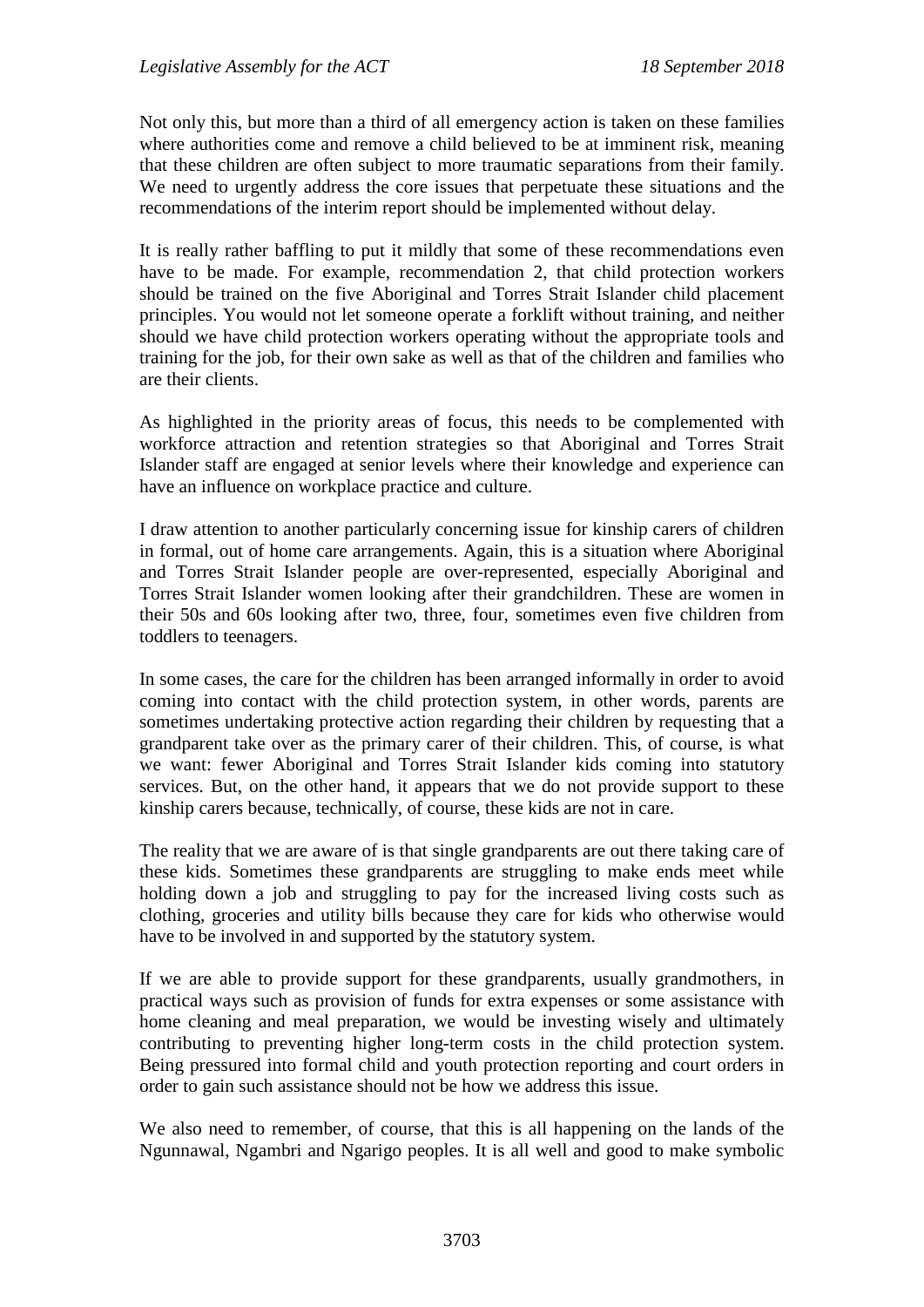Not only this, but more than a third of all emergency action is taken on these families where authorities come and remove a child believed to be at imminent risk, meaning that these children are often subject to more traumatic separations from their family. We need to urgently address the core issues that perpetuate these situations and the recommendations of the interim report should be implemented without delay.

It is really rather baffling to put it mildly that some of these recommendations even have to be made. For example, recommendation 2, that child protection workers should be trained on the five Aboriginal and Torres Strait Islander child placement principles. You would not let someone operate a forklift without training, and neither should we have child protection workers operating without the appropriate tools and training for the job, for their own sake as well as that of the children and families who are their clients.

As highlighted in the priority areas of focus, this needs to be complemented with workforce attraction and retention strategies so that Aboriginal and Torres Strait Islander staff are engaged at senior levels where their knowledge and experience can have an influence on workplace practice and culture.

I draw attention to another particularly concerning issue for kinship carers of children in formal, out of home care arrangements. Again, this is a situation where Aboriginal and Torres Strait Islander people are over-represented, especially Aboriginal and Torres Strait Islander women looking after their grandchildren. These are women in their 50s and 60s looking after two, three, four, sometimes even five children from toddlers to teenagers.

In some cases, the care for the children has been arranged informally in order to avoid coming into contact with the child protection system, in other words, parents are sometimes undertaking protective action regarding their children by requesting that a grandparent take over as the primary carer of their children. This, of course, is what we want: fewer Aboriginal and Torres Strait Islander kids coming into statutory services. But, on the other hand, it appears that we do not provide support to these kinship carers because, technically, of course, these kids are not in care.

The reality that we are aware of is that single grandparents are out there taking care of these kids. Sometimes these grandparents are struggling to make ends meet while holding down a job and struggling to pay for the increased living costs such as clothing, groceries and utility bills because they care for kids who otherwise would have to be involved in and supported by the statutory system.

If we are able to provide support for these grandparents, usually grandmothers, in practical ways such as provision of funds for extra expenses or some assistance with home cleaning and meal preparation, we would be investing wisely and ultimately contributing to preventing higher long-term costs in the child protection system. Being pressured into formal child and youth protection reporting and court orders in order to gain such assistance should not be how we address this issue.

We also need to remember, of course, that this is all happening on the lands of the Ngunnawal, Ngambri and Ngarigo peoples. It is all well and good to make symbolic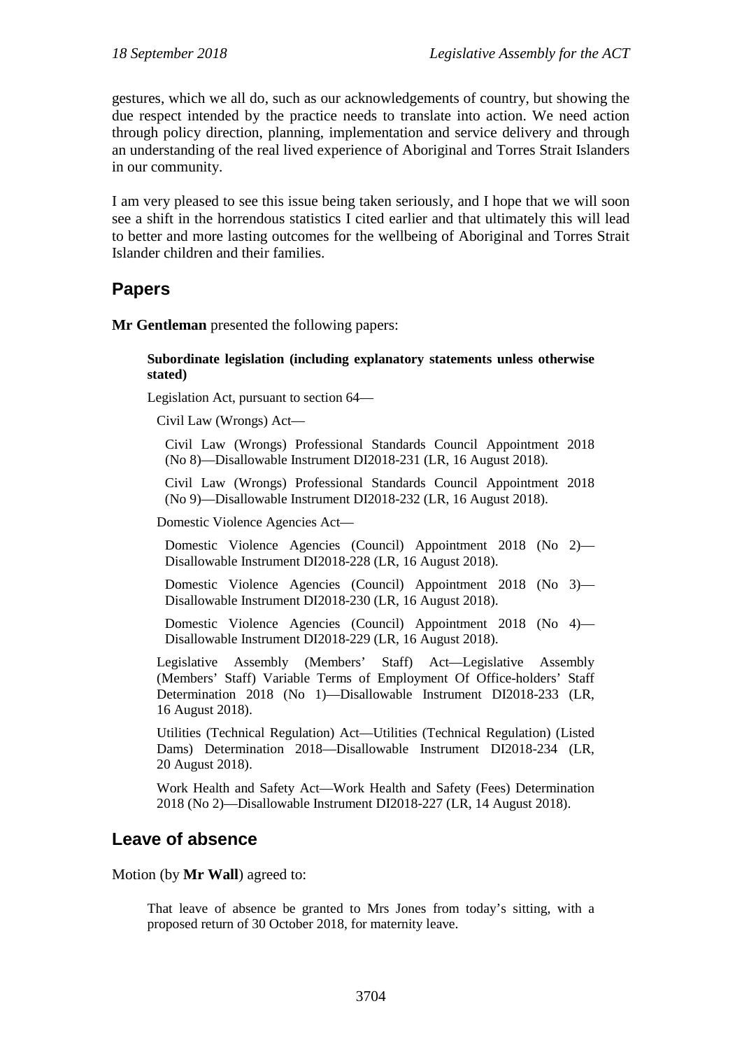gestures, which we all do, such as our acknowledgements of country, but showing the due respect intended by the practice needs to translate into action. We need action through policy direction, planning, implementation and service delivery and through an understanding of the real lived experience of Aboriginal and Torres Strait Islanders in our community.

I am very pleased to see this issue being taken seriously, and I hope that we will soon see a shift in the horrendous statistics I cited earlier and that ultimately this will lead to better and more lasting outcomes for the wellbeing of Aboriginal and Torres Strait Islander children and their families.

## Papers

**Mr Gentleman** presented the following papers:

> **Subordinate legislation (including explanatory statements unless otherwise stated)**
>
> Legislation Act, pursuant to section 64—
>
> Civil Law (Wrongs) Act—
>
> Civil Law (Wrongs) Professional Standards Council Appointment 2018 (No 8)—Disallowable Instrument DI2018-231 (LR, 16 August 2018).
>
> Civil Law (Wrongs) Professional Standards Council Appointment 2018 (No 9)—Disallowable Instrument DI2018-232 (LR, 16 August 2018).
>
> Domestic Violence Agencies Act—
>
> Domestic Violence Agencies (Council) Appointment 2018 (No 2)—Disallowable Instrument DI2018-228 (LR, 16 August 2018).
>
> Domestic Violence Agencies (Council) Appointment 2018 (No 3)—Disallowable Instrument DI2018-230 (LR, 16 August 2018).
>
> Domestic Violence Agencies (Council) Appointment 2018 (No 4)—Disallowable Instrument DI2018-229 (LR, 16 August 2018).
>
> Legislative Assembly (Members' Staff) Act—Legislative Assembly (Members' Staff) Variable Terms of Employment Of Office-holders' Staff Determination 2018 (No 1)—Disallowable Instrument DI2018-233 (LR, 16 August 2018).
>
> Utilities (Technical Regulation) Act—Utilities (Technical Regulation) (Listed Dams) Determination 2018—Disallowable Instrument DI2018-234 (LR, 20 August 2018).
>
> Work Health and Safety Act—Work Health and Safety (Fees) Determination 2018 (No 2)—Disallowable Instrument DI2018-227 (LR, 14 August 2018).

## Leave of absence

Motion (by **Mr Wall**) agreed to:

> That leave of absence be granted to Mrs Jones from today's sitting, with a proposed return of 30 October 2018, for maternity leave.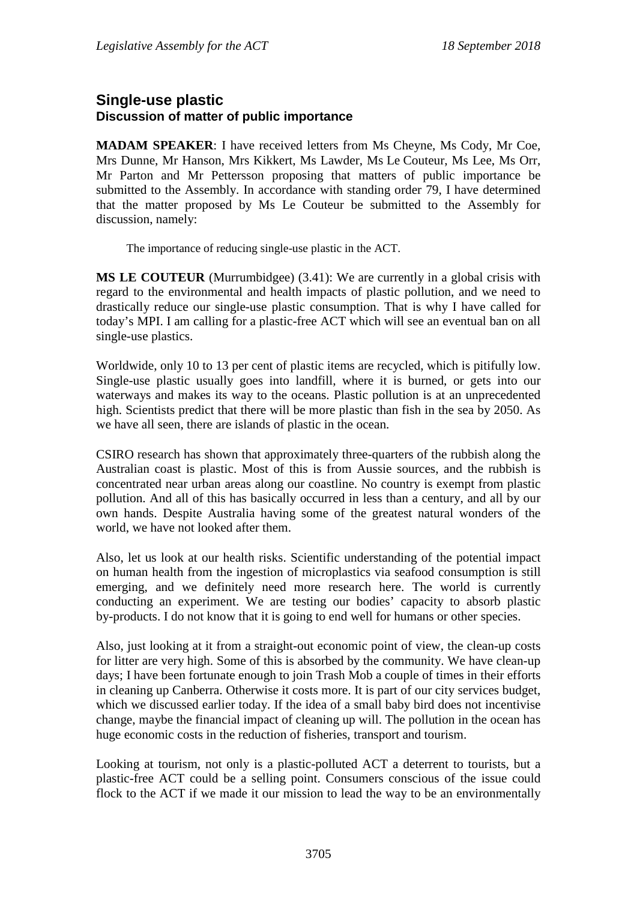## Single-use plastic

### Discussion of matter of public importance

**MADAM SPEAKER**: I have received letters from Ms Cheyne, Ms Cody, Mr Coe, Mrs Dunne, Mr Hanson, Mrs Kikkert, Ms Lawder, Ms Le Couteur, Ms Lee, Ms Orr, Mr Parton and Mr Pettersson proposing that matters of public importance be submitted to the Assembly. In accordance with standing order 79, I have determined that the matter proposed by Ms Le Couteur be submitted to the Assembly for discussion, namely:

> The importance of reducing single-use plastic in the ACT.

**MS LE COUTEUR** (Murrumbidgee) (3.41): We are currently in a global crisis with regard to the environmental and health impacts of plastic pollution, and we need to drastically reduce our single-use plastic consumption. That is why I have called for today's MPI. I am calling for a plastic-free ACT which will see an eventual ban on all single-use plastics.

Worldwide, only 10 to 13 per cent of plastic items are recycled, which is pitifully low. Single-use plastic usually goes into landfill, where it is burned, or gets into our waterways and makes its way to the oceans. Plastic pollution is at an unprecedented high. Scientists predict that there will be more plastic than fish in the sea by 2050. As we have all seen, there are islands of plastic in the ocean.

CSIRO research has shown that approximately three-quarters of the rubbish along the Australian coast is plastic. Most of this is from Aussie sources, and the rubbish is concentrated near urban areas along our coastline. No country is exempt from plastic pollution. And all of this has basically occurred in less than a century, and all by our own hands. Despite Australia having some of the greatest natural wonders of the world, we have not looked after them.

Also, let us look at our health risks. Scientific understanding of the potential impact on human health from the ingestion of microplastics via seafood consumption is still emerging, and we definitely need more research here. The world is currently conducting an experiment. We are testing our bodies' capacity to absorb plastic by-products. I do not know that it is going to end well for humans or other species.

Also, just looking at it from a straight-out economic point of view, the clean-up costs for litter are very high. Some of this is absorbed by the community. We have clean-up days; I have been fortunate enough to join Trash Mob a couple of times in their efforts in cleaning up Canberra. Otherwise it costs more. It is part of our city services budget, which we discussed earlier today. If the idea of a small baby bird does not incentivise change, maybe the financial impact of cleaning up will. The pollution in the ocean has huge economic costs in the reduction of fisheries, transport and tourism.

Looking at tourism, not only is a plastic-polluted ACT a deterrent to tourists, but a plastic-free ACT could be a selling point. Consumers conscious of the issue could flock to the ACT if we made it our mission to lead the way to be an environmentally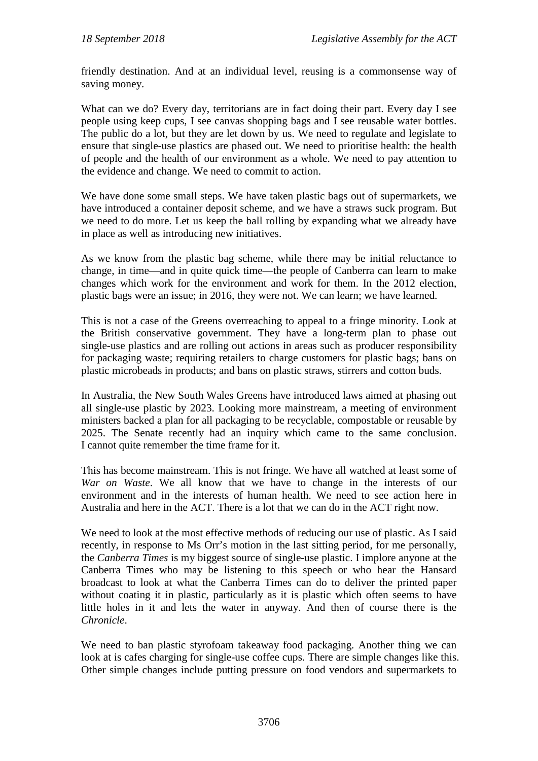friendly destination. And at an individual level, reusing is a commonsense way of saving money.

What can we do? Every day, territorians are in fact doing their part. Every day I see people using keep cups, I see canvas shopping bags and I see reusable water bottles. The public do a lot, but they are let down by us. We need to regulate and legislate to ensure that single-use plastics are phased out. We need to prioritise health: the health of people and the health of our environment as a whole. We need to pay attention to the evidence and change. We need to commit to action.

We have done some small steps. We have taken plastic bags out of supermarkets, we have introduced a container deposit scheme, and we have a straws suck program. But we need to do more. Let us keep the ball rolling by expanding what we already have in place as well as introducing new initiatives.

As we know from the plastic bag scheme, while there may be initial reluctance to change, in time—and in quite quick time—the people of Canberra can learn to make changes which work for the environment and work for them. In the 2012 election, plastic bags were an issue; in 2016, they were not. We can learn; we have learned.

This is not a case of the Greens overreaching to appeal to a fringe minority. Look at the British conservative government. They have a long-term plan to phase out single-use plastics and are rolling out actions in areas such as producer responsibility for packaging waste; requiring retailers to charge customers for plastic bags; bans on plastic microbeads in products; and bans on plastic straws, stirrers and cotton buds.

In Australia, the New South Wales Greens have introduced laws aimed at phasing out all single-use plastic by 2023. Looking more mainstream, a meeting of environment ministers backed a plan for all packaging to be recyclable, compostable or reusable by 2025. The Senate recently had an inquiry which came to the same conclusion. I cannot quite remember the time frame for it.

This has become mainstream. This is not fringe. We have all watched at least some of *War on Waste*. We all know that we have to change in the interests of our environment and in the interests of human health. We need to see action here in Australia and here in the ACT. There is a lot that we can do in the ACT right now.

We need to look at the most effective methods of reducing our use of plastic. As I said recently, in response to Ms Orr's motion in the last sitting period, for me personally, the *Canberra Times* is my biggest source of single-use plastic. I implore anyone at the Canberra Times who may be listening to this speech or who hear the Hansard broadcast to look at what the Canberra Times can do to deliver the printed paper without coating it in plastic, particularly as it is plastic which often seems to have little holes in it and lets the water in anyway. And then of course there is the *Chronicle*.

We need to ban plastic styrofoam takeaway food packaging. Another thing we can look at is cafes charging for single-use coffee cups. There are simple changes like this. Other simple changes include putting pressure on food vendors and supermarkets to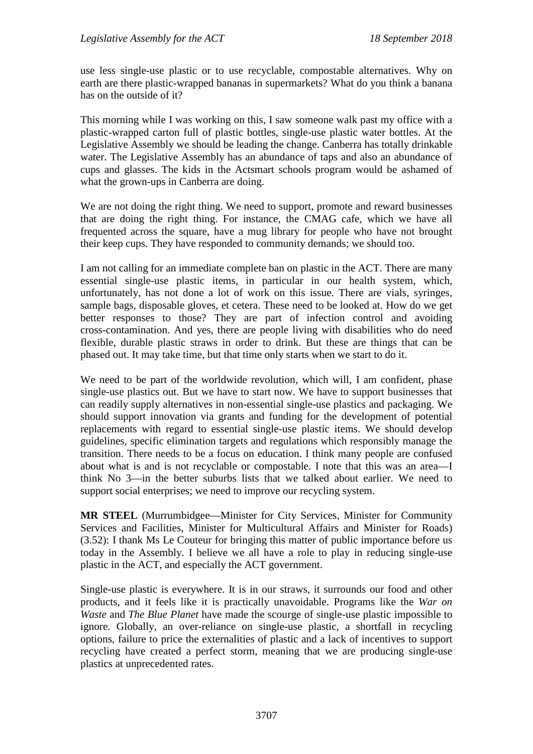use less single-use plastic or to use recyclable, compostable alternatives. Why on earth are there plastic-wrapped bananas in supermarkets? What do you think a banana has on the outside of it?

This morning while I was working on this, I saw someone walk past my office with a plastic-wrapped carton full of plastic bottles, single-use plastic water bottles. At the Legislative Assembly we should be leading the change. Canberra has totally drinkable water. The Legislative Assembly has an abundance of taps and also an abundance of cups and glasses. The kids in the Actsmart schools program would be ashamed of what the grown-ups in Canberra are doing.

We are not doing the right thing. We need to support, promote and reward businesses that are doing the right thing. For instance, the CMAG cafe, which we have all frequented across the square, have a mug library for people who have not brought their keep cups. They have responded to community demands; we should too.

I am not calling for an immediate complete ban on plastic in the ACT. There are many essential single-use plastic items, in particular in our health system, which, unfortunately, has not done a lot of work on this issue. There are vials, syringes, sample bags, disposable gloves, et cetera. These need to be looked at. How do we get better responses to those? They are part of infection control and avoiding cross-contamination. And yes, there are people living with disabilities who do need flexible, durable plastic straws in order to drink. But these are things that can be phased out. It may take time, but that time only starts when we start to do it.

We need to be part of the worldwide revolution, which will, I am confident, phase single-use plastics out. But we have to start now. We have to support businesses that can readily supply alternatives in non-essential single-use plastics and packaging. We should support innovation via grants and funding for the development of potential replacements with regard to essential single-use plastic items. We should develop guidelines, specific elimination targets and regulations which responsibly manage the transition. There needs to be a focus on education. I think many people are confused about what is and is not recyclable or compostable. I note that this was an area—I think No 3—in the better suburbs lists that we talked about earlier. We need to support social enterprises; we need to improve our recycling system.

**MR STEEL** (Murrumbidgee—Minister for City Services, Minister for Community Services and Facilities, Minister for Multicultural Affairs and Minister for Roads) (3.52): I thank Ms Le Couteur for bringing this matter of public importance before us today in the Assembly. I believe we all have a role to play in reducing single-use plastic in the ACT, and especially the ACT government.

Single-use plastic is everywhere. It is in our straws, it surrounds our food and other products, and it feels like it is practically unavoidable. Programs like the *War on Waste* and *The Blue Planet* have made the scourge of single-use plastic impossible to ignore. Globally, an over-reliance on single-use plastic, a shortfall in recycling options, failure to price the externalities of plastic and a lack of incentives to support recycling have created a perfect storm, meaning that we are producing single-use plastics at unprecedented rates.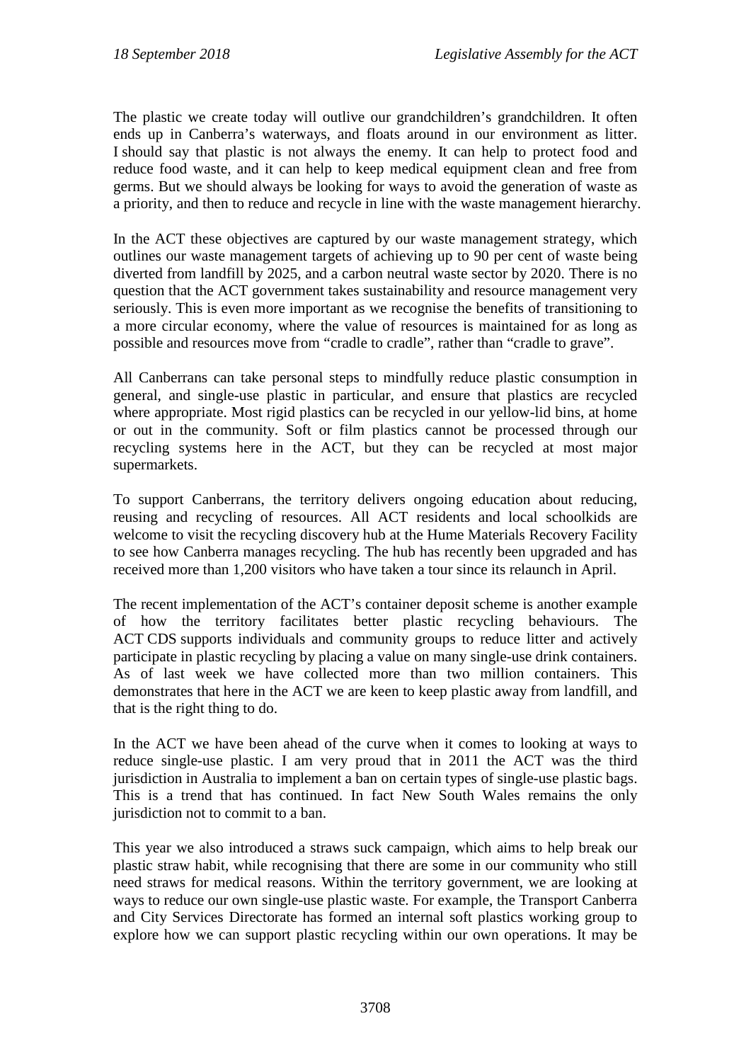The plastic we create today will outlive our grandchildren's grandchildren. It often ends up in Canberra's waterways, and floats around in our environment as litter. I should say that plastic is not always the enemy. It can help to protect food and reduce food waste, and it can help to keep medical equipment clean and free from germs. But we should always be looking for ways to avoid the generation of waste as a priority, and then to reduce and recycle in line with the waste management hierarchy.

In the ACT these objectives are captured by our waste management strategy, which outlines our waste management targets of achieving up to 90 per cent of waste being diverted from landfill by 2025, and a carbon neutral waste sector by 2020. There is no question that the ACT government takes sustainability and resource management very seriously. This is even more important as we recognise the benefits of transitioning to a more circular economy, where the value of resources is maintained for as long as possible and resources move from "cradle to cradle", rather than "cradle to grave".

All Canberrans can take personal steps to mindfully reduce plastic consumption in general, and single-use plastic in particular, and ensure that plastics are recycled where appropriate. Most rigid plastics can be recycled in our yellow-lid bins, at home or out in the community. Soft or film plastics cannot be processed through our recycling systems here in the ACT, but they can be recycled at most major supermarkets.

To support Canberrans, the territory delivers ongoing education about reducing, reusing and recycling of resources. All ACT residents and local schoolkids are welcome to visit the recycling discovery hub at the Hume Materials Recovery Facility to see how Canberra manages recycling. The hub has recently been upgraded and has received more than 1,200 visitors who have taken a tour since its relaunch in April.

The recent implementation of the ACT's container deposit scheme is another example of how the territory facilitates better plastic recycling behaviours. The ACT CDS supports individuals and community groups to reduce litter and actively participate in plastic recycling by placing a value on many single-use drink containers. As of last week we have collected more than two million containers. This demonstrates that here in the ACT we are keen to keep plastic away from landfill, and that is the right thing to do.

In the ACT we have been ahead of the curve when it comes to looking at ways to reduce single-use plastic. I am very proud that in 2011 the ACT was the third jurisdiction in Australia to implement a ban on certain types of single-use plastic bags. This is a trend that has continued. In fact New South Wales remains the only jurisdiction not to commit to a ban.

This year we also introduced a straws suck campaign, which aims to help break our plastic straw habit, while recognising that there are some in our community who still need straws for medical reasons. Within the territory government, we are looking at ways to reduce our own single-use plastic waste. For example, the Transport Canberra and City Services Directorate has formed an internal soft plastics working group to explore how we can support plastic recycling within our own operations. It may be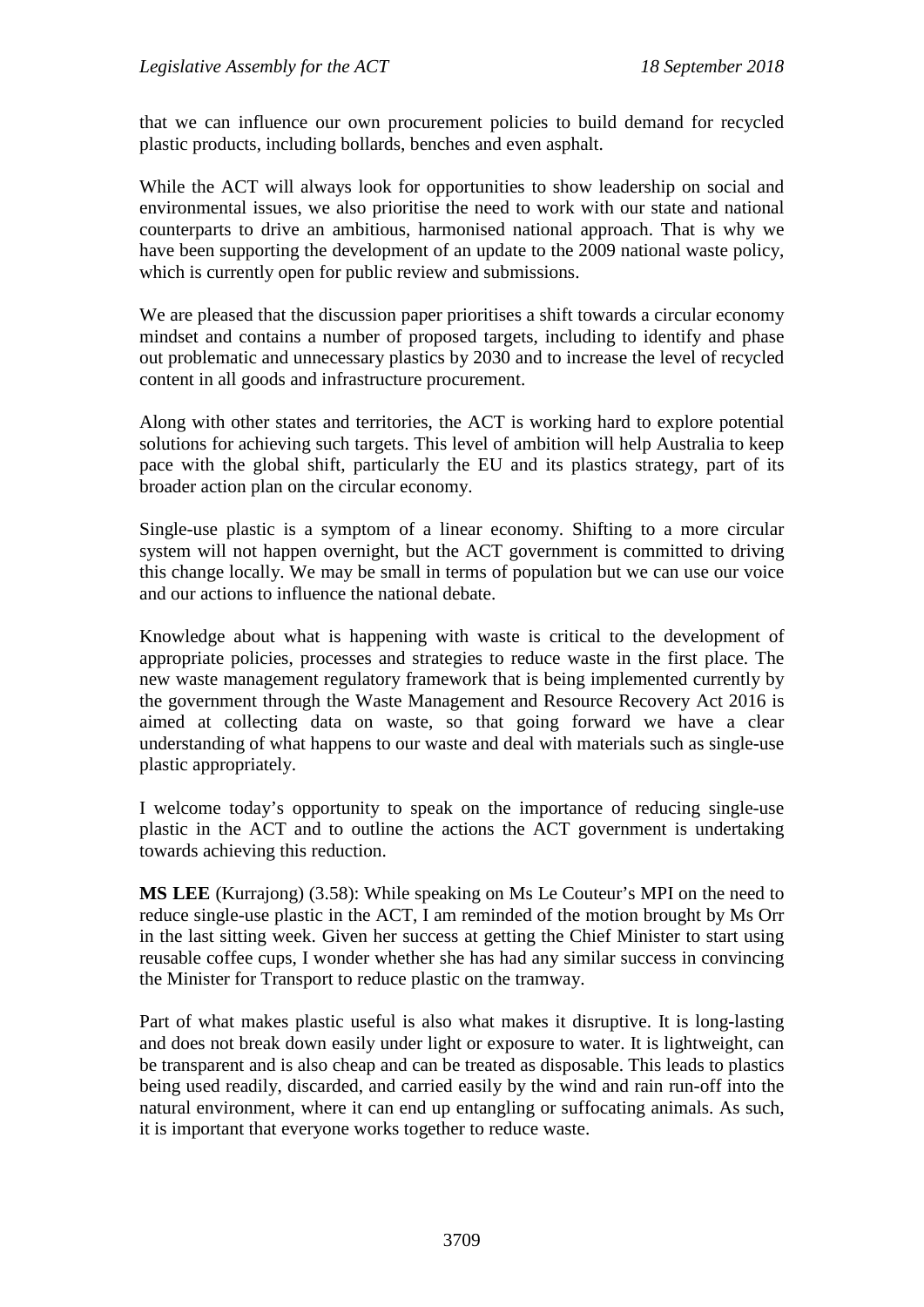that we can influence our own procurement policies to build demand for recycled plastic products, including bollards, benches and even asphalt.

While the ACT will always look for opportunities to show leadership on social and environmental issues, we also prioritise the need to work with our state and national counterparts to drive an ambitious, harmonised national approach. That is why we have been supporting the development of an update to the 2009 national waste policy, which is currently open for public review and submissions.

We are pleased that the discussion paper prioritises a shift towards a circular economy mindset and contains a number of proposed targets, including to identify and phase out problematic and unnecessary plastics by 2030 and to increase the level of recycled content in all goods and infrastructure procurement.

Along with other states and territories, the ACT is working hard to explore potential solutions for achieving such targets. This level of ambition will help Australia to keep pace with the global shift, particularly the EU and its plastics strategy, part of its broader action plan on the circular economy.

Single-use plastic is a symptom of a linear economy. Shifting to a more circular system will not happen overnight, but the ACT government is committed to driving this change locally. We may be small in terms of population but we can use our voice and our actions to influence the national debate.

Knowledge about what is happening with waste is critical to the development of appropriate policies, processes and strategies to reduce waste in the first place. The new waste management regulatory framework that is being implemented currently by the government through the Waste Management and Resource Recovery Act 2016 is aimed at collecting data on waste, so that going forward we have a clear understanding of what happens to our waste and deal with materials such as single-use plastic appropriately.

I welcome today's opportunity to speak on the importance of reducing single-use plastic in the ACT and to outline the actions the ACT government is undertaking towards achieving this reduction.

**MS LEE** (Kurrajong) (3.58): While speaking on Ms Le Couteur's MPI on the need to reduce single-use plastic in the ACT, I am reminded of the motion brought by Ms Orr in the last sitting week. Given her success at getting the Chief Minister to start using reusable coffee cups, I wonder whether she has had any similar success in convincing the Minister for Transport to reduce plastic on the tramway.

Part of what makes plastic useful is also what makes it disruptive. It is long-lasting and does not break down easily under light or exposure to water. It is lightweight, can be transparent and is also cheap and can be treated as disposable. This leads to plastics being used readily, discarded, and carried easily by the wind and rain run-off into the natural environment, where it can end up entangling or suffocating animals. As such, it is important that everyone works together to reduce waste.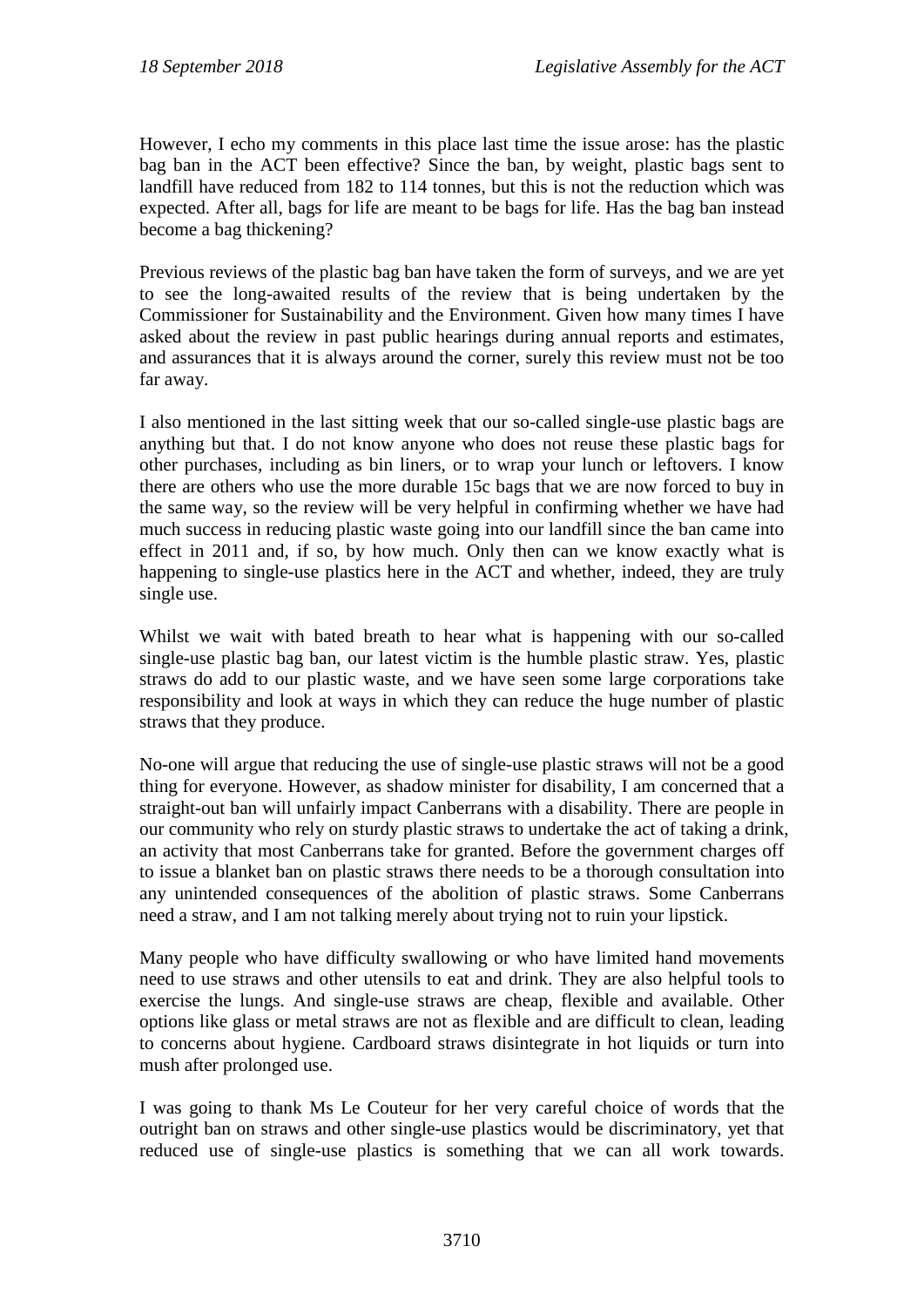However, I echo my comments in this place last time the issue arose: has the plastic bag ban in the ACT been effective? Since the ban, by weight, plastic bags sent to landfill have reduced from 182 to 114 tonnes, but this is not the reduction which was expected. After all, bags for life are meant to be bags for life. Has the bag ban instead become a bag thickening?

Previous reviews of the plastic bag ban have taken the form of surveys, and we are yet to see the long-awaited results of the review that is being undertaken by the Commissioner for Sustainability and the Environment. Given how many times I have asked about the review in past public hearings during annual reports and estimates, and assurances that it is always around the corner, surely this review must not be too far away.

I also mentioned in the last sitting week that our so-called single-use plastic bags are anything but that. I do not know anyone who does not reuse these plastic bags for other purchases, including as bin liners, or to wrap your lunch or leftovers. I know there are others who use the more durable 15c bags that we are now forced to buy in the same way, so the review will be very helpful in confirming whether we have had much success in reducing plastic waste going into our landfill since the ban came into effect in 2011 and, if so, by how much. Only then can we know exactly what is happening to single-use plastics here in the ACT and whether, indeed, they are truly single use.

Whilst we wait with bated breath to hear what is happening with our so-called single-use plastic bag ban, our latest victim is the humble plastic straw. Yes, plastic straws do add to our plastic waste, and we have seen some large corporations take responsibility and look at ways in which they can reduce the huge number of plastic straws that they produce.

No-one will argue that reducing the use of single-use plastic straws will not be a good thing for everyone. However, as shadow minister for disability, I am concerned that a straight-out ban will unfairly impact Canberrans with a disability. There are people in our community who rely on sturdy plastic straws to undertake the act of taking a drink, an activity that most Canberrans take for granted. Before the government charges off to issue a blanket ban on plastic straws there needs to be a thorough consultation into any unintended consequences of the abolition of plastic straws. Some Canberrans need a straw, and I am not talking merely about trying not to ruin your lipstick.

Many people who have difficulty swallowing or who have limited hand movements need to use straws and other utensils to eat and drink. They are also helpful tools to exercise the lungs. And single-use straws are cheap, flexible and available. Other options like glass or metal straws are not as flexible and are difficult to clean, leading to concerns about hygiene. Cardboard straws disintegrate in hot liquids or turn into mush after prolonged use.

I was going to thank Ms Le Couteur for her very careful choice of words that the outright ban on straws and other single-use plastics would be discriminatory, yet that reduced use of single-use plastics is something that we can all work towards.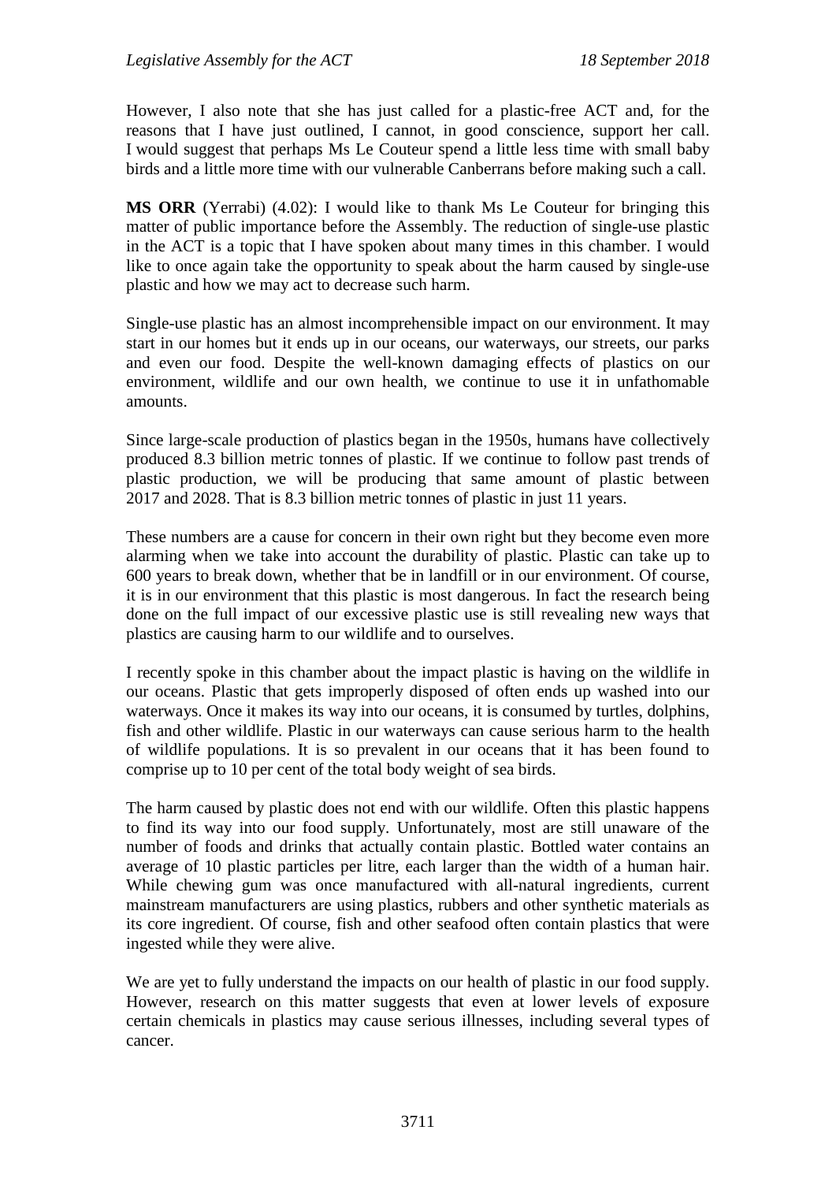However, I also note that she has just called for a plastic-free ACT and, for the reasons that I have just outlined, I cannot, in good conscience, support her call. I would suggest that perhaps Ms Le Couteur spend a little less time with small baby birds and a little more time with our vulnerable Canberrans before making such a call.

**MS ORR** (Yerrabi) (4.02): I would like to thank Ms Le Couteur for bringing this matter of public importance before the Assembly. The reduction of single-use plastic in the ACT is a topic that I have spoken about many times in this chamber. I would like to once again take the opportunity to speak about the harm caused by single-use plastic and how we may act to decrease such harm.

Single-use plastic has an almost incomprehensible impact on our environment. It may start in our homes but it ends up in our oceans, our waterways, our streets, our parks and even our food. Despite the well-known damaging effects of plastics on our environment, wildlife and our own health, we continue to use it in unfathomable amounts.

Since large-scale production of plastics began in the 1950s, humans have collectively produced 8.3 billion metric tonnes of plastic. If we continue to follow past trends of plastic production, we will be producing that same amount of plastic between 2017 and 2028. That is 8.3 billion metric tonnes of plastic in just 11 years.

These numbers are a cause for concern in their own right but they become even more alarming when we take into account the durability of plastic. Plastic can take up to 600 years to break down, whether that be in landfill or in our environment. Of course, it is in our environment that this plastic is most dangerous. In fact the research being done on the full impact of our excessive plastic use is still revealing new ways that plastics are causing harm to our wildlife and to ourselves.

I recently spoke in this chamber about the impact plastic is having on the wildlife in our oceans. Plastic that gets improperly disposed of often ends up washed into our waterways. Once it makes its way into our oceans, it is consumed by turtles, dolphins, fish and other wildlife. Plastic in our waterways can cause serious harm to the health of wildlife populations. It is so prevalent in our oceans that it has been found to comprise up to 10 per cent of the total body weight of sea birds.

The harm caused by plastic does not end with our wildlife. Often this plastic happens to find its way into our food supply. Unfortunately, most are still unaware of the number of foods and drinks that actually contain plastic. Bottled water contains an average of 10 plastic particles per litre, each larger than the width of a human hair. While chewing gum was once manufactured with all-natural ingredients, current mainstream manufacturers are using plastics, rubbers and other synthetic materials as its core ingredient. Of course, fish and other seafood often contain plastics that were ingested while they were alive.

We are yet to fully understand the impacts on our health of plastic in our food supply. However, research on this matter suggests that even at lower levels of exposure certain chemicals in plastics may cause serious illnesses, including several types of cancer.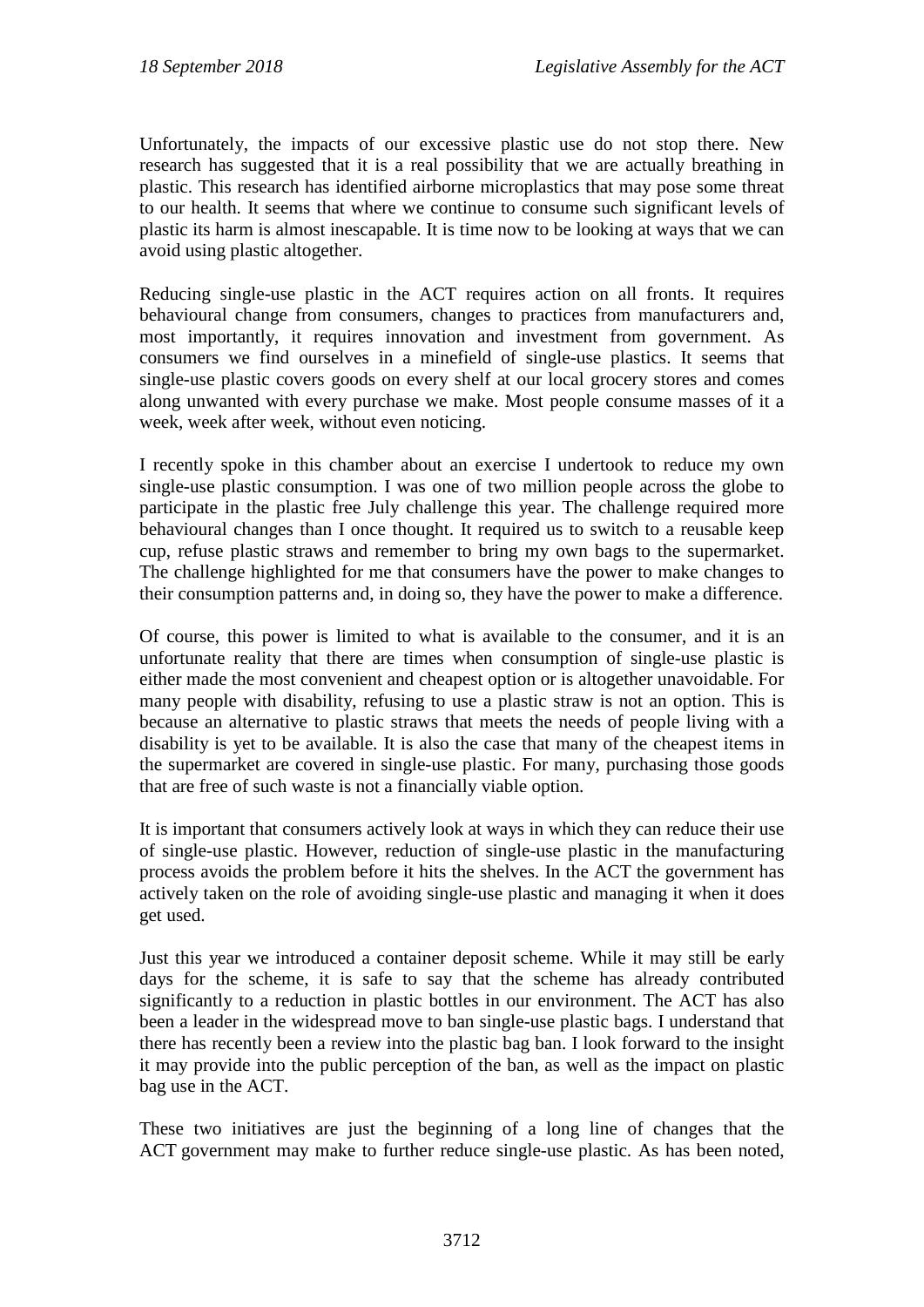Unfortunately, the impacts of our excessive plastic use do not stop there. New research has suggested that it is a real possibility that we are actually breathing in plastic. This research has identified airborne microplastics that may pose some threat to our health. It seems that where we continue to consume such significant levels of plastic its harm is almost inescapable. It is time now to be looking at ways that we can avoid using plastic altogether.

Reducing single-use plastic in the ACT requires action on all fronts. It requires behavioural change from consumers, changes to practices from manufacturers and, most importantly, it requires innovation and investment from government. As consumers we find ourselves in a minefield of single-use plastics. It seems that single-use plastic covers goods on every shelf at our local grocery stores and comes along unwanted with every purchase we make. Most people consume masses of it a week, week after week, without even noticing.

I recently spoke in this chamber about an exercise I undertook to reduce my own single-use plastic consumption. I was one of two million people across the globe to participate in the plastic free July challenge this year. The challenge required more behavioural changes than I once thought. It required us to switch to a reusable keep cup, refuse plastic straws and remember to bring my own bags to the supermarket. The challenge highlighted for me that consumers have the power to make changes to their consumption patterns and, in doing so, they have the power to make a difference.

Of course, this power is limited to what is available to the consumer, and it is an unfortunate reality that there are times when consumption of single-use plastic is either made the most convenient and cheapest option or is altogether unavoidable. For many people with disability, refusing to use a plastic straw is not an option. This is because an alternative to plastic straws that meets the needs of people living with a disability is yet to be available. It is also the case that many of the cheapest items in the supermarket are covered in single-use plastic. For many, purchasing those goods that are free of such waste is not a financially viable option.

It is important that consumers actively look at ways in which they can reduce their use of single-use plastic. However, reduction of single-use plastic in the manufacturing process avoids the problem before it hits the shelves. In the ACT the government has actively taken on the role of avoiding single-use plastic and managing it when it does get used.

Just this year we introduced a container deposit scheme. While it may still be early days for the scheme, it is safe to say that the scheme has already contributed significantly to a reduction in plastic bottles in our environment. The ACT has also been a leader in the widespread move to ban single-use plastic bags. I understand that there has recently been a review into the plastic bag ban. I look forward to the insight it may provide into the public perception of the ban, as well as the impact on plastic bag use in the ACT.

These two initiatives are just the beginning of a long line of changes that the ACT government may make to further reduce single-use plastic. As has been noted,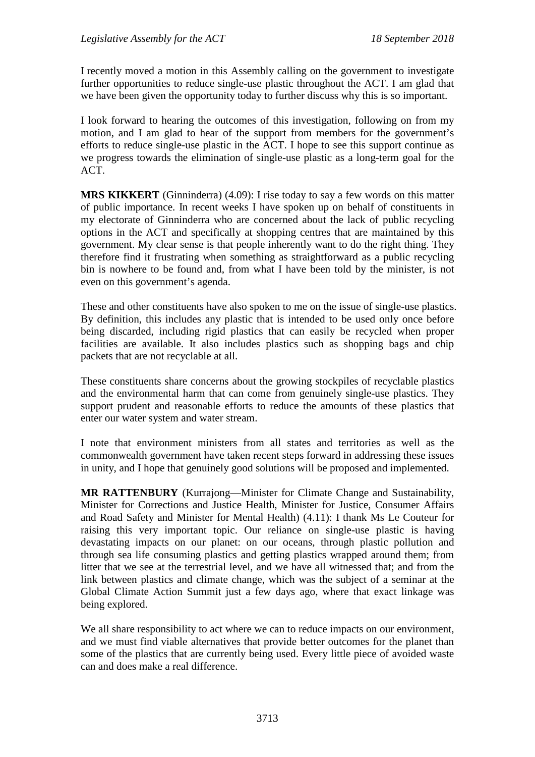I recently moved a motion in this Assembly calling on the government to investigate further opportunities to reduce single-use plastic throughout the ACT. I am glad that we have been given the opportunity today to further discuss why this is so important.

I look forward to hearing the outcomes of this investigation, following on from my motion, and I am glad to hear of the support from members for the government's efforts to reduce single-use plastic in the ACT. I hope to see this support continue as we progress towards the elimination of single-use plastic as a long-term goal for the ACT.

**MRS KIKKERT** (Ginninderra) (4.09): I rise today to say a few words on this matter of public importance. In recent weeks I have spoken up on behalf of constituents in my electorate of Ginninderra who are concerned about the lack of public recycling options in the ACT and specifically at shopping centres that are maintained by this government. My clear sense is that people inherently want to do the right thing. They therefore find it frustrating when something as straightforward as a public recycling bin is nowhere to be found and, from what I have been told by the minister, is not even on this government's agenda.

These and other constituents have also spoken to me on the issue of single-use plastics. By definition, this includes any plastic that is intended to be used only once before being discarded, including rigid plastics that can easily be recycled when proper facilities are available. It also includes plastics such as shopping bags and chip packets that are not recyclable at all.

These constituents share concerns about the growing stockpiles of recyclable plastics and the environmental harm that can come from genuinely single-use plastics. They support prudent and reasonable efforts to reduce the amounts of these plastics that enter our water system and water stream.

I note that environment ministers from all states and territories as well as the commonwealth government have taken recent steps forward in addressing these issues in unity, and I hope that genuinely good solutions will be proposed and implemented.

**MR RATTENBURY** (Kurrajong—Minister for Climate Change and Sustainability, Minister for Corrections and Justice Health, Minister for Justice, Consumer Affairs and Road Safety and Minister for Mental Health) (4.11): I thank Ms Le Couteur for raising this very important topic. Our reliance on single-use plastic is having devastating impacts on our planet: on our oceans, through plastic pollution and through sea life consuming plastics and getting plastics wrapped around them; from litter that we see at the terrestrial level, and we have all witnessed that; and from the link between plastics and climate change, which was the subject of a seminar at the Global Climate Action Summit just a few days ago, where that exact linkage was being explored.

We all share responsibility to act where we can to reduce impacts on our environment, and we must find viable alternatives that provide better outcomes for the planet than some of the plastics that are currently being used. Every little piece of avoided waste can and does make a real difference.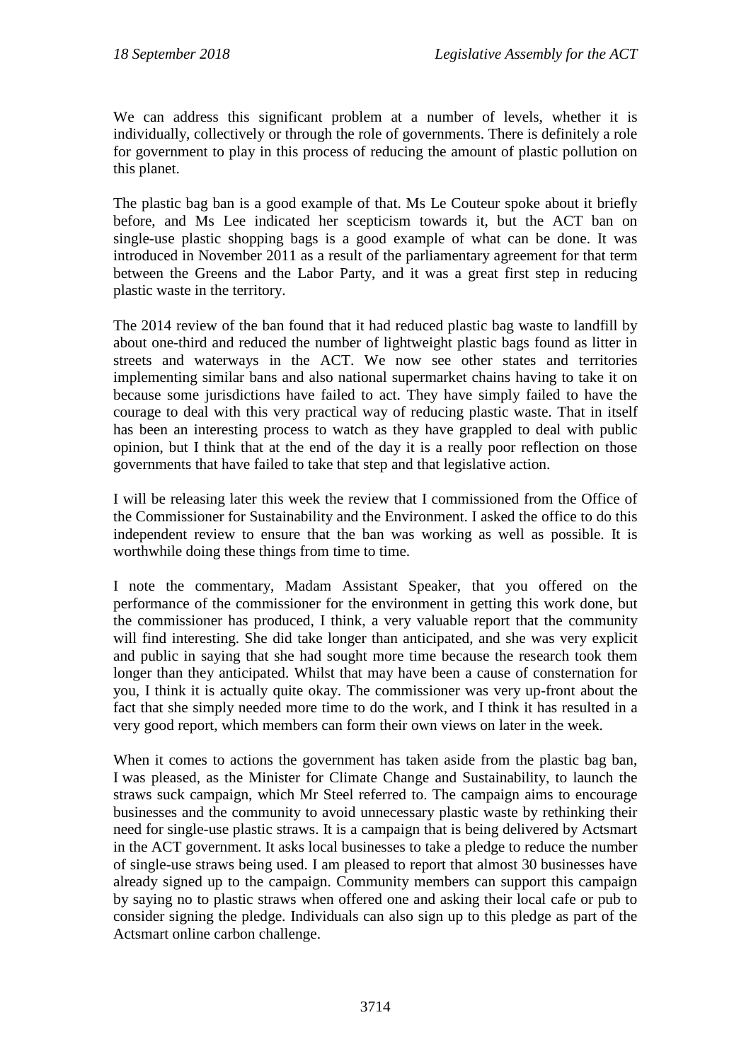We can address this significant problem at a number of levels, whether it is individually, collectively or through the role of governments. There is definitely a role for government to play in this process of reducing the amount of plastic pollution on this planet.

The plastic bag ban is a good example of that. Ms Le Couteur spoke about it briefly before, and Ms Lee indicated her scepticism towards it, but the ACT ban on single-use plastic shopping bags is a good example of what can be done. It was introduced in November 2011 as a result of the parliamentary agreement for that term between the Greens and the Labor Party, and it was a great first step in reducing plastic waste in the territory.

The 2014 review of the ban found that it had reduced plastic bag waste to landfill by about one-third and reduced the number of lightweight plastic bags found as litter in streets and waterways in the ACT. We now see other states and territories implementing similar bans and also national supermarket chains having to take it on because some jurisdictions have failed to act. They have simply failed to have the courage to deal with this very practical way of reducing plastic waste. That in itself has been an interesting process to watch as they have grappled to deal with public opinion, but I think that at the end of the day it is a really poor reflection on those governments that have failed to take that step and that legislative action.

I will be releasing later this week the review that I commissioned from the Office of the Commissioner for Sustainability and the Environment. I asked the office to do this independent review to ensure that the ban was working as well as possible. It is worthwhile doing these things from time to time.

I note the commentary, Madam Assistant Speaker, that you offered on the performance of the commissioner for the environment in getting this work done, but the commissioner has produced, I think, a very valuable report that the community will find interesting. She did take longer than anticipated, and she was very explicit and public in saying that she had sought more time because the research took them longer than they anticipated. Whilst that may have been a cause of consternation for you, I think it is actually quite okay. The commissioner was very up-front about the fact that she simply needed more time to do the work, and I think it has resulted in a very good report, which members can form their own views on later in the week.

When it comes to actions the government has taken aside from the plastic bag ban, I was pleased, as the Minister for Climate Change and Sustainability, to launch the straws suck campaign, which Mr Steel referred to. The campaign aims to encourage businesses and the community to avoid unnecessary plastic waste by rethinking their need for single-use plastic straws. It is a campaign that is being delivered by Actsmart in the ACT government. It asks local businesses to take a pledge to reduce the number of single-use straws being used. I am pleased to report that almost 30 businesses have already signed up to the campaign. Community members can support this campaign by saying no to plastic straws when offered one and asking their local cafe or pub to consider signing the pledge. Individuals can also sign up to this pledge as part of the Actsmart online carbon challenge.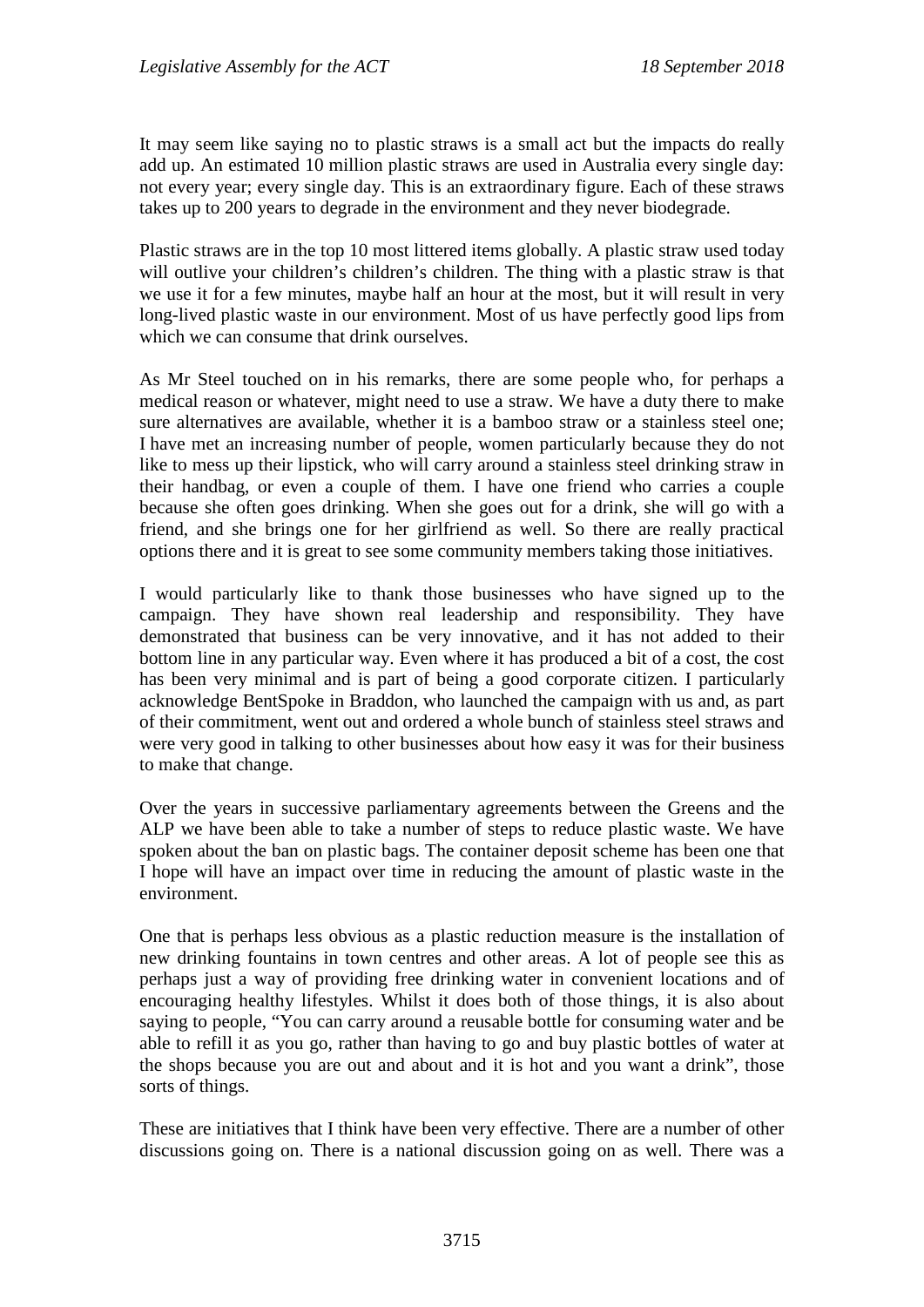It may seem like saying no to plastic straws is a small act but the impacts do really add up. An estimated 10 million plastic straws are used in Australia every single day: not every year; every single day. This is an extraordinary figure. Each of these straws takes up to 200 years to degrade in the environment and they never biodegrade.

Plastic straws are in the top 10 most littered items globally. A plastic straw used today will outlive your children's children's children. The thing with a plastic straw is that we use it for a few minutes, maybe half an hour at the most, but it will result in very long-lived plastic waste in our environment. Most of us have perfectly good lips from which we can consume that drink ourselves.

As Mr Steel touched on in his remarks, there are some people who, for perhaps a medical reason or whatever, might need to use a straw. We have a duty there to make sure alternatives are available, whether it is a bamboo straw or a stainless steel one; I have met an increasing number of people, women particularly because they do not like to mess up their lipstick, who will carry around a stainless steel drinking straw in their handbag, or even a couple of them. I have one friend who carries a couple because she often goes drinking. When she goes out for a drink, she will go with a friend, and she brings one for her girlfriend as well. So there are really practical options there and it is great to see some community members taking those initiatives.

I would particularly like to thank those businesses who have signed up to the campaign. They have shown real leadership and responsibility. They have demonstrated that business can be very innovative, and it has not added to their bottom line in any particular way. Even where it has produced a bit of a cost, the cost has been very minimal and is part of being a good corporate citizen. I particularly acknowledge BentSpoke in Braddon, who launched the campaign with us and, as part of their commitment, went out and ordered a whole bunch of stainless steel straws and were very good in talking to other businesses about how easy it was for their business to make that change.

Over the years in successive parliamentary agreements between the Greens and the ALP we have been able to take a number of steps to reduce plastic waste. We have spoken about the ban on plastic bags. The container deposit scheme has been one that I hope will have an impact over time in reducing the amount of plastic waste in the environment.

One that is perhaps less obvious as a plastic reduction measure is the installation of new drinking fountains in town centres and other areas. A lot of people see this as perhaps just a way of providing free drinking water in convenient locations and of encouraging healthy lifestyles. Whilst it does both of those things, it is also about saying to people, "You can carry around a reusable bottle for consuming water and be able to refill it as you go, rather than having to go and buy plastic bottles of water at the shops because you are out and about and it is hot and you want a drink", those sorts of things.

These are initiatives that I think have been very effective. There are a number of other discussions going on. There is a national discussion going on as well. There was a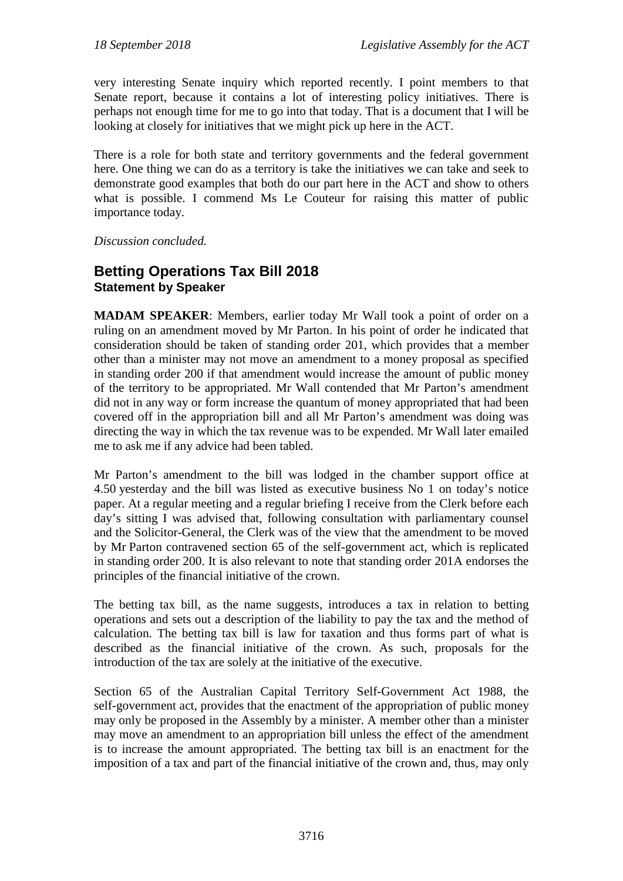very interesting Senate inquiry which reported recently. I point members to that Senate report, because it contains a lot of interesting policy initiatives. There is perhaps not enough time for me to go into that today. That is a document that I will be looking at closely for initiatives that we might pick up here in the ACT.

There is a role for both state and territory governments and the federal government here. One thing we can do as a territory is take the initiatives we can take and seek to demonstrate good examples that both do our part here in the ACT and show to others what is possible. I commend Ms Le Couteur for raising this matter of public importance today.

*Discussion concluded.*

## Betting Operations Tax Bill 2018
### Statement by Speaker

**MADAM SPEAKER**: Members, earlier today Mr Wall took a point of order on a ruling on an amendment moved by Mr Parton. In his point of order he indicated that consideration should be taken of standing order 201, which provides that a member other than a minister may not move an amendment to a money proposal as specified in standing order 200 if that amendment would increase the amount of public money of the territory to be appropriated. Mr Wall contended that Mr Parton's amendment did not in any way or form increase the quantum of money appropriated that had been covered off in the appropriation bill and all Mr Parton's amendment was doing was directing the way in which the tax revenue was to be expended. Mr Wall later emailed me to ask me if any advice had been tabled.

Mr Parton's amendment to the bill was lodged in the chamber support office at 4.50 yesterday and the bill was listed as executive business No 1 on today's notice paper. At a regular meeting and a regular briefing I receive from the Clerk before each day's sitting I was advised that, following consultation with parliamentary counsel and the Solicitor-General, the Clerk was of the view that the amendment to be moved by Mr Parton contravened section 65 of the self-government act, which is replicated in standing order 200. It is also relevant to note that standing order 201A endorses the principles of the financial initiative of the crown.

The betting tax bill, as the name suggests, introduces a tax in relation to betting operations and sets out a description of the liability to pay the tax and the method of calculation. The betting tax bill is law for taxation and thus forms part of what is described as the financial initiative of the crown. As such, proposals for the introduction of the tax are solely at the initiative of the executive.

Section 65 of the Australian Capital Territory Self-Government Act 1988, the self-government act, provides that the enactment of the appropriation of public money may only be proposed in the Assembly by a minister. A member other than a minister may move an amendment to an appropriation bill unless the effect of the amendment is to increase the amount appropriated. The betting tax bill is an enactment for the imposition of a tax and part of the financial initiative of the crown and, thus, may only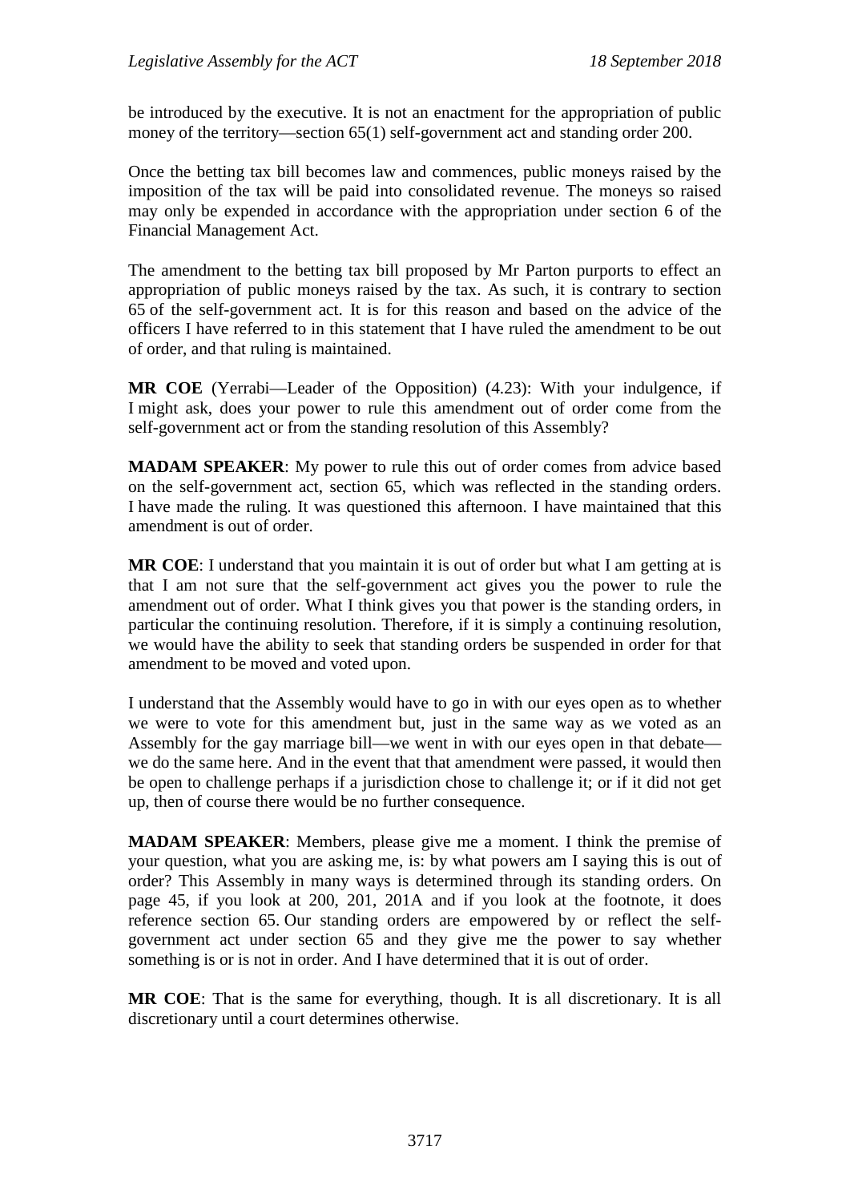be introduced by the executive. It is not an enactment for the appropriation of public money of the territory—section 65(1) self-government act and standing order 200.

Once the betting tax bill becomes law and commences, public moneys raised by the imposition of the tax will be paid into consolidated revenue. The moneys so raised may only be expended in accordance with the appropriation under section 6 of the Financial Management Act.

The amendment to the betting tax bill proposed by Mr Parton purports to effect an appropriation of public moneys raised by the tax. As such, it is contrary to section 65 of the self-government act. It is for this reason and based on the advice of the officers I have referred to in this statement that I have ruled the amendment to be out of order, and that ruling is maintained.

**MR COE** (Yerrabi—Leader of the Opposition) (4.23): With your indulgence, if I might ask, does your power to rule this amendment out of order come from the self-government act or from the standing resolution of this Assembly?

**MADAM SPEAKER**: My power to rule this out of order comes from advice based on the self-government act, section 65, which was reflected in the standing orders. I have made the ruling. It was questioned this afternoon. I have maintained that this amendment is out of order.

**MR COE**: I understand that you maintain it is out of order but what I am getting at is that I am not sure that the self-government act gives you the power to rule the amendment out of order. What I think gives you that power is the standing orders, in particular the continuing resolution. Therefore, if it is simply a continuing resolution, we would have the ability to seek that standing orders be suspended in order for that amendment to be moved and voted upon.

I understand that the Assembly would have to go in with our eyes open as to whether we were to vote for this amendment but, just in the same way as we voted as an Assembly for the gay marriage bill—we went in with our eyes open in that debate—we do the same here. And in the event that that amendment were passed, it would then be open to challenge perhaps if a jurisdiction chose to challenge it; or if it did not get up, then of course there would be no further consequence.

**MADAM SPEAKER**: Members, please give me a moment. I think the premise of your question, what you are asking me, is: by what powers am I saying this is out of order? This Assembly in many ways is determined through its standing orders. On page 45, if you look at 200, 201, 201A and if you look at the footnote, it does reference section 65. Our standing orders are empowered by or reflect the self-government act under section 65 and they give me the power to say whether something is or is not in order. And I have determined that it is out of order.

**MR COE**: That is the same for everything, though. It is all discretionary. It is all discretionary until a court determines otherwise.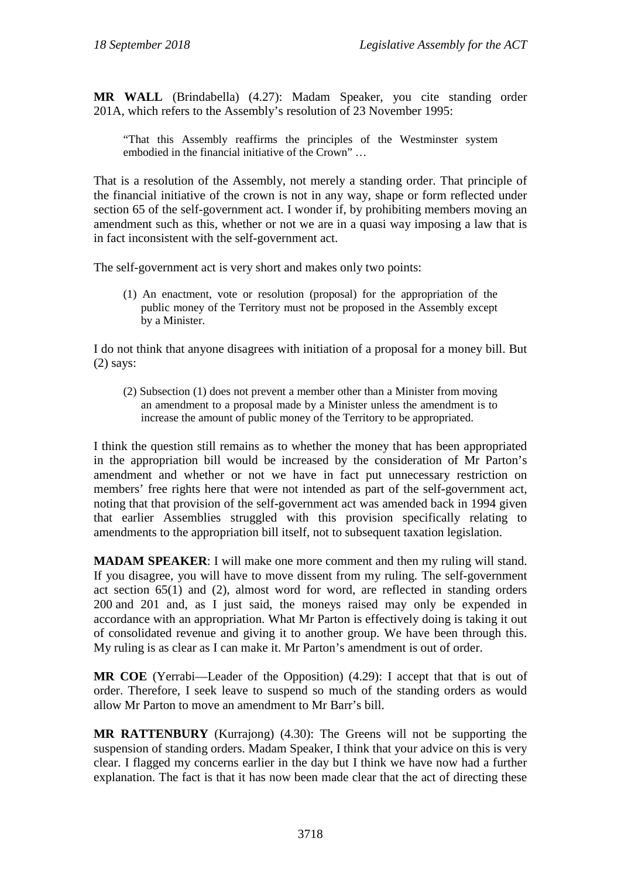**MR WALL** (Brindabella) (4.27): Madam Speaker, you cite standing order 201A, which refers to the Assembly's resolution of 23 November 1995:

> "That this Assembly reaffirms the principles of the Westminster system embodied in the financial initiative of the Crown" …

That is a resolution of the Assembly, not merely a standing order. That principle of the financial initiative of the crown is not in any way, shape or form reflected under section 65 of the self-government act. I wonder if, by prohibiting members moving an amendment such as this, whether or not we are in a quasi way imposing a law that is in fact inconsistent with the self-government act.

The self-government act is very short and makes only two points:

> (1) An enactment, vote or resolution (proposal) for the appropriation of the public money of the Territory must not be proposed in the Assembly except by a Minister.

I do not think that anyone disagrees with initiation of a proposal for a money bill. But (2) says:

> (2) Subsection (1) does not prevent a member other than a Minister from moving an amendment to a proposal made by a Minister unless the amendment is to increase the amount of public money of the Territory to be appropriated.

I think the question still remains as to whether the money that has been appropriated in the appropriation bill would be increased by the consideration of Mr Parton's amendment and whether or not we have in fact put unnecessary restriction on members' free rights here that were not intended as part of the self-government act, noting that that provision of the self-government act was amended back in 1994 given that earlier Assemblies struggled with this provision specifically relating to amendments to the appropriation bill itself, not to subsequent taxation legislation.

**MADAM SPEAKER**: I will make one more comment and then my ruling will stand. If you disagree, you will have to move dissent from my ruling. The self-government act section 65(1) and (2), almost word for word, are reflected in standing orders 200 and 201 and, as I just said, the moneys raised may only be expended in accordance with an appropriation. What Mr Parton is effectively doing is taking it out of consolidated revenue and giving it to another group. We have been through this. My ruling is as clear as I can make it. Mr Parton's amendment is out of order.

**MR COE** (Yerrabi—Leader of the Opposition) (4.29): I accept that that is out of order. Therefore, I seek leave to suspend so much of the standing orders as would allow Mr Parton to move an amendment to Mr Barr's bill.

**MR RATTENBURY** (Kurrajong) (4.30): The Greens will not be supporting the suspension of standing orders. Madam Speaker, I think that your advice on this is very clear. I flagged my concerns earlier in the day but I think we have now had a further explanation. The fact is that it has now been made clear that the act of directing these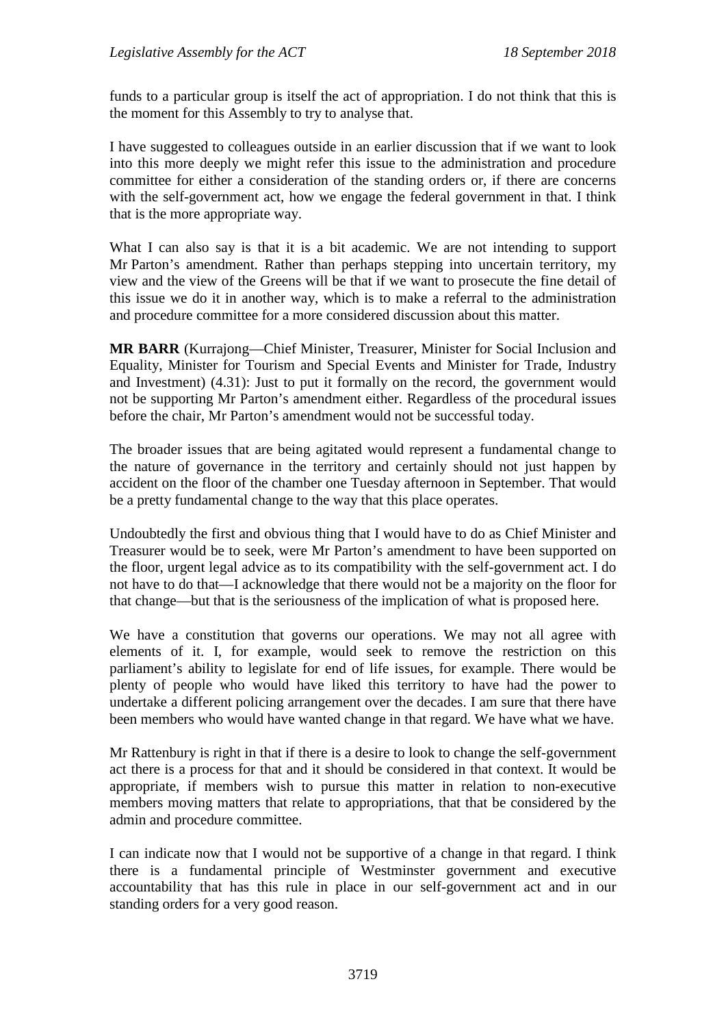funds to a particular group is itself the act of appropriation. I do not think that this is the moment for this Assembly to try to analyse that.

I have suggested to colleagues outside in an earlier discussion that if we want to look into this more deeply we might refer this issue to the administration and procedure committee for either a consideration of the standing orders or, if there are concerns with the self-government act, how we engage the federal government in that. I think that is the more appropriate way.

What I can also say is that it is a bit academic. We are not intending to support Mr Parton's amendment. Rather than perhaps stepping into uncertain territory, my view and the view of the Greens will be that if we want to prosecute the fine detail of this issue we do it in another way, which is to make a referral to the administration and procedure committee for a more considered discussion about this matter.

**MR BARR** (Kurrajong—Chief Minister, Treasurer, Minister for Social Inclusion and Equality, Minister for Tourism and Special Events and Minister for Trade, Industry and Investment) (4.31): Just to put it formally on the record, the government would not be supporting Mr Parton's amendment either. Regardless of the procedural issues before the chair, Mr Parton's amendment would not be successful today.

The broader issues that are being agitated would represent a fundamental change to the nature of governance in the territory and certainly should not just happen by accident on the floor of the chamber one Tuesday afternoon in September. That would be a pretty fundamental change to the way that this place operates.

Undoubtedly the first and obvious thing that I would have to do as Chief Minister and Treasurer would be to seek, were Mr Parton's amendment to have been supported on the floor, urgent legal advice as to its compatibility with the self-government act. I do not have to do that—I acknowledge that there would not be a majority on the floor for that change—but that is the seriousness of the implication of what is proposed here.

We have a constitution that governs our operations. We may not all agree with elements of it. I, for example, would seek to remove the restriction on this parliament's ability to legislate for end of life issues, for example. There would be plenty of people who would have liked this territory to have had the power to undertake a different policing arrangement over the decades. I am sure that there have been members who would have wanted change in that regard. We have what we have.

Mr Rattenbury is right in that if there is a desire to look to change the self-government act there is a process for that and it should be considered in that context. It would be appropriate, if members wish to pursue this matter in relation to non-executive members moving matters that relate to appropriations, that that be considered by the admin and procedure committee.

I can indicate now that I would not be supportive of a change in that regard. I think there is a fundamental principle of Westminster government and executive accountability that has this rule in place in our self-government act and in our standing orders for a very good reason.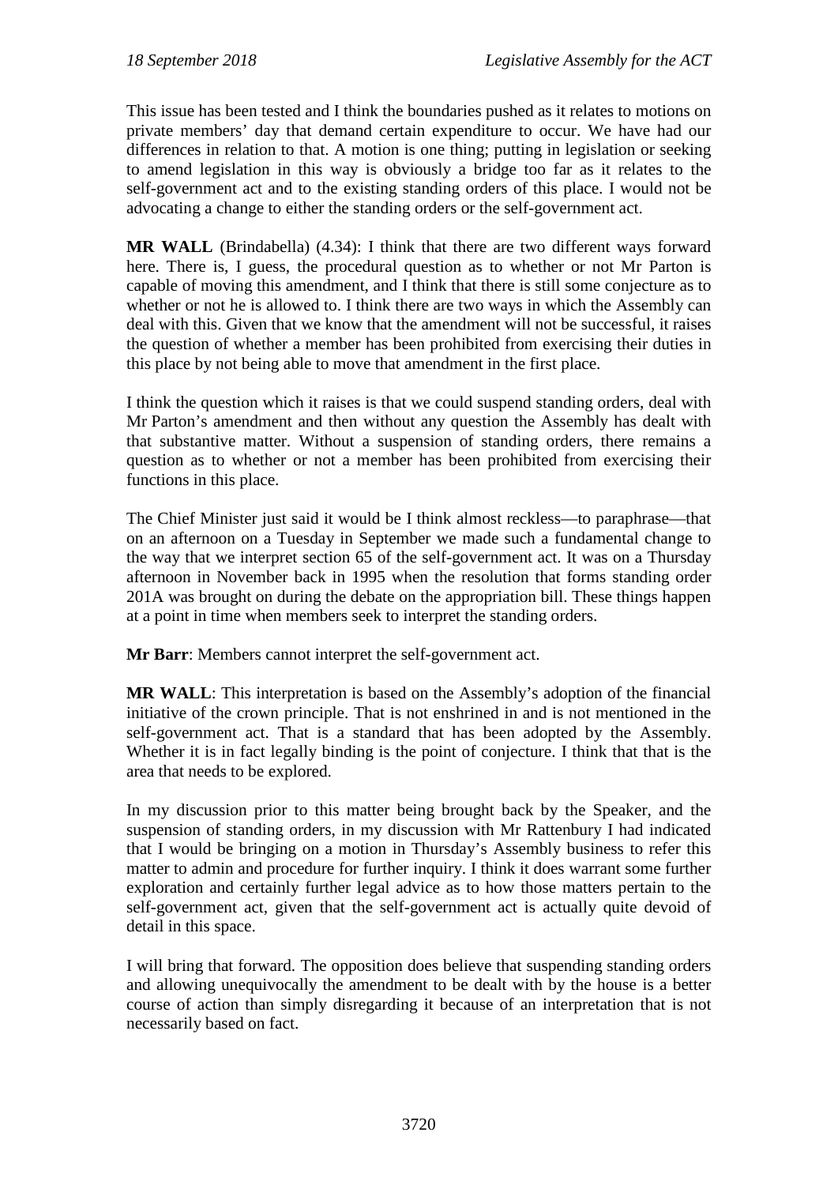This issue has been tested and I think the boundaries pushed as it relates to motions on private members' day that demand certain expenditure to occur. We have had our differences in relation to that. A motion is one thing; putting in legislation or seeking to amend legislation in this way is obviously a bridge too far as it relates to the self-government act and to the existing standing orders of this place. I would not be advocating a change to either the standing orders or the self-government act.

**MR WALL** (Brindabella) (4.34): I think that there are two different ways forward here. There is, I guess, the procedural question as to whether or not Mr Parton is capable of moving this amendment, and I think that there is still some conjecture as to whether or not he is allowed to. I think there are two ways in which the Assembly can deal with this. Given that we know that the amendment will not be successful, it raises the question of whether a member has been prohibited from exercising their duties in this place by not being able to move that amendment in the first place.

I think the question which it raises is that we could suspend standing orders, deal with Mr Parton's amendment and then without any question the Assembly has dealt with that substantive matter. Without a suspension of standing orders, there remains a question as to whether or not a member has been prohibited from exercising their functions in this place.

The Chief Minister just said it would be I think almost reckless—to paraphrase—that on an afternoon on a Tuesday in September we made such a fundamental change to the way that we interpret section 65 of the self-government act. It was on a Thursday afternoon in November back in 1995 when the resolution that forms standing order 201A was brought on during the debate on the appropriation bill. These things happen at a point in time when members seek to interpret the standing orders.

**Mr Barr**: Members cannot interpret the self-government act.

**MR WALL**: This interpretation is based on the Assembly's adoption of the financial initiative of the crown principle. That is not enshrined in and is not mentioned in the self-government act. That is a standard that has been adopted by the Assembly. Whether it is in fact legally binding is the point of conjecture. I think that that is the area that needs to be explored.

In my discussion prior to this matter being brought back by the Speaker, and the suspension of standing orders, in my discussion with Mr Rattenbury I had indicated that I would be bringing on a motion in Thursday's Assembly business to refer this matter to admin and procedure for further inquiry. I think it does warrant some further exploration and certainly further legal advice as to how those matters pertain to the self-government act, given that the self-government act is actually quite devoid of detail in this space.

I will bring that forward. The opposition does believe that suspending standing orders and allowing unequivocally the amendment to be dealt with by the house is a better course of action than simply disregarding it because of an interpretation that is not necessarily based on fact.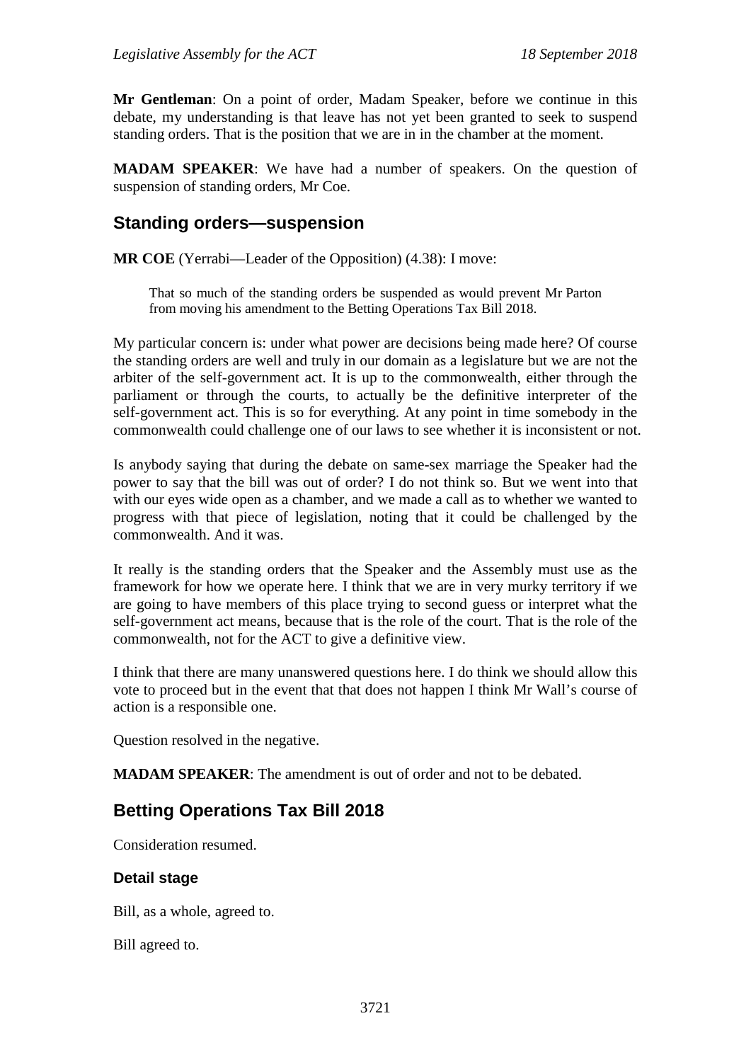**Mr Gentleman**: On a point of order, Madam Speaker, before we continue in this debate, my understanding is that leave has not yet been granted to seek to suspend standing orders. That is the position that we are in in the chamber at the moment.

**MADAM SPEAKER**: We have had a number of speakers. On the question of suspension of standing orders, Mr Coe.

## Standing orders—suspension

**MR COE** (Yerrabi—Leader of the Opposition) (4.38): I move:

> That so much of the standing orders be suspended as would prevent Mr Parton from moving his amendment to the Betting Operations Tax Bill 2018.

My particular concern is: under what power are decisions being made here? Of course the standing orders are well and truly in our domain as a legislature but we are not the arbiter of the self-government act. It is up to the commonwealth, either through the parliament or through the courts, to actually be the definitive interpreter of the self-government act. This is so for everything. At any point in time somebody in the commonwealth could challenge one of our laws to see whether it is inconsistent or not.

Is anybody saying that during the debate on same-sex marriage the Speaker had the power to say that the bill was out of order? I do not think so. But we went into that with our eyes wide open as a chamber, and we made a call as to whether we wanted to progress with that piece of legislation, noting that it could be challenged by the commonwealth. And it was.

It really is the standing orders that the Speaker and the Assembly must use as the framework for how we operate here. I think that we are in very murky territory if we are going to have members of this place trying to second guess or interpret what the self-government act means, because that is the role of the court. That is the role of the commonwealth, not for the ACT to give a definitive view.

I think that there are many unanswered questions here. I do think we should allow this vote to proceed but in the event that that does not happen I think Mr Wall's course of action is a responsible one.

Question resolved in the negative.

**MADAM SPEAKER**: The amendment is out of order and not to be debated.

## Betting Operations Tax Bill 2018

Consideration resumed.

### Detail stage

Bill, as a whole, agreed to.

Bill agreed to.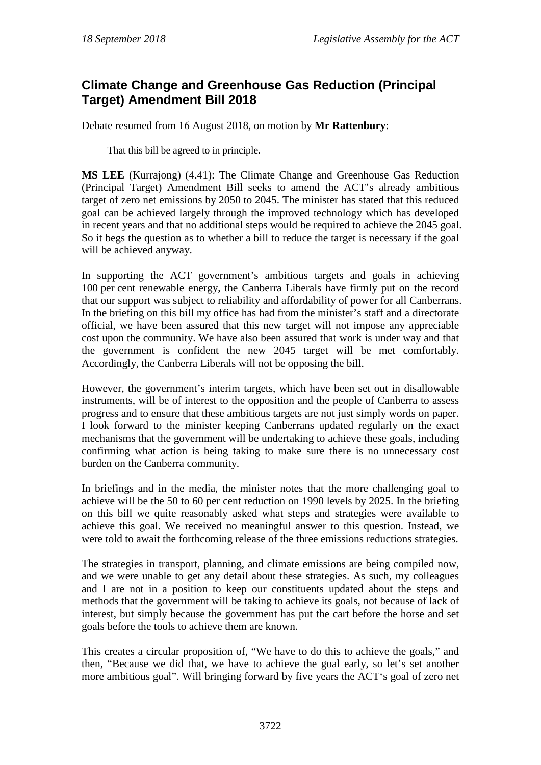## Climate Change and Greenhouse Gas Reduction (Principal Target) Amendment Bill 2018

Debate resumed from 16 August 2018, on motion by **Mr Rattenbury**:

That this bill be agreed to in principle.

**MS LEE** (Kurrajong) (4.41): The Climate Change and Greenhouse Gas Reduction (Principal Target) Amendment Bill seeks to amend the ACT's already ambitious target of zero net emissions by 2050 to 2045. The minister has stated that this reduced goal can be achieved largely through the improved technology which has developed in recent years and that no additional steps would be required to achieve the 2045 goal. So it begs the question as to whether a bill to reduce the target is necessary if the goal will be achieved anyway.

In supporting the ACT government's ambitious targets and goals in achieving 100 per cent renewable energy, the Canberra Liberals have firmly put on the record that our support was subject to reliability and affordability of power for all Canberrans. In the briefing on this bill my office has had from the minister's staff and a directorate official, we have been assured that this new target will not impose any appreciable cost upon the community. We have also been assured that work is under way and that the government is confident the new 2045 target will be met comfortably. Accordingly, the Canberra Liberals will not be opposing the bill.

However, the government's interim targets, which have been set out in disallowable instruments, will be of interest to the opposition and the people of Canberra to assess progress and to ensure that these ambitious targets are not just simply words on paper. I look forward to the minister keeping Canberrans updated regularly on the exact mechanisms that the government will be undertaking to achieve these goals, including confirming what action is being taking to make sure there is no unnecessary cost burden on the Canberra community.

In briefings and in the media, the minister notes that the more challenging goal to achieve will be the 50 to 60 per cent reduction on 1990 levels by 2025. In the briefing on this bill we quite reasonably asked what steps and strategies were available to achieve this goal. We received no meaningful answer to this question. Instead, we were told to await the forthcoming release of the three emissions reductions strategies.

The strategies in transport, planning, and climate emissions are being compiled now, and we were unable to get any detail about these strategies. As such, my colleagues and I are not in a position to keep our constituents updated about the steps and methods that the government will be taking to achieve its goals, not because of lack of interest, but simply because the government has put the cart before the horse and set goals before the tools to achieve them are known.

This creates a circular proposition of, "We have to do this to achieve the goals," and then, "Because we did that, we have to achieve the goal early, so let's set another more ambitious goal". Will bringing forward by five years the ACT's goal of zero net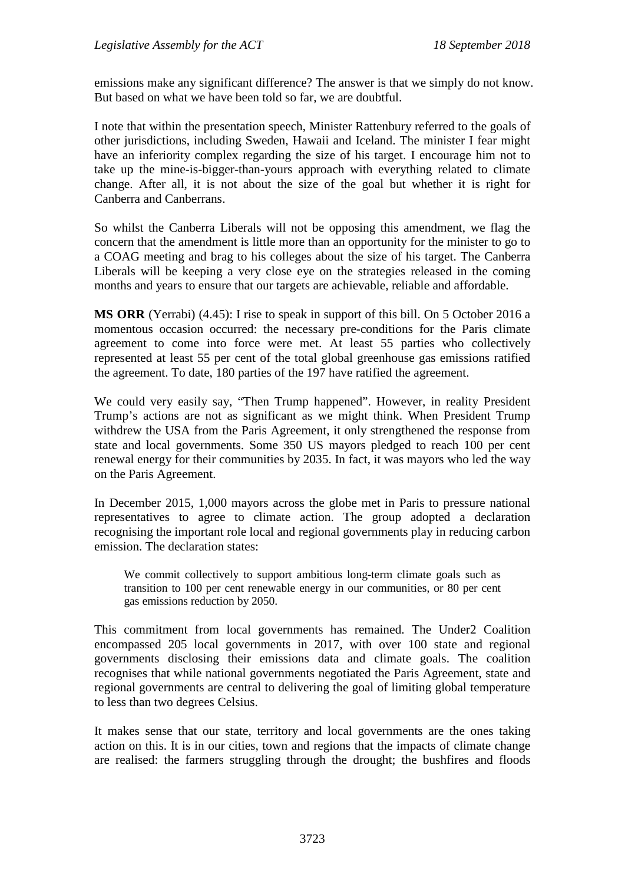emissions make any significant difference? The answer is that we simply do not know. But based on what we have been told so far, we are doubtful.

I note that within the presentation speech, Minister Rattenbury referred to the goals of other jurisdictions, including Sweden, Hawaii and Iceland. The minister I fear might have an inferiority complex regarding the size of his target. I encourage him not to take up the mine-is-bigger-than-yours approach with everything related to climate change. After all, it is not about the size of the goal but whether it is right for Canberra and Canberrans.

So whilst the Canberra Liberals will not be opposing this amendment, we flag the concern that the amendment is little more than an opportunity for the minister to go to a COAG meeting and brag to his colleges about the size of his target. The Canberra Liberals will be keeping a very close eye on the strategies released in the coming months and years to ensure that our targets are achievable, reliable and affordable.

**MS ORR** (Yerrabi) (4.45): I rise to speak in support of this bill. On 5 October 2016 a momentous occasion occurred: the necessary pre-conditions for the Paris climate agreement to come into force were met. At least 55 parties who collectively represented at least 55 per cent of the total global greenhouse gas emissions ratified the agreement. To date, 180 parties of the 197 have ratified the agreement.

We could very easily say, "Then Trump happened". However, in reality President Trump's actions are not as significant as we might think. When President Trump withdrew the USA from the Paris Agreement, it only strengthened the response from state and local governments. Some 350 US mayors pledged to reach 100 per cent renewal energy for their communities by 2035. In fact, it was mayors who led the way on the Paris Agreement.

In December 2015, 1,000 mayors across the globe met in Paris to pressure national representatives to agree to climate action. The group adopted a declaration recognising the important role local and regional governments play in reducing carbon emission. The declaration states:

> We commit collectively to support ambitious long-term climate goals such as transition to 100 per cent renewable energy in our communities, or 80 per cent gas emissions reduction by 2050.

This commitment from local governments has remained. The Under2 Coalition encompassed 205 local governments in 2017, with over 100 state and regional governments disclosing their emissions data and climate goals. The coalition recognises that while national governments negotiated the Paris Agreement, state and regional governments are central to delivering the goal of limiting global temperature to less than two degrees Celsius.

It makes sense that our state, territory and local governments are the ones taking action on this. It is in our cities, town and regions that the impacts of climate change are realised: the farmers struggling through the drought; the bushfires and floods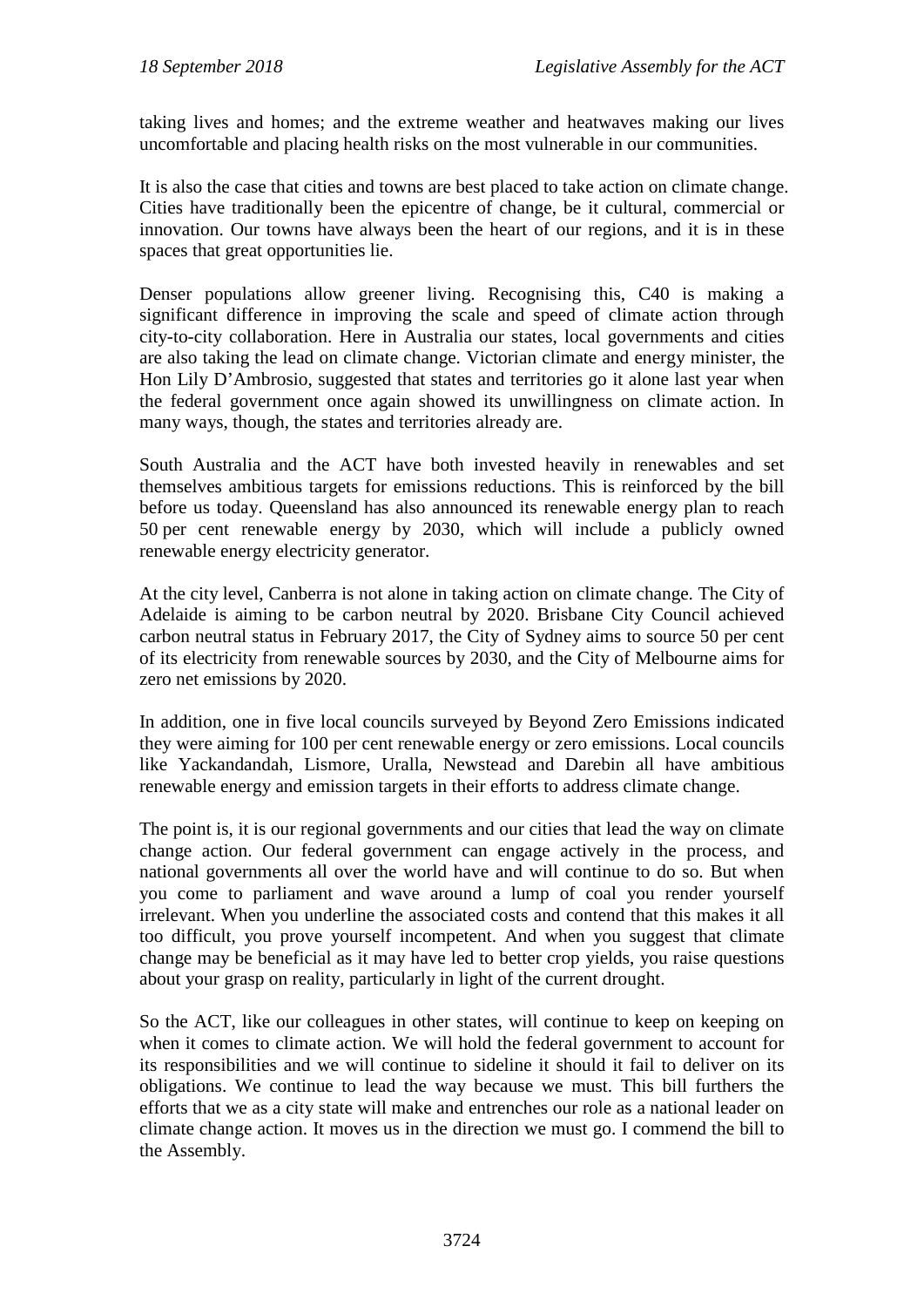taking lives and homes; and the extreme weather and heatwaves making our lives uncomfortable and placing health risks on the most vulnerable in our communities.

It is also the case that cities and towns are best placed to take action on climate change. Cities have traditionally been the epicentre of change, be it cultural, commercial or innovation. Our towns have always been the heart of our regions, and it is in these spaces that great opportunities lie.

Denser populations allow greener living. Recognising this, C40 is making a significant difference in improving the scale and speed of climate action through city-to-city collaboration. Here in Australia our states, local governments and cities are also taking the lead on climate change. Victorian climate and energy minister, the Hon Lily D'Ambrosio, suggested that states and territories go it alone last year when the federal government once again showed its unwillingness on climate action. In many ways, though, the states and territories already are.

South Australia and the ACT have both invested heavily in renewables and set themselves ambitious targets for emissions reductions. This is reinforced by the bill before us today. Queensland has also announced its renewable energy plan to reach 50 per cent renewable energy by 2030, which will include a publicly owned renewable energy electricity generator.

At the city level, Canberra is not alone in taking action on climate change. The City of Adelaide is aiming to be carbon neutral by 2020. Brisbane City Council achieved carbon neutral status in February 2017, the City of Sydney aims to source 50 per cent of its electricity from renewable sources by 2030, and the City of Melbourne aims for zero net emissions by 2020.

In addition, one in five local councils surveyed by Beyond Zero Emissions indicated they were aiming for 100 per cent renewable energy or zero emissions. Local councils like Yackandandah, Lismore, Uralla, Newstead and Darebin all have ambitious renewable energy and emission targets in their efforts to address climate change.

The point is, it is our regional governments and our cities that lead the way on climate change action. Our federal government can engage actively in the process, and national governments all over the world have and will continue to do so. But when you come to parliament and wave around a lump of coal you render yourself irrelevant. When you underline the associated costs and contend that this makes it all too difficult, you prove yourself incompetent. And when you suggest that climate change may be beneficial as it may have led to better crop yields, you raise questions about your grasp on reality, particularly in light of the current drought.

So the ACT, like our colleagues in other states, will continue to keep on keeping on when it comes to climate action. We will hold the federal government to account for its responsibilities and we will continue to sideline it should it fail to deliver on its obligations. We continue to lead the way because we must. This bill furthers the efforts that we as a city state will make and entrenches our role as a national leader on climate change action. It moves us in the direction we must go. I commend the bill to the Assembly.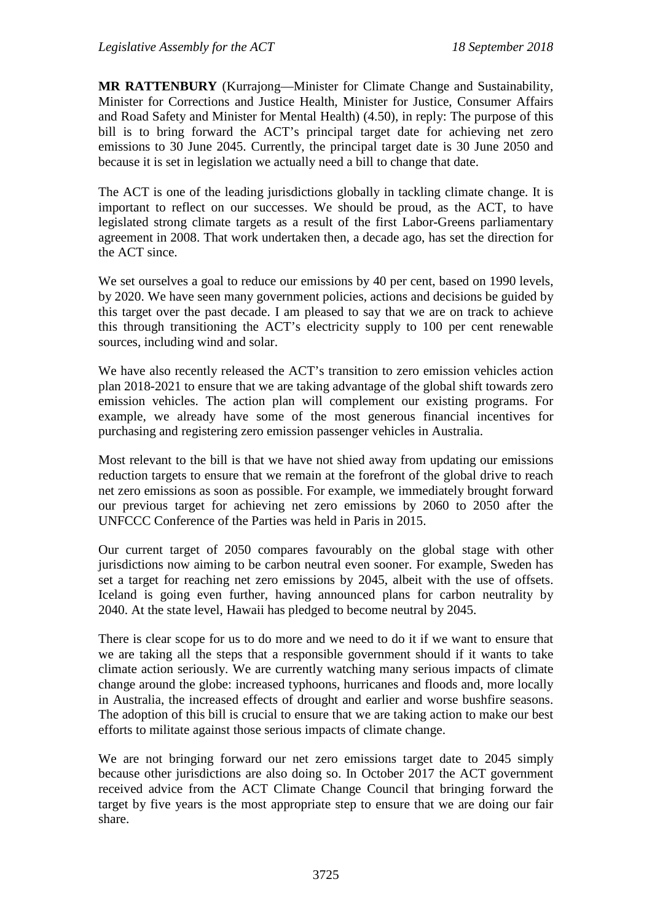**MR RATTENBURY** (Kurrajong—Minister for Climate Change and Sustainability, Minister for Corrections and Justice Health, Minister for Justice, Consumer Affairs and Road Safety and Minister for Mental Health) (4.50), in reply: The purpose of this bill is to bring forward the ACT's principal target date for achieving net zero emissions to 30 June 2045. Currently, the principal target date is 30 June 2050 and because it is set in legislation we actually need a bill to change that date.

The ACT is one of the leading jurisdictions globally in tackling climate change. It is important to reflect on our successes. We should be proud, as the ACT, to have legislated strong climate targets as a result of the first Labor-Greens parliamentary agreement in 2008. That work undertaken then, a decade ago, has set the direction for the ACT since.

We set ourselves a goal to reduce our emissions by 40 per cent, based on 1990 levels, by 2020. We have seen many government policies, actions and decisions be guided by this target over the past decade. I am pleased to say that we are on track to achieve this through transitioning the ACT's electricity supply to 100 per cent renewable sources, including wind and solar.

We have also recently released the ACT's transition to zero emission vehicles action plan 2018-2021 to ensure that we are taking advantage of the global shift towards zero emission vehicles. The action plan will complement our existing programs. For example, we already have some of the most generous financial incentives for purchasing and registering zero emission passenger vehicles in Australia.

Most relevant to the bill is that we have not shied away from updating our emissions reduction targets to ensure that we remain at the forefront of the global drive to reach net zero emissions as soon as possible. For example, we immediately brought forward our previous target for achieving net zero emissions by 2060 to 2050 after the UNFCCC Conference of the Parties was held in Paris in 2015.

Our current target of 2050 compares favourably on the global stage with other jurisdictions now aiming to be carbon neutral even sooner. For example, Sweden has set a target for reaching net zero emissions by 2045, albeit with the use of offsets. Iceland is going even further, having announced plans for carbon neutrality by 2040. At the state level, Hawaii has pledged to become neutral by 2045.

There is clear scope for us to do more and we need to do it if we want to ensure that we are taking all the steps that a responsible government should if it wants to take climate action seriously. We are currently watching many serious impacts of climate change around the globe: increased typhoons, hurricanes and floods and, more locally in Australia, the increased effects of drought and earlier and worse bushfire seasons. The adoption of this bill is crucial to ensure that we are taking action to make our best efforts to militate against those serious impacts of climate change.

We are not bringing forward our net zero emissions target date to 2045 simply because other jurisdictions are also doing so. In October 2017 the ACT government received advice from the ACT Climate Change Council that bringing forward the target by five years is the most appropriate step to ensure that we are doing our fair share.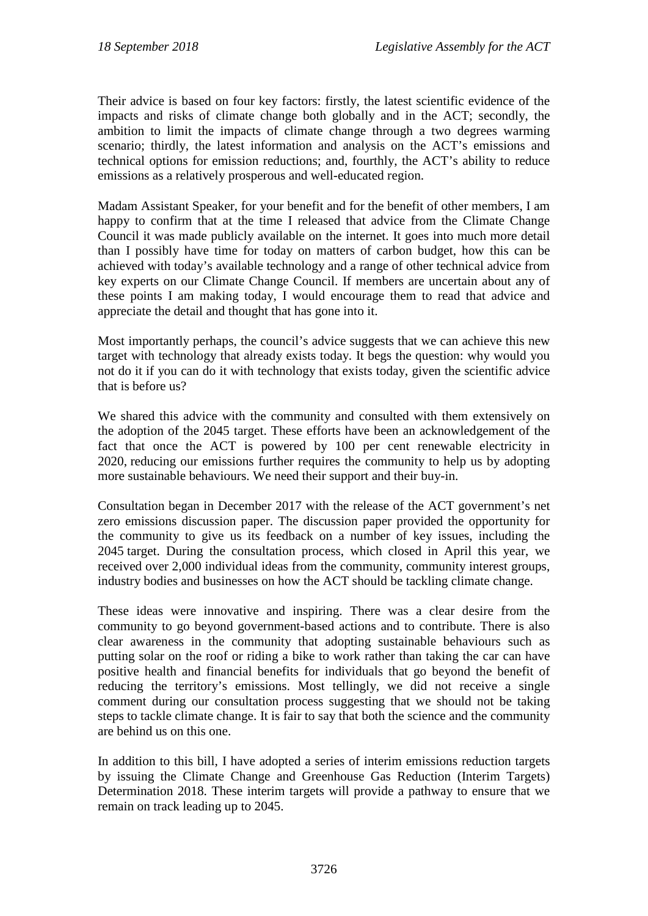Their advice is based on four key factors: firstly, the latest scientific evidence of the impacts and risks of climate change both globally and in the ACT; secondly, the ambition to limit the impacts of climate change through a two degrees warming scenario; thirdly, the latest information and analysis on the ACT's emissions and technical options for emission reductions; and, fourthly, the ACT's ability to reduce emissions as a relatively prosperous and well-educated region.

Madam Assistant Speaker, for your benefit and for the benefit of other members, I am happy to confirm that at the time I released that advice from the Climate Change Council it was made publicly available on the internet. It goes into much more detail than I possibly have time for today on matters of carbon budget, how this can be achieved with today's available technology and a range of other technical advice from key experts on our Climate Change Council. If members are uncertain about any of these points I am making today, I would encourage them to read that advice and appreciate the detail and thought that has gone into it.

Most importantly perhaps, the council's advice suggests that we can achieve this new target with technology that already exists today. It begs the question: why would you not do it if you can do it with technology that exists today, given the scientific advice that is before us?

We shared this advice with the community and consulted with them extensively on the adoption of the 2045 target. These efforts have been an acknowledgement of the fact that once the ACT is powered by 100 per cent renewable electricity in 2020, reducing our emissions further requires the community to help us by adopting more sustainable behaviours. We need their support and their buy-in.

Consultation began in December 2017 with the release of the ACT government's net zero emissions discussion paper. The discussion paper provided the opportunity for the community to give us its feedback on a number of key issues, including the 2045 target. During the consultation process, which closed in April this year, we received over 2,000 individual ideas from the community, community interest groups, industry bodies and businesses on how the ACT should be tackling climate change.

These ideas were innovative and inspiring. There was a clear desire from the community to go beyond government-based actions and to contribute. There is also clear awareness in the community that adopting sustainable behaviours such as putting solar on the roof or riding a bike to work rather than taking the car can have positive health and financial benefits for individuals that go beyond the benefit of reducing the territory's emissions. Most tellingly, we did not receive a single comment during our consultation process suggesting that we should not be taking steps to tackle climate change. It is fair to say that both the science and the community are behind us on this one.

In addition to this bill, I have adopted a series of interim emissions reduction targets by issuing the Climate Change and Greenhouse Gas Reduction (Interim Targets) Determination 2018. These interim targets will provide a pathway to ensure that we remain on track leading up to 2045.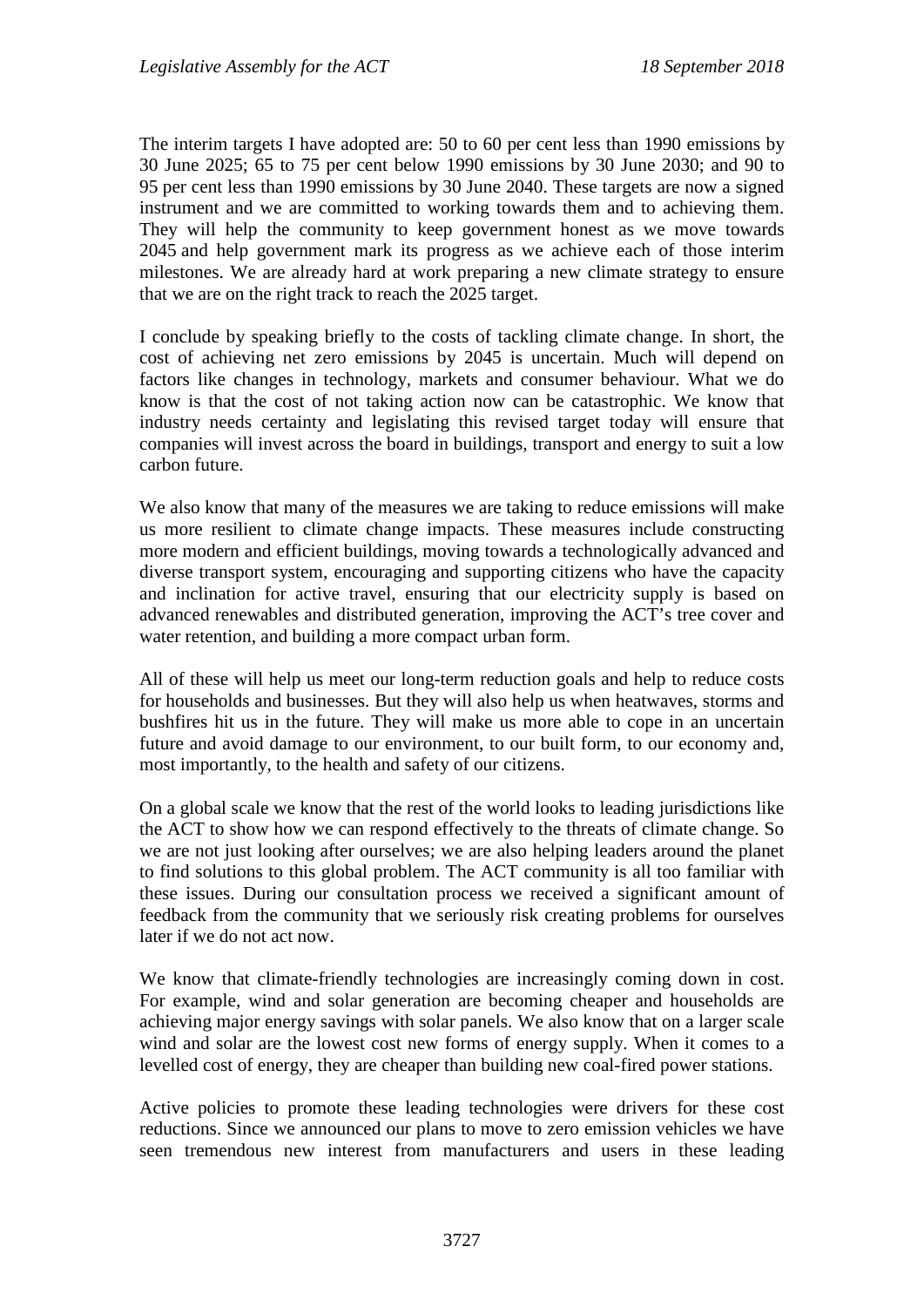The interim targets I have adopted are: 50 to 60 per cent less than 1990 emissions by 30 June 2025; 65 to 75 per cent below 1990 emissions by 30 June 2030; and 90 to 95 per cent less than 1990 emissions by 30 June 2040. These targets are now a signed instrument and we are committed to working towards them and to achieving them. They will help the community to keep government honest as we move towards 2045 and help government mark its progress as we achieve each of those interim milestones. We are already hard at work preparing a new climate strategy to ensure that we are on the right track to reach the 2025 target.

I conclude by speaking briefly to the costs of tackling climate change. In short, the cost of achieving net zero emissions by 2045 is uncertain. Much will depend on factors like changes in technology, markets and consumer behaviour. What we do know is that the cost of not taking action now can be catastrophic. We know that industry needs certainty and legislating this revised target today will ensure that companies will invest across the board in buildings, transport and energy to suit a low carbon future.

We also know that many of the measures we are taking to reduce emissions will make us more resilient to climate change impacts. These measures include constructing more modern and efficient buildings, moving towards a technologically advanced and diverse transport system, encouraging and supporting citizens who have the capacity and inclination for active travel, ensuring that our electricity supply is based on advanced renewables and distributed generation, improving the ACT's tree cover and water retention, and building a more compact urban form.

All of these will help us meet our long-term reduction goals and help to reduce costs for households and businesses. But they will also help us when heatwaves, storms and bushfires hit us in the future. They will make us more able to cope in an uncertain future and avoid damage to our environment, to our built form, to our economy and, most importantly, to the health and safety of our citizens.

On a global scale we know that the rest of the world looks to leading jurisdictions like the ACT to show how we can respond effectively to the threats of climate change. So we are not just looking after ourselves; we are also helping leaders around the planet to find solutions to this global problem. The ACT community is all too familiar with these issues. During our consultation process we received a significant amount of feedback from the community that we seriously risk creating problems for ourselves later if we do not act now.

We know that climate-friendly technologies are increasingly coming down in cost. For example, wind and solar generation are becoming cheaper and households are achieving major energy savings with solar panels. We also know that on a larger scale wind and solar are the lowest cost new forms of energy supply. When it comes to a levelled cost of energy, they are cheaper than building new coal-fired power stations.

Active policies to promote these leading technologies were drivers for these cost reductions. Since we announced our plans to move to zero emission vehicles we have seen tremendous new interest from manufacturers and users in these leading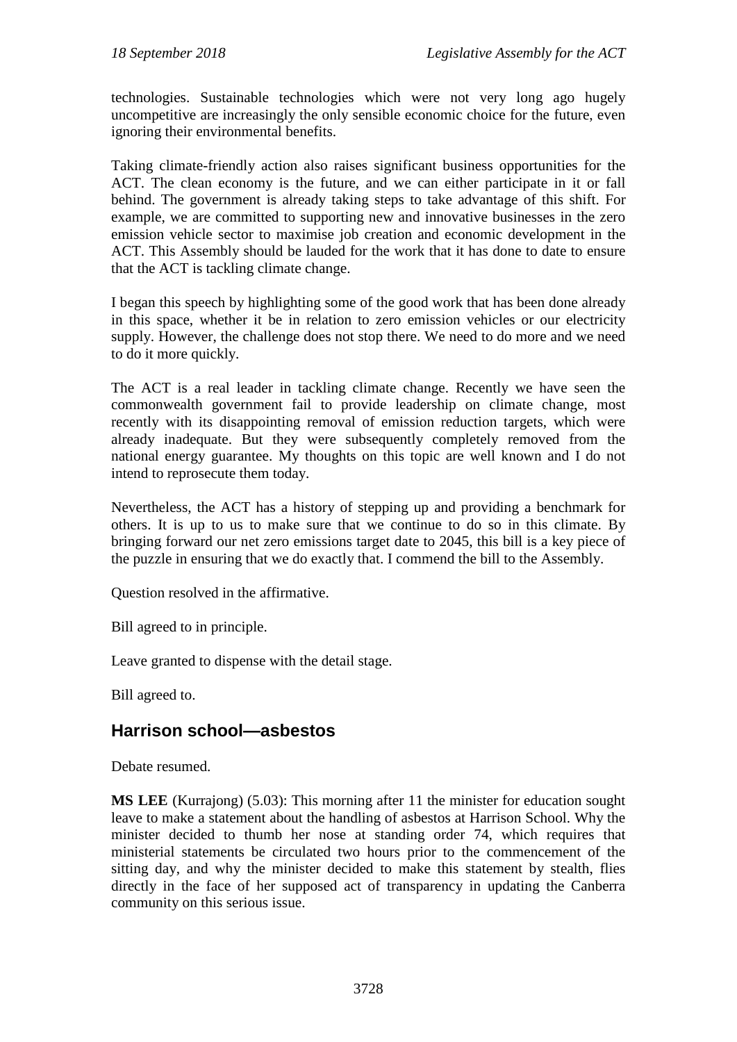technologies. Sustainable technologies which were not very long ago hugely uncompetitive are increasingly the only sensible economic choice for the future, even ignoring their environmental benefits.

Taking climate-friendly action also raises significant business opportunities for the ACT. The clean economy is the future, and we can either participate in it or fall behind. The government is already taking steps to take advantage of this shift. For example, we are committed to supporting new and innovative businesses in the zero emission vehicle sector to maximise job creation and economic development in the ACT. This Assembly should be lauded for the work that it has done to date to ensure that the ACT is tackling climate change.

I began this speech by highlighting some of the good work that has been done already in this space, whether it be in relation to zero emission vehicles or our electricity supply. However, the challenge does not stop there. We need to do more and we need to do it more quickly.

The ACT is a real leader in tackling climate change. Recently we have seen the commonwealth government fail to provide leadership on climate change, most recently with its disappointing removal of emission reduction targets, which were already inadequate. But they were subsequently completely removed from the national energy guarantee. My thoughts on this topic are well known and I do not intend to reprosecute them today.

Nevertheless, the ACT has a history of stepping up and providing a benchmark for others. It is up to us to make sure that we continue to do so in this climate. By bringing forward our net zero emissions target date to 2045, this bill is a key piece of the puzzle in ensuring that we do exactly that. I commend the bill to the Assembly.

Question resolved in the affirmative.

Bill agreed to in principle.

Leave granted to dispense with the detail stage.

Bill agreed to.

## Harrison school—asbestos

Debate resumed.

**MS LEE** (Kurrajong) (5.03): This morning after 11 the minister for education sought leave to make a statement about the handling of asbestos at Harrison School. Why the minister decided to thumb her nose at standing order 74, which requires that ministerial statements be circulated two hours prior to the commencement of the sitting day, and why the minister decided to make this statement by stealth, flies directly in the face of her supposed act of transparency in updating the Canberra community on this serious issue.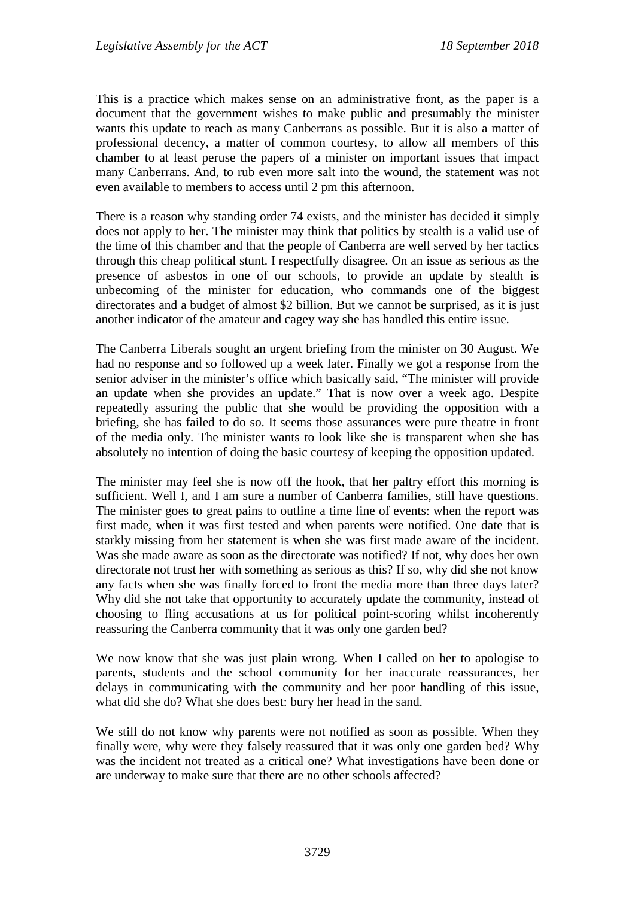This is a practice which makes sense on an administrative front, as the paper is a document that the government wishes to make public and presumably the minister wants this update to reach as many Canberrans as possible. But it is also a matter of professional decency, a matter of common courtesy, to allow all members of this chamber to at least peruse the papers of a minister on important issues that impact many Canberrans. And, to rub even more salt into the wound, the statement was not even available to members to access until 2 pm this afternoon.

There is a reason why standing order 74 exists, and the minister has decided it simply does not apply to her. The minister may think that politics by stealth is a valid use of the time of this chamber and that the people of Canberra are well served by her tactics through this cheap political stunt. I respectfully disagree. On an issue as serious as the presence of asbestos in one of our schools, to provide an update by stealth is unbecoming of the minister for education, who commands one of the biggest directorates and a budget of almost $2 billion. But we cannot be surprised, as it is just another indicator of the amateur and cagey way she has handled this entire issue.

The Canberra Liberals sought an urgent briefing from the minister on 30 August. We had no response and so followed up a week later. Finally we got a response from the senior adviser in the minister's office which basically said, "The minister will provide an update when she provides an update." That is now over a week ago. Despite repeatedly assuring the public that she would be providing the opposition with a briefing, she has failed to do so. It seems those assurances were pure theatre in front of the media only. The minister wants to look like she is transparent when she has absolutely no intention of doing the basic courtesy of keeping the opposition updated.

The minister may feel she is now off the hook, that her paltry effort this morning is sufficient. Well I, and I am sure a number of Canberra families, still have questions. The minister goes to great pains to outline a time line of events: when the report was first made, when it was first tested and when parents were notified. One date that is starkly missing from her statement is when she was first made aware of the incident. Was she made aware as soon as the directorate was notified? If not, why does her own directorate not trust her with something as serious as this? If so, why did she not know any facts when she was finally forced to front the media more than three days later? Why did she not take that opportunity to accurately update the community, instead of choosing to fling accusations at us for political point-scoring whilst incoherently reassuring the Canberra community that it was only one garden bed?

We now know that she was just plain wrong. When I called on her to apologise to parents, students and the school community for her inaccurate reassurances, her delays in communicating with the community and her poor handling of this issue, what did she do? What she does best: bury her head in the sand.

We still do not know why parents were not notified as soon as possible. When they finally were, why were they falsely reassured that it was only one garden bed? Why was the incident not treated as a critical one? What investigations have been done or are underway to make sure that there are no other schools affected?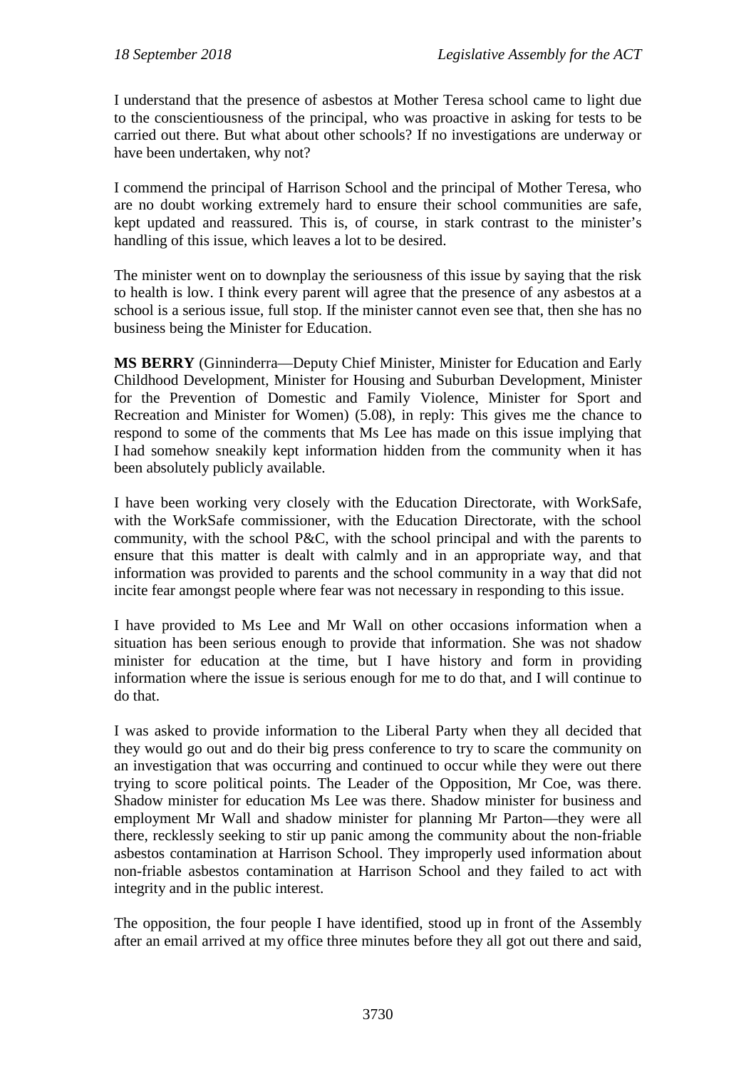I understand that the presence of asbestos at Mother Teresa school came to light due to the conscientiousness of the principal, who was proactive in asking for tests to be carried out there. But what about other schools? If no investigations are underway or have been undertaken, why not?

I commend the principal of Harrison School and the principal of Mother Teresa, who are no doubt working extremely hard to ensure their school communities are safe, kept updated and reassured. This is, of course, in stark contrast to the minister's handling of this issue, which leaves a lot to be desired.

The minister went on to downplay the seriousness of this issue by saying that the risk to health is low. I think every parent will agree that the presence of any asbestos at a school is a serious issue, full stop. If the minister cannot even see that, then she has no business being the Minister for Education.

**MS BERRY** (Ginninderra—Deputy Chief Minister, Minister for Education and Early Childhood Development, Minister for Housing and Suburban Development, Minister for the Prevention of Domestic and Family Violence, Minister for Sport and Recreation and Minister for Women) (5.08), in reply: This gives me the chance to respond to some of the comments that Ms Lee has made on this issue implying that I had somehow sneakily kept information hidden from the community when it has been absolutely publicly available.

I have been working very closely with the Education Directorate, with WorkSafe, with the WorkSafe commissioner, with the Education Directorate, with the school community, with the school P&C, with the school principal and with the parents to ensure that this matter is dealt with calmly and in an appropriate way, and that information was provided to parents and the school community in a way that did not incite fear amongst people where fear was not necessary in responding to this issue.

I have provided to Ms Lee and Mr Wall on other occasions information when a situation has been serious enough to provide that information. She was not shadow minister for education at the time, but I have history and form in providing information where the issue is serious enough for me to do that, and I will continue to do that.

I was asked to provide information to the Liberal Party when they all decided that they would go out and do their big press conference to try to scare the community on an investigation that was occurring and continued to occur while they were out there trying to score political points. The Leader of the Opposition, Mr Coe, was there. Shadow minister for education Ms Lee was there. Shadow minister for business and employment Mr Wall and shadow minister for planning Mr Parton—they were all there, recklessly seeking to stir up panic among the community about the non-friable asbestos contamination at Harrison School. They improperly used information about non-friable asbestos contamination at Harrison School and they failed to act with integrity and in the public interest.

The opposition, the four people I have identified, stood up in front of the Assembly after an email arrived at my office three minutes before they all got out there and said,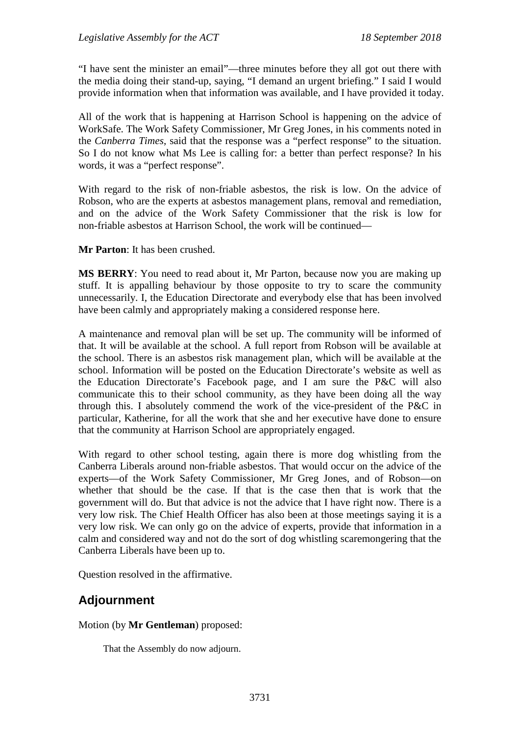"I have sent the minister an email"—three minutes before they all got out there with the media doing their stand-up, saying, "I demand an urgent briefing." I said I would provide information when that information was available, and I have provided it today.

All of the work that is happening at Harrison School is happening on the advice of WorkSafe. The Work Safety Commissioner, Mr Greg Jones, in his comments noted in the *Canberra Times*, said that the response was a "perfect response" to the situation. So I do not know what Ms Lee is calling for: a better than perfect response? In his words, it was a "perfect response".

With regard to the risk of non-friable asbestos, the risk is low. On the advice of Robson, who are the experts at asbestos management plans, removal and remediation, and on the advice of the Work Safety Commissioner that the risk is low for non-friable asbestos at Harrison School, the work will be continued—

**Mr Parton**: It has been crushed.

**MS BERRY**: You need to read about it, Mr Parton, because now you are making up stuff. It is appalling behaviour by those opposite to try to scare the community unnecessarily. I, the Education Directorate and everybody else that has been involved have been calmly and appropriately making a considered response here.

A maintenance and removal plan will be set up. The community will be informed of that. It will be available at the school. A full report from Robson will be available at the school. There is an asbestos risk management plan, which will be available at the school. Information will be posted on the Education Directorate's website as well as the Education Directorate's Facebook page, and I am sure the P&C will also communicate this to their school community, as they have been doing all the way through this. I absolutely commend the work of the vice-president of the P&C in particular, Katherine, for all the work that she and her executive have done to ensure that the community at Harrison School are appropriately engaged.

With regard to other school testing, again there is more dog whistling from the Canberra Liberals around non-friable asbestos. That would occur on the advice of the experts—of the Work Safety Commissioner, Mr Greg Jones, and of Robson—on whether that should be the case. If that is the case then that is work that the government will do. But that advice is not the advice that I have right now. There is a very low risk. The Chief Health Officer has also been at those meetings saying it is a very low risk. We can only go on the advice of experts, provide that information in a calm and considered way and not do the sort of dog whistling scaremongering that the Canberra Liberals have been up to.

Question resolved in the affirmative.

## Adjournment

Motion (by **Mr Gentleman**) proposed:

> That the Assembly do now adjourn.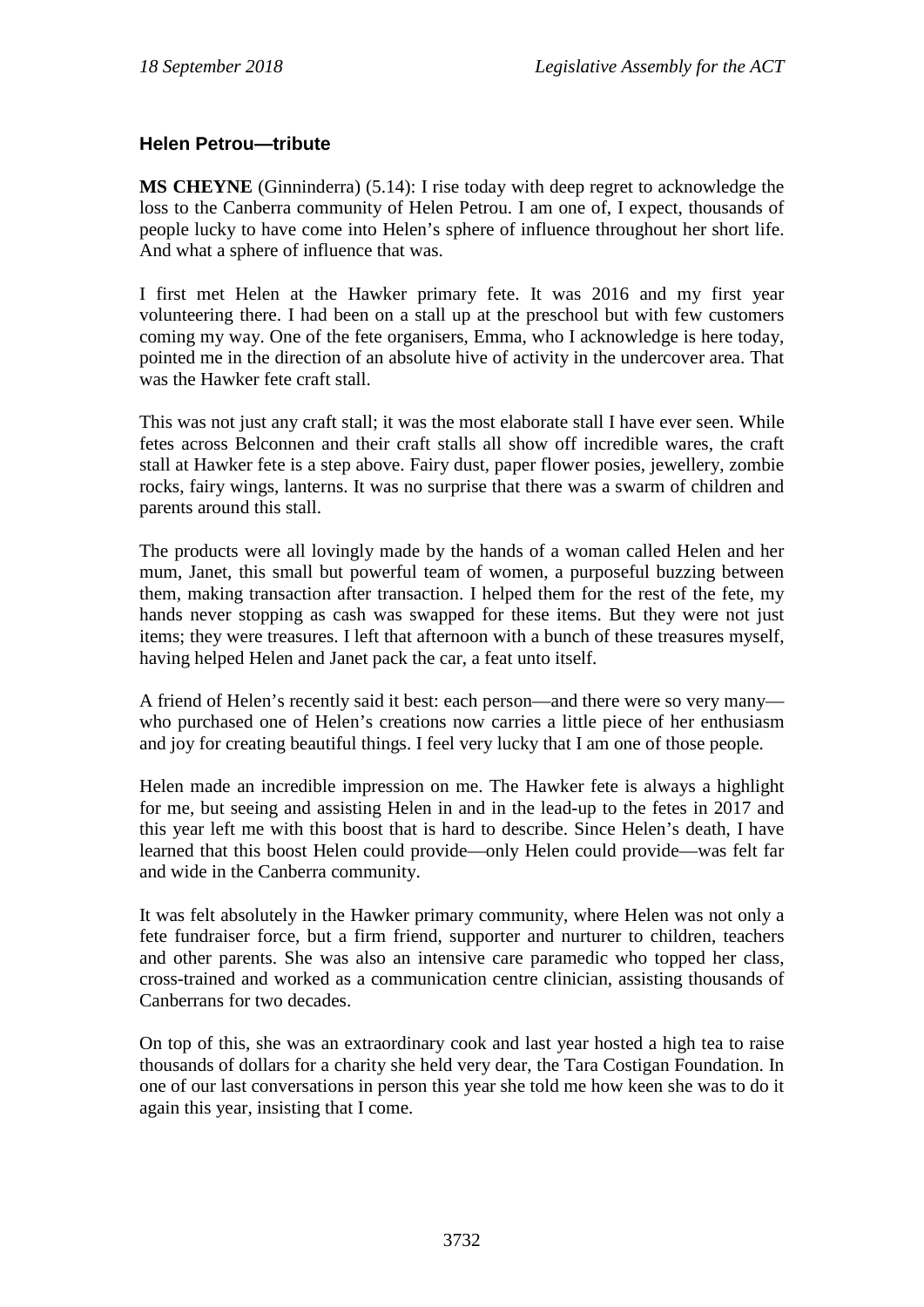### Helen Petrou—tribute

**MS CHEYNE** (Ginninderra) (5.14): I rise today with deep regret to acknowledge the loss to the Canberra community of Helen Petrou. I am one of, I expect, thousands of people lucky to have come into Helen's sphere of influence throughout her short life. And what a sphere of influence that was.

I first met Helen at the Hawker primary fete. It was 2016 and my first year volunteering there. I had been on a stall up at the preschool but with few customers coming my way. One of the fete organisers, Emma, who I acknowledge is here today, pointed me in the direction of an absolute hive of activity in the undercover area. That was the Hawker fete craft stall.

This was not just any craft stall; it was the most elaborate stall I have ever seen. While fetes across Belconnen and their craft stalls all show off incredible wares, the craft stall at Hawker fete is a step above. Fairy dust, paper flower posies, jewellery, zombie rocks, fairy wings, lanterns. It was no surprise that there was a swarm of children and parents around this stall.

The products were all lovingly made by the hands of a woman called Helen and her mum, Janet, this small but powerful team of women, a purposeful buzzing between them, making transaction after transaction. I helped them for the rest of the fete, my hands never stopping as cash was swapped for these items. But they were not just items; they were treasures. I left that afternoon with a bunch of these treasures myself, having helped Helen and Janet pack the car, a feat unto itself.

A friend of Helen's recently said it best: each person—and there were so very many—who purchased one of Helen's creations now carries a little piece of her enthusiasm and joy for creating beautiful things. I feel very lucky that I am one of those people.

Helen made an incredible impression on me. The Hawker fete is always a highlight for me, but seeing and assisting Helen in and in the lead-up to the fetes in 2017 and this year left me with this boost that is hard to describe. Since Helen's death, I have learned that this boost Helen could provide—only Helen could provide—was felt far and wide in the Canberra community.

It was felt absolutely in the Hawker primary community, where Helen was not only a fete fundraiser force, but a firm friend, supporter and nurturer to children, teachers and other parents. She was also an intensive care paramedic who topped her class, cross-trained and worked as a communication centre clinician, assisting thousands of Canberrans for two decades.

On top of this, she was an extraordinary cook and last year hosted a high tea to raise thousands of dollars for a charity she held very dear, the Tara Costigan Foundation. In one of our last conversations in person this year she told me how keen she was to do it again this year, insisting that I come.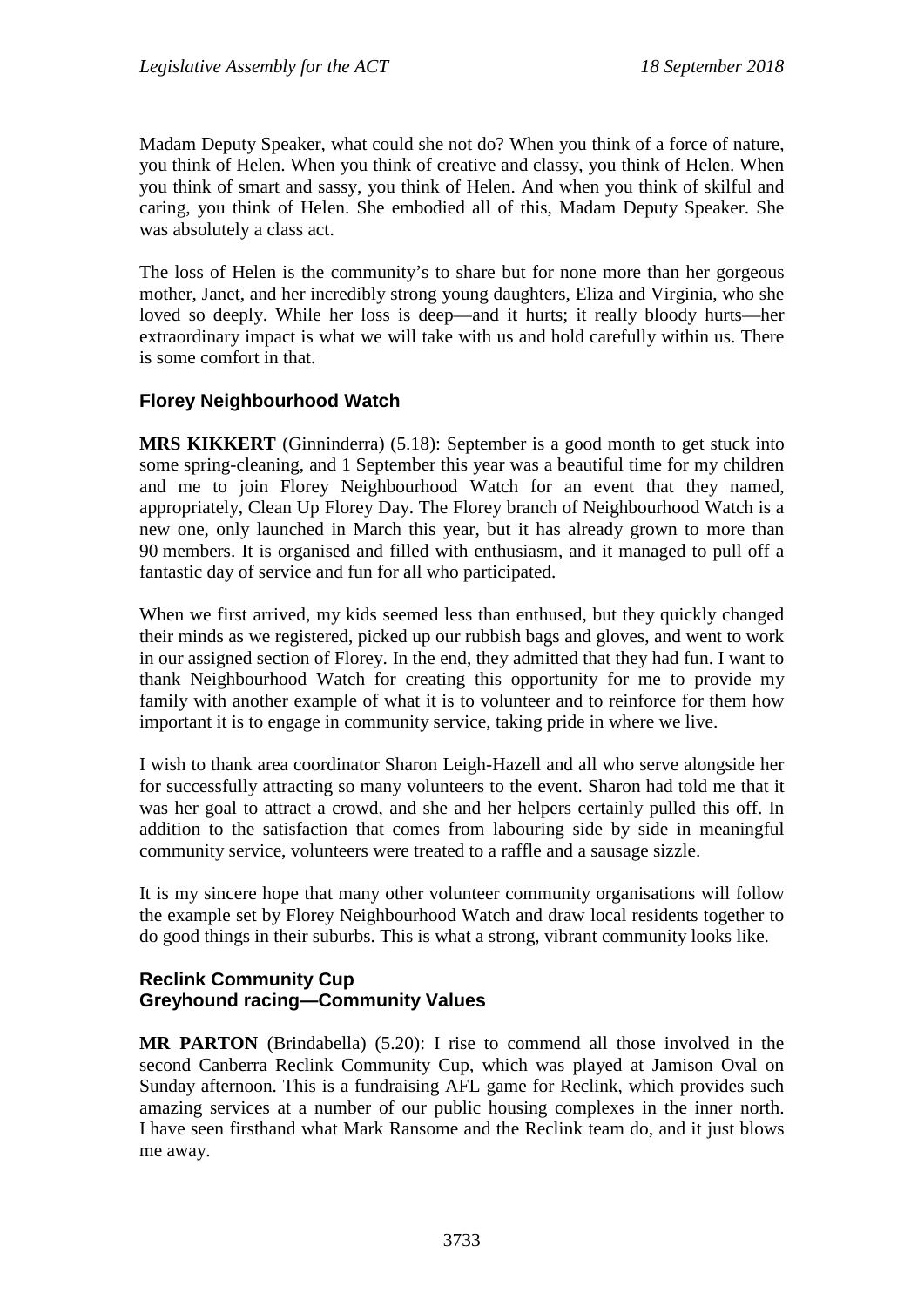Madam Deputy Speaker, what could she not do? When you think of a force of nature, you think of Helen. When you think of creative and classy, you think of Helen. When you think of smart and sassy, you think of Helen. And when you think of skilful and caring, you think of Helen. She embodied all of this, Madam Deputy Speaker. She was absolutely a class act.

The loss of Helen is the community's to share but for none more than her gorgeous mother, Janet, and her incredibly strong young daughters, Eliza and Virginia, who she loved so deeply. While her loss is deep—and it hurts; it really bloody hurts—her extraordinary impact is what we will take with us and hold carefully within us. There is some comfort in that.

### Florey Neighbourhood Watch

**MRS KIKKERT** (Ginninderra) (5.18): September is a good month to get stuck into some spring-cleaning, and 1 September this year was a beautiful time for my children and me to join Florey Neighbourhood Watch for an event that they named, appropriately, Clean Up Florey Day. The Florey branch of Neighbourhood Watch is a new one, only launched in March this year, but it has already grown to more than 90 members. It is organised and filled with enthusiasm, and it managed to pull off a fantastic day of service and fun for all who participated.

When we first arrived, my kids seemed less than enthused, but they quickly changed their minds as we registered, picked up our rubbish bags and gloves, and went to work in our assigned section of Florey. In the end, they admitted that they had fun. I want to thank Neighbourhood Watch for creating this opportunity for me to provide my family with another example of what it is to volunteer and to reinforce for them how important it is to engage in community service, taking pride in where we live.

I wish to thank area coordinator Sharon Leigh-Hazell and all who serve alongside her for successfully attracting so many volunteers to the event. Sharon had told me that it was her goal to attract a crowd, and she and her helpers certainly pulled this off. In addition to the satisfaction that comes from labouring side by side in meaningful community service, volunteers were treated to a raffle and a sausage sizzle.

It is my sincere hope that many other volunteer community organisations will follow the example set by Florey Neighbourhood Watch and draw local residents together to do good things in their suburbs. This is what a strong, vibrant community looks like.

### Reclink Community Cup
### Greyhound racing—Community Values

**MR PARTON** (Brindabella) (5.20): I rise to commend all those involved in the second Canberra Reclink Community Cup, which was played at Jamison Oval on Sunday afternoon. This is a fundraising AFL game for Reclink, which provides such amazing services at a number of our public housing complexes in the inner north. I have seen firsthand what Mark Ransome and the Reclink team do, and it just blows me away.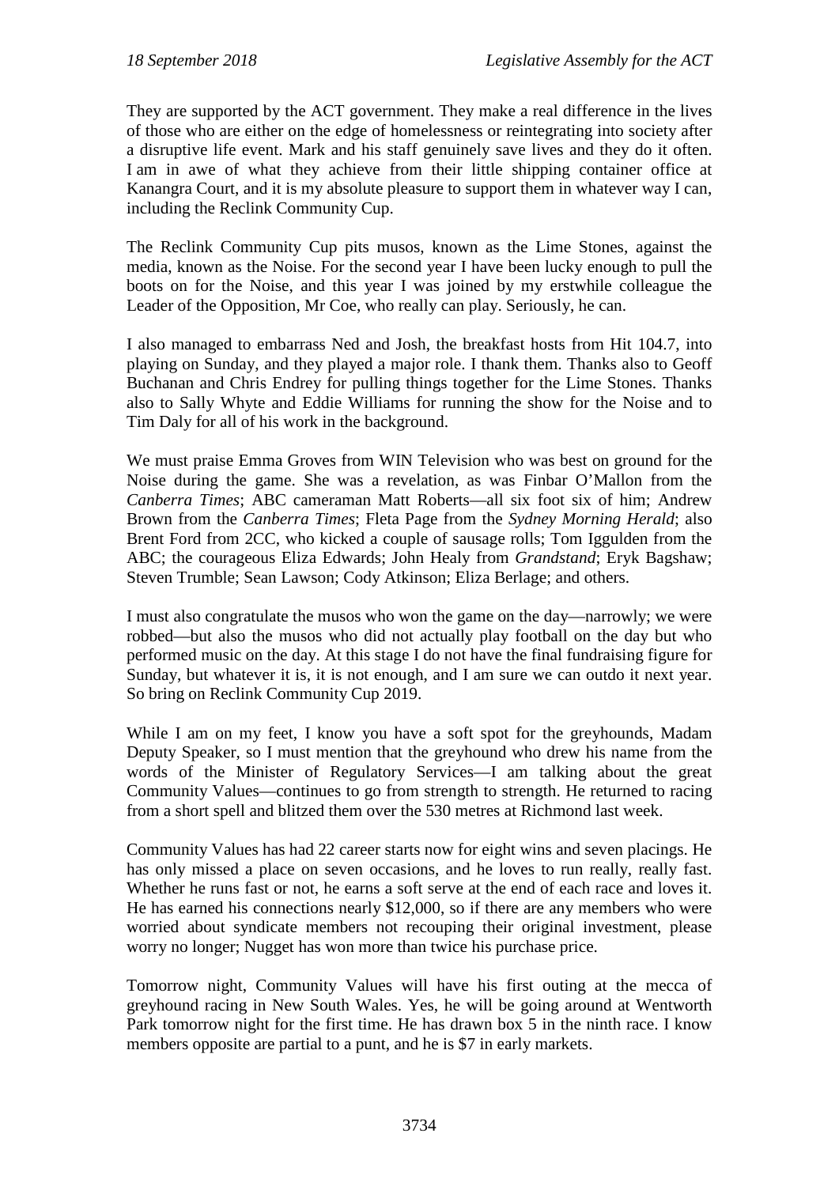They are supported by the ACT government. They make a real difference in the lives of those who are either on the edge of homelessness or reintegrating into society after a disruptive life event. Mark and his staff genuinely save lives and they do it often. I am in awe of what they achieve from their little shipping container office at Kanangra Court, and it is my absolute pleasure to support them in whatever way I can, including the Reclink Community Cup.

The Reclink Community Cup pits musos, known as the Lime Stones, against the media, known as the Noise. For the second year I have been lucky enough to pull the boots on for the Noise, and this year I was joined by my erstwhile colleague the Leader of the Opposition, Mr Coe, who really can play. Seriously, he can.

I also managed to embarrass Ned and Josh, the breakfast hosts from Hit 104.7, into playing on Sunday, and they played a major role. I thank them. Thanks also to Geoff Buchanan and Chris Endrey for pulling things together for the Lime Stones. Thanks also to Sally Whyte and Eddie Williams for running the show for the Noise and to Tim Daly for all of his work in the background.

We must praise Emma Groves from WIN Television who was best on ground for the Noise during the game. She was a revelation, as was Finbar O'Mallon from the *Canberra Times*; ABC cameraman Matt Roberts—all six foot six of him; Andrew Brown from the *Canberra Times*; Fleta Page from the *Sydney Morning Herald*; also Brent Ford from 2CC, who kicked a couple of sausage rolls; Tom Iggulden from the ABC; the courageous Eliza Edwards; John Healy from *Grandstand*; Eryk Bagshaw; Steven Trumble; Sean Lawson; Cody Atkinson; Eliza Berlage; and others.

I must also congratulate the musos who won the game on the day—narrowly; we were robbed—but also the musos who did not actually play football on the day but who performed music on the day. At this stage I do not have the final fundraising figure for Sunday, but whatever it is, it is not enough, and I am sure we can outdo it next year. So bring on Reclink Community Cup 2019.

While I am on my feet, I know you have a soft spot for the greyhounds, Madam Deputy Speaker, so I must mention that the greyhound who drew his name from the words of the Minister of Regulatory Services—I am talking about the great Community Values—continues to go from strength to strength. He returned to racing from a short spell and blitzed them over the 530 metres at Richmond last week.

Community Values has had 22 career starts now for eight wins and seven placings. He has only missed a place on seven occasions, and he loves to run really, really fast. Whether he runs fast or not, he earns a soft serve at the end of each race and loves it. He has earned his connections nearly $12,000, so if there are any members who were worried about syndicate members not recouping their original investment, please worry no longer; Nugget has won more than twice his purchase price.

Tomorrow night, Community Values will have his first outing at the mecca of greyhound racing in New South Wales. Yes, he will be going around at Wentworth Park tomorrow night for the first time. He has drawn box 5 in the ninth race. I know members opposite are partial to a punt, and he is $7 in early markets.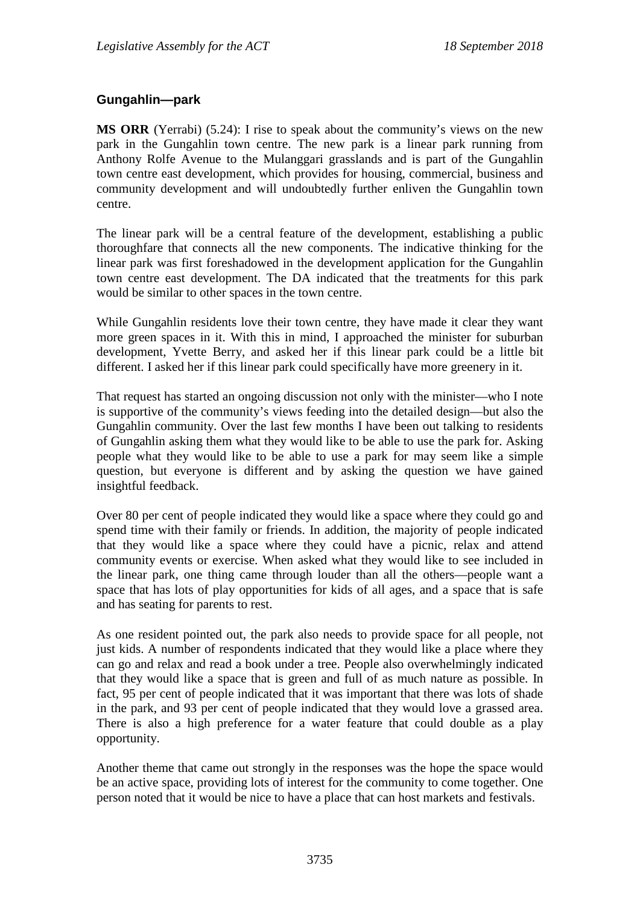### Gungahlin—park

**MS ORR** (Yerrabi) (5.24): I rise to speak about the community's views on the new park in the Gungahlin town centre. The new park is a linear park running from Anthony Rolfe Avenue to the Mulanggari grasslands and is part of the Gungahlin town centre east development, which provides for housing, commercial, business and community development and will undoubtedly further enliven the Gungahlin town centre.

The linear park will be a central feature of the development, establishing a public thoroughfare that connects all the new components. The indicative thinking for the linear park was first foreshadowed in the development application for the Gungahlin town centre east development. The DA indicated that the treatments for this park would be similar to other spaces in the town centre.

While Gungahlin residents love their town centre, they have made it clear they want more green spaces in it. With this in mind, I approached the minister for suburban development, Yvette Berry, and asked her if this linear park could be a little bit different. I asked her if this linear park could specifically have more greenery in it.

That request has started an ongoing discussion not only with the minister—who I note is supportive of the community's views feeding into the detailed design—but also the Gungahlin community. Over the last few months I have been out talking to residents of Gungahlin asking them what they would like to be able to use the park for. Asking people what they would like to be able to use a park for may seem like a simple question, but everyone is different and by asking the question we have gained insightful feedback.

Over 80 per cent of people indicated they would like a space where they could go and spend time with their family or friends. In addition, the majority of people indicated that they would like a space where they could have a picnic, relax and attend community events or exercise. When asked what they would like to see included in the linear park, one thing came through louder than all the others—people want a space that has lots of play opportunities for kids of all ages, and a space that is safe and has seating for parents to rest.

As one resident pointed out, the park also needs to provide space for all people, not just kids. A number of respondents indicated that they would like a place where they can go and relax and read a book under a tree. People also overwhelmingly indicated that they would like a space that is green and full of as much nature as possible. In fact, 95 per cent of people indicated that it was important that there was lots of shade in the park, and 93 per cent of people indicated that they would love a grassed area. There is also a high preference for a water feature that could double as a play opportunity.

Another theme that came out strongly in the responses was the hope the space would be an active space, providing lots of interest for the community to come together. One person noted that it would be nice to have a place that can host markets and festivals.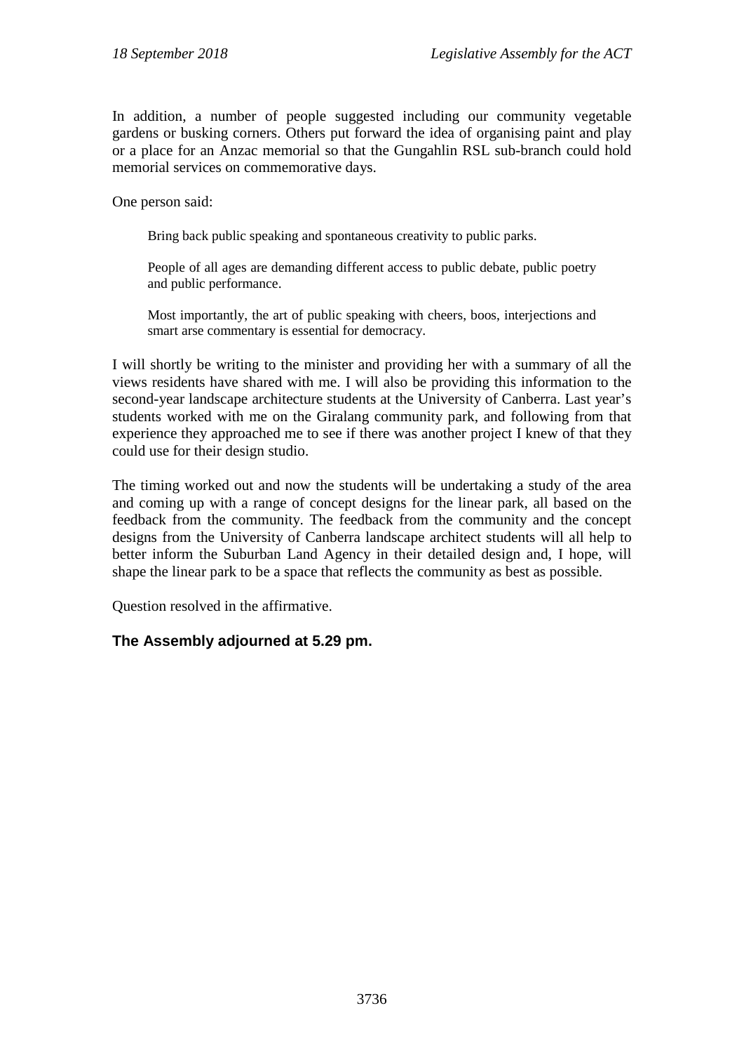In addition, a number of people suggested including our community vegetable gardens or busking corners. Others put forward the idea of organising paint and play or a place for an Anzac memorial so that the Gungahlin RSL sub-branch could hold memorial services on commemorative days.

One person said:

> Bring back public speaking and spontaneous creativity to public parks.
>
> People of all ages are demanding different access to public debate, public poetry and public performance.
>
> Most importantly, the art of public speaking with cheers, boos, interjections and smart arse commentary is essential for democracy.

I will shortly be writing to the minister and providing her with a summary of all the views residents have shared with me. I will also be providing this information to the second-year landscape architecture students at the University of Canberra. Last year's students worked with me on the Giralang community park, and following from that experience they approached me to see if there was another project I knew of that they could use for their design studio.

The timing worked out and now the students will be undertaking a study of the area and coming up with a range of concept designs for the linear park, all based on the feedback from the community. The feedback from the community and the concept designs from the University of Canberra landscape architect students will all help to better inform the Suburban Land Agency in their detailed design and, I hope, will shape the linear park to be a space that reflects the community as best as possible.

Question resolved in the affirmative.

**The Assembly adjourned at 5.29 pm.**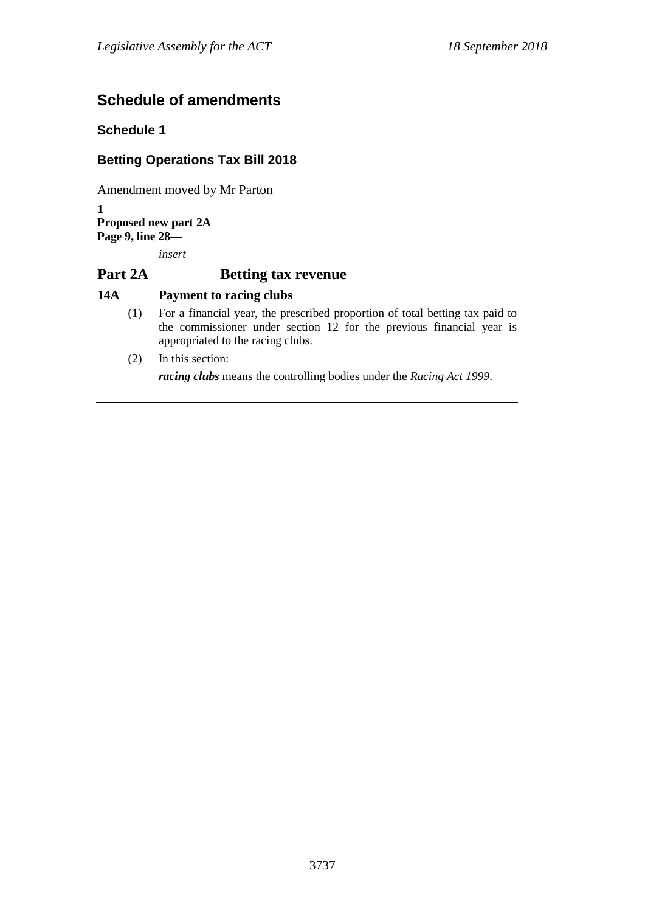## Schedule of amendments

### Schedule 1

### Betting Operations Tax Bill 2018

Amendment moved by Mr Parton

**1**
**Proposed new part 2A**
**Page 9, line 28—**

*insert*

# Part 2A Betting tax revenue

**14A Payment to racing clubs**

(1) For a financial year, the prescribed proportion of total betting tax paid to the commissioner under section 12 for the previous financial year is appropriated to the racing clubs.

(2) In this section:

***racing clubs*** means the controlling bodies under the *Racing Act 1999*.